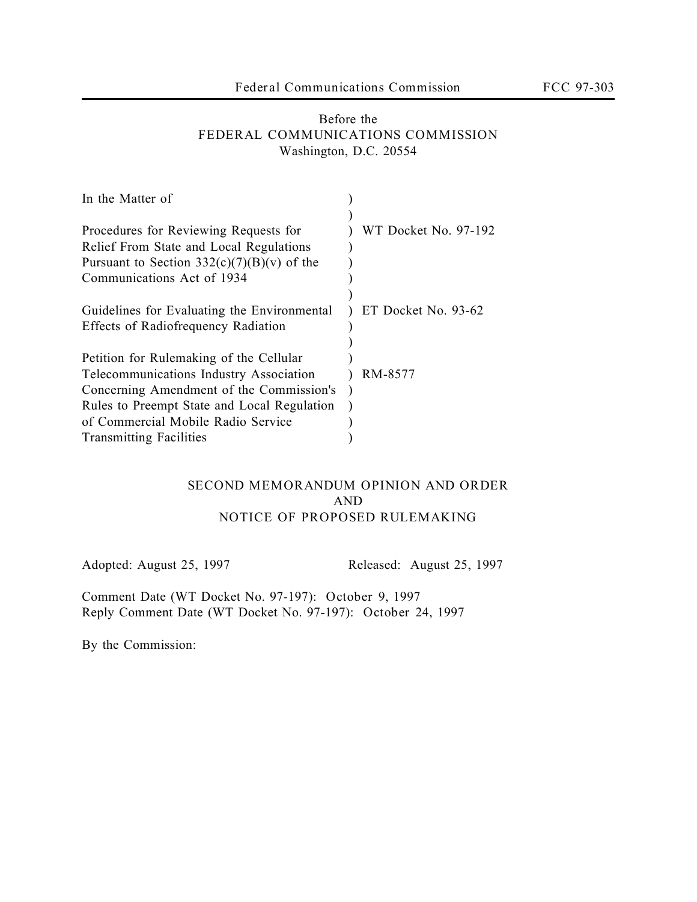Before the
FEDERAL COMMUNICATIONS COMMISSION
Washington, D.C. 20554

| | | |
|---|---|---|
| In the Matter of | ) | |
| | ) | |
| Procedures for Reviewing Requests for Relief From State and Local Regulations Pursuant to Section 332(c)(7)(B)(v) of the Communications Act of 1934 | ) | WT Docket No. 97-192 |
| | ) | |
| Guidelines for Evaluating the Environmental Effects of Radiofrequency Radiation | ) | ET Docket No. 93-62 |
| | ) | |
| Petition for Rulemaking of the Cellular Telecommunications Industry Association Concerning Amendment of the Commission's Rules to Preempt State and Local Regulation of Commercial Mobile Radio Service Transmitting Facilities | ) | RM-8577 |

# SECOND MEMORANDUM OPINION AND ORDER AND NOTICE OF PROPOSED RULEMAKING

Adopted: August 25, 1997 Released: August 25, 1997

Comment Date (WT Docket No. 97-197): October 9, 1997
Reply Comment Date (WT Docket No. 97-197): October 24, 1997

By the Commission: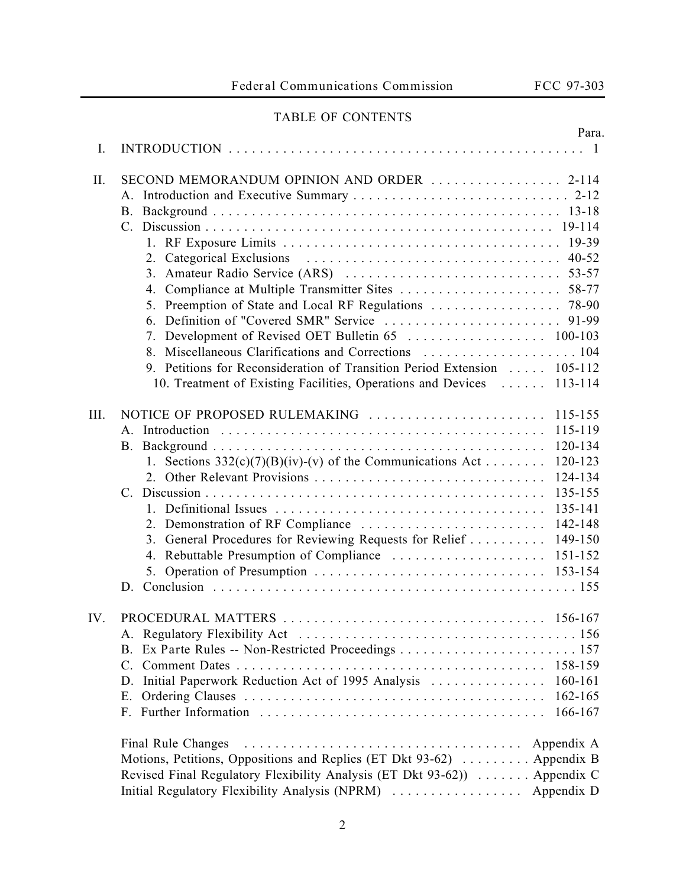## TABLE OF CONTENTS

| | | Para. |
|---|---|---|
| I. | INTRODUCTION | 1 |
| II. | SECOND MEMORANDUM OPINION AND ORDER | 2-114 |
| | A. Introduction and Executive Summary | 2-12 |
| | B. Background | 13-18 |
| | C. Discussion | 19-114 |
| | 1. RF Exposure Limits | 19-39 |
| | 2. Categorical Exclusions | 40-52 |
| | 3. Amateur Radio Service (ARS) | 53-57 |
| | 4. Compliance at Multiple Transmitter Sites | 58-77 |
| | 5. Preemption of State and Local RF Regulations | 78-90 |
| | 6. Definition of "Covered SMR" Service | 91-99 |
| | 7. Development of Revised OET Bulletin 65 | 100-103 |
| | 8. Miscellaneous Clarifications and Corrections | 104 |
| | 9. Petitions for Reconsideration of Transition Period Extension | 105-112 |
| | 10. Treatment of Existing Facilities, Operations and Devices | 113-114 |
| III. | NOTICE OF PROPOSED RULEMAKING | 115-155 |
| | A. Introduction | 115-119 |
| | B. Background | 120-134 |
| | 1. Sections 332(c)(7)(B)(iv)-(v) of the Communications Act | 120-123 |
| | 2. Other Relevant Provisions | 124-134 |
| | C. Discussion | 135-155 |
| | 1. Definitional Issues | 135-141 |
| | 2. Demonstration of RF Compliance | 142-148 |
| | 3. General Procedures for Reviewing Requests for Relief | 149-150 |
| | 4. Rebuttable Presumption of Compliance | 151-152 |
| | 5. Operation of Presumption | 153-154 |
| | D. Conclusion | 155 |
| IV. | PROCEDURAL MATTERS | 156-167 |
| | A. Regulatory Flexibility Act | 156 |
| | B. Ex Parte Rules -- Non-Restricted Proceedings | 157 |
| | C. Comment Dates | 158-159 |
| | D. Initial Paperwork Reduction Act of 1995 Analysis | 160-161 |
| | E. Ordering Clauses | 162-165 |
| | F. Further Information | 166-167 |
| | Final Rule Changes | Appendix A |
| | Motions, Petitions, Oppositions and Replies (ET Dkt 93-62) | Appendix B |
| | Revised Final Regulatory Flexibility Analysis (ET Dkt 93-62)) | Appendix C |
| | Initial Regulatory Flexibility Analysis (NPRM) | Appendix D |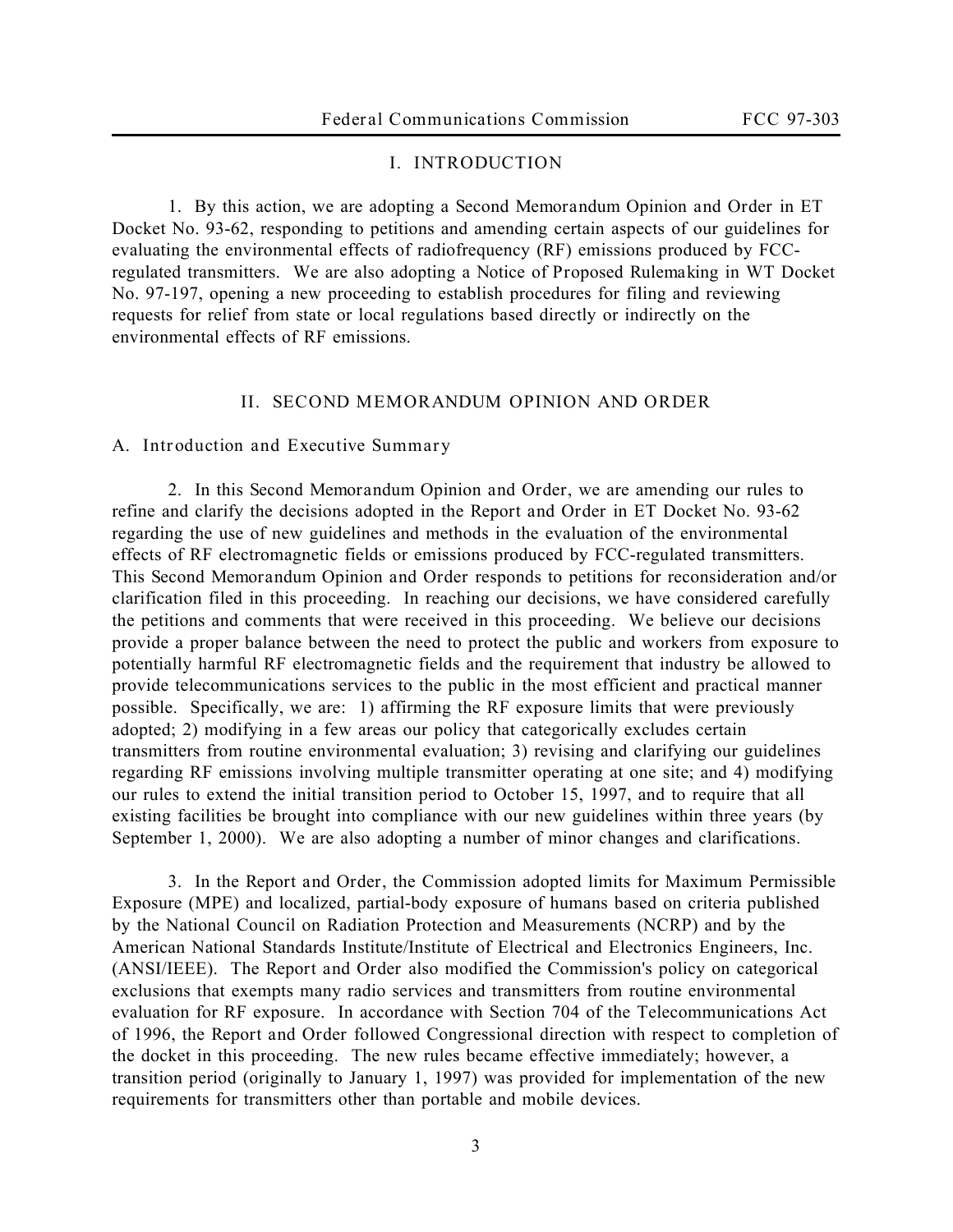# I. INTRODUCTION

1. By this action, we are adopting a Second Memorandum Opinion and Order in ET Docket No. 93-62, responding to petitions and amending certain aspects of our guidelines for evaluating the environmental effects of radiofrequency (RF) emissions produced by FCC-regulated transmitters. We are also adopting a Notice of Proposed Rulemaking in WT Docket No. 97-197, opening a new proceeding to establish procedures for filing and reviewing requests for relief from state or local regulations based directly or indirectly on the environmental effects of RF emissions.

# II. SECOND MEMORANDUM OPINION AND ORDER

## A. Introduction and Executive Summary

2. In this Second Memorandum Opinion and Order, we are amending our rules to refine and clarify the decisions adopted in the Report and Order in ET Docket No. 93-62 regarding the use of new guidelines and methods in the evaluation of the environmental effects of RF electromagnetic fields or emissions produced by FCC-regulated transmitters. This Second Memorandum Opinion and Order responds to petitions for reconsideration and/or clarification filed in this proceeding. In reaching our decisions, we have considered carefully the petitions and comments that were received in this proceeding. We believe our decisions provide a proper balance between the need to protect the public and workers from exposure to potentially harmful RF electromagnetic fields and the requirement that industry be allowed to provide telecommunications services to the public in the most efficient and practical manner possible. Specifically, we are: 1) affirming the RF exposure limits that were previously adopted; 2) modifying in a few areas our policy that categorically excludes certain transmitters from routine environmental evaluation; 3) revising and clarifying our guidelines regarding RF emissions involving multiple transmitter operating at one site; and 4) modifying our rules to extend the initial transition period to October 15, 1997, and to require that all existing facilities be brought into compliance with our new guidelines within three years (by September 1, 2000). We are also adopting a number of minor changes and clarifications.

3. In the Report and Order, the Commission adopted limits for Maximum Permissible Exposure (MPE) and localized, partial-body exposure of humans based on criteria published by the National Council on Radiation Protection and Measurements (NCRP) and by the American National Standards Institute/Institute of Electrical and Electronics Engineers, Inc. (ANSI/IEEE). The Report and Order also modified the Commission's policy on categorical exclusions that exempts many radio services and transmitters from routine environmental evaluation for RF exposure. In accordance with Section 704 of the Telecommunications Act of 1996, the Report and Order followed Congressional direction with respect to completion of the docket in this proceeding. The new rules became effective immediately; however, a transition period (originally to January 1, 1997) was provided for implementation of the new requirements for transmitters other than portable and mobile devices.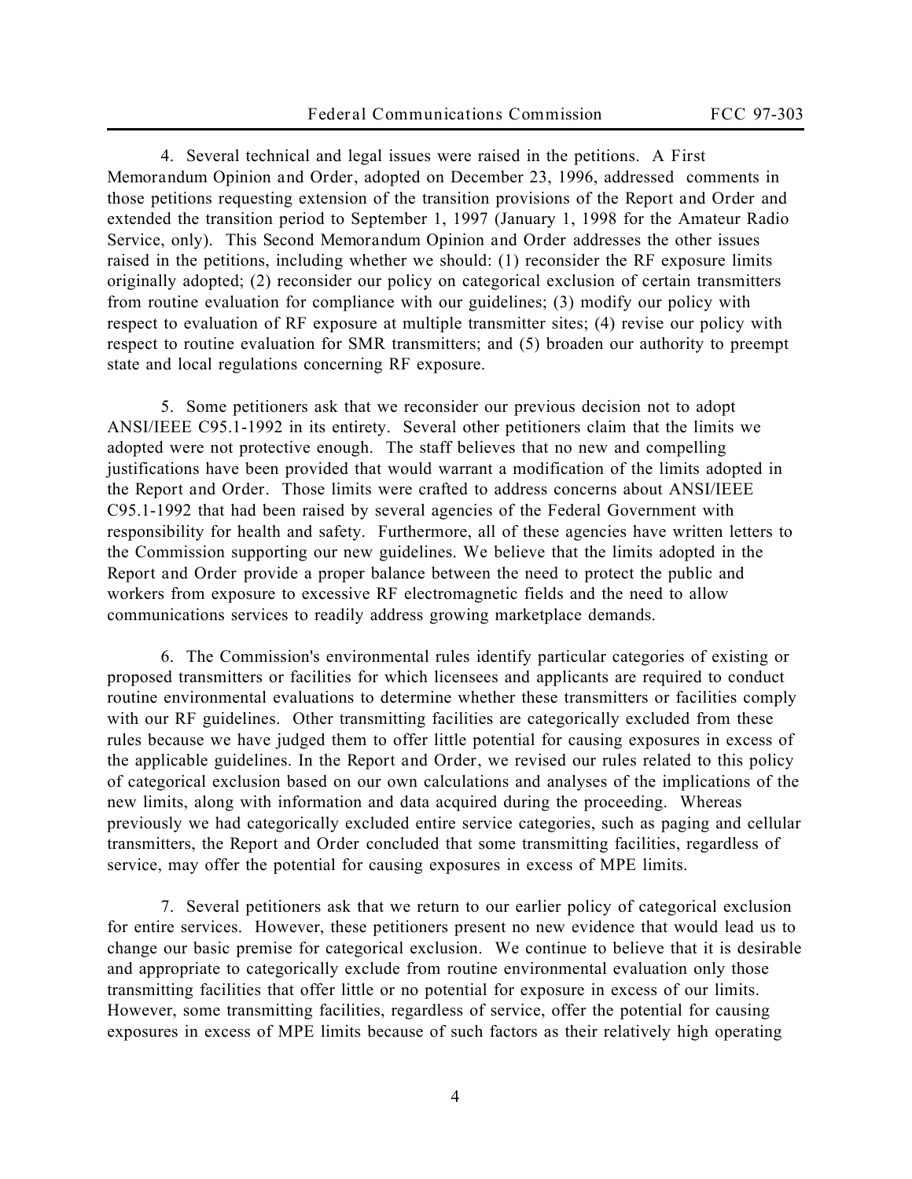4. Several technical and legal issues were raised in the petitions. A First Memorandum Opinion and Order, adopted on December 23, 1996, addressed comments in those petitions requesting extension of the transition provisions of the Report and Order and extended the transition period to September 1, 1997 (January 1, 1998 for the Amateur Radio Service, only). This Second Memorandum Opinion and Order addresses the other issues raised in the petitions, including whether we should: (1) reconsider the RF exposure limits originally adopted; (2) reconsider our policy on categorical exclusion of certain transmitters from routine evaluation for compliance with our guidelines; (3) modify our policy with respect to evaluation of RF exposure at multiple transmitter sites; (4) revise our policy with respect to routine evaluation for SMR transmitters; and (5) broaden our authority to preempt state and local regulations concerning RF exposure.

5. Some petitioners ask that we reconsider our previous decision not to adopt ANSI/IEEE C95.1-1992 in its entirety. Several other petitioners claim that the limits we adopted were not protective enough. The staff believes that no new and compelling justifications have been provided that would warrant a modification of the limits adopted in the Report and Order. Those limits were crafted to address concerns about ANSI/IEEE C95.1-1992 that had been raised by several agencies of the Federal Government with responsibility for health and safety. Furthermore, all of these agencies have written letters to the Commission supporting our new guidelines. We believe that the limits adopted in the Report and Order provide a proper balance between the need to protect the public and workers from exposure to excessive RF electromagnetic fields and the need to allow communications services to readily address growing marketplace demands.

6. The Commission's environmental rules identify particular categories of existing or proposed transmitters or facilities for which licensees and applicants are required to conduct routine environmental evaluations to determine whether these transmitters or facilities comply with our RF guidelines. Other transmitting facilities are categorically excluded from these rules because we have judged them to offer little potential for causing exposures in excess of the applicable guidelines. In the Report and Order, we revised our rules related to this policy of categorical exclusion based on our own calculations and analyses of the implications of the new limits, along with information and data acquired during the proceeding. Whereas previously we had categorically excluded entire service categories, such as paging and cellular transmitters, the Report and Order concluded that some transmitting facilities, regardless of service, may offer the potential for causing exposures in excess of MPE limits.

7. Several petitioners ask that we return to our earlier policy of categorical exclusion for entire services. However, these petitioners present no new evidence that would lead us to change our basic premise for categorical exclusion. We continue to believe that it is desirable and appropriate to categorically exclude from routine environmental evaluation only those transmitting facilities that offer little or no potential for exposure in excess of our limits. However, some transmitting facilities, regardless of service, offer the potential for causing exposures in excess of MPE limits because of such factors as their relatively high operating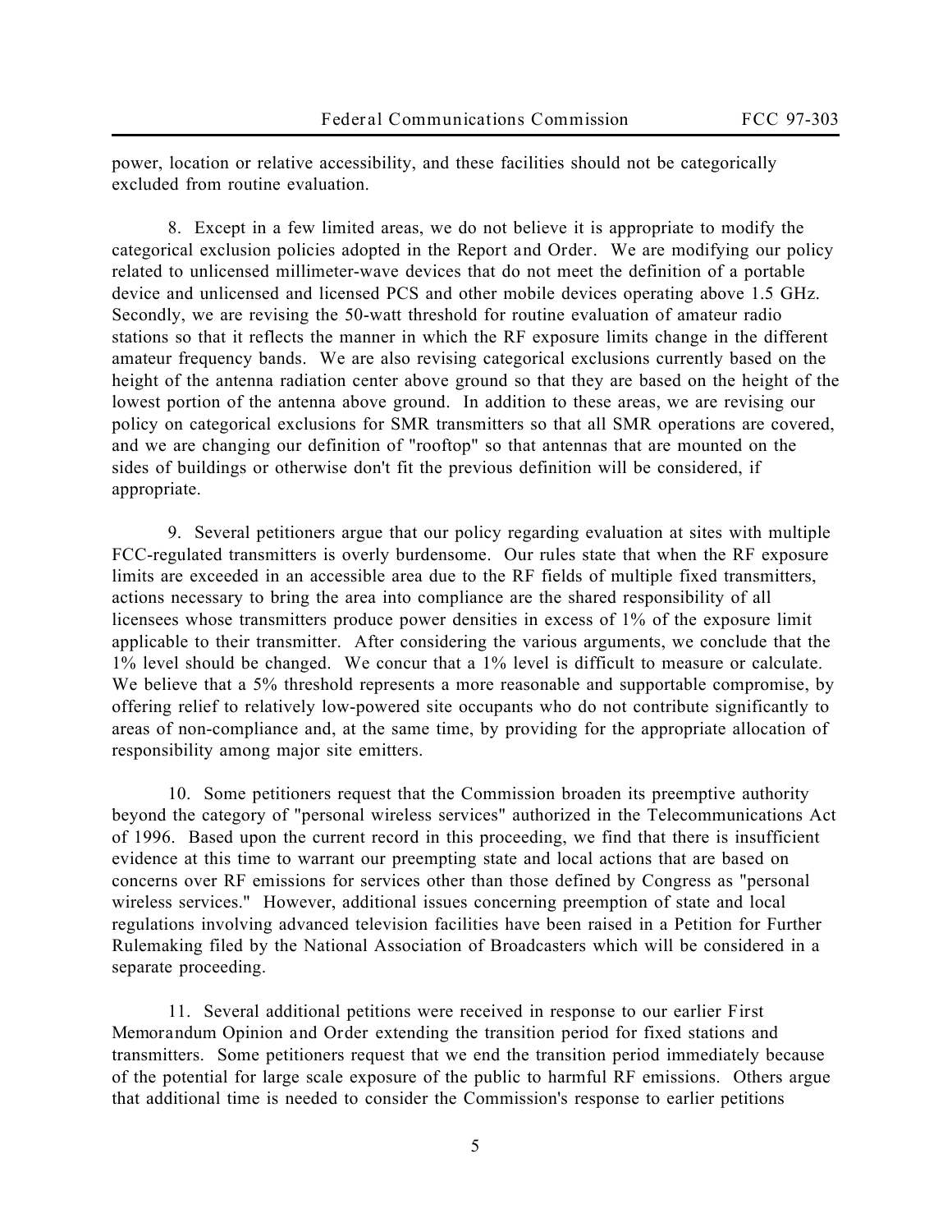power, location or relative accessibility, and these facilities should not be categorically excluded from routine evaluation.

8. Except in a few limited areas, we do not believe it is appropriate to modify the categorical exclusion policies adopted in the *Report and Order*. We are modifying our policy related to unlicensed millimeter-wave devices that do not meet the definition of a portable device and unlicensed and licensed PCS and other mobile devices operating above 1.5 GHz. Secondly, we are revising the 50-watt threshold for routine evaluation of amateur radio stations so that it reflects the manner in which the RF exposure limits change in the different amateur frequency bands. We are also revising categorical exclusions currently based on the height of the antenna radiation center above ground so that they are based on the height of the lowest portion of the antenna above ground. In addition to these areas, we are revising our policy on categorical exclusions for SMR transmitters so that all SMR operations are covered, and we are changing our definition of "rooftop" so that antennas that are mounted on the sides of buildings or otherwise don't fit the previous definition will be considered, if appropriate.

9. Several petitioners argue that our policy regarding evaluation at sites with multiple FCC-regulated transmitters is overly burdensome. Our rules state that when the RF exposure limits are exceeded in an accessible area due to the RF fields of multiple fixed transmitters, actions necessary to bring the area into compliance are the shared responsibility of all licensees whose transmitters produce power densities in excess of 1% of the exposure limit applicable to their transmitter. After considering the various arguments, we conclude that the 1% level should be changed. We concur that a 1% level is difficult to measure or calculate. We believe that a 5% threshold represents a more reasonable and supportable compromise, by offering relief to relatively low-powered site occupants who do not contribute significantly to areas of non-compliance and, at the same time, by providing for the appropriate allocation of responsibility among major site emitters.

10. Some petitioners request that the Commission broaden its preemptive authority beyond the category of "personal wireless services" authorized in the Telecommunications Act of 1996. Based upon the current record in this proceeding, we find that there is insufficient evidence at this time to warrant our preempting state and local actions that are based on concerns over RF emissions for services other than those defined by Congress as "personal wireless services." However, additional issues concerning preemption of state and local regulations involving advanced television facilities have been raised in a Petition for Further Rulemaking filed by the National Association of Broadcasters which will be considered in a separate proceeding.

11. Several additional petitions were received in response to our earlier *First Memorandum Opinion and Order* extending the transition period for fixed stations and transmitters. Some petitioners request that we end the transition period immediately because of the potential for large scale exposure of the public to harmful RF emissions. Others argue that additional time is needed to consider the Commission's response to earlier petitions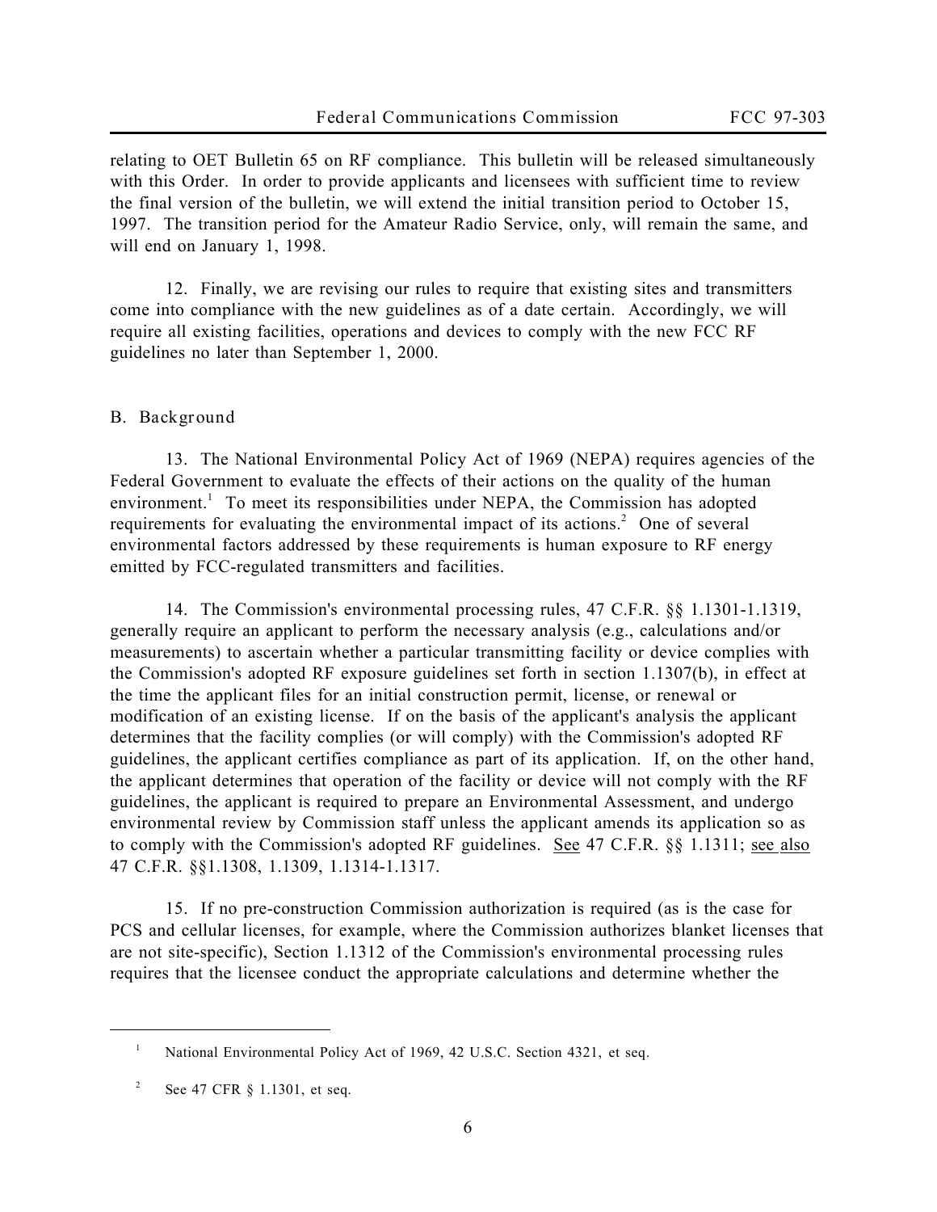relating to OET Bulletin 65 on RF compliance. This bulletin will be released simultaneously with this Order. In order to provide applicants and licensees with sufficient time to review the final version of the bulletin, we will extend the initial transition period to October 15, 1997. The transition period for the Amateur Radio Service, only, will remain the same, and will end on January 1, 1998.

12. Finally, we are revising our rules to require that existing sites and transmitters come into compliance with the new guidelines as of a date certain. Accordingly, we will require all existing facilities, operations and devices to comply with the new FCC RF guidelines no later than September 1, 2000.

## B. Background

13. The National Environmental Policy Act of 1969 (NEPA) requires agencies of the Federal Government to evaluate the effects of their actions on the quality of the human environment.[1] To meet its responsibilities under NEPA, the Commission has adopted requirements for evaluating the environmental impact of its actions.[2] One of several environmental factors addressed by these requirements is human exposure to RF energy emitted by FCC-regulated transmitters and facilities.

14. The Commission's environmental processing rules, 47 C.F.R. §§ 1.1301-1.1319, generally require an applicant to perform the necessary analysis (e.g., calculations and/or measurements) to ascertain whether a particular transmitting facility or device complies with the Commission's adopted RF exposure guidelines set forth in section 1.1307(b), in effect at the time the applicant files for an initial construction permit, license, or renewal or modification of an existing license. If on the basis of the applicant's analysis the applicant determines that the facility complies (or will comply) with the Commission's adopted RF guidelines, the applicant certifies compliance as part of its application. If, on the other hand, the applicant determines that operation of the facility or device will not comply with the RF guidelines, the applicant is required to prepare an Environmental Assessment, and undergo environmental review by Commission staff unless the applicant amends its application so as to comply with the Commission's adopted RF guidelines. See 47 C.F.R. §§ 1.1311; see also 47 C.F.R. §§1.1308, 1.1309, 1.1314-1.1317.

15. If no pre-construction Commission authorization is required (as is the case for PCS and cellular licenses, for example, where the Commission authorizes blanket licenses that are not site-specific), Section 1.1312 of the Commission's environmental processing rules requires that the licensee conduct the appropriate calculations and determine whether the

---

[1] National Environmental Policy Act of 1969, 42 U.S.C. Section 4321, et seq.

[2] See 47 CFR § 1.1301, et seq.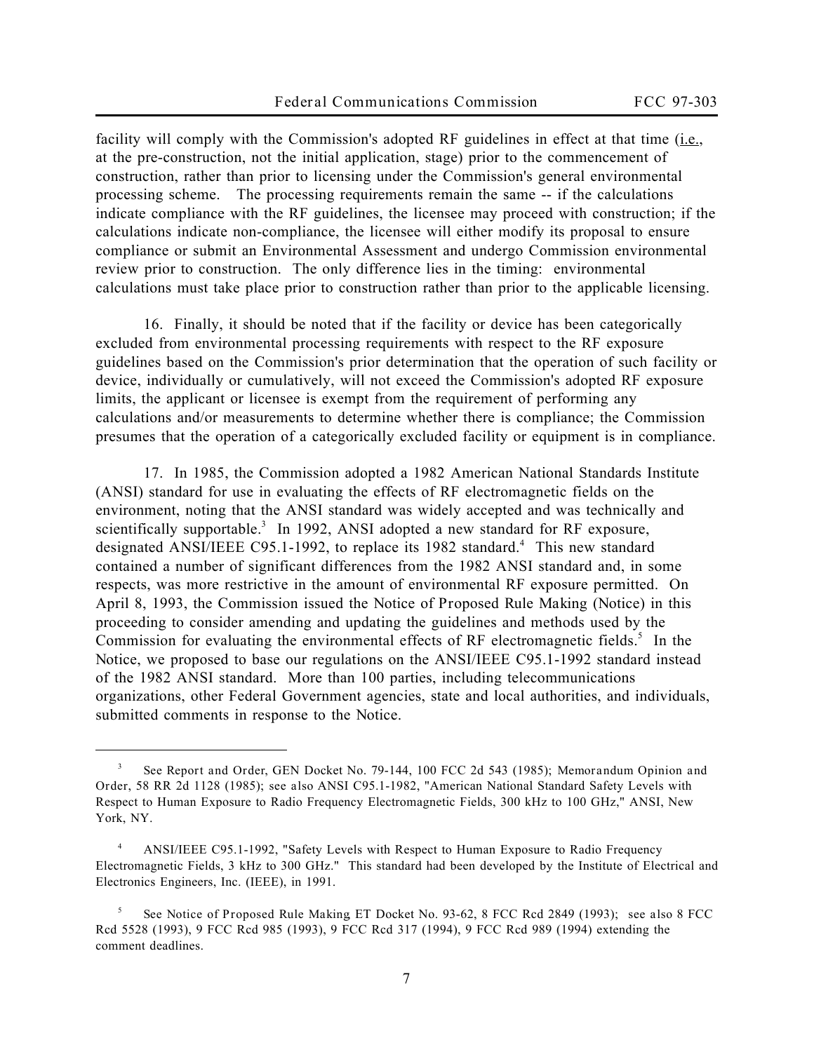facility will comply with the Commission's adopted RF guidelines in effect at that time (i.e., at the pre-construction, not the initial application, stage) prior to the commencement of construction, rather than prior to licensing under the Commission's general environmental processing scheme. The processing requirements remain the same -- if the calculations indicate compliance with the RF guidelines, the licensee may proceed with construction; if the calculations indicate non-compliance, the licensee will either modify its proposal to ensure compliance or submit an Environmental Assessment and undergo Commission environmental review prior to construction. The only difference lies in the timing: environmental calculations must take place prior to construction rather than prior to the applicable licensing.

16. Finally, it should be noted that if the facility or device has been categorically excluded from environmental processing requirements with respect to the RF exposure guidelines based on the Commission's prior determination that the operation of such facility or device, individually or cumulatively, will not exceed the Commission's adopted RF exposure limits, the applicant or licensee is exempt from the requirement of performing any calculations and/or measurements to determine whether there is compliance; the Commission presumes that the operation of a categorically excluded facility or equipment is in compliance.

17. In 1985, the Commission adopted a 1982 American National Standards Institute (ANSI) standard for use in evaluating the effects of RF electromagnetic fields on the environment, noting that the ANSI standard was widely accepted and was technically and scientifically supportable.[3] In 1992, ANSI adopted a new standard for RF exposure, designated ANSI/IEEE C95.1-1992, to replace its 1982 standard.[4] This new standard contained a number of significant differences from the 1982 ANSI standard and, in some respects, was more restrictive in the amount of environmental RF exposure permitted. On April 8, 1993, the Commission issued the Notice of Proposed Rule Making (Notice) in this proceeding to consider amending and updating the guidelines and methods used by the Commission for evaluating the environmental effects of RF electromagnetic fields.[5] In the Notice, we proposed to base our regulations on the ANSI/IEEE C95.1-1992 standard instead of the 1982 ANSI standard. More than 100 parties, including telecommunications organizations, other Federal Government agencies, state and local authorities, and individuals, submitted comments in response to the Notice.

---

[3] See Report and Order, GEN Docket No. 79-144, 100 FCC 2d 543 (1985); Memorandum Opinion and Order, 58 RR 2d 1128 (1985); see also ANSI C95.1-1982, "American National Standard Safety Levels with Respect to Human Exposure to Radio Frequency Electromagnetic Fields, 300 kHz to 100 GHz," ANSI, New York, NY.

[4] ANSI/IEEE C95.1-1992, "Safety Levels with Respect to Human Exposure to Radio Frequency Electromagnetic Fields, 3 kHz to 300 GHz." This standard had been developed by the Institute of Electrical and Electronics Engineers, Inc. (IEEE), in 1991.

[5] See Notice of Proposed Rule Making ET Docket No. 93-62, 8 FCC Rcd 2849 (1993); see also 8 FCC Rcd 5528 (1993), 9 FCC Rcd 985 (1993), 9 FCC Rcd 317 (1994), 9 FCC Rcd 989 (1994) extending the comment deadlines.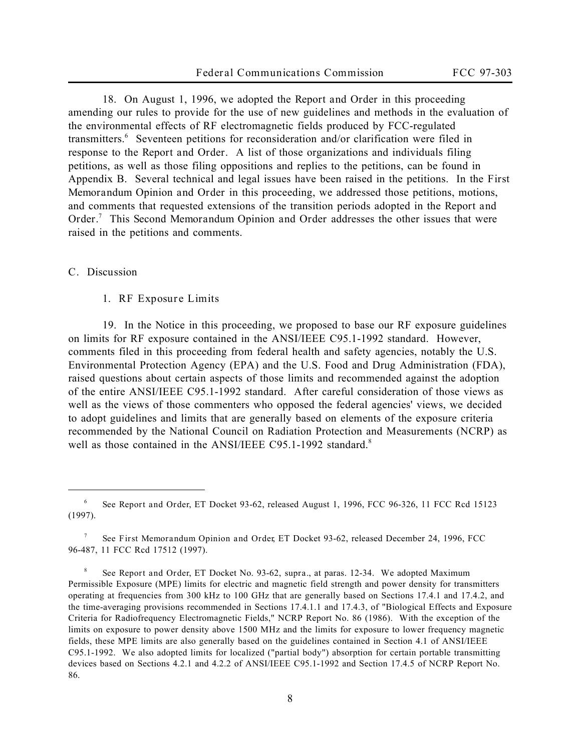18. On August 1, 1996, we adopted the Report and Order in this proceeding amending our rules to provide for the use of new guidelines and methods in the evaluation of the environmental effects of RF electromagnetic fields produced by FCC-regulated transmitters.[6] Seventeen petitions for reconsideration and/or clarification were filed in response to the Report and Order. A list of those organizations and individuals filing petitions, as well as those filing oppositions and replies to the petitions, can be found in Appendix B. Several technical and legal issues have been raised in the petitions. In the First Memorandum Opinion and Order in this proceeding, we addressed those petitions, motions, and comments that requested extensions of the transition periods adopted in the Report and Order.[7] This Second Memorandum Opinion and Order addresses the other issues that were raised in the petitions and comments.

## C. Discussion

### 1. RF Exposure Limits

19. In the Notice in this proceeding, we proposed to base our RF exposure guidelines on limits for RF exposure contained in the ANSI/IEEE C95.1-1992 standard. However, comments filed in this proceeding from federal health and safety agencies, notably the U.S. Environmental Protection Agency (EPA) and the U.S. Food and Drug Administration (FDA), raised questions about certain aspects of those limits and recommended against the adoption of the entire ANSI/IEEE C95.1-1992 standard. After careful consideration of those views as well as the views of those commenters who opposed the federal agencies' views, we decided to adopt guidelines and limits that are generally based on elements of the exposure criteria recommended by the National Council on Radiation Protection and Measurements (NCRP) as well as those contained in the ANSI/IEEE C95.1-1992 standard.[8]

---

[6] See Report and Order, ET Docket 93-62, released August 1, 1996, FCC 96-326, 11 FCC Rcd 15123 (1997).

[7] See First Memorandum Opinion and Order, ET Docket 93-62, released December 24, 1996, FCC 96-487, 11 FCC Rcd 17512 (1997).

[8] See Report and Order, ET Docket No. 93-62, supra., at paras. 12-34. We adopted Maximum Permissible Exposure (MPE) limits for electric and magnetic field strength and power density for transmitters operating at frequencies from 300 kHz to 100 GHz that are generally based on Sections 17.4.1 and 17.4.2, and the time-averaging provisions recommended in Sections 17.4.1.1 and 17.4.3, of "Biological Effects and Exposure Criteria for Radiofrequency Electromagnetic Fields," NCRP Report No. 86 (1986). With the exception of the limits on exposure to power density above 1500 MHz and the limits for exposure to lower frequency magnetic fields, these MPE limits are also generally based on the guidelines contained in Section 4.1 of ANSI/IEEE C95.1-1992. We also adopted limits for localized ("partial body") absorption for certain portable transmitting devices based on Sections 4.2.1 and 4.2.2 of ANSI/IEEE C95.1-1992 and Section 17.4.5 of NCRP Report No. 86.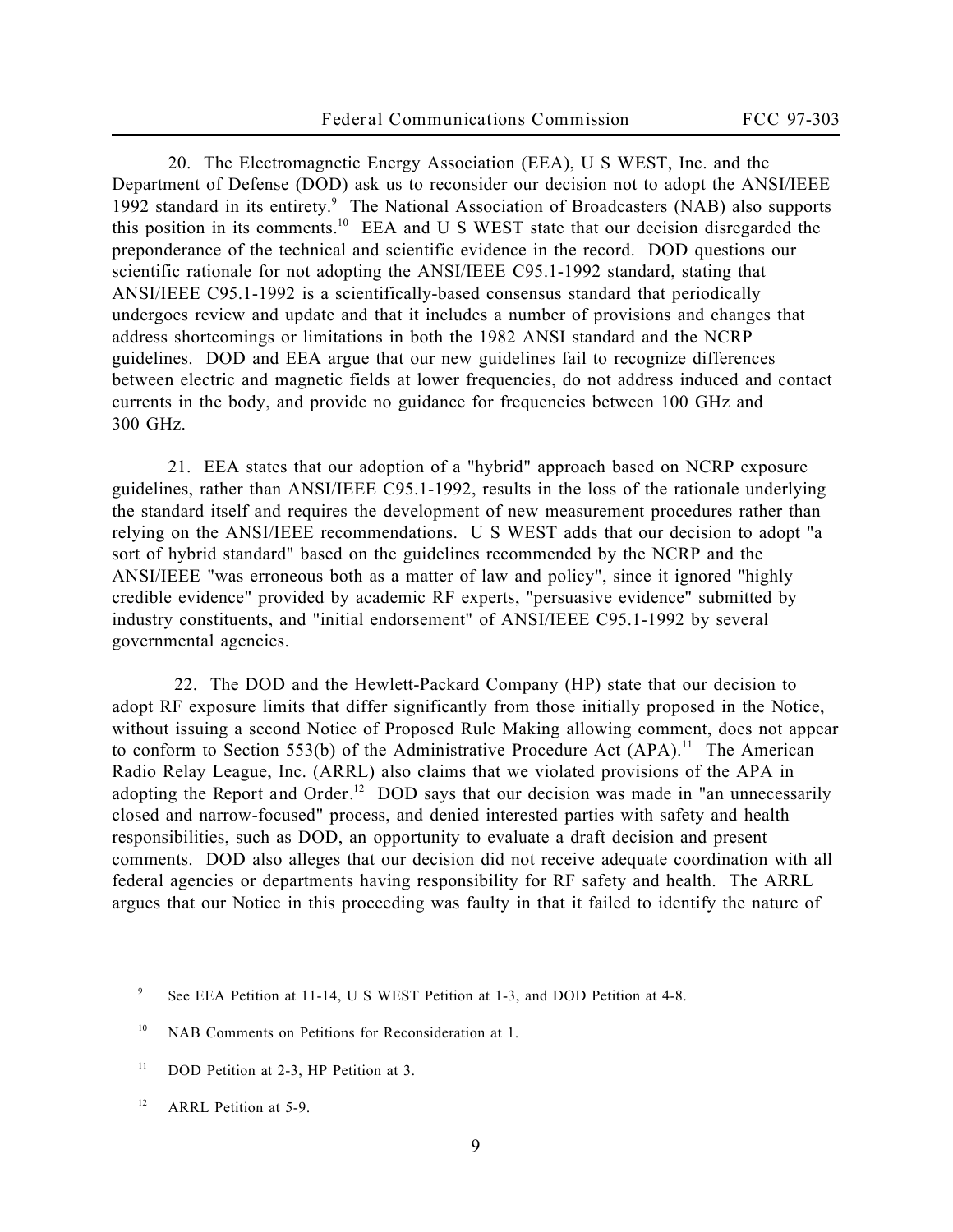20. The Electromagnetic Energy Association (EEA), U S WEST, Inc. and the Department of Defense (DOD) ask us to reconsider our decision not to adopt the ANSI/IEEE 1992 standard in its entirety.[9] The National Association of Broadcasters (NAB) also supports this position in its comments.[10] EEA and U S WEST state that our decision disregarded the preponderance of the technical and scientific evidence in the record. DOD questions our scientific rationale for not adopting the ANSI/IEEE C95.1-1992 standard, stating that ANSI/IEEE C95.1-1992 is a scientifically-based consensus standard that periodically undergoes review and update and that it includes a number of provisions and changes that address shortcomings or limitations in both the 1982 ANSI standard and the NCRP guidelines. DOD and EEA argue that our new guidelines fail to recognize differences between electric and magnetic fields at lower frequencies, do not address induced and contact currents in the body, and provide no guidance for frequencies between 100 GHz and 300 GHz.

21. EEA states that our adoption of a "hybrid" approach based on NCRP exposure guidelines, rather than ANSI/IEEE C95.1-1992, results in the loss of the rationale underlying the standard itself and requires the development of new measurement procedures rather than relying on the ANSI/IEEE recommendations. U S WEST adds that our decision to adopt "a sort of hybrid standard" based on the guidelines recommended by the NCRP and the ANSI/IEEE "was erroneous both as a matter of law and policy", since it ignored "highly credible evidence" provided by academic RF experts, "persuasive evidence" submitted by industry constituents, and "initial endorsement" of ANSI/IEEE C95.1-1992 by several governmental agencies.

22. The DOD and the Hewlett-Packard Company (HP) state that our decision to adopt RF exposure limits that differ significantly from those initially proposed in the Notice, without issuing a second Notice of Proposed Rule Making allowing comment, does not appear to conform to Section 553(b) of the Administrative Procedure Act (APA).[11] The American Radio Relay League, Inc. (ARRL) also claims that we violated provisions of the APA in adopting the Report and Order.[12] DOD says that our decision was made in "an unnecessarily closed and narrow-focused" process, and denied interested parties with safety and health responsibilities, such as DOD, an opportunity to evaluate a draft decision and present comments. DOD also alleges that our decision did not receive adequate coordination with all federal agencies or departments having responsibility for RF safety and health. The ARRL argues that our Notice in this proceeding was faulty in that it failed to identify the nature of

---

[9] See EEA Petition at 11-14, U S WEST Petition at 1-3, and DOD Petition at 4-8.

[10] NAB Comments on Petitions for Reconsideration at 1.

[11] DOD Petition at 2-3, HP Petition at 3.

[12] ARRL Petition at 5-9.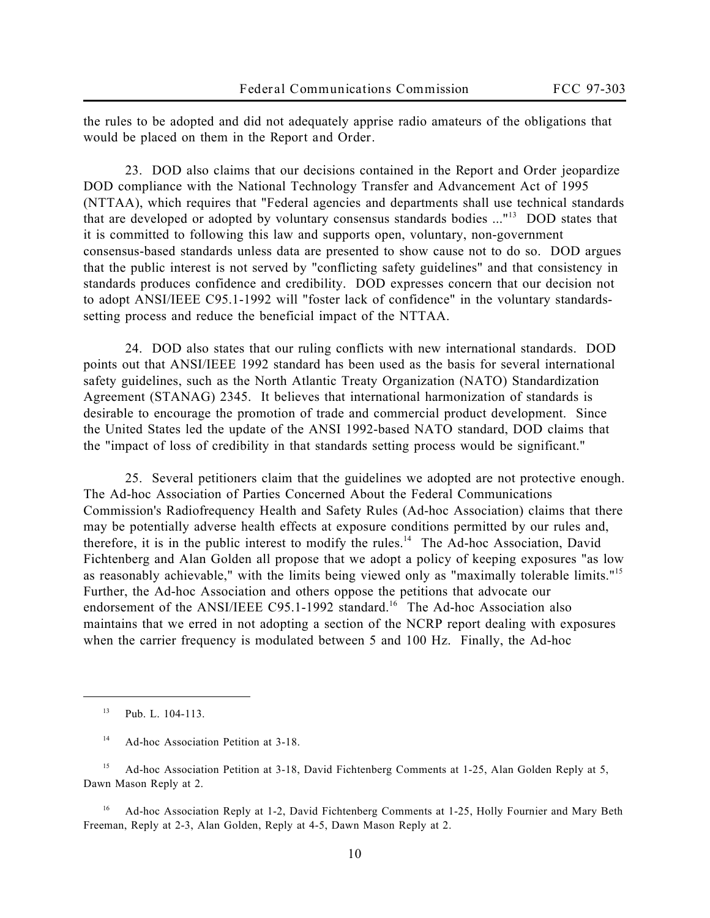the rules to be adopted and did not adequately apprise radio amateurs of the obligations that would be placed on them in the Report and Order.

23. DOD also claims that our decisions contained in the Report and Order jeopardize DOD compliance with the National Technology Transfer and Advancement Act of 1995 (NTTAA), which requires that "Federal agencies and departments shall use technical standards that are developed or adopted by voluntary consensus standards bodies ..."[13] DOD states that it is committed to following this law and supports open, voluntary, non-government consensus-based standards unless data are presented to show cause not to do so. DOD argues that the public interest is not served by "conflicting safety guidelines" and that consistency in standards produces confidence and credibility. DOD expresses concern that our decision not to adopt ANSI/IEEE C95.1-1992 will "foster lack of confidence" in the voluntary standards-setting process and reduce the beneficial impact of the NTTAA.

24. DOD also states that our ruling conflicts with new international standards. DOD points out that ANSI/IEEE 1992 standard has been used as the basis for several international safety guidelines, such as the North Atlantic Treaty Organization (NATO) Standardization Agreement (STANAG) 2345. It believes that international harmonization of standards is desirable to encourage the promotion of trade and commercial product development. Since the United States led the update of the ANSI 1992-based NATO standard, DOD claims that the "impact of loss of credibility in that standards setting process would be significant."

25. Several petitioners claim that the guidelines we adopted are not protective enough. The Ad-hoc Association of Parties Concerned About the Federal Communications Commission's Radiofrequency Health and Safety Rules (Ad-hoc Association) claims that there may be potentially adverse health effects at exposure conditions permitted by our rules and, therefore, it is in the public interest to modify the rules.[14] The Ad-hoc Association, David Fichtenberg and Alan Golden all propose that we adopt a policy of keeping exposures "as low as reasonably achievable," with the limits being viewed only as "maximally tolerable limits."[15] Further, the Ad-hoc Association and others oppose the petitions that advocate our endorsement of the ANSI/IEEE C95.1-1992 standard.[16] The Ad-hoc Association also maintains that we erred in not adopting a section of the NCRP report dealing with exposures when the carrier frequency is modulated between 5 and 100 Hz. Finally, the Ad-hoc

---

[13] Pub. L. 104-113.

[14] Ad-hoc Association Petition at 3-18.

[15] Ad-hoc Association Petition at 3-18, David Fichtenberg Comments at 1-25, Alan Golden Reply at 5, Dawn Mason Reply at 2.

[16] Ad-hoc Association Reply at 1-2, David Fichtenberg Comments at 1-25, Holly Fournier and Mary Beth Freeman, Reply at 2-3, Alan Golden, Reply at 4-5, Dawn Mason Reply at 2.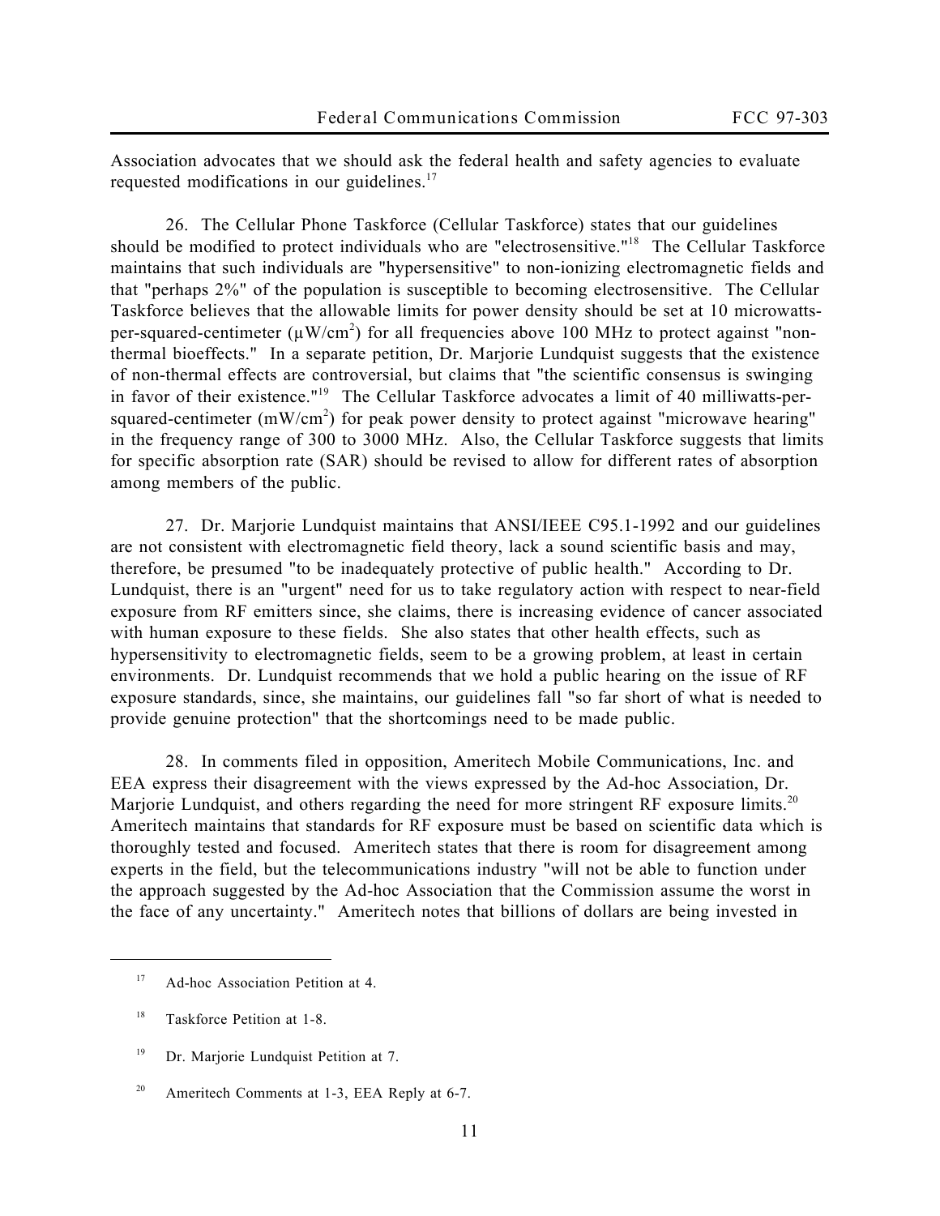Association advocates that we should ask the federal health and safety agencies to evaluate requested modifications in our guidelines.[17]

26. The Cellular Phone Taskforce (Cellular Taskforce) states that our guidelines should be modified to protect individuals who are "electrosensitive."[18] The Cellular Taskforce maintains that such individuals are "hypersensitive" to non-ionizing electromagnetic fields and that "perhaps 2%" of the population is susceptible to becoming electrosensitive. The Cellular Taskforce believes that the allowable limits for power density should be set at 10 microwatts-per-squared-centimeter ($\mu W/cm^2$) for all frequencies above 100 MHz to protect against "non-thermal bioeffects." In a separate petition, Dr. Marjorie Lundquist suggests that the existence of non-thermal effects are controversial, but claims that "the scientific consensus is swinging in favor of their existence."[19] The Cellular Taskforce advocates a limit of 40 milliwatts-per-squared-centimeter ($mW/cm^2$) for peak power density to protect against "microwave hearing" in the frequency range of 300 to 3000 MHz. Also, the Cellular Taskforce suggests that limits for specific absorption rate (SAR) should be revised to allow for different rates of absorption among members of the public.

27. Dr. Marjorie Lundquist maintains that ANSI/IEEE C95.1-1992 and our guidelines are not consistent with electromagnetic field theory, lack a sound scientific basis and may, therefore, be presumed "to be inadequately protective of public health." According to Dr. Lundquist, there is an "urgent" need for us to take regulatory action with respect to near-field exposure from RF emitters since, she claims, there is increasing evidence of cancer associated with human exposure to these fields. She also states that other health effects, such as hypersensitivity to electromagnetic fields, seem to be a growing problem, at least in certain environments. Dr. Lundquist recommends that we hold a public hearing on the issue of RF exposure standards, since, she maintains, our guidelines fall "so far short of what is needed to provide genuine protection" that the shortcomings need to be made public.

28. In comments filed in opposition, Ameritech Mobile Communications, Inc. and EEA express their disagreement with the views expressed by the Ad-hoc Association, Dr. Marjorie Lundquist, and others regarding the need for more stringent RF exposure limits.[20] Ameritech maintains that standards for RF exposure must be based on scientific data which is thoroughly tested and focused. Ameritech states that there is room for disagreement among experts in the field, but the telecommunications industry "will not be able to function under the approach suggested by the Ad-hoc Association that the Commission assume the worst in the face of any uncertainty." Ameritech notes that billions of dollars are being invested in

---

[17] Ad-hoc Association Petition at 4.

[18] Taskforce Petition at 1-8.

[19] Dr. Marjorie Lundquist Petition at 7.

[20] Ameritech Comments at 1-3, EEA Reply at 6-7.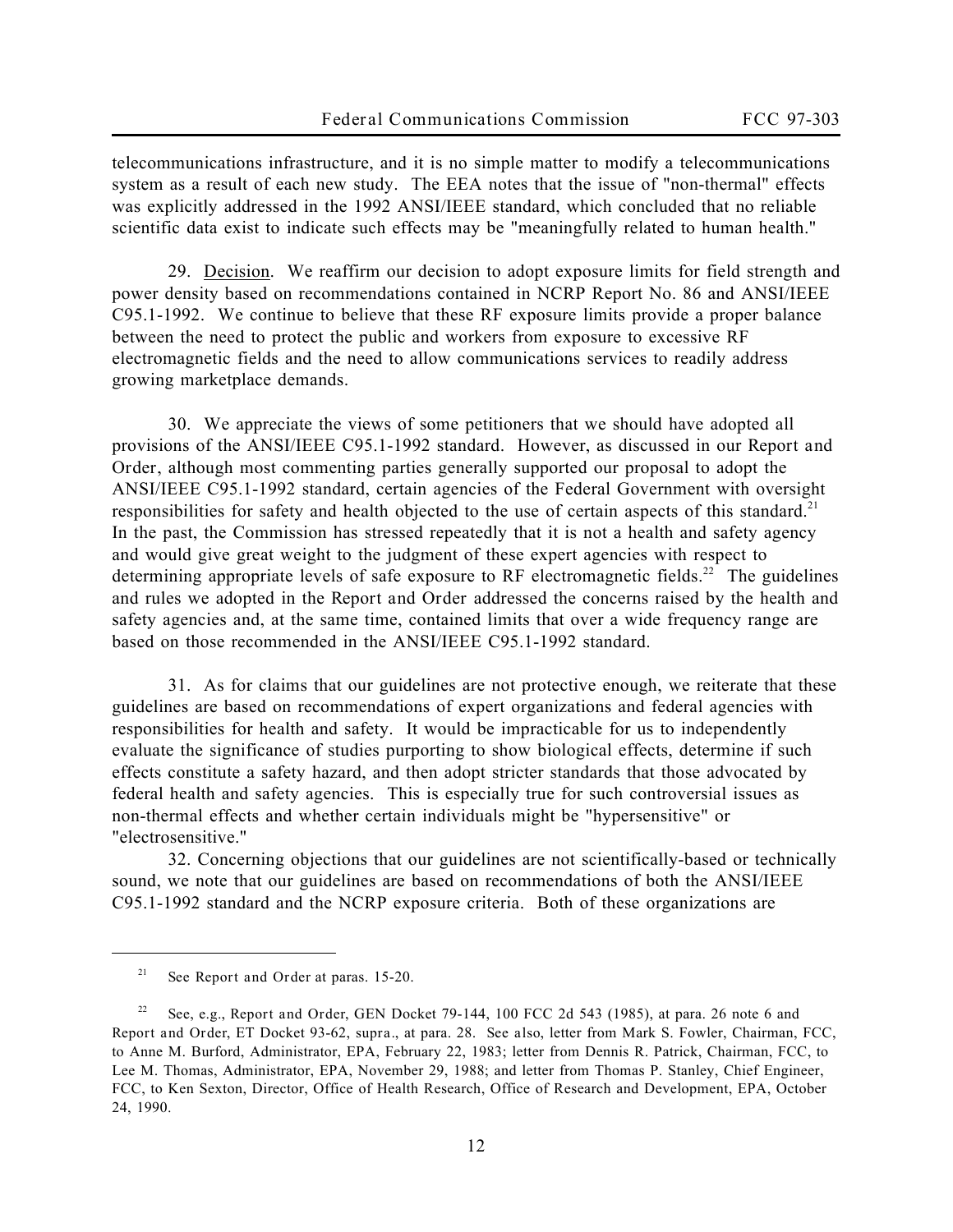telecommunications infrastructure, and it is no simple matter to modify a telecommunications system as a result of each new study. The EEA notes that the issue of "non-thermal" effects was explicitly addressed in the 1992 ANSI/IEEE standard, which concluded that no reliable scientific data exist to indicate such effects may be "meaningfully related to human health."

29. Decision. We reaffirm our decision to adopt exposure limits for field strength and power density based on recommendations contained in NCRP Report No. 86 and ANSI/IEEE C95.1-1992. We continue to believe that these RF exposure limits provide a proper balance between the need to protect the public and workers from exposure to excessive RF electromagnetic fields and the need to allow communications services to readily address growing marketplace demands.

30. We appreciate the views of some petitioners that we should have adopted all provisions of the ANSI/IEEE C95.1-1992 standard. However, as discussed in our Report and Order, although most commenting parties generally supported our proposal to adopt the ANSI/IEEE C95.1-1992 standard, certain agencies of the Federal Government with oversight responsibilities for safety and health objected to the use of certain aspects of this standard.[21] In the past, the Commission has stressed repeatedly that it is not a health and safety agency and would give great weight to the judgment of these expert agencies with respect to determining appropriate levels of safe exposure to RF electromagnetic fields.[22] The guidelines and rules we adopted in the Report and Order addressed the concerns raised by the health and safety agencies and, at the same time, contained limits that over a wide frequency range are based on those recommended in the ANSI/IEEE C95.1-1992 standard.

31. As for claims that our guidelines are not protective enough, we reiterate that these guidelines are based on recommendations of expert organizations and federal agencies with responsibilities for health and safety. It would be impracticable for us to independently evaluate the significance of studies purporting to show biological effects, determine if such effects constitute a safety hazard, and then adopt stricter standards that those advocated by federal health and safety agencies. This is especially true for such controversial issues as non-thermal effects and whether certain individuals might be "hypersensitive" or "electrosensitive."

32. Concerning objections that our guidelines are not scientifically-based or technically sound, we note that our guidelines are based on recommendations of both the ANSI/IEEE C95.1-1992 standard and the NCRP exposure criteria. Both of these organizations are

---

[21] See Report and Order at paras. 15-20.

[22] See, e.g., Report and Order, GEN Docket 79-144, 100 FCC 2d 543 (1985), at para. 26 note 6 and Report and Order, ET Docket 93-62, supra., at para. 28. See also, letter from Mark S. Fowler, Chairman, FCC, to Anne M. Burford, Administrator, EPA, February 22, 1983; letter from Dennis R. Patrick, Chairman, FCC, to Lee M. Thomas, Administrator, EPA, November 29, 1988; and letter from Thomas P. Stanley, Chief Engineer, FCC, to Ken Sexton, Director, Office of Health Research, Office of Research and Development, EPA, October 24, 1990.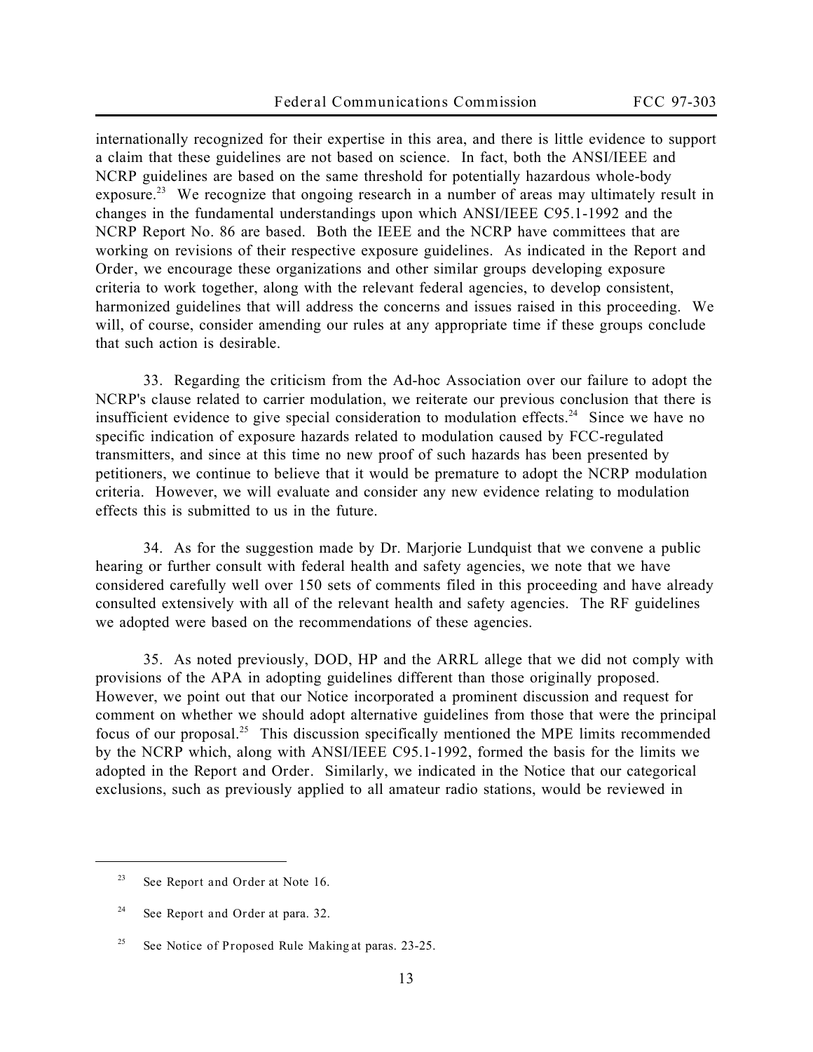internationally recognized for their expertise in this area, and there is little evidence to support a claim that these guidelines are not based on science. In fact, both the ANSI/IEEE and NCRP guidelines are based on the same threshold for potentially hazardous whole-body exposure.[23] We recognize that ongoing research in a number of areas may ultimately result in changes in the fundamental understandings upon which ANSI/IEEE C95.1-1992 and the NCRP Report No. 86 are based. Both the IEEE and the NCRP have committees that are working on revisions of their respective exposure guidelines. As indicated in the *Report and Order*, we encourage these organizations and other similar groups developing exposure criteria to work together, along with the relevant federal agencies, to develop consistent, harmonized guidelines that will address the concerns and issues raised in this proceeding. We will, of course, consider amending our rules at any appropriate time if these groups conclude that such action is desirable.

33. Regarding the criticism from the Ad-hoc Association over our failure to adopt the NCRP's clause related to carrier modulation, we reiterate our previous conclusion that there is insufficient evidence to give special consideration to modulation effects.[24] Since we have no specific indication of exposure hazards related to modulation caused by FCC-regulated transmitters, and since at this time no new proof of such hazards has been presented by petitioners, we continue to believe that it would be premature to adopt the NCRP modulation criteria. However, we will evaluate and consider any new evidence relating to modulation effects this is submitted to us in the future.

34. As for the suggestion made by Dr. Marjorie Lundquist that we convene a public hearing or further consult with federal health and safety agencies, we note that we have considered carefully well over 150 sets of comments filed in this proceeding and have already consulted extensively with all of the relevant health and safety agencies. The RF guidelines we adopted were based on the recommendations of these agencies.

35. As noted previously, DOD, HP and the ARRL allege that we did not comply with provisions of the APA in adopting guidelines different than those originally proposed. However, we point out that our Notice incorporated a prominent discussion and request for comment on whether we should adopt alternative guidelines from those that were the principal focus of our proposal.[25] This discussion specifically mentioned the MPE limits recommended by the NCRP which, along with ANSI/IEEE C95.1-1992, formed the basis for the limits we adopted in the *Report and Order*. Similarly, we indicated in the Notice that our categorical exclusions, such as previously applied to all amateur radio stations, would be reviewed in

---

[23] See *Report and Order* at Note 16.

[24] See *Report and Order* at para. 32.

[25] See *Notice of Proposed Rule Making* at paras. 23-25.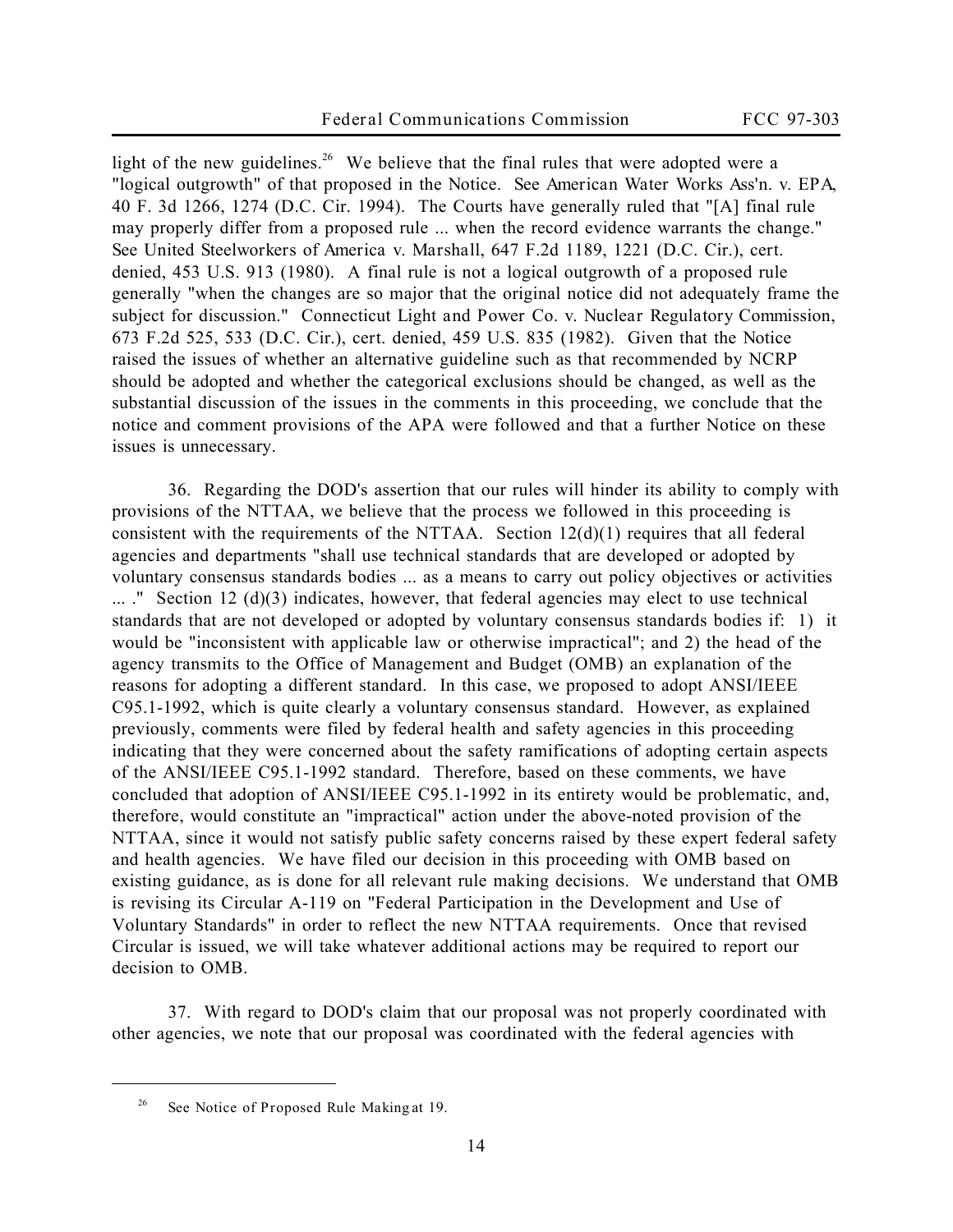light of the new guidelines.[26] We believe that the final rules that were adopted were a "logical outgrowth" of that proposed in the Notice. See American Water Works Ass'n. v. EPA, 40 F. 3d 1266, 1274 (D.C. Cir. 1994). The Courts have generally ruled that "[A] final rule may properly differ from a proposed rule ... when the record evidence warrants the change." See United Steelworkers of America v. Marshall, 647 F.2d 1189, 1221 (D.C. Cir.), cert. denied, 453 U.S. 913 (1980). A final rule is not a logical outgrowth of a proposed rule generally "when the changes are so major that the original notice did not adequately frame the subject for discussion." Connecticut Light and Power Co. v. Nuclear Regulatory Commission, 673 F.2d 525, 533 (D.C. Cir.), cert. denied, 459 U.S. 835 (1982). Given that the Notice raised the issues of whether an alternative guideline such as that recommended by NCRP should be adopted and whether the categorical exclusions should be changed, as well as the substantial discussion of the issues in the comments in this proceeding, we conclude that the notice and comment provisions of the APA were followed and that a further Notice on these issues is unnecessary.

36. Regarding the DOD's assertion that our rules will hinder its ability to comply with provisions of the NTTAA, we believe that the process we followed in this proceeding is consistent with the requirements of the NTTAA. Section 12(d)(1) requires that all federal agencies and departments "shall use technical standards that are developed or adopted by voluntary consensus standards bodies ... as a means to carry out policy objectives or activities ... ." Section 12 (d)(3) indicates, however, that federal agencies may elect to use technical standards that are not developed or adopted by voluntary consensus standards bodies if: 1) it would be "inconsistent with applicable law or otherwise impractical"; and 2) the head of the agency transmits to the Office of Management and Budget (OMB) an explanation of the reasons for adopting a different standard. In this case, we proposed to adopt ANSI/IEEE C95.1-1992, which is quite clearly a voluntary consensus standard. However, as explained previously, comments were filed by federal health and safety agencies in this proceeding indicating that they were concerned about the safety ramifications of adopting certain aspects of the ANSI/IEEE C95.1-1992 standard. Therefore, based on these comments, we have concluded that adoption of ANSI/IEEE C95.1-1992 in its entirety would be problematic, and, therefore, would constitute an "impractical" action under the above-noted provision of the NTTAA, since it would not satisfy public safety concerns raised by these expert federal safety and health agencies. We have filed our decision in this proceeding with OMB based on existing guidance, as is done for all relevant rule making decisions. We understand that OMB is revising its Circular A-119 on "Federal Participation in the Development and Use of Voluntary Standards" in order to reflect the new NTTAA requirements. Once that revised Circular is issued, we will take whatever additional actions may be required to report our decision to OMB.

37. With regard to DOD's claim that our proposal was not properly coordinated with other agencies, we note that our proposal was coordinated with the federal agencies with

[26] See Notice of Proposed Rule Making at 19.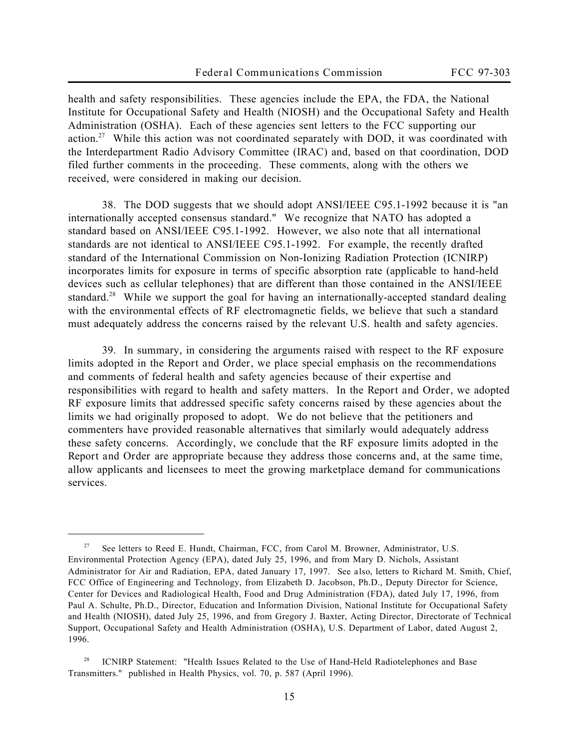health and safety responsibilities. These agencies include the EPA, the FDA, the National Institute for Occupational Safety and Health (NIOSH) and the Occupational Safety and Health Administration (OSHA). Each of these agencies sent letters to the FCC supporting our action.[27] While this action was not coordinated separately with DOD, it was coordinated with the Interdepartment Radio Advisory Committee (IRAC) and, based on that coordination, DOD filed further comments in the proceeding. These comments, along with the others we received, were considered in making our decision.

38. The DOD suggests that we should adopt ANSI/IEEE C95.1-1992 because it is "an internationally accepted consensus standard." We recognize that NATO has adopted a standard based on ANSI/IEEE C95.1-1992. However, we also note that all international standards are not identical to ANSI/IEEE C95.1-1992. For example, the recently drafted standard of the International Commission on Non-Ionizing Radiation Protection (ICNIRP) incorporates limits for exposure in terms of specific absorption rate (applicable to hand-held devices such as cellular telephones) that are different than those contained in the ANSI/IEEE standard.[28] While we support the goal for having an internationally-accepted standard dealing with the environmental effects of RF electromagnetic fields, we believe that such a standard must adequately address the concerns raised by the relevant U.S. health and safety agencies.

39. In summary, in considering the arguments raised with respect to the RF exposure limits adopted in the *Report and Order*, we place special emphasis on the recommendations and comments of federal health and safety agencies because of their expertise and responsibilities with regard to health and safety matters. In the *Report and Order*, we adopted RF exposure limits that addressed specific safety concerns raised by these agencies about the limits we had originally proposed to adopt. We do not believe that the petitioners and commenters have provided reasonable alternatives that similarly would adequately address these safety concerns. Accordingly, we conclude that the RF exposure limits adopted in the *Report and Order* are appropriate because they address those concerns and, at the same time, allow applicants and licensees to meet the growing marketplace demand for communications services.

---

[27] See letters to Reed E. Hundt, Chairman, FCC, from Carol M. Browner, Administrator, U.S. Environmental Protection Agency (EPA), dated July 25, 1996, and from Mary D. Nichols, Assistant Administrator for Air and Radiation, EPA, dated January 17, 1997. *See also*, letters to Richard M. Smith, Chief, FCC Office of Engineering and Technology, from Elizabeth D. Jacobson, Ph.D., Deputy Director for Science, Center for Devices and Radiological Health, Food and Drug Administration (FDA), dated July 17, 1996, from Paul A. Schulte, Ph.D., Director, Education and Information Division, National Institute for Occupational Safety and Health (NIOSH), dated July 25, 1996, and from Gregory J. Baxter, Acting Director, Directorate of Technical Support, Occupational Safety and Health Administration (OSHA), U.S. Department of Labor, dated August 2, 1996.

[28] ICNIRP Statement: "Health Issues Related to the Use of Hand-Held Radiotelephones and Base Transmitters." published in Health Physics, vol. 70, p. 587 (April 1996).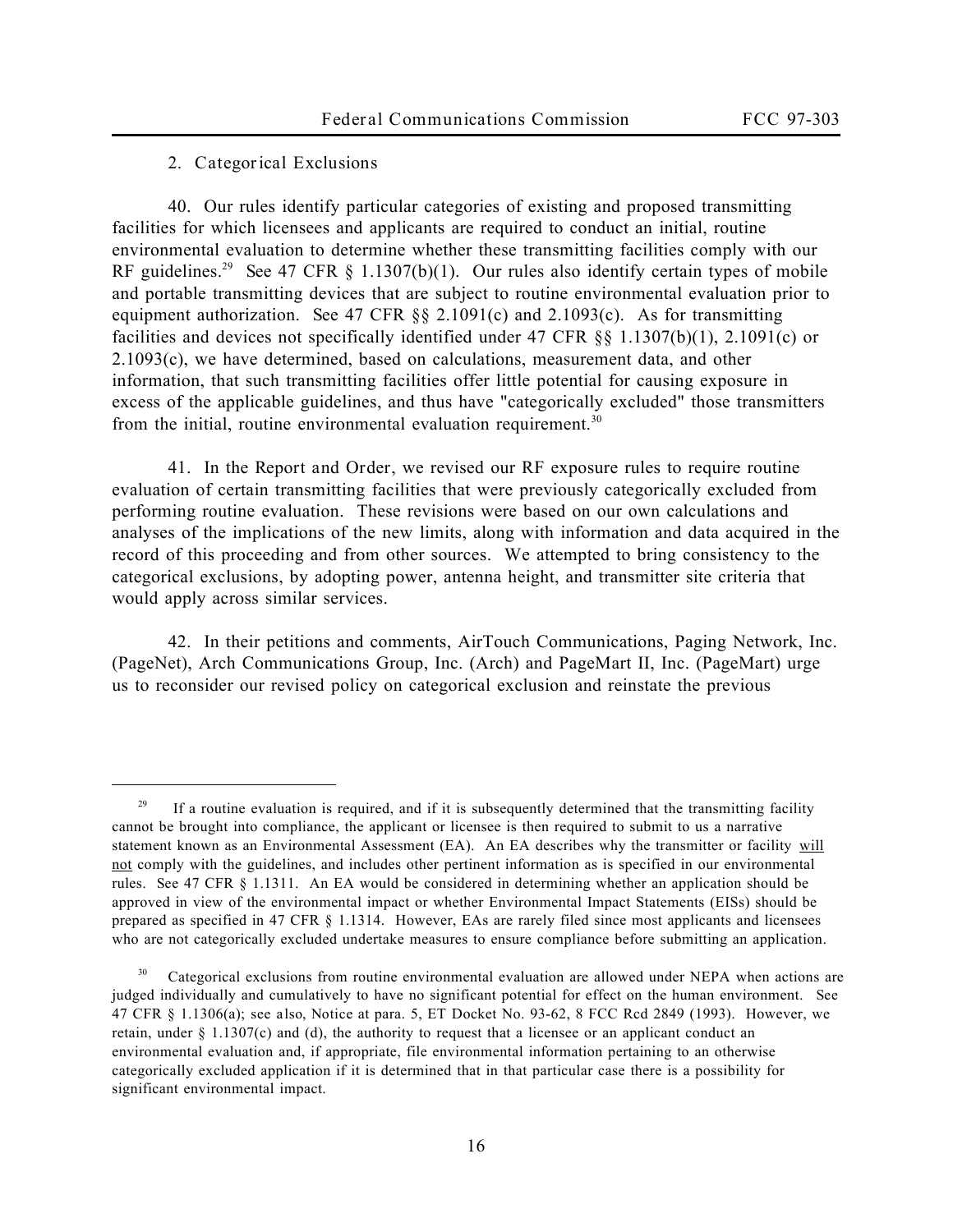### 2. Categorical Exclusions

40. Our rules identify particular categories of existing and proposed transmitting facilities for which licensees and applicants are required to conduct an initial, routine environmental evaluation to determine whether these transmitting facilities comply with our RF guidelines.[29] See 47 CFR § 1.1307(b)(1). Our rules also identify certain types of mobile and portable transmitting devices that are subject to routine environmental evaluation prior to equipment authorization. See 47 CFR §§ 2.1091(c) and 2.1093(c). As for transmitting facilities and devices not specifically identified under 47 CFR §§ 1.1307(b)(1), 2.1091(c) or 2.1093(c), we have determined, based on calculations, measurement data, and other information, that such transmitting facilities offer little potential for causing exposure in excess of the applicable guidelines, and thus have "categorically excluded" those transmitters from the initial, routine environmental evaluation requirement.[30]

41. In the Report and Order, we revised our RF exposure rules to require routine evaluation of certain transmitting facilities that were previously categorically excluded from performing routine evaluation. These revisions were based on our own calculations and analyses of the implications of the new limits, along with information and data acquired in the record of this proceeding and from other sources. We attempted to bring consistency to the categorical exclusions, by adopting power, antenna height, and transmitter site criteria that would apply across similar services.

42. In their petitions and comments, AirTouch Communications, Paging Network, Inc. (PageNet), Arch Communications Group, Inc. (Arch) and PageMart II, Inc. (PageMart) urge us to reconsider our revised policy on categorical exclusion and reinstate the previous

---

[29] If a routine evaluation is required, and if it is subsequently determined that the transmitting facility cannot be brought into compliance, the applicant or licensee is then required to submit to us a narrative statement known as an Environmental Assessment (EA). An EA describes why the transmitter or facility <u>will not</u> comply with the guidelines, and includes other pertinent information as is specified in our environmental rules. See 47 CFR § 1.1311. An EA would be considered in determining whether an application should be approved in view of the environmental impact or whether Environmental Impact Statements (EISs) should be prepared as specified in 47 CFR § 1.1314. However, EAs are rarely filed since most applicants and licensees who are not categorically excluded undertake measures to ensure compliance before submitting an application.

[30] Categorical exclusions from routine environmental evaluation are allowed under NEPA when actions are judged individually and cumulatively to have no significant potential for effect on the human environment. See 47 CFR § 1.1306(a); see also, Notice at para. 5, ET Docket No. 93-62, 8 FCC Rcd 2849 (1993). However, we retain, under § 1.1307(c) and (d), the authority to request that a licensee or an applicant conduct an environmental evaluation and, if appropriate, file environmental information pertaining to an otherwise categorically excluded application if it is determined that in that particular case there is a possibility for significant environmental impact.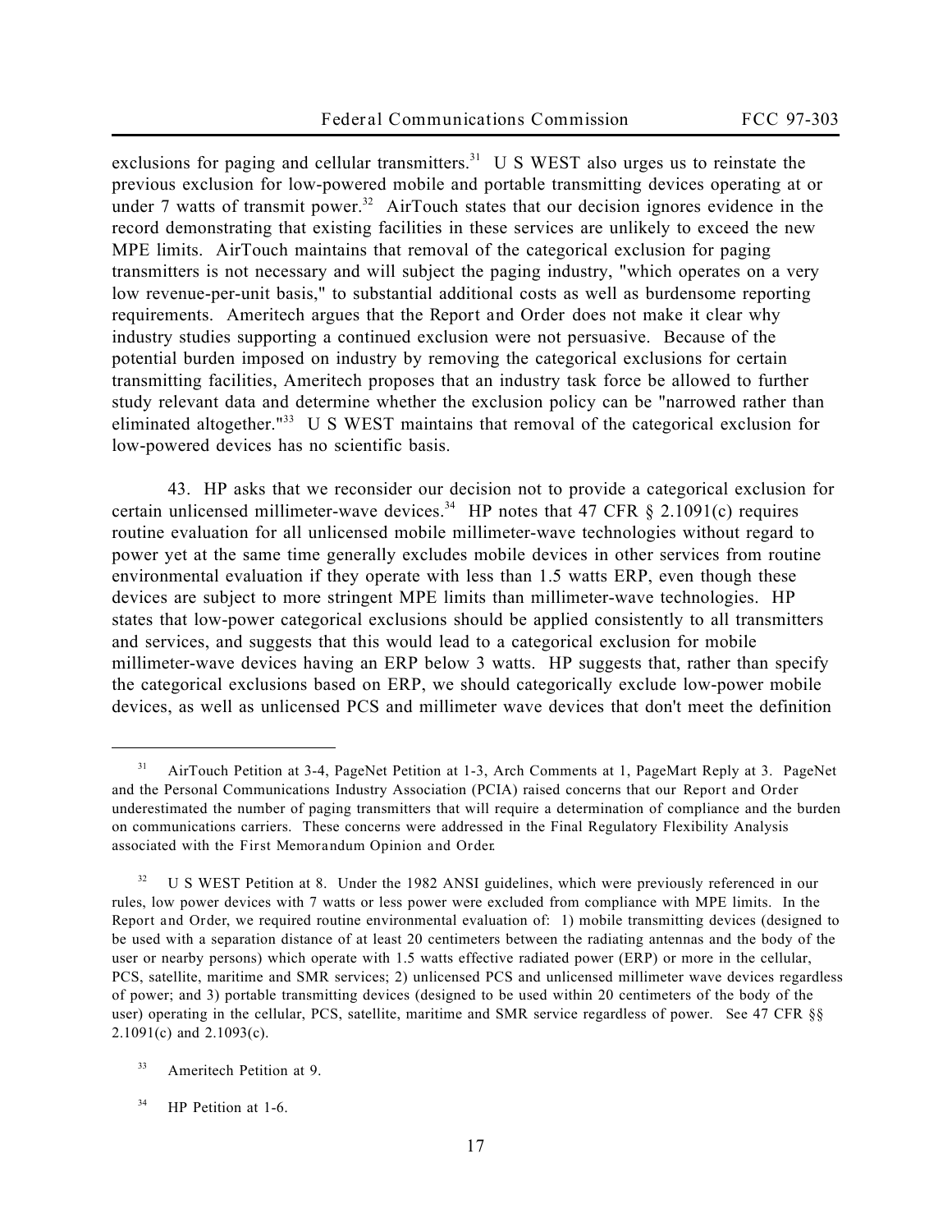exclusions for paging and cellular transmitters.[31] U S WEST also urges us to reinstate the previous exclusion for low-powered mobile and portable transmitting devices operating at or under 7 watts of transmit power.[32] AirTouch states that our decision ignores evidence in the record demonstrating that existing facilities in these services are unlikely to exceed the new MPE limits. AirTouch maintains that removal of the categorical exclusion for paging transmitters is not necessary and will subject the paging industry, "which operates on a very low revenue-per-unit basis," to substantial additional costs as well as burdensome reporting requirements. Ameritech argues that the Report and Order does not make it clear why industry studies supporting a continued exclusion were not persuasive. Because of the potential burden imposed on industry by removing the categorical exclusions for certain transmitting facilities, Ameritech proposes that an industry task force be allowed to further study relevant data and determine whether the exclusion policy can be "narrowed rather than eliminated altogether."[33] U S WEST maintains that removal of the categorical exclusion for low-powered devices has no scientific basis.

43. HP asks that we reconsider our decision not to provide a categorical exclusion for certain unlicensed millimeter-wave devices.[34] HP notes that 47 CFR § 2.1091(c) requires routine evaluation for all unlicensed mobile millimeter-wave technologies without regard to power yet at the same time generally excludes mobile devices in other services from routine environmental evaluation if they operate with less than 1.5 watts ERP, even though these devices are subject to more stringent MPE limits than millimeter-wave technologies. HP states that low-power categorical exclusions should be applied consistently to all transmitters and services, and suggests that this would lead to a categorical exclusion for mobile millimeter-wave devices having an ERP below 3 watts. HP suggests that, rather than specify the categorical exclusions based on ERP, we should categorically exclude low-power mobile devices, as well as unlicensed PCS and millimeter wave devices that don't meet the definition

---

[31] AirTouch Petition at 3-4, PageNet Petition at 1-3, Arch Comments at 1, PageMart Reply at 3. PageNet and the Personal Communications Industry Association (PCIA) raised concerns that our *Report and Order* underestimated the number of paging transmitters that will require a determination of compliance and the burden on communications carriers. These concerns were addressed in the Final Regulatory Flexibility Analysis associated with the *First Memorandum Opinion and Order*.

[32] U S WEST Petition at 8. Under the 1982 ANSI guidelines, which were previously referenced in our rules, low power devices with 7 watts or less power were excluded from compliance with MPE limits. In the *Report and Order*, we required routine environmental evaluation of: 1) mobile transmitting devices (designed to be used with a separation distance of at least 20 centimeters between the radiating antennas and the body of the user or nearby persons) which operate with 1.5 watts effective radiated power (ERP) or more in the cellular, PCS, satellite, maritime and SMR services; 2) unlicensed PCS and unlicensed millimeter wave devices regardless of power; and 3) portable transmitting devices (designed to be used within 20 centimeters of the body of the user) operating in the cellular, PCS, satellite, maritime and SMR service regardless of power. See 47 CFR §§ 2.1091(c) and 2.1093(c).

[33] Ameritech Petition at 9.

[34] HP Petition at 1-6.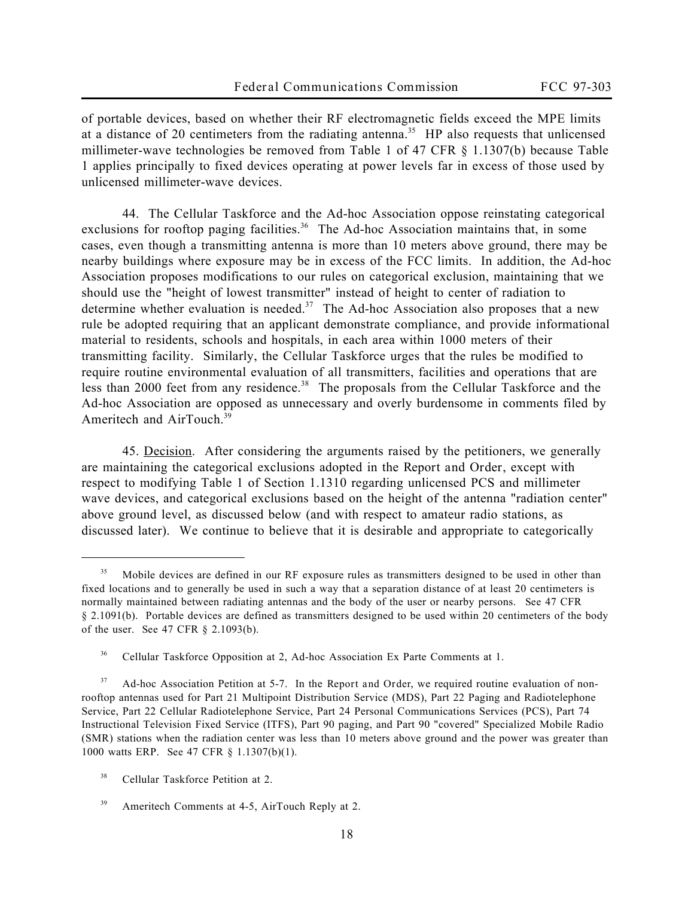of portable devices, based on whether their RF electromagnetic fields exceed the MPE limits at a distance of 20 centimeters from the radiating antenna.[35] HP also requests that unlicensed millimeter-wave technologies be removed from Table 1 of 47 CFR § 1.1307(b) because Table 1 applies principally to fixed devices operating at power levels far in excess of those used by unlicensed millimeter-wave devices.

44. The Cellular Taskforce and the Ad-hoc Association oppose reinstating categorical exclusions for rooftop paging facilities.[36] The Ad-hoc Association maintains that, in some cases, even though a transmitting antenna is more than 10 meters above ground, there may be nearby buildings where exposure may be in excess of the FCC limits. In addition, the Ad-hoc Association proposes modifications to our rules on categorical exclusion, maintaining that we should use the "height of lowest transmitter" instead of height to center of radiation to determine whether evaluation is needed.[37] The Ad-hoc Association also proposes that a new rule be adopted requiring that an applicant demonstrate compliance, and provide informational material to residents, schools and hospitals, in each area within 1000 meters of their transmitting facility. Similarly, the Cellular Taskforce urges that the rules be modified to require routine environmental evaluation of all transmitters, facilities and operations that are less than 2000 feet from any residence.[38] The proposals from the Cellular Taskforce and the Ad-hoc Association are opposed as unnecessary and overly burdensome in comments filed by Ameritech and AirTouch.[39]

45. Decision. After considering the arguments raised by the petitioners, we generally are maintaining the categorical exclusions adopted in the *Report and Order*, except with respect to modifying Table 1 of Section 1.1310 regarding unlicensed PCS and millimeter wave devices, and categorical exclusions based on the height of the antenna "radiation center" above ground level, as discussed below (and with respect to amateur radio stations, as discussed later). We continue to believe that it is desirable and appropriate to categorically

---

[35] Mobile devices are defined in our RF exposure rules as transmitters designed to be used in other than fixed locations and to generally be used in such a way that a separation distance of at least 20 centimeters is normally maintained between radiating antennas and the body of the user or nearby persons. See 47 CFR § 2.1091(b). Portable devices are defined as transmitters designed to be used within 20 centimeters of the body of the user. See 47 CFR § 2.1093(b).

[36] Cellular Taskforce Opposition at 2, Ad-hoc Association Ex Parte Comments at 1.

[37] Ad-hoc Association Petition at 5-7. In the *Report and Order*, we required routine evaluation of non-rooftop antennas used for Part 21 Multipoint Distribution Service (MDS), Part 22 Paging and Radiotelephone Service, Part 22 Cellular Radiotelephone Service, Part 24 Personal Communications Services (PCS), Part 74 Instructional Television Fixed Service (ITFS), Part 90 paging, and Part 90 "covered" Specialized Mobile Radio (SMR) stations when the radiation center was less than 10 meters above ground and the power was greater than 1000 watts ERP. See 47 CFR § 1.1307(b)(1).

[38] Cellular Taskforce Petition at 2.

[39] Ameritech Comments at 4-5, AirTouch Reply at 2.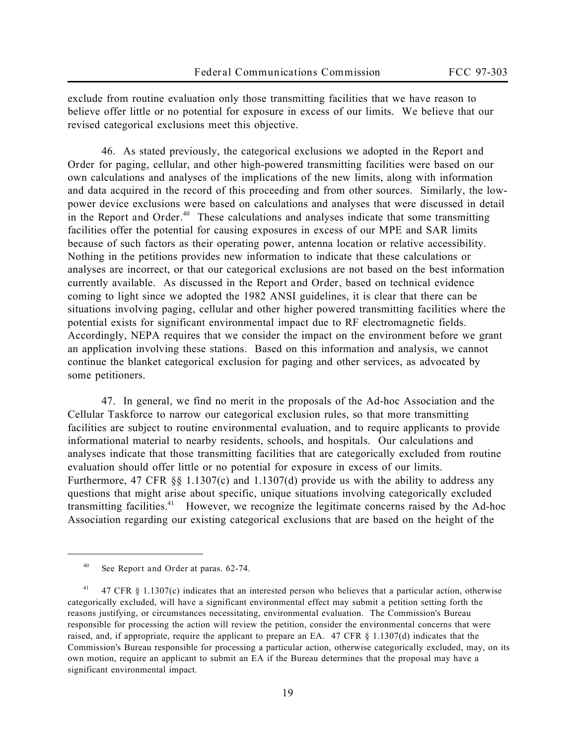exclude from routine evaluation only those transmitting facilities that we have reason to believe offer little or no potential for exposure in excess of our limits. We believe that our revised categorical exclusions meet this objective.

46. As stated previously, the categorical exclusions we adopted in the Report and Order for paging, cellular, and other high-powered transmitting facilities were based on our own calculations and analyses of the implications of the new limits, along with information and data acquired in the record of this proceeding and from other sources. Similarly, the low-power device exclusions were based on calculations and analyses that were discussed in detail in the Report and Order.[40] These calculations and analyses indicate that some transmitting facilities offer the potential for causing exposures in excess of our MPE and SAR limits because of such factors as their operating power, antenna location or relative accessibility. Nothing in the petitions provides new information to indicate that these calculations or analyses are incorrect, or that our categorical exclusions are not based on the best information currently available. As discussed in the Report and Order, based on technical evidence coming to light since we adopted the 1982 ANSI guidelines, it is clear that there can be situations involving paging, cellular and other higher powered transmitting facilities where the potential exists for significant environmental impact due to RF electromagnetic fields. Accordingly, NEPA requires that we consider the impact on the environment before we grant an application involving these stations. Based on this information and analysis, we cannot continue the blanket categorical exclusion for paging and other services, as advocated by some petitioners.

47. In general, we find no merit in the proposals of the Ad-hoc Association and the Cellular Taskforce to narrow our categorical exclusion rules, so that more transmitting facilities are subject to routine environmental evaluation, and to require applicants to provide informational material to nearby residents, schools, and hospitals. Our calculations and analyses indicate that those transmitting facilities that are categorically excluded from routine evaluation should offer little or no potential for exposure in excess of our limits. Furthermore, 47 CFR §§ 1.1307(c) and 1.1307(d) provide us with the ability to address any questions that might arise about specific, unique situations involving categorically excluded transmitting facilities.[41] However, we recognize the legitimate concerns raised by the Ad-hoc Association regarding our existing categorical exclusions that are based on the height of the

---

[40] See Report and Order at paras. 62-74.

[41] 47 CFR § 1.1307(c) indicates that an interested person who believes that a particular action, otherwise categorically excluded, will have a significant environmental effect may submit a petition setting forth the reasons justifying, or circumstances necessitating, environmental evaluation. The Commission's Bureau responsible for processing the action will review the petition, consider the environmental concerns that were raised, and, if appropriate, require the applicant to prepare an EA. 47 CFR § 1.1307(d) indicates that the Commission's Bureau responsible for processing a particular action, otherwise categorically excluded, may, on its own motion, require an applicant to submit an EA if the Bureau determines that the proposal may have a significant environmental impact.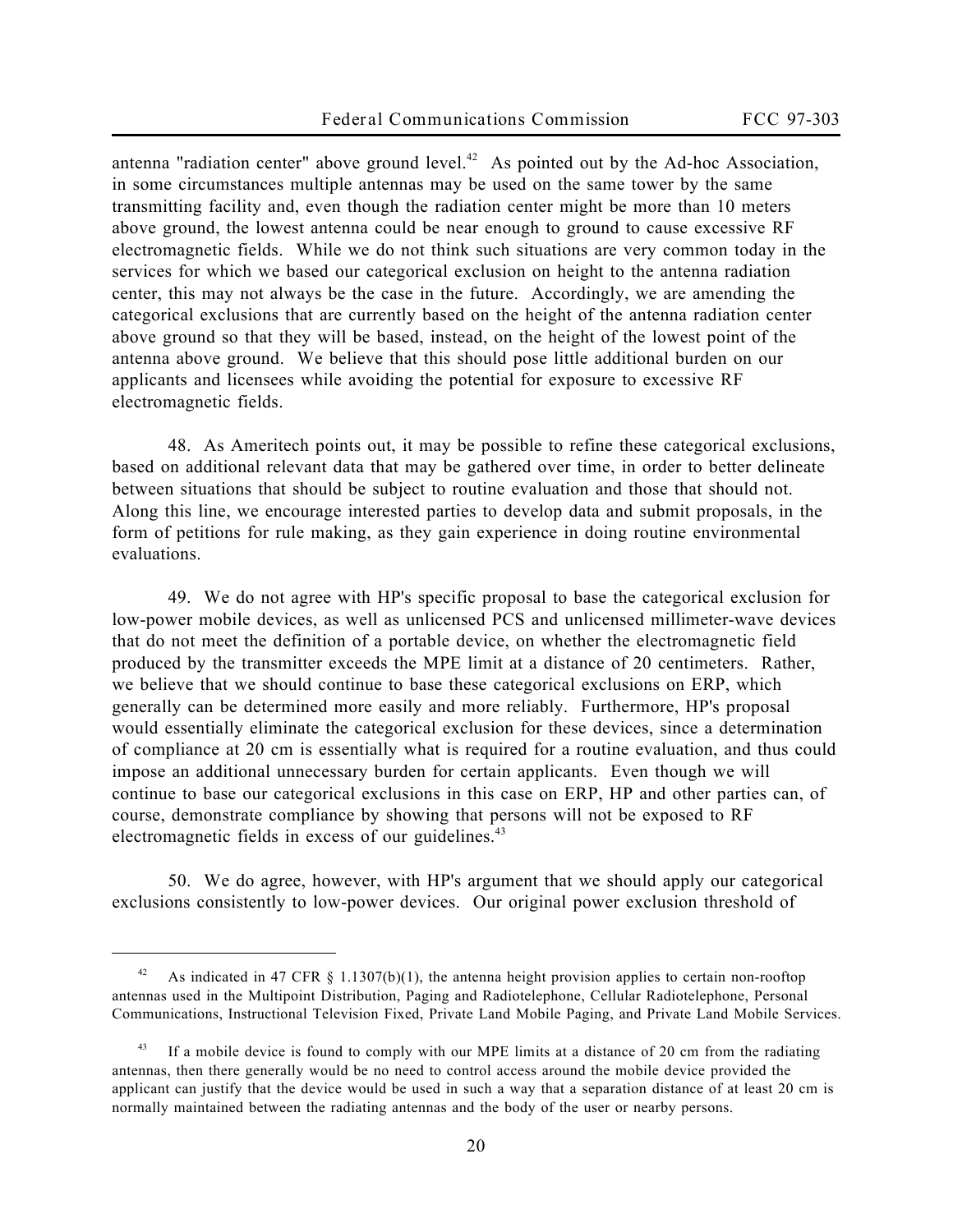antenna "radiation center" above ground level.[42] As pointed out by the Ad-hoc Association, in some circumstances multiple antennas may be used on the same tower by the same transmitting facility and, even though the radiation center might be more than 10 meters above ground, the lowest antenna could be near enough to ground to cause excessive RF electromagnetic fields. While we do not think such situations are very common today in the services for which we based our categorical exclusion on height to the antenna radiation center, this may not always be the case in the future. Accordingly, we are amending the categorical exclusions that are currently based on the height of the antenna radiation center above ground so that they will be based, instead, on the height of the lowest point of the antenna above ground. We believe that this should pose little additional burden on our applicants and licensees while avoiding the potential for exposure to excessive RF electromagnetic fields.

48. As Ameritech points out, it may be possible to refine these categorical exclusions, based on additional relevant data that may be gathered over time, in order to better delineate between situations that should be subject to routine evaluation and those that should not. Along this line, we encourage interested parties to develop data and submit proposals, in the form of petitions for rule making, as they gain experience in doing routine environmental evaluations.

49. We do not agree with HP's specific proposal to base the categorical exclusion for low-power mobile devices, as well as unlicensed PCS and unlicensed millimeter-wave devices that do not meet the definition of a portable device, on whether the electromagnetic field produced by the transmitter exceeds the MPE limit at a distance of 20 centimeters. Rather, we believe that we should continue to base these categorical exclusions on ERP, which generally can be determined more easily and more reliably. Furthermore, HP's proposal would essentially eliminate the categorical exclusion for these devices, since a determination of compliance at 20 cm is essentially what is required for a routine evaluation, and thus could impose an additional unnecessary burden for certain applicants. Even though we will continue to base our categorical exclusions in this case on ERP, HP and other parties can, of course, demonstrate compliance by showing that persons will not be exposed to RF electromagnetic fields in excess of our guidelines.[43]

50. We do agree, however, with HP's argument that we should apply our categorical exclusions consistently to low-power devices. Our original power exclusion threshold of

---

[42] As indicated in 47 CFR § 1.1307(b)(1), the antenna height provision applies to certain non-rooftop antennas used in the Multipoint Distribution, Paging and Radiotelephone, Cellular Radiotelephone, Personal Communications, Instructional Television Fixed, Private Land Mobile Paging, and Private Land Mobile Services.

[43] If a mobile device is found to comply with our MPE limits at a distance of 20 cm from the radiating antennas, then there generally would be no need to control access around the mobile device provided the applicant can justify that the device would be used in such a way that a separation distance of at least 20 cm is normally maintained between the radiating antennas and the body of the user or nearby persons.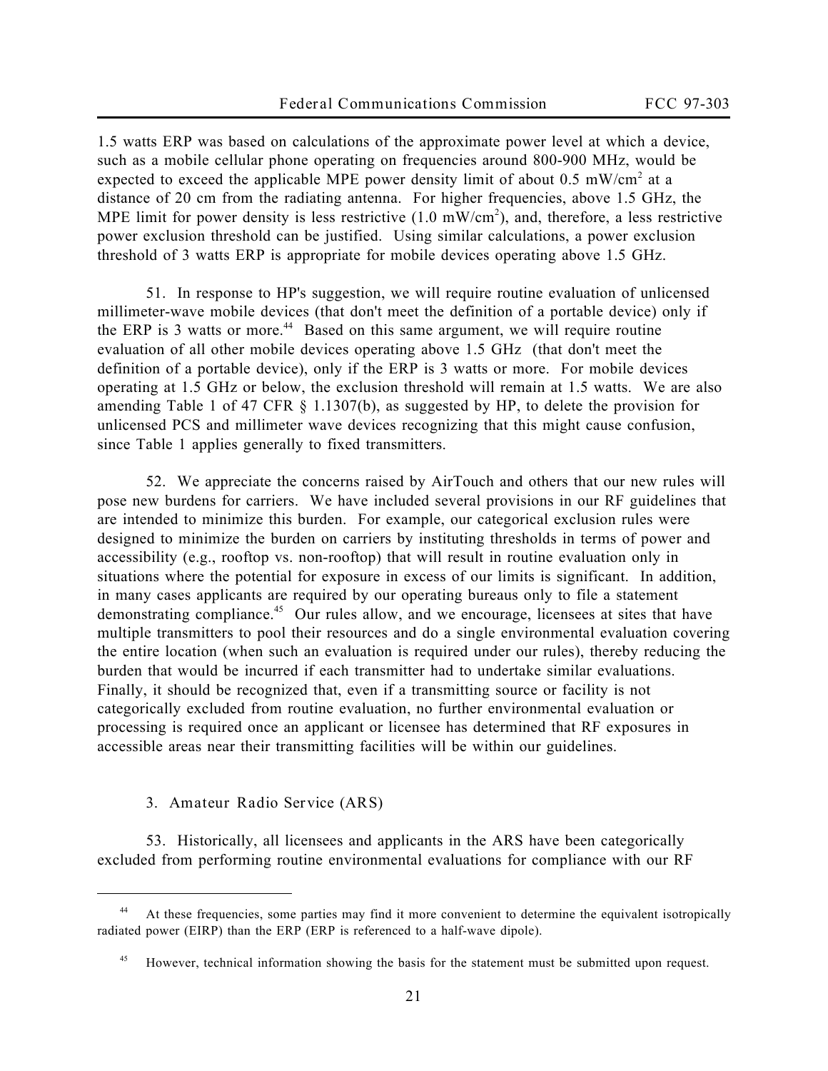1.5 watts ERP was based on calculations of the approximate power level at which a device, such as a mobile cellular phone operating on frequencies around 800-900 MHz, would be expected to exceed the applicable MPE power density limit of about 0.5 $mW/cm^2$ at a distance of 20 cm from the radiating antenna. For higher frequencies, above 1.5 GHz, the MPE limit for power density is less restrictive (1.0 $mW/cm^2$), and, therefore, a less restrictive power exclusion threshold can be justified. Using similar calculations, a power exclusion threshold of 3 watts ERP is appropriate for mobile devices operating above 1.5 GHz.

51. In response to HP's suggestion, we will require routine evaluation of unlicensed millimeter-wave mobile devices (that don't meet the definition of a portable device) only if the ERP is 3 watts or more.[44] Based on this same argument, we will require routine evaluation of all other mobile devices operating above 1.5 GHz (that don't meet the definition of a portable device), only if the ERP is 3 watts or more. For mobile devices operating at 1.5 GHz or below, the exclusion threshold will remain at 1.5 watts. We are also amending Table 1 of 47 CFR § 1.1307(b), as suggested by HP, to delete the provision for unlicensed PCS and millimeter wave devices recognizing that this might cause confusion, since Table 1 applies generally to fixed transmitters.

52. We appreciate the concerns raised by AirTouch and others that our new rules will pose new burdens for carriers. We have included several provisions in our RF guidelines that are intended to minimize this burden. For example, our categorical exclusion rules were designed to minimize the burden on carriers by instituting thresholds in terms of power and accessibility (e.g., rooftop vs. non-rooftop) that will result in routine evaluation only in situations where the potential for exposure in excess of our limits is significant. In addition, in many cases applicants are required by our operating bureaus only to file a statement demonstrating compliance.[45] Our rules allow, and we encourage, licensees at sites that have multiple transmitters to pool their resources and do a single environmental evaluation covering the entire location (when such an evaluation is required under our rules), thereby reducing the burden that would be incurred if each transmitter had to undertake similar evaluations. Finally, it should be recognized that, even if a transmitting source or facility is not categorically excluded from routine evaluation, no further environmental evaluation or processing is required once an applicant or licensee has determined that RF exposures in accessible areas near their transmitting facilities will be within our guidelines.

### 3. Amateur Radio Service (ARS)

53. Historically, all licensees and applicants in the ARS have been categorically excluded from performing routine environmental evaluations for compliance with our RF

---

[44] At these frequencies, some parties may find it more convenient to determine the equivalent isotropically radiated power (EIRP) than the ERP (ERP is referenced to a half-wave dipole).

[45] However, technical information showing the basis for the statement must be submitted upon request.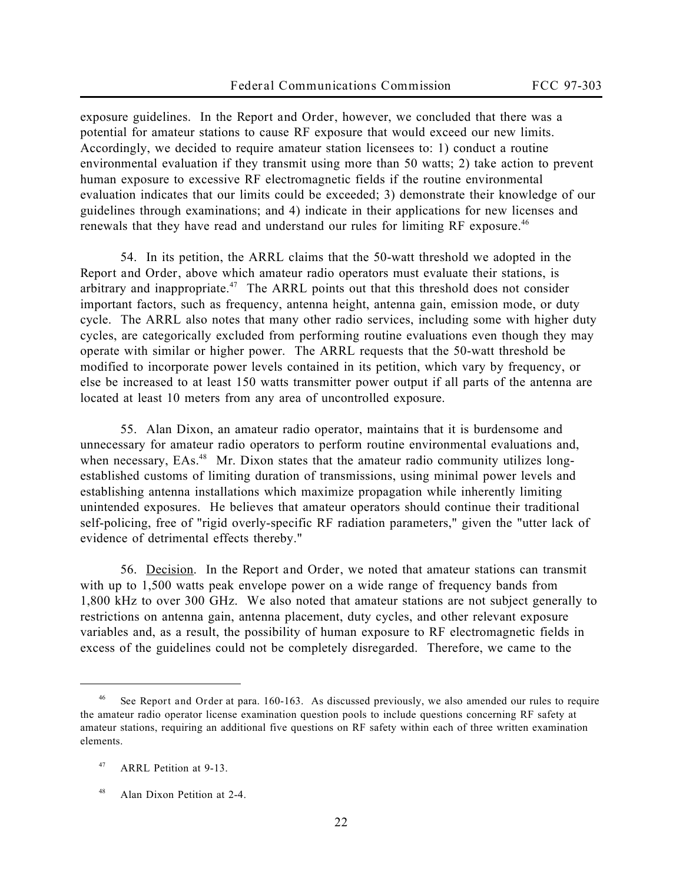exposure guidelines. In the *Report and Order*, however, we concluded that there was a potential for amateur stations to cause RF exposure that would exceed our new limits. Accordingly, we decided to require amateur station licensees to: 1) conduct a routine environmental evaluation if they transmit using more than 50 watts; 2) take action to prevent human exposure to excessive RF electromagnetic fields if the routine environmental evaluation indicates that our limits could be exceeded; 3) demonstrate their knowledge of our guidelines through examinations; and 4) indicate in their applications for new licenses and renewals that they have read and understand our rules for limiting RF exposure.[46]

54. In its petition, the ARRL claims that the 50-watt threshold we adopted in the *Report and Order*, above which amateur radio operators must evaluate their stations, is arbitrary and inappropriate.[47] The ARRL points out that this threshold does not consider important factors, such as frequency, antenna height, antenna gain, emission mode, or duty cycle. The ARRL also notes that many other radio services, including some with higher duty cycles, are categorically excluded from performing routine evaluations even though they may operate with similar or higher power. The ARRL requests that the 50-watt threshold be modified to incorporate power levels contained in its petition, which vary by frequency, or else be increased to at least 150 watts transmitter power output if all parts of the antenna are located at least 10 meters from any area of uncontrolled exposure.

55. Alan Dixon, an amateur radio operator, maintains that it is burdensome and unnecessary for amateur radio operators to perform routine environmental evaluations and, when necessary, EAs.[48] Mr. Dixon states that the amateur radio community utilizes long-established customs of limiting duration of transmissions, using minimal power levels and establishing antenna installations which maximize propagation while inherently limiting unintended exposures. He believes that amateur operators should continue their traditional self-policing, free of "rigid overly-specific RF radiation parameters," given the "utter lack of evidence of detrimental effects thereby."

56. Decision. In the *Report and Order*, we noted that amateur stations can transmit with up to 1,500 watts peak envelope power on a wide range of frequency bands from 1,800 kHz to over 300 GHz. We also noted that amateur stations are not subject generally to restrictions on antenna gain, antenna placement, duty cycles, and other relevant exposure variables and, as a result, the possibility of human exposure to RF electromagnetic fields in excess of the guidelines could not be completely disregarded. Therefore, we came to the

---

[46] See *Report and Order* at para. 160-163. As discussed previously, we also amended our rules to require the amateur radio operator license examination question pools to include questions concerning RF safety at amateur stations, requiring an additional five questions on RF safety within each of three written examination elements.

[47] ARRL Petition at 9-13.

[48] Alan Dixon Petition at 2-4.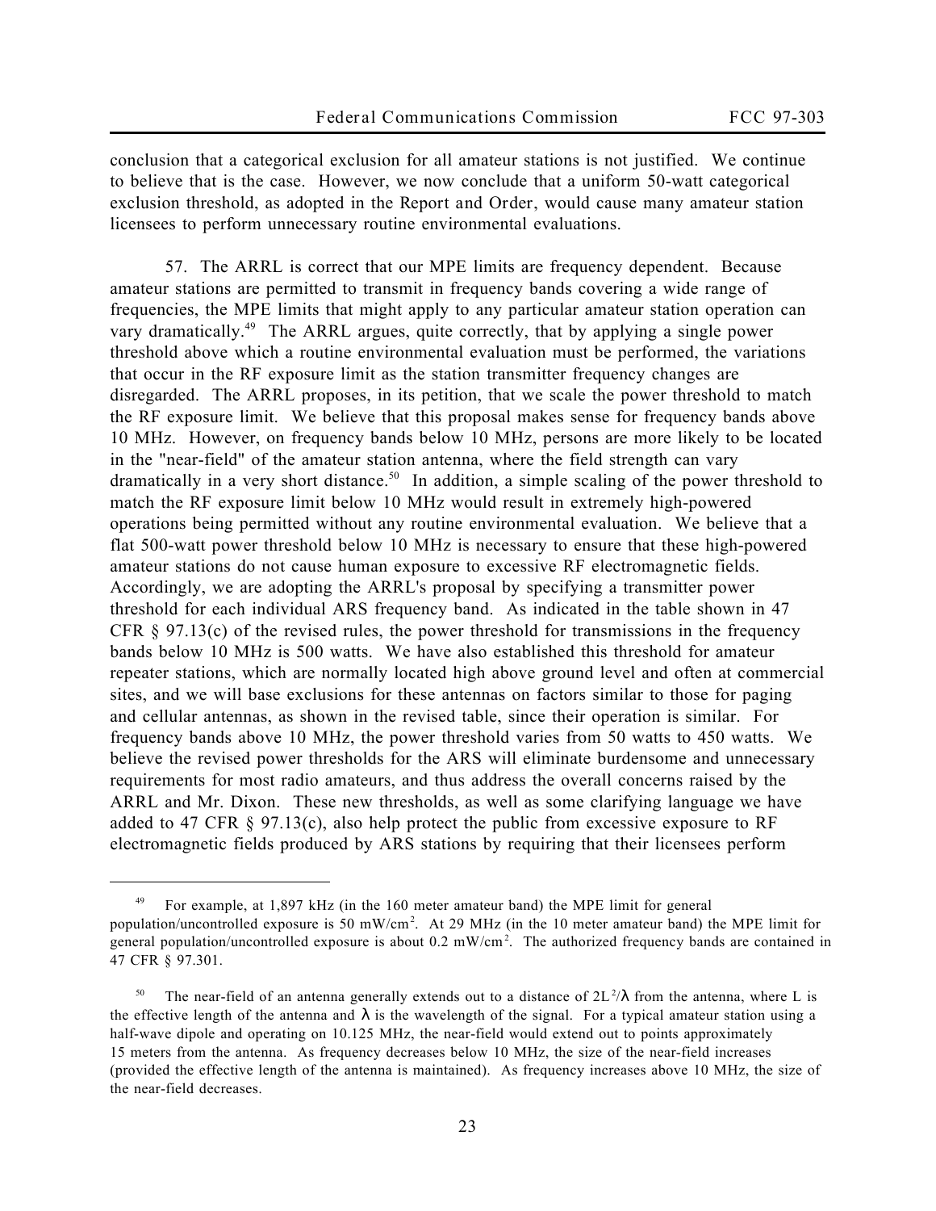conclusion that a categorical exclusion for all amateur stations is not justified. We continue to believe that is the case. However, we now conclude that a uniform 50-watt categorical exclusion threshold, as adopted in the Report and Order, would cause many amateur station licensees to perform unnecessary routine environmental evaluations.

57. The ARRL is correct that our MPE limits are frequency dependent. Because amateur stations are permitted to transmit in frequency bands covering a wide range of frequencies, the MPE limits that might apply to any particular amateur station operation can vary dramatically.[49] The ARRL argues, quite correctly, that by applying a single power threshold above which a routine environmental evaluation must be performed, the variations that occur in the RF exposure limit as the station transmitter frequency changes are disregarded. The ARRL proposes, in its petition, that we scale the power threshold to match the RF exposure limit. We believe that this proposal makes sense for frequency bands above 10 MHz. However, on frequency bands below 10 MHz, persons are more likely to be located in the "near-field" of the amateur station antenna, where the field strength can vary dramatically in a very short distance.[50] In addition, a simple scaling of the power threshold to match the RF exposure limit below 10 MHz would result in extremely high-powered operations being permitted without any routine environmental evaluation. We believe that a flat 500-watt power threshold below 10 MHz is necessary to ensure that these high-powered amateur stations do not cause human exposure to excessive RF electromagnetic fields. Accordingly, we are adopting the ARRL's proposal by specifying a transmitter power threshold for each individual ARS frequency band. As indicated in the table shown in 47 CFR § 97.13(c) of the revised rules, the power threshold for transmissions in the frequency bands below 10 MHz is 500 watts. We have also established this threshold for amateur repeater stations, which are normally located high above ground level and often at commercial sites, and we will base exclusions for these antennas on factors similar to those for paging and cellular antennas, as shown in the revised table, since their operation is similar. For frequency bands above 10 MHz, the power threshold varies from 50 watts to 450 watts. We believe the revised power thresholds for the ARS will eliminate burdensome and unnecessary requirements for most radio amateurs, and thus address the overall concerns raised by the ARRL and Mr. Dixon. These new thresholds, as well as some clarifying language we have added to 47 CFR § 97.13(c), also help protect the public from excessive exposure to RF electromagnetic fields produced by ARS stations by requiring that their licensees perform

---

[49] For example, at 1,897 kHz (in the 160 meter amateur band) the MPE limit for general population/uncontrolled exposure is 50 $mW/cm^2$. At 29 MHz (in the 10 meter amateur band) the MPE limit for general population/uncontrolled exposure is about 0.2 $mW/cm^2$. The authorized frequency bands are contained in 47 CFR § 97.301.

[50] The near-field of an antenna generally extends out to a distance of $2L^2/\lambda$ from the antenna, where L is the effective length of the antenna and $\lambda$ is the wavelength of the signal. For a typical amateur station using a half-wave dipole and operating on 10.125 MHz, the near-field would extend out to points approximately 15 meters from the antenna. As frequency decreases below 10 MHz, the size of the near-field increases (provided the effective length of the antenna is maintained). As frequency increases above 10 MHz, the size of the near-field decreases.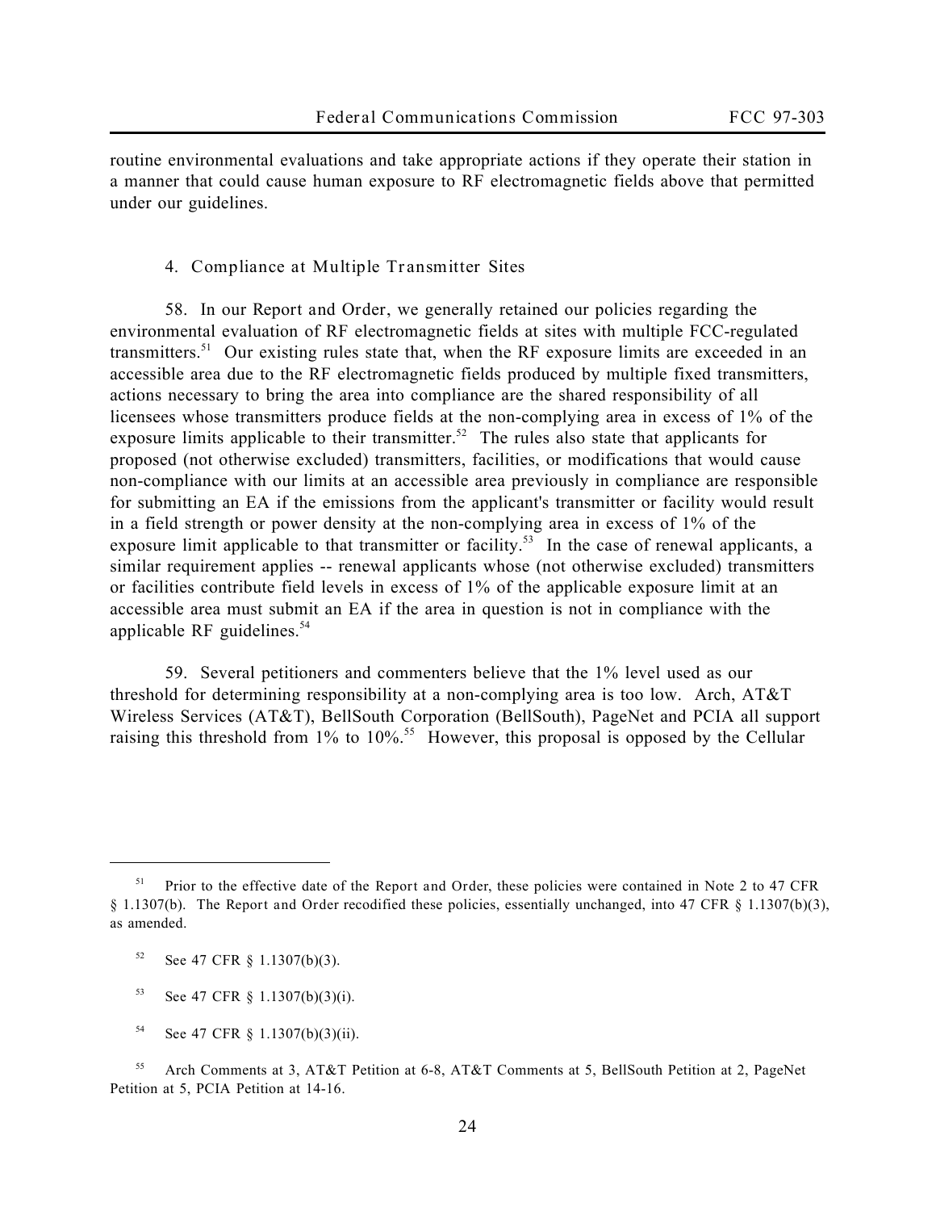routine environmental evaluations and take appropriate actions if they operate their station in a manner that could cause human exposure to RF electromagnetic fields above that permitted under our guidelines.

### 4. Compliance at Multiple Transmitter Sites

58. In our Report and Order, we generally retained our policies regarding the environmental evaluation of RF electromagnetic fields at sites with multiple FCC-regulated transmitters.[51] Our existing rules state that, when the RF exposure limits are exceeded in an accessible area due to the RF electromagnetic fields produced by multiple fixed transmitters, actions necessary to bring the area into compliance are the shared responsibility of all licensees whose transmitters produce fields at the non-complying area in excess of 1% of the exposure limits applicable to their transmitter.[52] The rules also state that applicants for proposed (not otherwise excluded) transmitters, facilities, or modifications that would cause non-compliance with our limits at an accessible area previously in compliance are responsible for submitting an EA if the emissions from the applicant's transmitter or facility would result in a field strength or power density at the non-complying area in excess of 1% of the exposure limit applicable to that transmitter or facility.[53] In the case of renewal applicants, a similar requirement applies -- renewal applicants whose (not otherwise excluded) transmitters or facilities contribute field levels in excess of 1% of the applicable exposure limit at an accessible area must submit an EA if the area in question is not in compliance with the applicable RF guidelines.[54]

59. Several petitioners and commenters believe that the 1% level used as our threshold for determining responsibility at a non-complying area is too low. Arch, AT&T Wireless Services (AT&T), BellSouth Corporation (BellSouth), PageNet and PCIA all support raising this threshold from 1% to 10%.[55] However, this proposal is opposed by the Cellular

---

[51] Prior to the effective date of the Report and Order, these policies were contained in Note 2 to 47 CFR § 1.1307(b). The Report and Order recodified these policies, essentially unchanged, into 47 CFR § 1.1307(b)(3), as amended.

[52] See 47 CFR § 1.1307(b)(3).

[53] See 47 CFR § 1.1307(b)(3)(i).

[54] See 47 CFR § 1.1307(b)(3)(ii).

[55] Arch Comments at 3, AT&T Petition at 6-8, AT&T Comments at 5, BellSouth Petition at 2, PageNet Petition at 5, PCIA Petition at 14-16.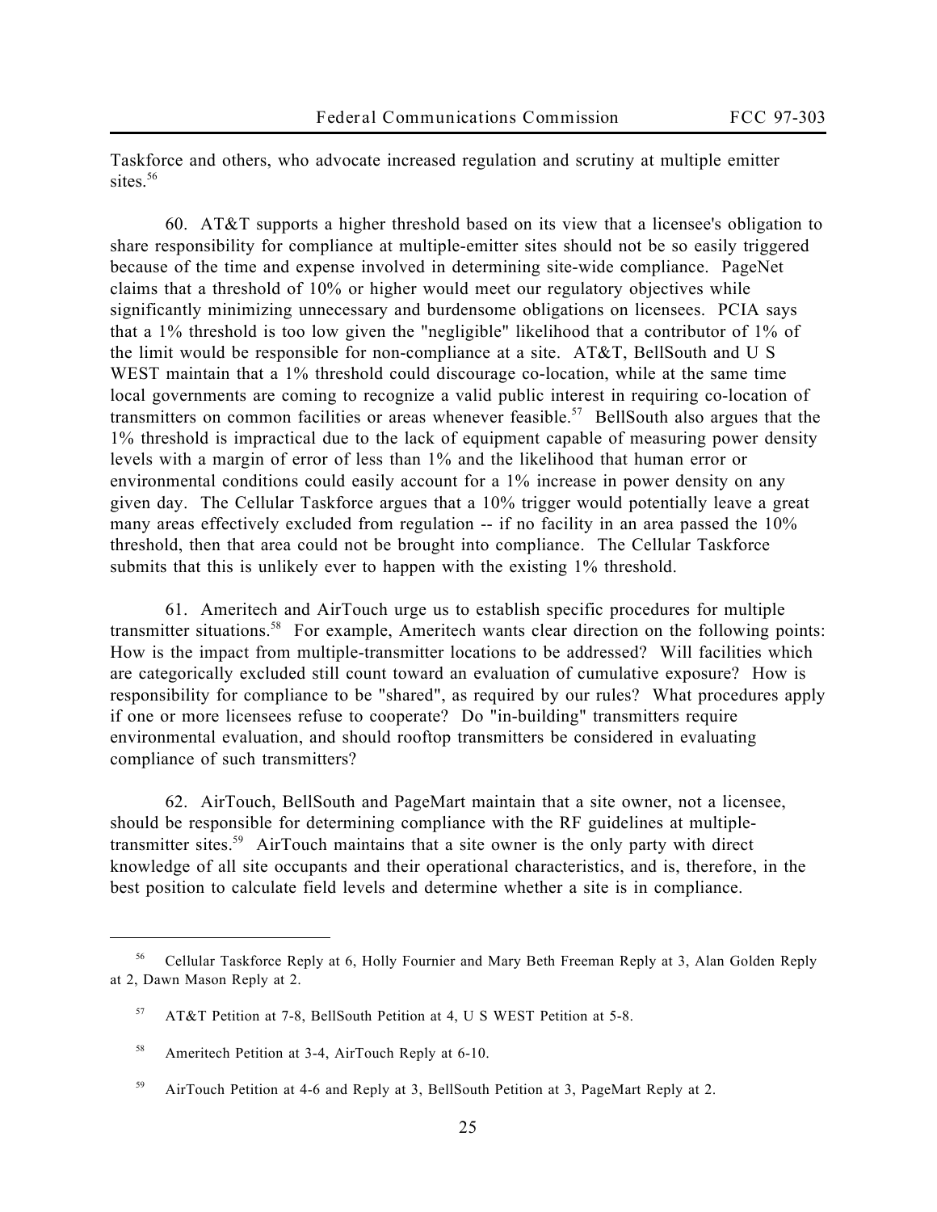Taskforce and others, who advocate increased regulation and scrutiny at multiple emitter sites.[56]

60. AT&T supports a higher threshold based on its view that a licensee's obligation to share responsibility for compliance at multiple-emitter sites should not be so easily triggered because of the time and expense involved in determining site-wide compliance. PageNet claims that a threshold of 10% or higher would meet our regulatory objectives while significantly minimizing unnecessary and burdensome obligations on licensees. PCIA says that a 1% threshold is too low given the "negligible" likelihood that a contributor of 1% of the limit would be responsible for non-compliance at a site. AT&T, BellSouth and U S WEST maintain that a 1% threshold could discourage co-location, while at the same time local governments are coming to recognize a valid public interest in requiring co-location of transmitters on common facilities or areas whenever feasible.[57] BellSouth also argues that the 1% threshold is impractical due to the lack of equipment capable of measuring power density levels with a margin of error of less than 1% and the likelihood that human error or environmental conditions could easily account for a 1% increase in power density on any given day. The Cellular Taskforce argues that a 10% trigger would potentially leave a great many areas effectively excluded from regulation -- if no facility in an area passed the 10% threshold, then that area could not be brought into compliance. The Cellular Taskforce submits that this is unlikely ever to happen with the existing 1% threshold.

61. Ameritech and AirTouch urge us to establish specific procedures for multiple transmitter situations.[58] For example, Ameritech wants clear direction on the following points: How is the impact from multiple-transmitter locations to be addressed? Will facilities which are categorically excluded still count toward an evaluation of cumulative exposure? How is responsibility for compliance to be "shared", as required by our rules? What procedures apply if one or more licensees refuse to cooperate? Do "in-building" transmitters require environmental evaluation, and should rooftop transmitters be considered in evaluating compliance of such transmitters?

62. AirTouch, BellSouth and PageMart maintain that a site owner, not a licensee, should be responsible for determining compliance with the RF guidelines at multiple-transmitter sites.[59] AirTouch maintains that a site owner is the only party with direct knowledge of all site occupants and their operational characteristics, and is, therefore, in the best position to calculate field levels and determine whether a site is in compliance.

---

[56] Cellular Taskforce Reply at 6, Holly Fournier and Mary Beth Freeman Reply at 3, Alan Golden Reply at 2, Dawn Mason Reply at 2.

[57] AT&T Petition at 7-8, BellSouth Petition at 4, U S WEST Petition at 5-8.

[58] Ameritech Petition at 3-4, AirTouch Reply at 6-10.

[59] AirTouch Petition at 4-6 and Reply at 3, BellSouth Petition at 3, PageMart Reply at 2.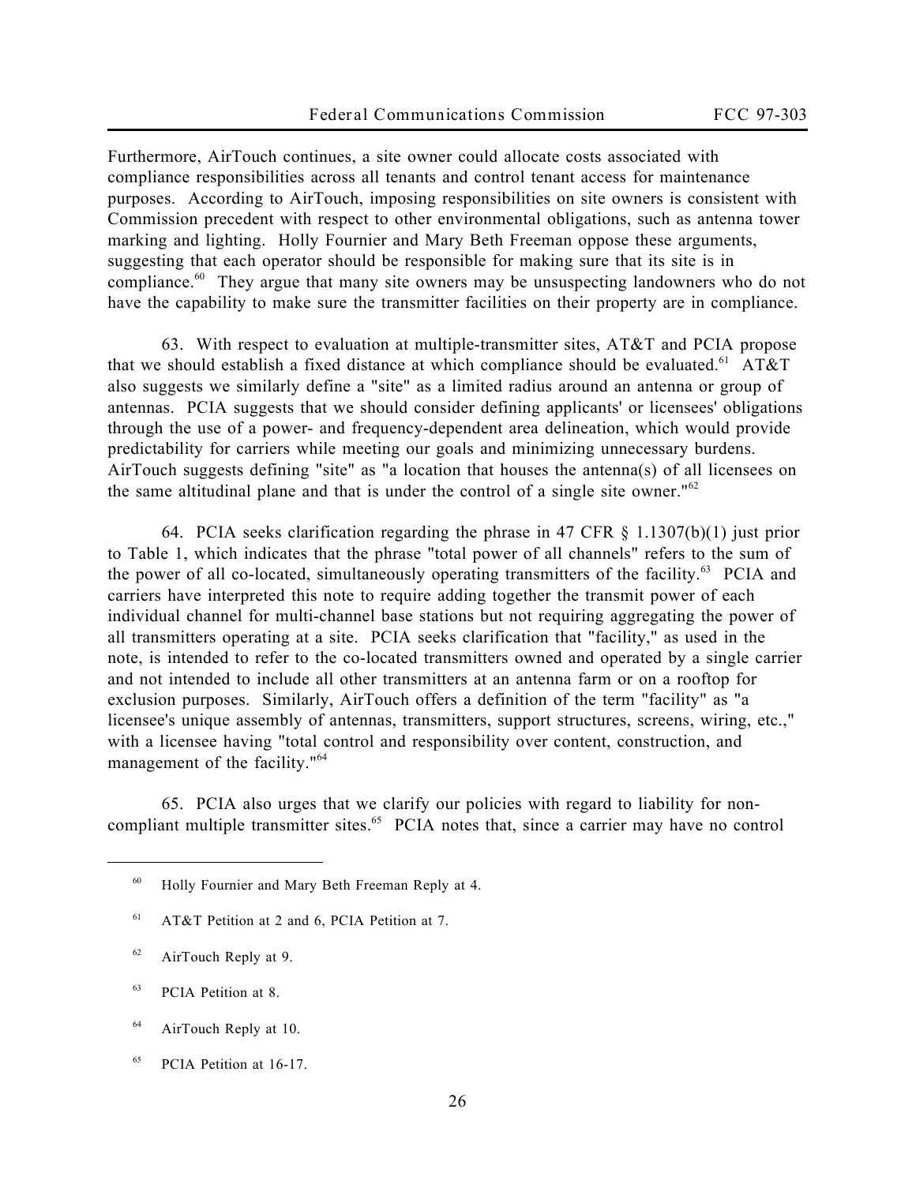Furthermore, AirTouch continues, a site owner could allocate costs associated with compliance responsibilities across all tenants and control tenant access for maintenance purposes. According to AirTouch, imposing responsibilities on site owners is consistent with Commission precedent with respect to other environmental obligations, such as antenna tower marking and lighting. Holly Fournier and Mary Beth Freeman oppose these arguments, suggesting that each operator should be responsible for making sure that its site is in compliance.[60] They argue that many site owners may be unsuspecting landowners who do not have the capability to make sure the transmitter facilities on their property are in compliance.

63. With respect to evaluation at multiple-transmitter sites, AT&T and PCIA propose that we should establish a fixed distance at which compliance should be evaluated.[61] AT&T also suggests we similarly define a "site" as a limited radius around an antenna or group of antennas. PCIA suggests that we should consider defining applicants' or licensees' obligations through the use of a power- and frequency-dependent area delineation, which would provide predictability for carriers while meeting our goals and minimizing unnecessary burdens. AirTouch suggests defining "site" as "a location that houses the antenna(s) of all licensees on the same altitudinal plane and that is under the control of a single site owner."[62]

64. PCIA seeks clarification regarding the phrase in 47 CFR § 1.1307(b)(1) just prior to Table 1, which indicates that the phrase "total power of all channels" refers to the sum of the power of all co-located, simultaneously operating transmitters of the facility.[63] PCIA and carriers have interpreted this note to require adding together the transmit power of each individual channel for multi-channel base stations but not requiring aggregating the power of all transmitters operating at a site. PCIA seeks clarification that "facility," as used in the note, is intended to refer to the co-located transmitters owned and operated by a single carrier and not intended to include all other transmitters at an antenna farm or on a rooftop for exclusion purposes. Similarly, AirTouch offers a definition of the term "facility" as "a licensee's unique assembly of antennas, transmitters, support structures, screens, wiring, etc.," with a licensee having "total control and responsibility over content, construction, and management of the facility."[64]

65. PCIA also urges that we clarify our policies with regard to liability for non-compliant multiple transmitter sites.[65] PCIA notes that, since a carrier may have no control

---

[60] Holly Fournier and Mary Beth Freeman Reply at 4.

[61] AT&T Petition at 2 and 6, PCIA Petition at 7.

[62] AirTouch Reply at 9.

[63] PCIA Petition at 8.

[64] AirTouch Reply at 10.

[65] PCIA Petition at 16-17.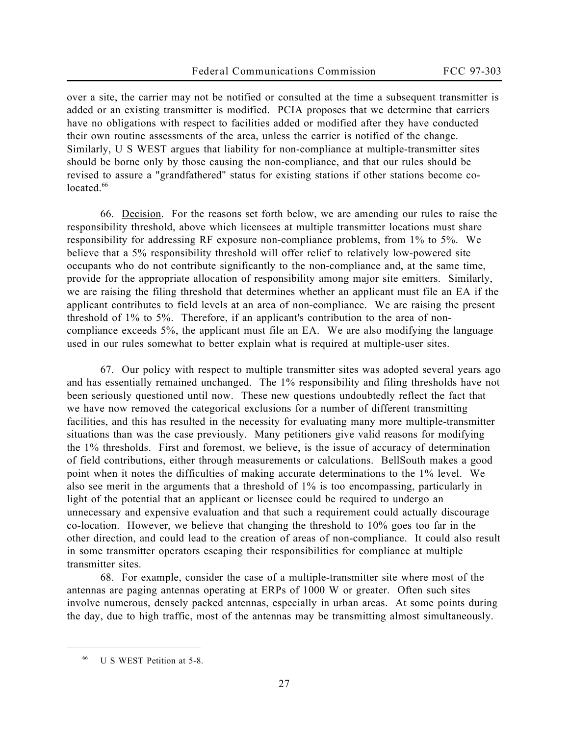over a site, the carrier may not be notified or consulted at the time a subsequent transmitter is added or an existing transmitter is modified. PCIA proposes that we determine that carriers have no obligations with respect to facilities added or modified after they have conducted their own routine assessments of the area, unless the carrier is notified of the change. Similarly, U S WEST argues that liability for non-compliance at multiple-transmitter sites should be borne only by those causing the non-compliance, and that our rules should be revised to assure a "grandfathered" status for existing stations if other stations become co-located.[66]

66. Decision. For the reasons set forth below, we are amending our rules to raise the responsibility threshold, above which licensees at multiple transmitter locations must share responsibility for addressing RF exposure non-compliance problems, from 1% to 5%. We believe that a 5% responsibility threshold will offer relief to relatively low-powered site occupants who do not contribute significantly to the non-compliance and, at the same time, provide for the appropriate allocation of responsibility among major site emitters. Similarly, we are raising the filing threshold that determines whether an applicant must file an EA if the applicant contributes to field levels at an area of non-compliance. We are raising the present threshold of 1% to 5%. Therefore, if an applicant's contribution to the area of non-compliance exceeds 5%, the applicant must file an EA. We are also modifying the language used in our rules somewhat to better explain what is required at multiple-user sites.

67. Our policy with respect to multiple transmitter sites was adopted several years ago and has essentially remained unchanged. The 1% responsibility and filing thresholds have not been seriously questioned until now. These new questions undoubtedly reflect the fact that we have now removed the categorical exclusions for a number of different transmitting facilities, and this has resulted in the necessity for evaluating many more multiple-transmitter situations than was the case previously. Many petitioners give valid reasons for modifying the 1% thresholds. First and foremost, we believe, is the issue of accuracy of determination of field contributions, either through measurements or calculations. BellSouth makes a good point when it notes the difficulties of making accurate determinations to the 1% level. We also see merit in the arguments that a threshold of 1% is too encompassing, particularly in light of the potential that an applicant or licensee could be required to undergo an unnecessary and expensive evaluation and that such a requirement could actually discourage co-location. However, we believe that changing the threshold to 10% goes too far in the other direction, and could lead to the creation of areas of non-compliance. It could also result in some transmitter operators escaping their responsibilities for compliance at multiple transmitter sites.

68. For example, consider the case of a multiple-transmitter site where most of the antennas are paging antennas operating at ERPs of 1000 W or greater. Often such sites involve numerous, densely packed antennas, especially in urban areas. At some points during the day, due to high traffic, most of the antennas may be transmitting almost simultaneously.

[66] U S WEST Petition at 5-8.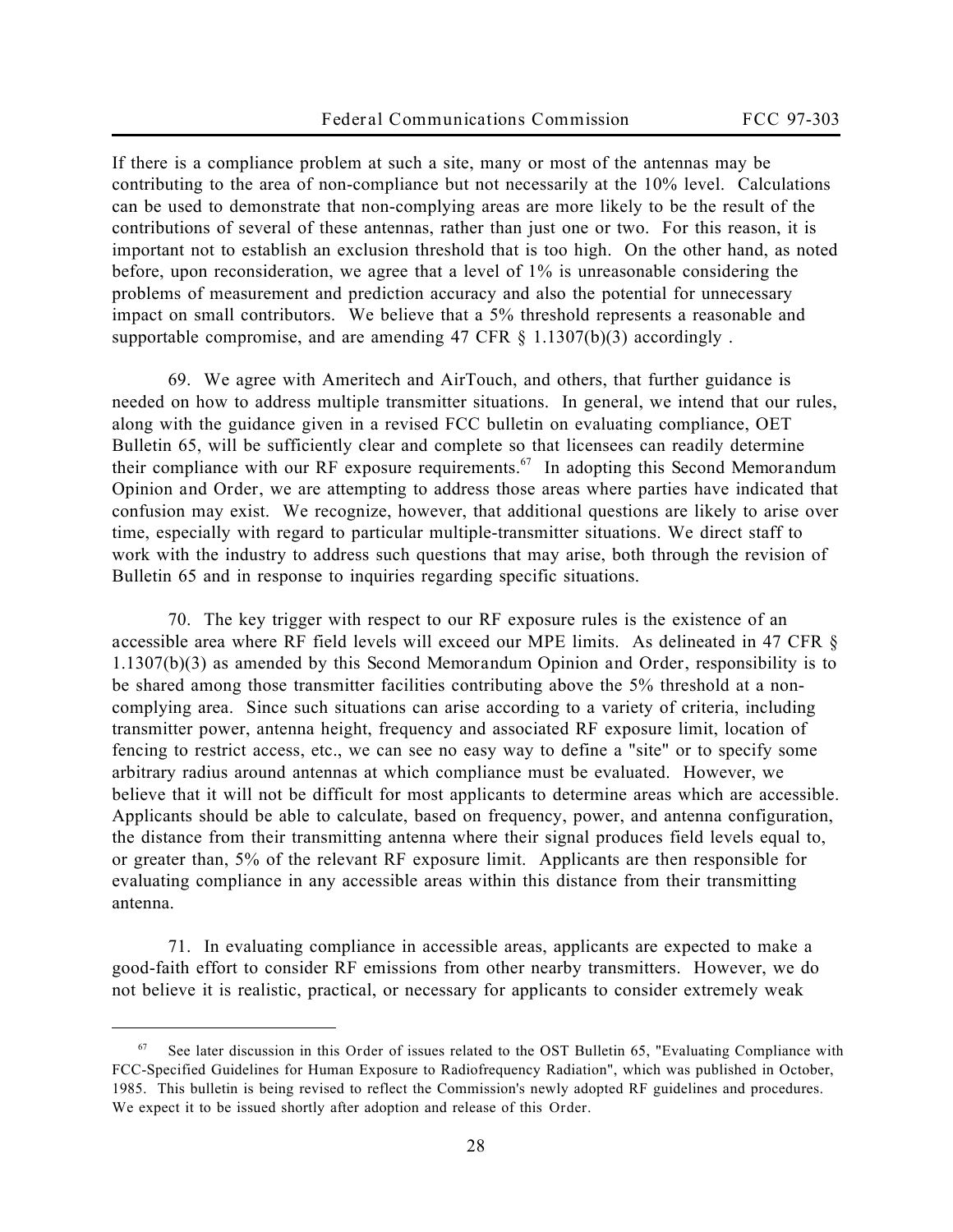If there is a compliance problem at such a site, many or most of the antennas may be contributing to the area of non-compliance but not necessarily at the 10% level. Calculations can be used to demonstrate that non-complying areas are more likely to be the result of the contributions of several of these antennas, rather than just one or two. For this reason, it is important not to establish an exclusion threshold that is too high. On the other hand, as noted before, upon reconsideration, we agree that a level of 1% is unreasonable considering the problems of measurement and prediction accuracy and also the potential for unnecessary impact on small contributors. We believe that a 5% threshold represents a reasonable and supportable compromise, and are amending 47 CFR § 1.1307(b)(3) accordingly .

69. We agree with Ameritech and AirTouch, and others, that further guidance is needed on how to address multiple transmitter situations. In general, we intend that our rules, along with the guidance given in a revised FCC bulletin on evaluating compliance, OET Bulletin 65, will be sufficiently clear and complete so that licensees can readily determine their compliance with our RF exposure requirements.[67] In adopting this Second Memorandum Opinion and Order, we are attempting to address those areas where parties have indicated that confusion may exist. We recognize, however, that additional questions are likely to arise over time, especially with regard to particular multiple-transmitter situations. We direct staff to work with the industry to address such questions that may arise, both through the revision of Bulletin 65 and in response to inquiries regarding specific situations.

70. The key trigger with respect to our RF exposure rules is the existence of an accessible area where RF field levels will exceed our MPE limits. As delineated in 47 CFR § 1.1307(b)(3) as amended by this Second Memorandum Opinion and Order, responsibility is to be shared among those transmitter facilities contributing above the 5% threshold at a non-complying area. Since such situations can arise according to a variety of criteria, including transmitter power, antenna height, frequency and associated RF exposure limit, location of fencing to restrict access, etc., we can see no easy way to define a "site" or to specify some arbitrary radius around antennas at which compliance must be evaluated. However, we believe that it will not be difficult for most applicants to determine areas which are accessible. Applicants should be able to calculate, based on frequency, power, and antenna configuration, the distance from their transmitting antenna where their signal produces field levels equal to, or greater than, 5% of the relevant RF exposure limit. Applicants are then responsible for evaluating compliance in any accessible areas within this distance from their transmitting antenna.

71. In evaluating compliance in accessible areas, applicants are expected to make a good-faith effort to consider RF emissions from other nearby transmitters. However, we do not believe it is realistic, practical, or necessary for applicants to consider extremely weak

---

[67] See later discussion in this Order of issues related to the OST Bulletin 65, "Evaluating Compliance with FCC-Specified Guidelines for Human Exposure to Radiofrequency Radiation", which was published in October, 1985. This bulletin is being revised to reflect the Commission's newly adopted RF guidelines and procedures. We expect it to be issued shortly after adoption and release of this Order.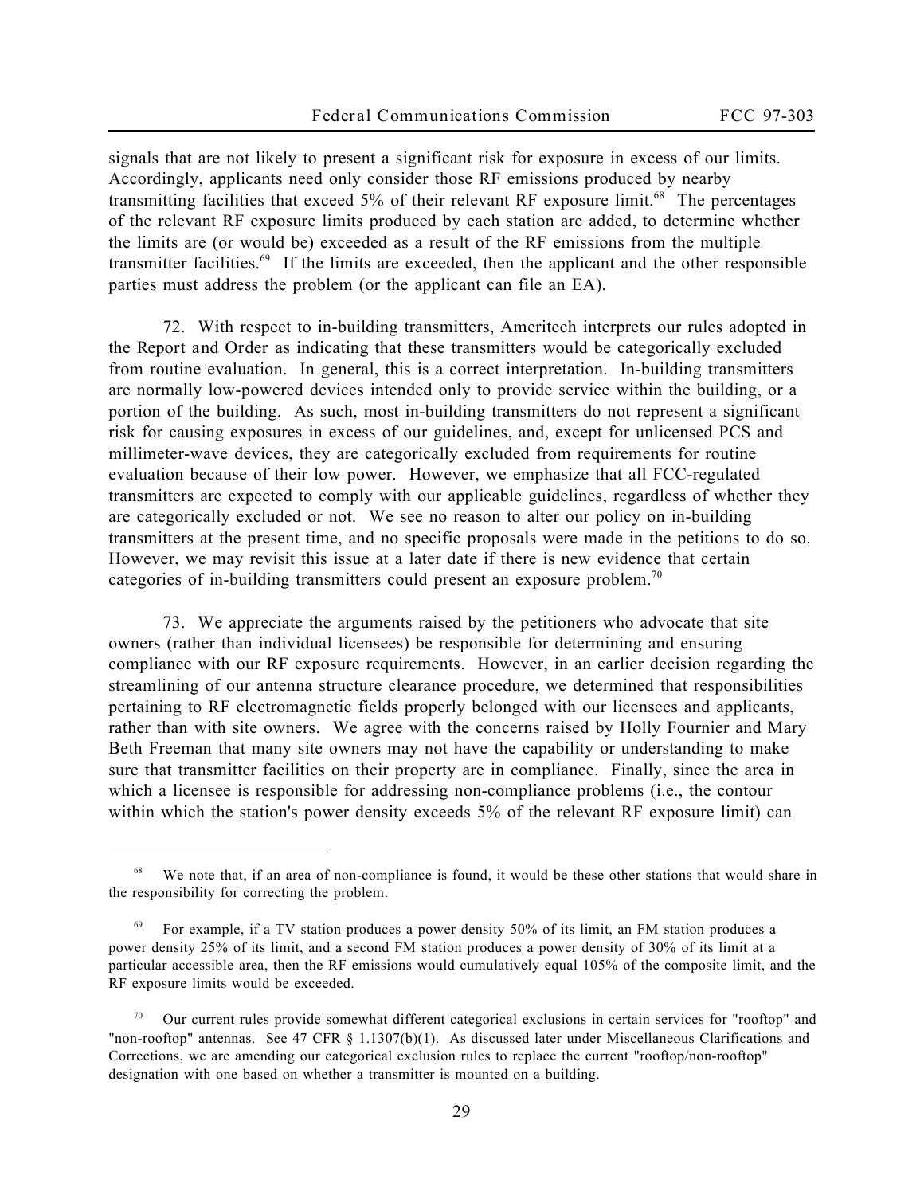signals that are not likely to present a significant risk for exposure in excess of our limits. Accordingly, applicants need only consider those RF emissions produced by nearby transmitting facilities that exceed 5% of their relevant RF exposure limit.[68] The percentages of the relevant RF exposure limits produced by each station are added, to determine whether the limits are (or would be) exceeded as a result of the RF emissions from the multiple transmitter facilities.[69] If the limits are exceeded, then the applicant and the other responsible parties must address the problem (or the applicant can file an EA).

72. With respect to in-building transmitters, Ameritech interprets our rules adopted in the Report and Order as indicating that these transmitters would be categorically excluded from routine evaluation. In general, this is a correct interpretation. In-building transmitters are normally low-powered devices intended only to provide service within the building, or a portion of the building. As such, most in-building transmitters do not represent a significant risk for causing exposures in excess of our guidelines, and, except for unlicensed PCS and millimeter-wave devices, they are categorically excluded from requirements for routine evaluation because of their low power. However, we emphasize that all FCC-regulated transmitters are expected to comply with our applicable guidelines, regardless of whether they are categorically excluded or not. We see no reason to alter our policy on in-building transmitters at the present time, and no specific proposals were made in the petitions to do so. However, we may revisit this issue at a later date if there is new evidence that certain categories of in-building transmitters could present an exposure problem.[70]

73. We appreciate the arguments raised by the petitioners who advocate that site owners (rather than individual licensees) be responsible for determining and ensuring compliance with our RF exposure requirements. However, in an earlier decision regarding the streamlining of our antenna structure clearance procedure, we determined that responsibilities pertaining to RF electromagnetic fields properly belonged with our licensees and applicants, rather than with site owners. We agree with the concerns raised by Holly Fournier and Mary Beth Freeman that many site owners may not have the capability or understanding to make sure that transmitter facilities on their property are in compliance. Finally, since the area in which a licensee is responsible for addressing non-compliance problems (i.e., the contour within which the station's power density exceeds 5% of the relevant RF exposure limit) can

---

[68] We note that, if an area of non-compliance is found, it would be these other stations that would share in the responsibility for correcting the problem.

[69] For example, if a TV station produces a power density 50% of its limit, an FM station produces a power density 25% of its limit, and a second FM station produces a power density of 30% of its limit at a particular accessible area, then the RF emissions would cumulatively equal 105% of the composite limit, and the RF exposure limits would be exceeded.

[70] Our current rules provide somewhat different categorical exclusions in certain services for "rooftop" and "non-rooftop" antennas. See 47 CFR § 1.1307(b)(1). As discussed later under Miscellaneous Clarifications and Corrections, we are amending our categorical exclusion rules to replace the current "rooftop/non-rooftop" designation with one based on whether a transmitter is mounted on a building.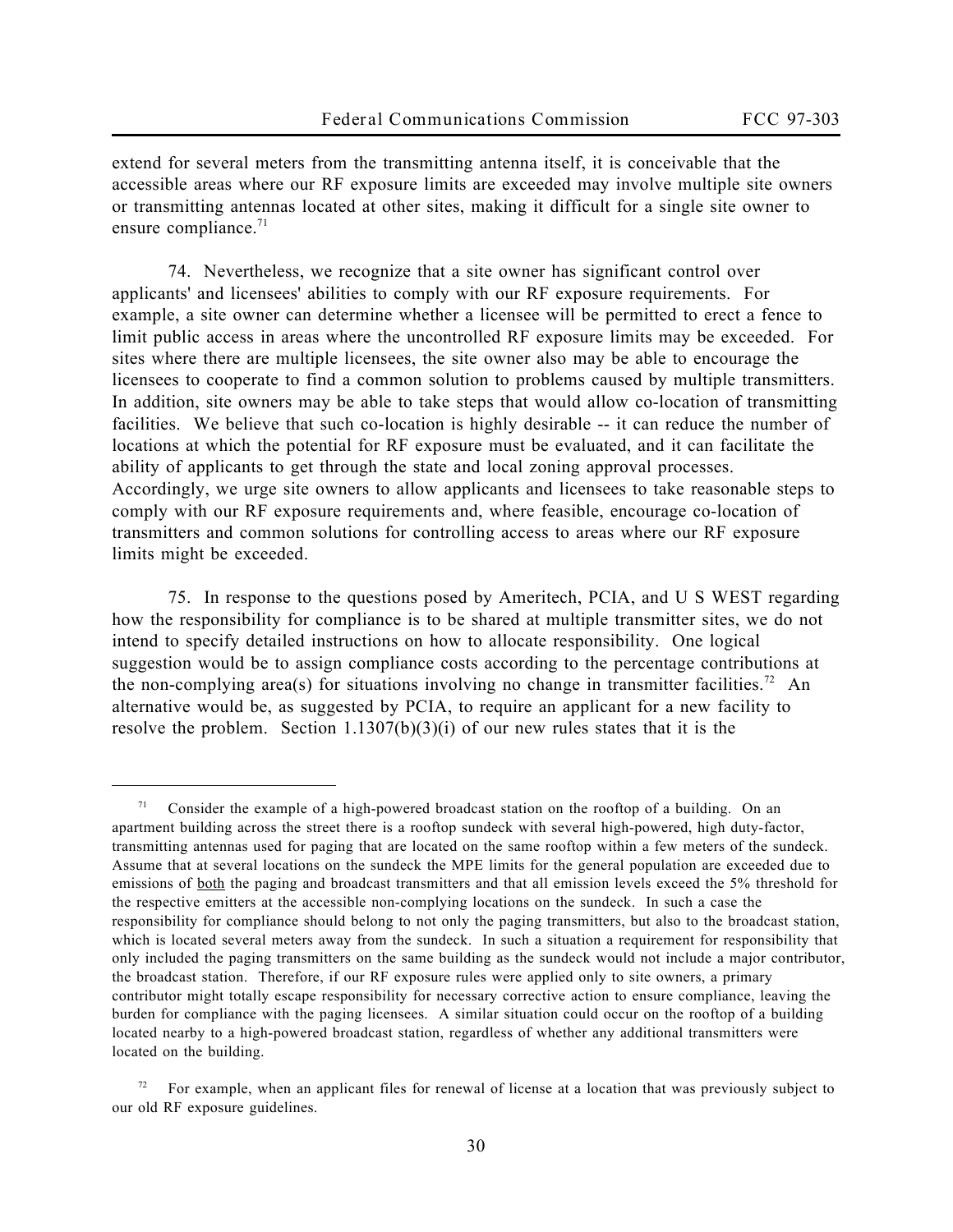extend for several meters from the transmitting antenna itself, it is conceivable that the accessible areas where our RF exposure limits are exceeded may involve multiple site owners or transmitting antennas located at other sites, making it difficult for a single site owner to ensure compliance.[71]

74. Nevertheless, we recognize that a site owner has significant control over applicants' and licensees' abilities to comply with our RF exposure requirements. For example, a site owner can determine whether a licensee will be permitted to erect a fence to limit public access in areas where the uncontrolled RF exposure limits may be exceeded. For sites where there are multiple licensees, the site owner also may be able to encourage the licensees to cooperate to find a common solution to problems caused by multiple transmitters. In addition, site owners may be able to take steps that would allow co-location of transmitting facilities. We believe that such co-location is highly desirable -- it can reduce the number of locations at which the potential for RF exposure must be evaluated, and it can facilitate the ability of applicants to get through the state and local zoning approval processes. Accordingly, we urge site owners to allow applicants and licensees to take reasonable steps to comply with our RF exposure requirements and, where feasible, encourage co-location of transmitters and common solutions for controlling access to areas where our RF exposure limits might be exceeded.

75. In response to the questions posed by Ameritech, PCIA, and U S WEST regarding how the responsibility for compliance is to be shared at multiple transmitter sites, we do not intend to specify detailed instructions on how to allocate responsibility. One logical suggestion would be to assign compliance costs according to the percentage contributions at the non-complying area(s) for situations involving no change in transmitter facilities.[72] An alternative would be, as suggested by PCIA, to require an applicant for a new facility to resolve the problem. Section 1.1307(b)(3)(i) of our new rules states that it is the

---

[71] Consider the example of a high-powered broadcast station on the rooftop of a building. On an apartment building across the street there is a rooftop sundeck with several high-powered, high duty-factor, transmitting antennas used for paging that are located on the same rooftop within a few meters of the sundeck. Assume that at several locations on the sundeck the MPE limits for the general population are exceeded due to emissions of <u>both</u> the paging and broadcast transmitters and that all emission levels exceed the 5% threshold for the respective emitters at the accessible non-complying locations on the sundeck. In such a case the responsibility for compliance should belong to not only the paging transmitters, but also to the broadcast station, which is located several meters away from the sundeck. In such a situation a requirement for responsibility that only included the paging transmitters on the same building as the sundeck would not include a major contributor, the broadcast station. Therefore, if our RF exposure rules were applied only to site owners, a primary contributor might totally escape responsibility for necessary corrective action to ensure compliance, leaving the burden for compliance with the paging licensees. A similar situation could occur on the rooftop of a building located nearby to a high-powered broadcast station, regardless of whether any additional transmitters were located on the building.

[72] For example, when an applicant files for renewal of license at a location that was previously subject to our old RF exposure guidelines.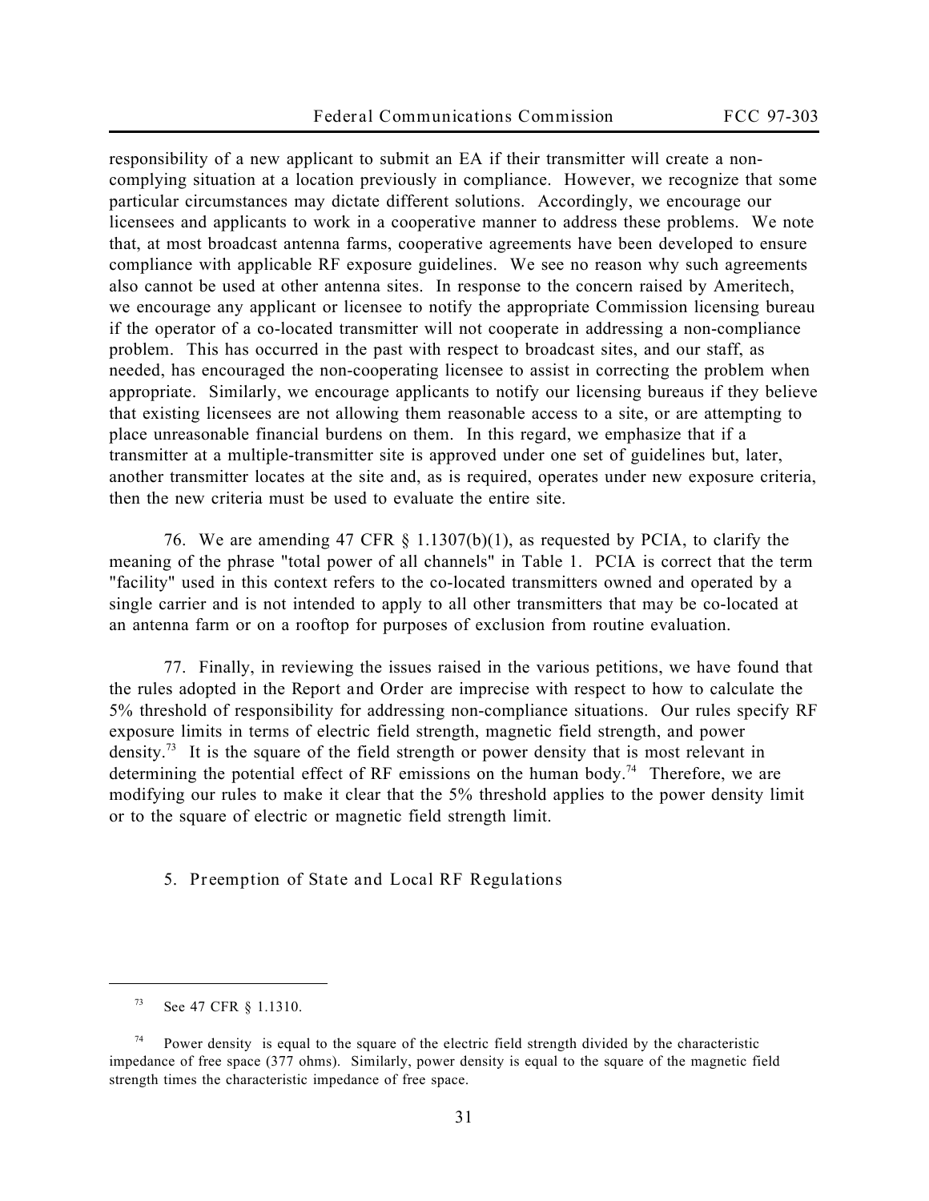responsibility of a new applicant to submit an EA if their transmitter will create a non-complying situation at a location previously in compliance. However, we recognize that some particular circumstances may dictate different solutions. Accordingly, we encourage our licensees and applicants to work in a cooperative manner to address these problems. We note that, at most broadcast antenna farms, cooperative agreements have been developed to ensure compliance with applicable RF exposure guidelines. We see no reason why such agreements also cannot be used at other antenna sites. In response to the concern raised by Ameritech, we encourage any applicant or licensee to notify the appropriate Commission licensing bureau if the operator of a co-located transmitter will not cooperate in addressing a non-compliance problem. This has occurred in the past with respect to broadcast sites, and our staff, as needed, has encouraged the non-cooperating licensee to assist in correcting the problem when appropriate. Similarly, we encourage applicants to notify our licensing bureaus if they believe that existing licensees are not allowing them reasonable access to a site, or are attempting to place unreasonable financial burdens on them. In this regard, we emphasize that if a transmitter at a multiple-transmitter site is approved under one set of guidelines but, later, another transmitter locates at the site and, as is required, operates under new exposure criteria, then the new criteria must be used to evaluate the entire site.

76. We are amending 47 CFR § 1.1307(b)(1), as requested by PCIA, to clarify the meaning of the phrase "total power of all channels" in Table 1. PCIA is correct that the term "facility" used in this context refers to the co-located transmitters owned and operated by a single carrier and is not intended to apply to all other transmitters that may be co-located at an antenna farm or on a rooftop for purposes of exclusion from routine evaluation.

77. Finally, in reviewing the issues raised in the various petitions, we have found that the rules adopted in the Report and Order are imprecise with respect to how to calculate the 5% threshold of responsibility for addressing non-compliance situations. Our rules specify RF exposure limits in terms of electric field strength, magnetic field strength, and power density.[73] It is the square of the field strength or power density that is most relevant in determining the potential effect of RF emissions on the human body.[74] Therefore, we are modifying our rules to make it clear that the 5% threshold applies to the power density limit or to the square of electric or magnetic field strength limit.

### 5. Preemption of State and Local RF Regulations

---

[73] See 47 CFR § 1.1310.

[74] Power density is equal to the square of the electric field strength divided by the characteristic impedance of free space (377 ohms). Similarly, power density is equal to the square of the magnetic field strength times the characteristic impedance of free space.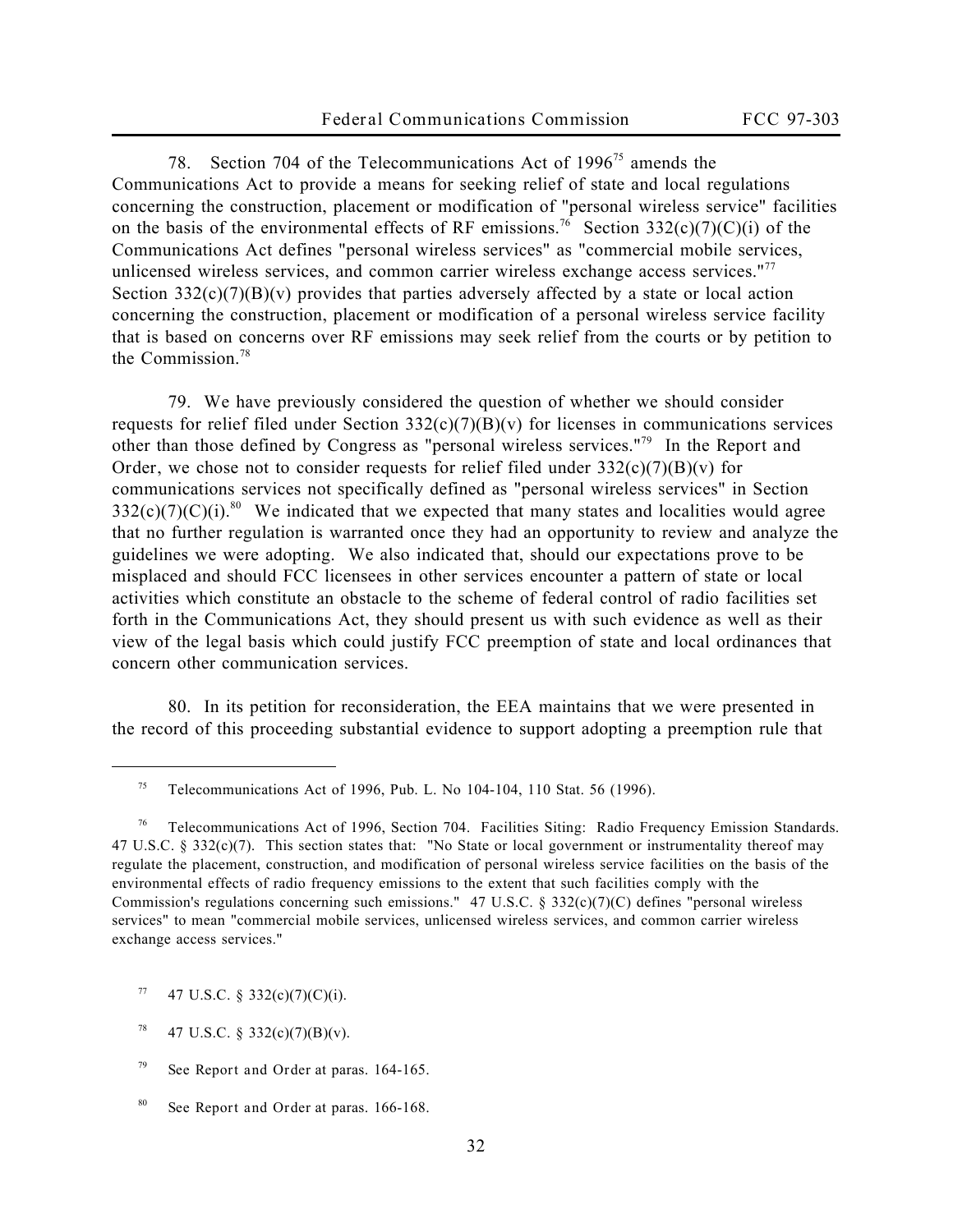78. Section 704 of the Telecommunications Act of 1996[75] amends the Communications Act to provide a means for seeking relief of state and local regulations concerning the construction, placement or modification of "personal wireless service" facilities on the basis of the environmental effects of RF emissions.[76] Section 332(c)(7)(C)(i) of the Communications Act defines "personal wireless services" as "commercial mobile services, unlicensed wireless services, and common carrier wireless exchange access services."[77] Section 332(c)(7)(B)(v) provides that parties adversely affected by a state or local action concerning the construction, placement or modification of a personal wireless service facility that is based on concerns over RF emissions may seek relief from the courts or by petition to the Commission.[78]

79. We have previously considered the question of whether we should consider requests for relief filed under Section 332(c)(7)(B)(v) for licenses in communications services other than those defined by Congress as "personal wireless services."[79] In the Report and Order, we chose not to consider requests for relief filed under 332(c)(7)(B)(v) for communications services not specifically defined as "personal wireless services" in Section 332(c)(7)(C)(i).[80] We indicated that we expected that many states and localities would agree that no further regulation is warranted once they had an opportunity to review and analyze the guidelines we were adopting. We also indicated that, should our expectations prove to be misplaced and should FCC licensees in other services encounter a pattern of state or local activities which constitute an obstacle to the scheme of federal control of radio facilities set forth in the Communications Act, they should present us with such evidence as well as their view of the legal basis which could justify FCC preemption of state and local ordinances that concern other communication services.

80. In its petition for reconsideration, the EEA maintains that we were presented in the record of this proceeding substantial evidence to support adopting a preemption rule that

---

[75] Telecommunications Act of 1996, Pub. L. No 104-104, 110 Stat. 56 (1996).

[76] Telecommunications Act of 1996, Section 704. Facilities Siting: Radio Frequency Emission Standards. 47 U.S.C. § 332(c)(7). This section states that: "No State or local government or instrumentality thereof may regulate the placement, construction, and modification of personal wireless service facilities on the basis of the environmental effects of radio frequency emissions to the extent that such facilities comply with the Commission's regulations concerning such emissions." 47 U.S.C. § 332(c)(7)(C) defines "personal wireless services" to mean "commercial mobile services, unlicensed wireless services, and common carrier wireless exchange access services."

[77] 47 U.S.C. § 332(c)(7)(C)(i).

[78] 47 U.S.C. § 332(c)(7)(B)(v).

[79] See Report and Order at paras. 164-165.

[80] See Report and Order at paras. 166-168.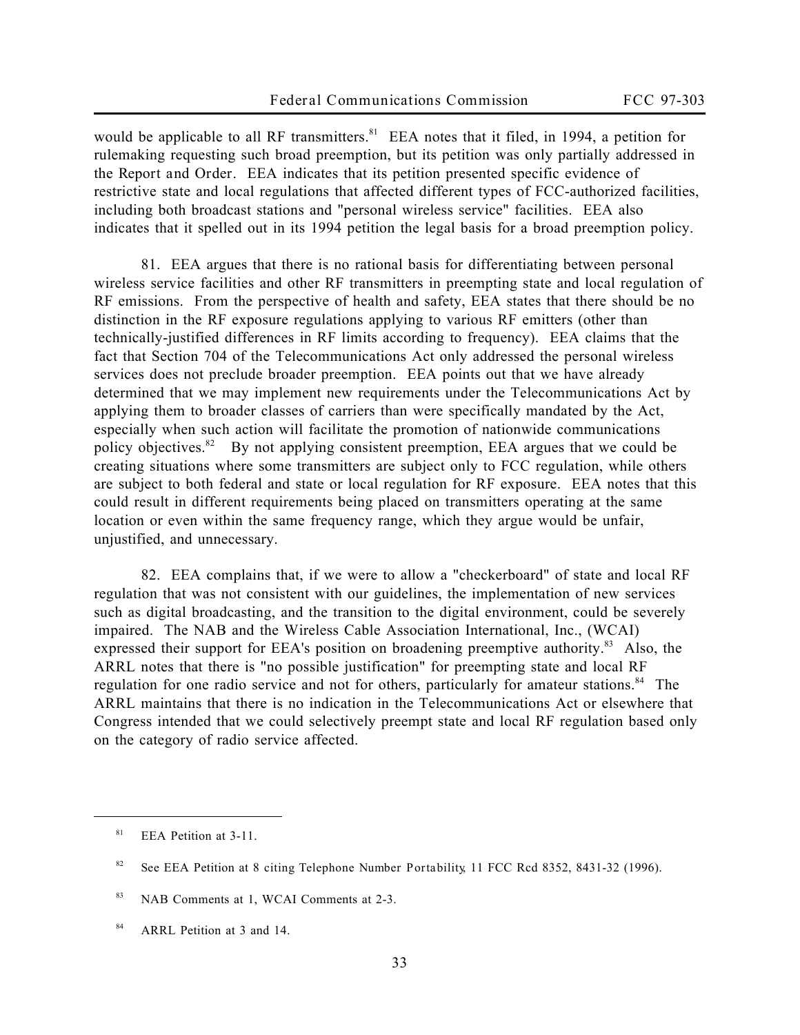would be applicable to all RF transmitters.[81] EEA notes that it filed, in 1994, a petition for rulemaking requesting such broad preemption, but its petition was only partially addressed in the Report and Order. EEA indicates that its petition presented specific evidence of restrictive state and local regulations that affected different types of FCC-authorized facilities, including both broadcast stations and "personal wireless service" facilities. EEA also indicates that it spelled out in its 1994 petition the legal basis for a broad preemption policy.

81. EEA argues that there is no rational basis for differentiating between personal wireless service facilities and other RF transmitters in preempting state and local regulation of RF emissions. From the perspective of health and safety, EEA states that there should be no distinction in the RF exposure regulations applying to various RF emitters (other than technically-justified differences in RF limits according to frequency). EEA claims that the fact that Section 704 of the Telecommunications Act only addressed the personal wireless services does not preclude broader preemption. EEA points out that we have already determined that we may implement new requirements under the Telecommunications Act by applying them to broader classes of carriers than were specifically mandated by the Act, especially when such action will facilitate the promotion of nationwide communications policy objectives.[82] By not applying consistent preemption, EEA argues that we could be creating situations where some transmitters are subject only to FCC regulation, while others are subject to both federal and state or local regulation for RF exposure. EEA notes that this could result in different requirements being placed on transmitters operating at the same location or even within the same frequency range, which they argue would be unfair, unjustified, and unnecessary.

82. EEA complains that, if we were to allow a "checkerboard" of state and local RF regulation that was not consistent with our guidelines, the implementation of new services such as digital broadcasting, and the transition to the digital environment, could be severely impaired. The NAB and the Wireless Cable Association International, Inc., (WCAI) expressed their support for EEA's position on broadening preemptive authority.[83] Also, the ARRL notes that there is "no possible justification" for preempting state and local RF regulation for one radio service and not for others, particularly for amateur stations.[84] The ARRL maintains that there is no indication in the Telecommunications Act or elsewhere that Congress intended that we could selectively preempt state and local RF regulation based only on the category of radio service affected.

---

[81] EEA Petition at 3-11.

[82] See EEA Petition at 8 citing Telephone Number Portability, 11 FCC Rcd 8352, 8431-32 (1996).

[83] NAB Comments at 1, WCAI Comments at 2-3.

[84] ARRL Petition at 3 and 14.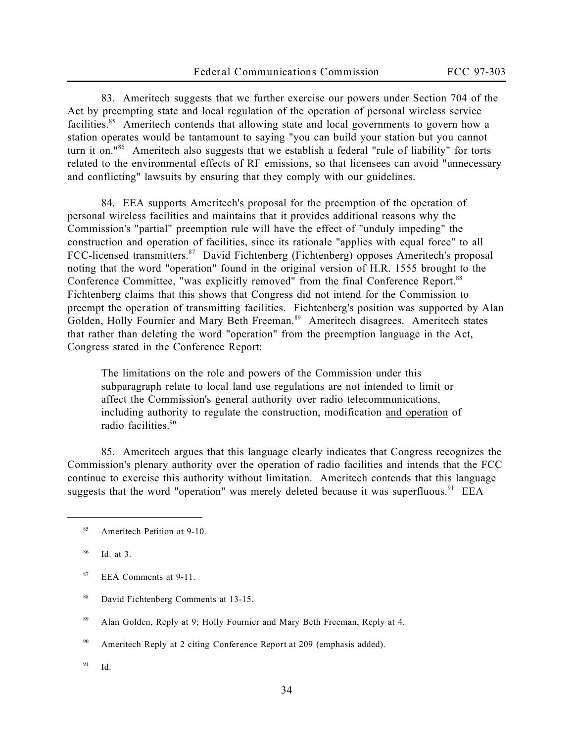83. Ameritech suggests that we further exercise our powers under Section 704 of the Act by preempting state and local regulation of the operation of personal wireless service facilities.[85] Ameritech contends that allowing state and local governments to govern how a station operates would be tantamount to saying "you can build your station but you cannot turn it on."[86] Ameritech also suggests that we establish a federal "rule of liability" for torts related to the environmental effects of RF emissions, so that licensees can avoid "unnecessary and conflicting" lawsuits by ensuring that they comply with our guidelines.

84. EEA supports Ameritech's proposal for the preemption of the operation of personal wireless facilities and maintains that it provides additional reasons why the Commission's "partial" preemption rule will have the effect of "unduly impeding" the construction and operation of facilities, since its rationale "applies with equal force" to all FCC-licensed transmitters.[87] David Fichtenberg (Fichtenberg) opposes Ameritech's proposal noting that the word "operation" found in the original version of H.R. 1555 brought to the Conference Committee, "was explicitly removed" from the final Conference Report.[88] Fichtenberg claims that this shows that Congress did not intend for the Commission to preempt the operation of transmitting facilities. Fichtenberg's position was supported by Alan Golden, Holly Fournier and Mary Beth Freeman.[89] Ameritech disagrees. Ameritech states that rather than deleting the word "operation" from the preemption language in the Act, Congress stated in the Conference Report:

> The limitations on the role and powers of the Commission under this subparagraph relate to local land use regulations are not intended to limit or affect the Commission's general authority over radio telecommunications, including authority to regulate the construction, modification and operation of radio facilities.[90]

85. Ameritech argues that this language clearly indicates that Congress recognizes the Commission's plenary authority over the operation of radio facilities and intends that the FCC continue to exercise this authority without limitation. Ameritech contends that this language suggests that the word "operation" was merely deleted because it was superfluous.[91] EEA

---

[85] Ameritech Petition at 9-10.

[86] Id. at 3.

[87] EEA Comments at 9-11.

[88] David Fichtenberg Comments at 13-15.

[89] Alan Golden, Reply at 9; Holly Fournier and Mary Beth Freeman, Reply at 4.

[90] Ameritech Reply at 2 citing Conference Report at 209 (emphasis added).

[91] Id.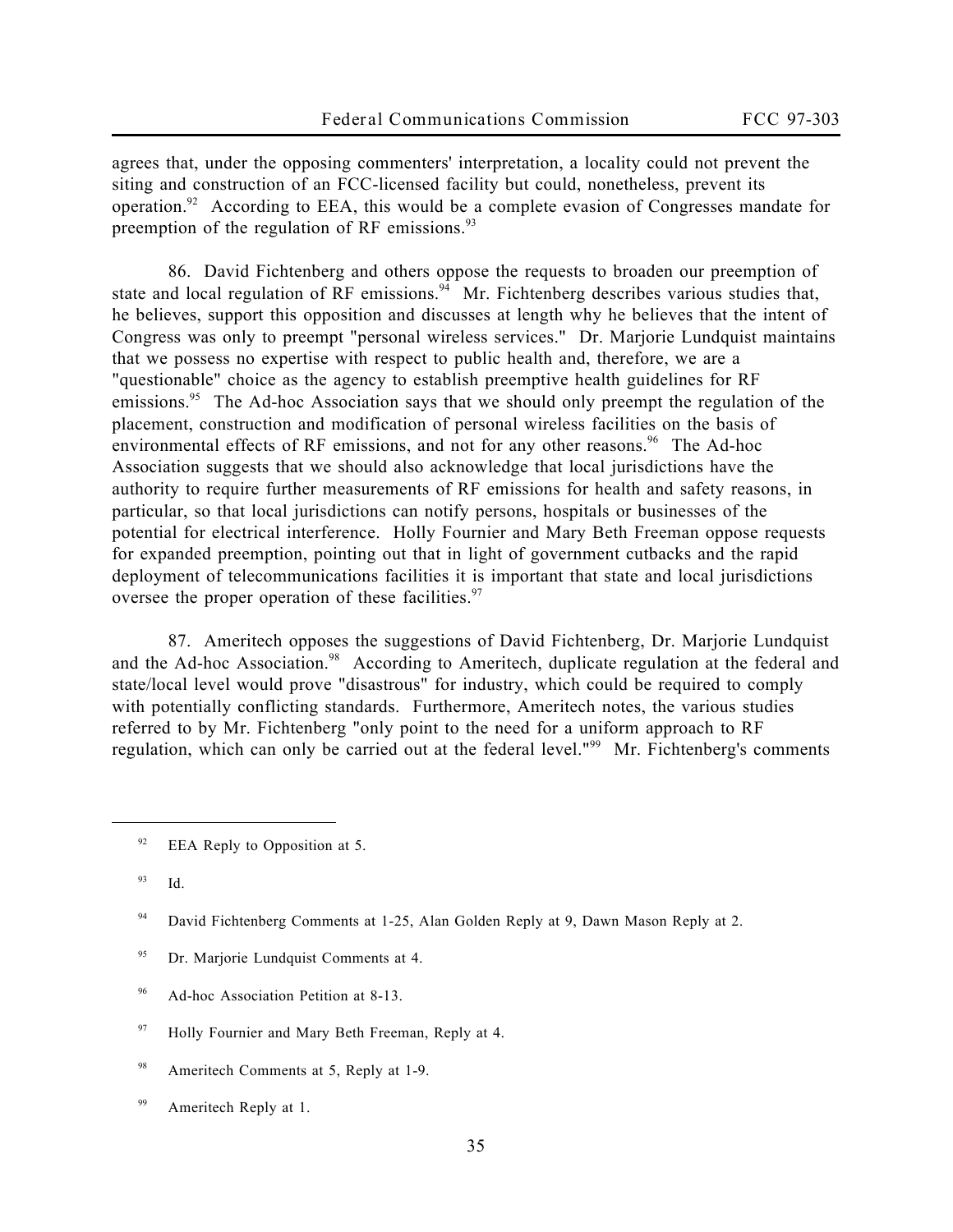agrees that, under the opposing commenters' interpretation, a locality could not prevent the siting and construction of an FCC-licensed facility but could, nonetheless, prevent its operation.[92] According to EEA, this would be a complete evasion of Congresses mandate for preemption of the regulation of RF emissions.[93]

86. David Fichtenberg and others oppose the requests to broaden our preemption of state and local regulation of RF emissions.[94] Mr. Fichtenberg describes various studies that, he believes, support this opposition and discusses at length why he believes that the intent of Congress was only to preempt "personal wireless services." Dr. Marjorie Lundquist maintains that we possess no expertise with respect to public health and, therefore, we are a "questionable" choice as the agency to establish preemptive health guidelines for RF emissions.[95] The Ad-hoc Association says that we should only preempt the regulation of the placement, construction and modification of personal wireless facilities on the basis of environmental effects of RF emissions, and not for any other reasons.[96] The Ad-hoc Association suggests that we should also acknowledge that local jurisdictions have the authority to require further measurements of RF emissions for health and safety reasons, in particular, so that local jurisdictions can notify persons, hospitals or businesses of the potential for electrical interference. Holly Fournier and Mary Beth Freeman oppose requests for expanded preemption, pointing out that in light of government cutbacks and the rapid deployment of telecommunications facilities it is important that state and local jurisdictions oversee the proper operation of these facilities.[97]

87. Ameritech opposes the suggestions of David Fichtenberg, Dr. Marjorie Lundquist and the Ad-hoc Association.[98] According to Ameritech, duplicate regulation at the federal and state/local level would prove "disastrous" for industry, which could be required to comply with potentially conflicting standards. Furthermore, Ameritech notes, the various studies referred to by Mr. Fichtenberg "only point to the need for a uniform approach to RF regulation, which can only be carried out at the federal level."[99] Mr. Fichtenberg's comments

---

[92] EEA Reply to Opposition at 5.

[93] Id.

[94] David Fichtenberg Comments at 1-25, Alan Golden Reply at 9, Dawn Mason Reply at 2.

[95] Dr. Marjorie Lundquist Comments at 4.

[96] Ad-hoc Association Petition at 8-13.

[97] Holly Fournier and Mary Beth Freeman, Reply at 4.

[98] Ameritech Comments at 5, Reply at 1-9.

[99] Ameritech Reply at 1.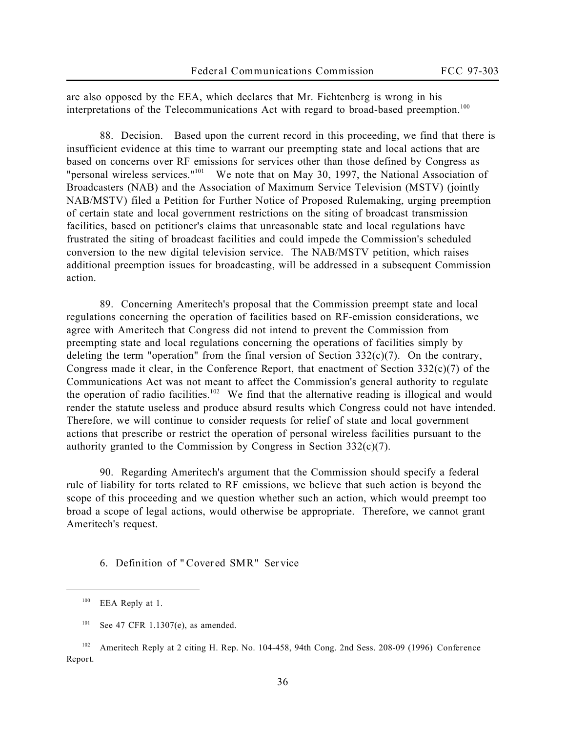are also opposed by the EEA, which declares that Mr. Fichtenberg is wrong in his interpretations of the Telecommunications Act with regard to broad-based preemption.[100]

88. Decision. Based upon the current record in this proceeding, we find that there is insufficient evidence at this time to warrant our preempting state and local actions that are based on concerns over RF emissions for services other than those defined by Congress as "personal wireless services."[101] We note that on May 30, 1997, the National Association of Broadcasters (NAB) and the Association of Maximum Service Television (MSTV) (jointly NAB/MSTV) filed a Petition for Further Notice of Proposed Rulemaking, urging preemption of certain state and local government restrictions on the siting of broadcast transmission facilities, based on petitioner's claims that unreasonable state and local regulations have frustrated the siting of broadcast facilities and could impede the Commission's scheduled conversion to the new digital television service. The NAB/MSTV petition, which raises additional preemption issues for broadcasting, will be addressed in a subsequent Commission action.

89. Concerning Ameritech's proposal that the Commission preempt state and local regulations concerning the operation of facilities based on RF-emission considerations, we agree with Ameritech that Congress did not intend to prevent the Commission from preempting state and local regulations concerning the operations of facilities simply by deleting the term "operation" from the final version of Section 332(c)(7). On the contrary, Congress made it clear, in the Conference Report, that enactment of Section 332(c)(7) of the Communications Act was not meant to affect the Commission's general authority to regulate the operation of radio facilities.[102] We find that the alternative reading is illogical and would render the statute useless and produce absurd results which Congress could not have intended. Therefore, we will continue to consider requests for relief of state and local government actions that prescribe or restrict the operation of personal wireless facilities pursuant to the authority granted to the Commission by Congress in Section 332(c)(7).

90. Regarding Ameritech's argument that the Commission should specify a federal rule of liability for torts related to RF emissions, we believe that such action is beyond the scope of this proceeding and we question whether such an action, which would preempt too broad a scope of legal actions, would otherwise be appropriate. Therefore, we cannot grant Ameritech's request.

### 6. Definition of "Covered SMR" Service

---

[100] EEA Reply at 1.

[101] See 47 CFR 1.1307(e), as amended.

[102] Ameritech Reply at 2 citing H. Rep. No. 104-458, 94th Cong. 2nd Sess. 208-09 (1996) Conference Report.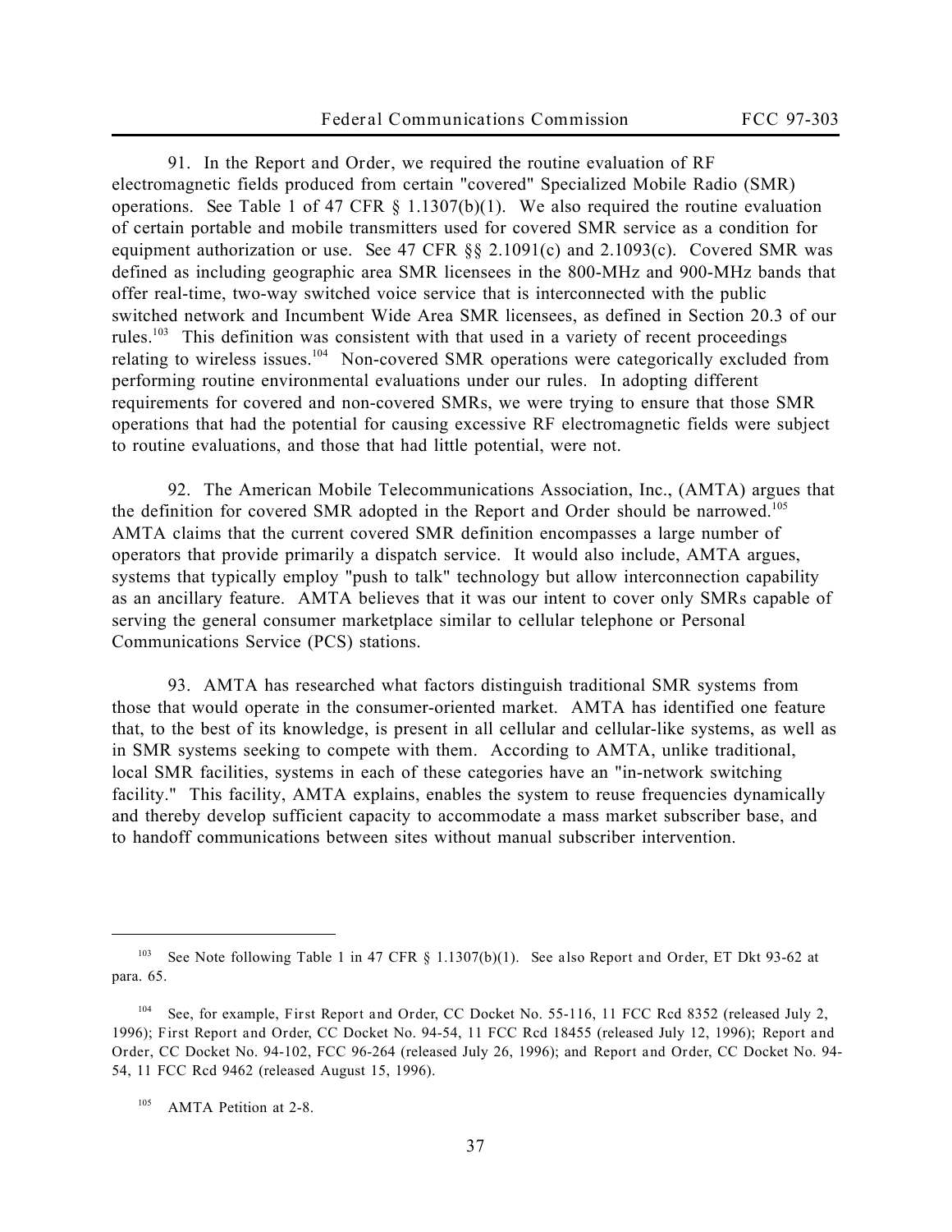91. In the Report and Order, we required the routine evaluation of RF electromagnetic fields produced from certain "covered" Specialized Mobile Radio (SMR) operations. See Table 1 of 47 CFR § 1.1307(b)(1). We also required the routine evaluation of certain portable and mobile transmitters used for covered SMR service as a condition for equipment authorization or use. See 47 CFR §§ 2.1091(c) and 2.1093(c). Covered SMR was defined as including geographic area SMR licensees in the 800-MHz and 900-MHz bands that offer real-time, two-way switched voice service that is interconnected with the public switched network and Incumbent Wide Area SMR licensees, as defined in Section 20.3 of our rules.[103] This definition was consistent with that used in a variety of recent proceedings relating to wireless issues.[104] Non-covered SMR operations were categorically excluded from performing routine environmental evaluations under our rules. In adopting different requirements for covered and non-covered SMRs, we were trying to ensure that those SMR operations that had the potential for causing excessive RF electromagnetic fields were subject to routine evaluations, and those that had little potential, were not.

92. The American Mobile Telecommunications Association, Inc., (AMTA) argues that the definition for covered SMR adopted in the Report and Order should be narrowed.[105] AMTA claims that the current covered SMR definition encompasses a large number of operators that provide primarily a dispatch service. It would also include, AMTA argues, systems that typically employ "push to talk" technology but allow interconnection capability as an ancillary feature. AMTA believes that it was our intent to cover only SMRs capable of serving the general consumer marketplace similar to cellular telephone or Personal Communications Service (PCS) stations.

93. AMTA has researched what factors distinguish traditional SMR systems from those that would operate in the consumer-oriented market. AMTA has identified one feature that, to the best of its knowledge, is present in all cellular and cellular-like systems, as well as in SMR systems seeking to compete with them. According to AMTA, unlike traditional, local SMR facilities, systems in each of these categories have an "in-network switching facility." This facility, AMTA explains, enables the system to reuse frequencies dynamically and thereby develop sufficient capacity to accommodate a mass market subscriber base, and to handoff communications between sites without manual subscriber intervention.

---

[103] See Note following Table 1 in 47 CFR § 1.1307(b)(1). See also Report and Order, ET Dkt 93-62 at para. 65.

[104] See, for example, First Report and Order, CC Docket No. 55-116, 11 FCC Rcd 8352 (released July 2, 1996); First Report and Order, CC Docket No. 94-54, 11 FCC Rcd 18455 (released July 12, 1996); Report and Order, CC Docket No. 94-102, FCC 96-264 (released July 26, 1996); and Report and Order, CC Docket No. 94-54, 11 FCC Rcd 9462 (released August 15, 1996).

[105] AMTA Petition at 2-8.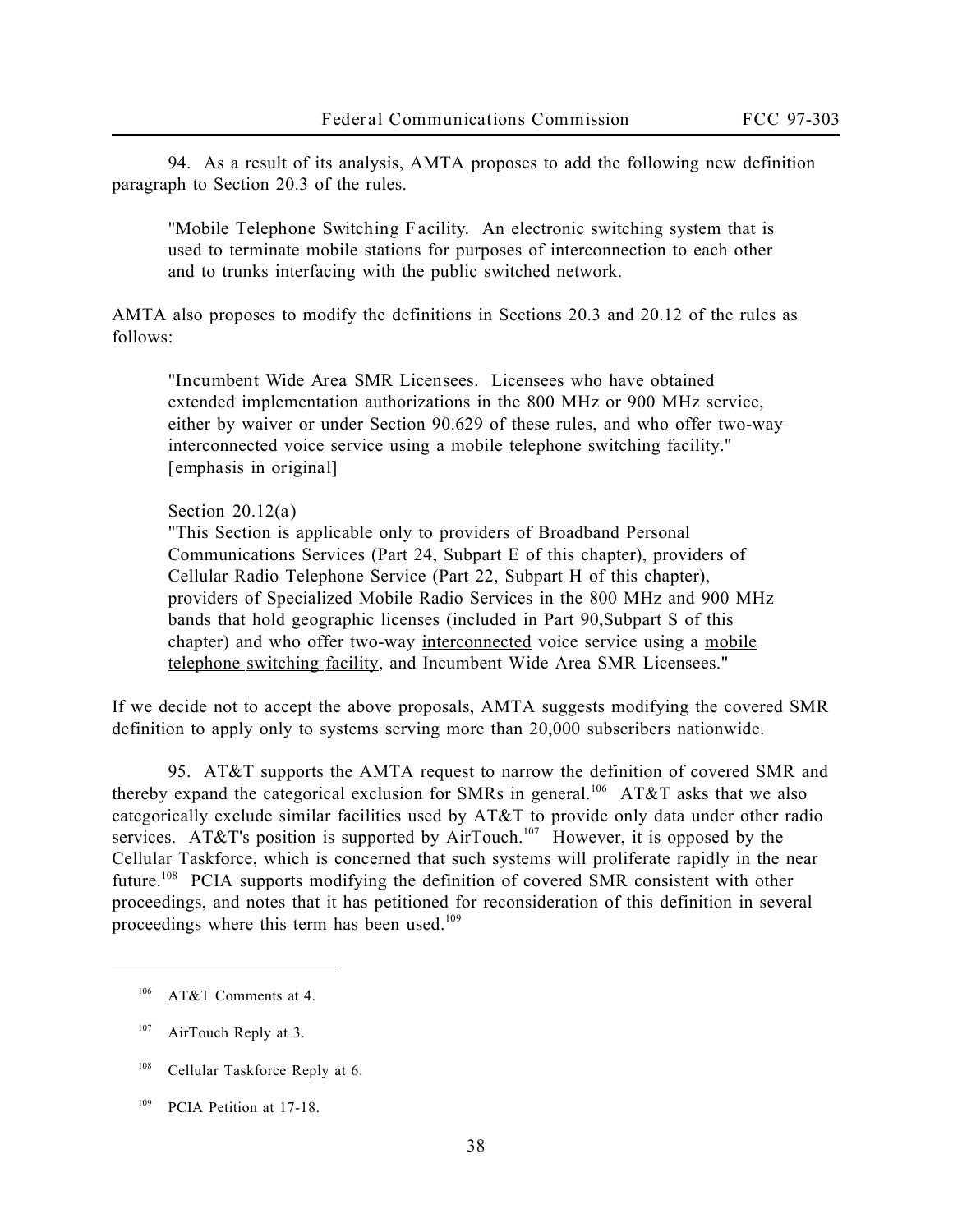94. As a result of its analysis, AMTA proposes to add the following new definition paragraph to Section 20.3 of the rules.

> "Mobile Telephone Switching Facility. An electronic switching system that is used to terminate mobile stations for purposes of interconnection to each other and to trunks interfacing with the public switched network.

AMTA also proposes to modify the definitions in Sections 20.3 and 20.12 of the rules as follows:

> "Incumbent Wide Area SMR Licensees. Licensees who have obtained extended implementation authorizations in the 800 MHz or 900 MHz service, either by waiver or under Section 90.629 of these rules, and who offer two-way <u>interconnected</u> voice service using a <u>mobile telephone switching facility</u>." [emphasis in original]
>
> Section 20.12(a)
> "This Section is applicable only to providers of Broadband Personal Communications Services (Part 24, Subpart E of this chapter), providers of Cellular Radio Telephone Service (Part 22, Subpart H of this chapter), providers of Specialized Mobile Radio Services in the 800 MHz and 900 MHz bands that hold geographic licenses (included in Part 90,Subpart S of this chapter) and who offer two-way <u>interconnected</u> voice service using a <u>mobile telephone switching facility</u>, and Incumbent Wide Area SMR Licensees."

If we decide not to accept the above proposals, AMTA suggests modifying the covered SMR definition to apply only to systems serving more than 20,000 subscribers nationwide.

95. AT&T supports the AMTA request to narrow the definition of covered SMR and thereby expand the categorical exclusion for SMRs in general.[106] AT&T asks that we also categorically exclude similar facilities used by AT&T to provide only data under other radio services. AT&T's position is supported by AirTouch.[107] However, it is opposed by the Cellular Taskforce, which is concerned that such systems will proliferate rapidly in the near future.[108] PCIA supports modifying the definition of covered SMR consistent with other proceedings, and notes that it has petitioned for reconsideration of this definition in several proceedings where this term has been used.[109]

---

[106] AT&T Comments at 4.

[107] AirTouch Reply at 3.

[108] Cellular Taskforce Reply at 6.

[109] PCIA Petition at 17-18.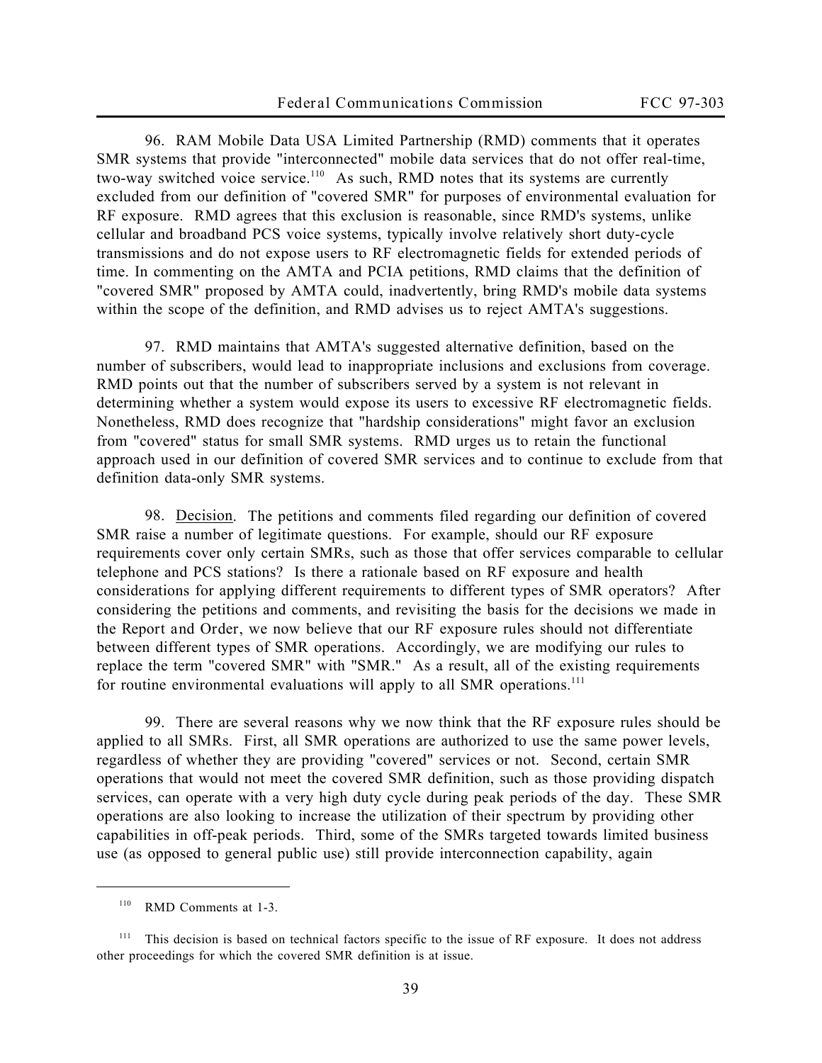96. RAM Mobile Data USA Limited Partnership (RMD) comments that it operates SMR systems that provide "interconnected" mobile data services that do not offer real-time, two-way switched voice service.[110] As such, RMD notes that its systems are currently excluded from our definition of "covered SMR" for purposes of environmental evaluation for RF exposure. RMD agrees that this exclusion is reasonable, since RMD's systems, unlike cellular and broadband PCS voice systems, typically involve relatively short duty-cycle transmissions and do not expose users to RF electromagnetic fields for extended periods of time. In commenting on the AMTA and PCIA petitions, RMD claims that the definition of "covered SMR" proposed by AMTA could, inadvertently, bring RMD's mobile data systems within the scope of the definition, and RMD advises us to reject AMTA's suggestions.

97. RMD maintains that AMTA's suggested alternative definition, based on the number of subscribers, would lead to inappropriate inclusions and exclusions from coverage. RMD points out that the number of subscribers served by a system is not relevant in determining whether a system would expose its users to excessive RF electromagnetic fields. Nonetheless, RMD does recognize that "hardship considerations" might favor an exclusion from "covered" status for small SMR systems. RMD urges us to retain the functional approach used in our definition of covered SMR services and to continue to exclude from that definition data-only SMR systems.

98. Decision. The petitions and comments filed regarding our definition of covered SMR raise a number of legitimate questions. For example, should our RF exposure requirements cover only certain SMRs, such as those that offer services comparable to cellular telephone and PCS stations? Is there a rationale based on RF exposure and health considerations for applying different requirements to different types of SMR operators? After considering the petitions and comments, and revisiting the basis for the decisions we made in the Report and Order, we now believe that our RF exposure rules should not differentiate between different types of SMR operations. Accordingly, we are modifying our rules to replace the term "covered SMR" with "SMR." As a result, all of the existing requirements for routine environmental evaluations will apply to all SMR operations.[111]

99. There are several reasons why we now think that the RF exposure rules should be applied to all SMRs. First, all SMR operations are authorized to use the same power levels, regardless of whether they are providing "covered" services or not. Second, certain SMR operations that would not meet the covered SMR definition, such as those providing dispatch services, can operate with a very high duty cycle during peak periods of the day. These SMR operations are also looking to increase the utilization of their spectrum by providing other capabilities in off-peak periods. Third, some of the SMRs targeted towards limited business use (as opposed to general public use) still provide interconnection capability, again

---

[110] RMD Comments at 1-3.

[111] This decision is based on technical factors specific to the issue of RF exposure. It does not address other proceedings for which the covered SMR definition is at issue.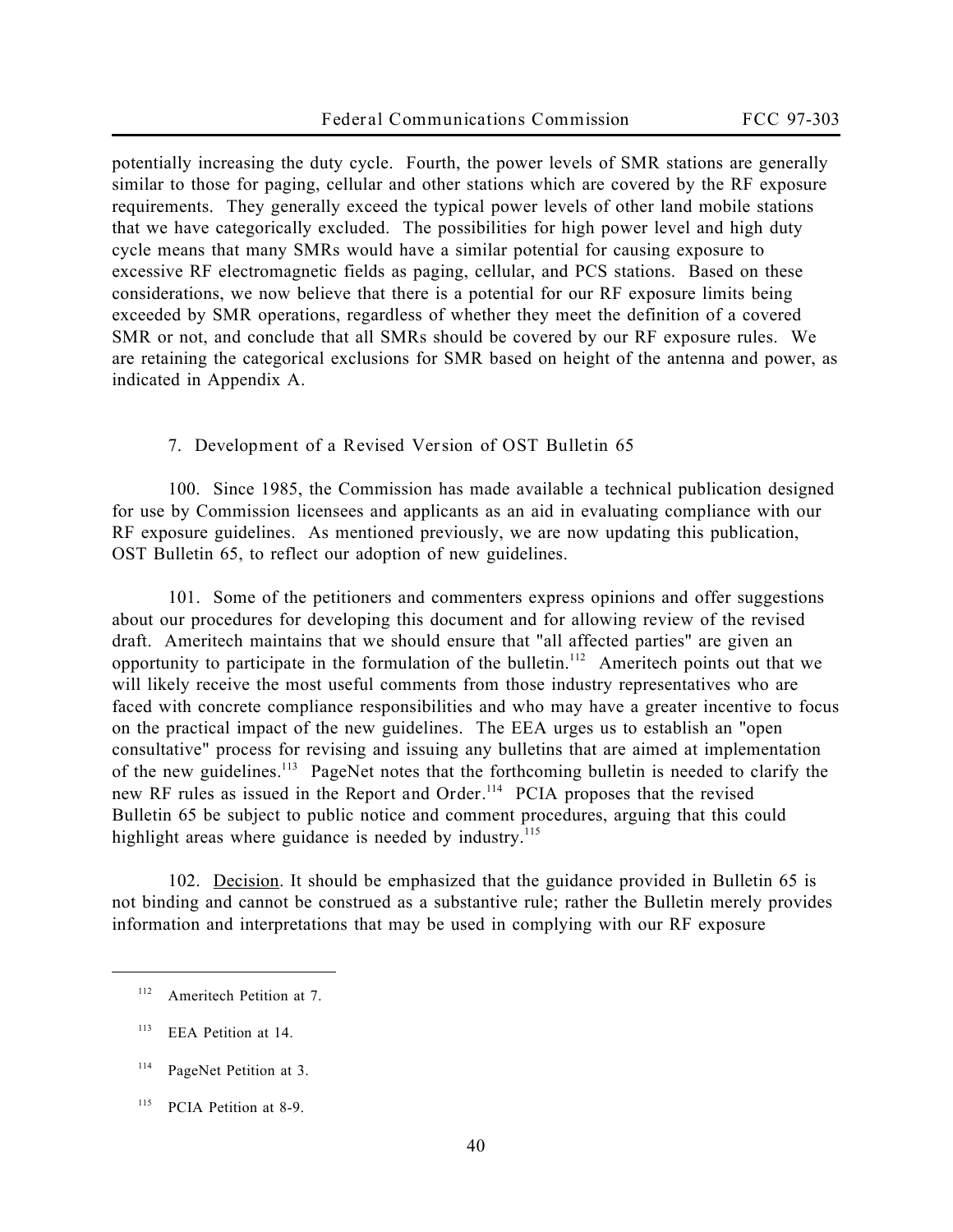potentially increasing the duty cycle. Fourth, the power levels of SMR stations are generally similar to those for paging, cellular and other stations which are covered by the RF exposure requirements. They generally exceed the typical power levels of other land mobile stations that we have categorically excluded. The possibilities for high power level and high duty cycle means that many SMRs would have a similar potential for causing exposure to excessive RF electromagnetic fields as paging, cellular, and PCS stations. Based on these considerations, we now believe that there is a potential for our RF exposure limits being exceeded by SMR operations, regardless of whether they meet the definition of a covered SMR or not, and conclude that all SMRs should be covered by our RF exposure rules. We are retaining the categorical exclusions for SMR based on height of the antenna and power, as indicated in Appendix A.

### 7. Development of a Revised Version of OST Bulletin 65

100. Since 1985, the Commission has made available a technical publication designed for use by Commission licensees and applicants as an aid in evaluating compliance with our RF exposure guidelines. As mentioned previously, we are now updating this publication, OST Bulletin 65, to reflect our adoption of new guidelines.

101. Some of the petitioners and commenters express opinions and offer suggestions about our procedures for developing this document and for allowing review of the revised draft. Ameritech maintains that we should ensure that "all affected parties" are given an opportunity to participate in the formulation of the bulletin.[112] Ameritech points out that we will likely receive the most useful comments from those industry representatives who are faced with concrete compliance responsibilities and who may have a greater incentive to focus on the practical impact of the new guidelines. The EEA urges us to establish an "open consultative" process for revising and issuing any bulletins that are aimed at implementation of the new guidelines.[113] PageNet notes that the forthcoming bulletin is needed to clarify the new RF rules as issued in the Report and Order.[114] PCIA proposes that the revised Bulletin 65 be subject to public notice and comment procedures, arguing that this could highlight areas where guidance is needed by industry.[115]

102. Decision. It should be emphasized that the guidance provided in Bulletin 65 is not binding and cannot be construed as a substantive rule; rather the Bulletin merely provides information and interpretations that may be used in complying with our RF exposure

---

[112] Ameritech Petition at 7.

[113] EEA Petition at 14.

[114] PageNet Petition at 3.

[115] PCIA Petition at 8-9.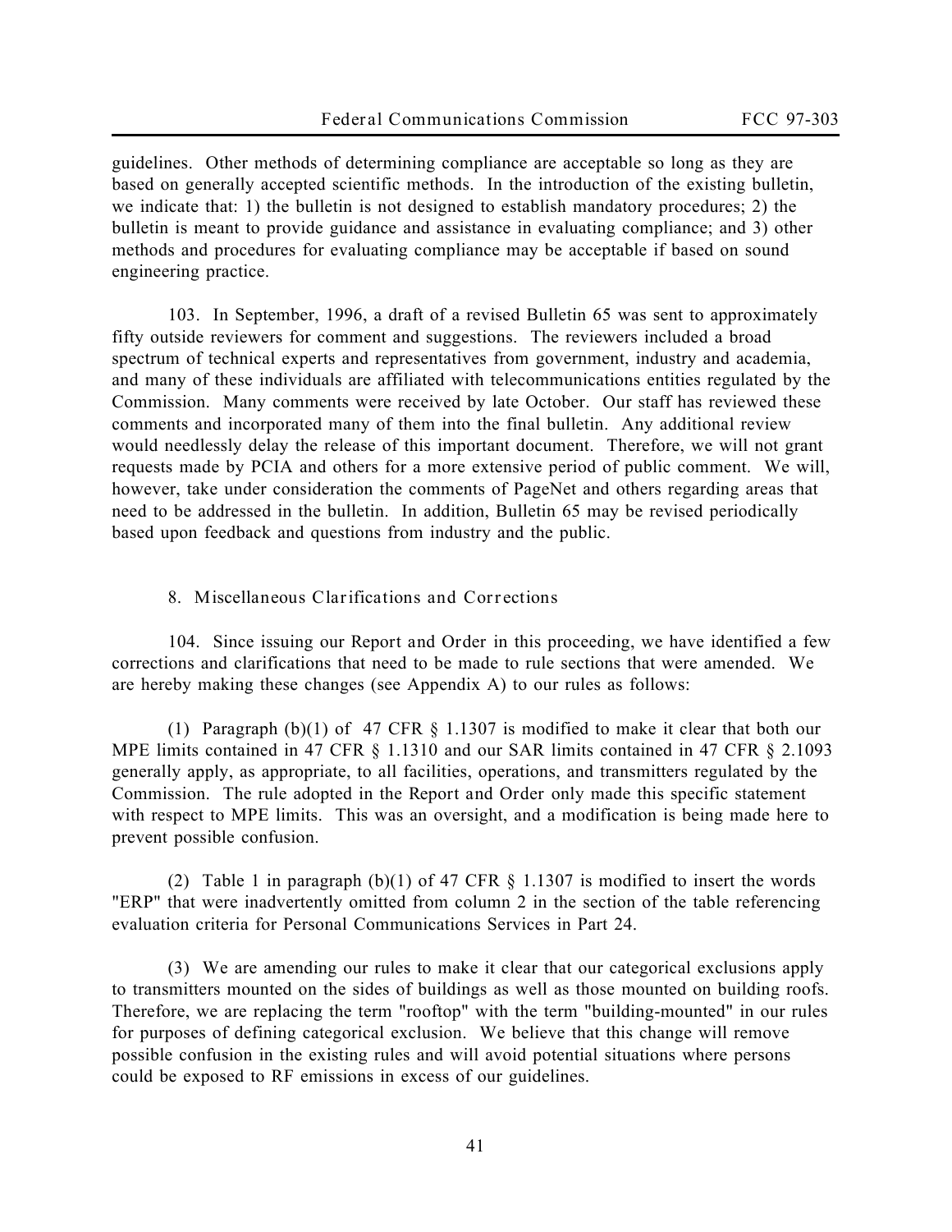guidelines. Other methods of determining compliance are acceptable so long as they are based on generally accepted scientific methods. In the introduction of the existing bulletin, we indicate that: 1) the bulletin is not designed to establish mandatory procedures; 2) the bulletin is meant to provide guidance and assistance in evaluating compliance; and 3) other methods and procedures for evaluating compliance may be acceptable if based on sound engineering practice.

103. In September, 1996, a draft of a revised Bulletin 65 was sent to approximately fifty outside reviewers for comment and suggestions. The reviewers included a broad spectrum of technical experts and representatives from government, industry and academia, and many of these individuals are affiliated with telecommunications entities regulated by the Commission. Many comments were received by late October. Our staff has reviewed these comments and incorporated many of them into the final bulletin. Any additional review would needlessly delay the release of this important document. Therefore, we will not grant requests made by PCIA and others for a more extensive period of public comment. We will, however, take under consideration the comments of PageNet and others regarding areas that need to be addressed in the bulletin. In addition, Bulletin 65 may be revised periodically based upon feedback and questions from industry and the public.

### 8. Miscellaneous Clarifications and Corrections

104. Since issuing our Report and Order in this proceeding, we have identified a few corrections and clarifications that need to be made to rule sections that were amended. We are hereby making these changes (see Appendix A) to our rules as follows:

(1) Paragraph (b)(1) of 47 CFR § 1.1307 is modified to make it clear that both our MPE limits contained in 47 CFR § 1.1310 and our SAR limits contained in 47 CFR § 2.1093 generally apply, as appropriate, to all facilities, operations, and transmitters regulated by the Commission. The rule adopted in the Report and Order only made this specific statement with respect to MPE limits. This was an oversight, and a modification is being made here to prevent possible confusion.

(2) Table 1 in paragraph (b)(1) of 47 CFR § 1.1307 is modified to insert the words "ERP" that were inadvertently omitted from column 2 in the section of the table referencing evaluation criteria for Personal Communications Services in Part 24.

(3) We are amending our rules to make it clear that our categorical exclusions apply to transmitters mounted on the sides of buildings as well as those mounted on building roofs. Therefore, we are replacing the term "rooftop" with the term "building-mounted" in our rules for purposes of defining categorical exclusion. We believe that this change will remove possible confusion in the existing rules and will avoid potential situations where persons could be exposed to RF emissions in excess of our guidelines.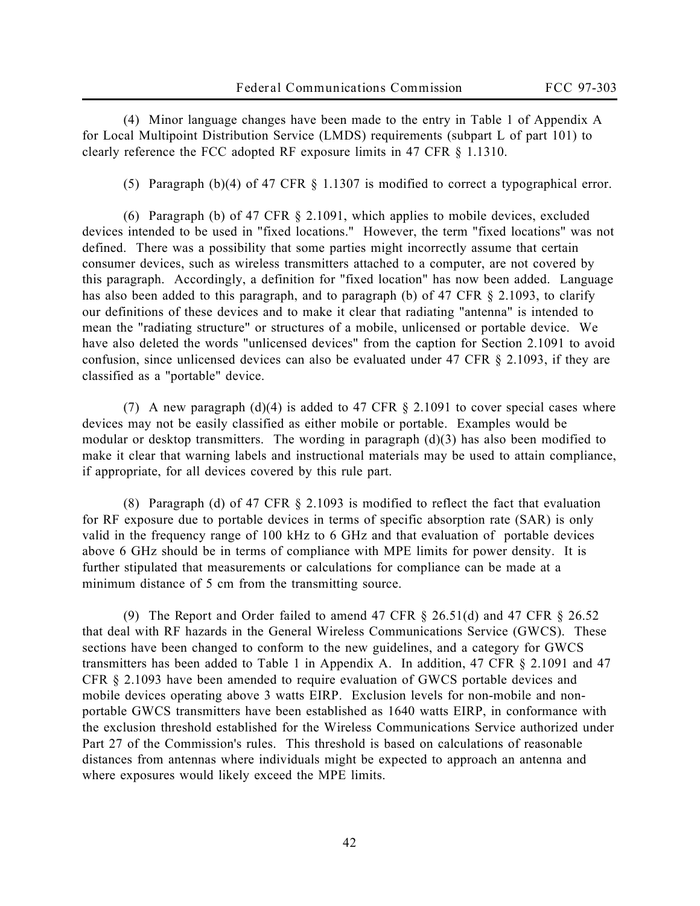(4) Minor language changes have been made to the entry in Table 1 of Appendix A for Local Multipoint Distribution Service (LMDS) requirements (subpart L of part 101) to clearly reference the FCC adopted RF exposure limits in 47 CFR § 1.1310.

(5) Paragraph (b)(4) of 47 CFR § 1.1307 is modified to correct a typographical error.

(6) Paragraph (b) of 47 CFR § 2.1091, which applies to mobile devices, excluded devices intended to be used in "fixed locations." However, the term "fixed locations" was not defined. There was a possibility that some parties might incorrectly assume that certain consumer devices, such as wireless transmitters attached to a computer, are not covered by this paragraph. Accordingly, a definition for "fixed location" has now been added. Language has also been added to this paragraph, and to paragraph (b) of 47 CFR § 2.1093, to clarify our definitions of these devices and to make it clear that radiating "antenna" is intended to mean the "radiating structure" or structures of a mobile, unlicensed or portable device. We have also deleted the words "unlicensed devices" from the caption for Section 2.1091 to avoid confusion, since unlicensed devices can also be evaluated under 47 CFR § 2.1093, if they are classified as a "portable" device.

(7) A new paragraph (d)(4) is added to 47 CFR § 2.1091 to cover special cases where devices may not be easily classified as either mobile or portable. Examples would be modular or desktop transmitters. The wording in paragraph (d)(3) has also been modified to make it clear that warning labels and instructional materials may be used to attain compliance, if appropriate, for all devices covered by this rule part.

(8) Paragraph (d) of 47 CFR § 2.1093 is modified to reflect the fact that evaluation for RF exposure due to portable devices in terms of specific absorption rate (SAR) is only valid in the frequency range of 100 kHz to 6 GHz and that evaluation of portable devices above 6 GHz should be in terms of compliance with MPE limits for power density. It is further stipulated that measurements or calculations for compliance can be made at a minimum distance of 5 cm from the transmitting source.

(9) The Report and Order failed to amend 47 CFR § 26.51(d) and 47 CFR § 26.52 that deal with RF hazards in the General Wireless Communications Service (GWCS). These sections have been changed to conform to the new guidelines, and a category for GWCS transmitters has been added to Table 1 in Appendix A. In addition, 47 CFR § 2.1091 and 47 CFR § 2.1093 have been amended to require evaluation of GWCS portable devices and mobile devices operating above 3 watts EIRP. Exclusion levels for non-mobile and non-portable GWCS transmitters have been established as 1640 watts EIRP, in conformance with the exclusion threshold established for the Wireless Communications Service authorized under Part 27 of the Commission's rules. This threshold is based on calculations of reasonable distances from antennas where individuals might be expected to approach an antenna and where exposures would likely exceed the MPE limits.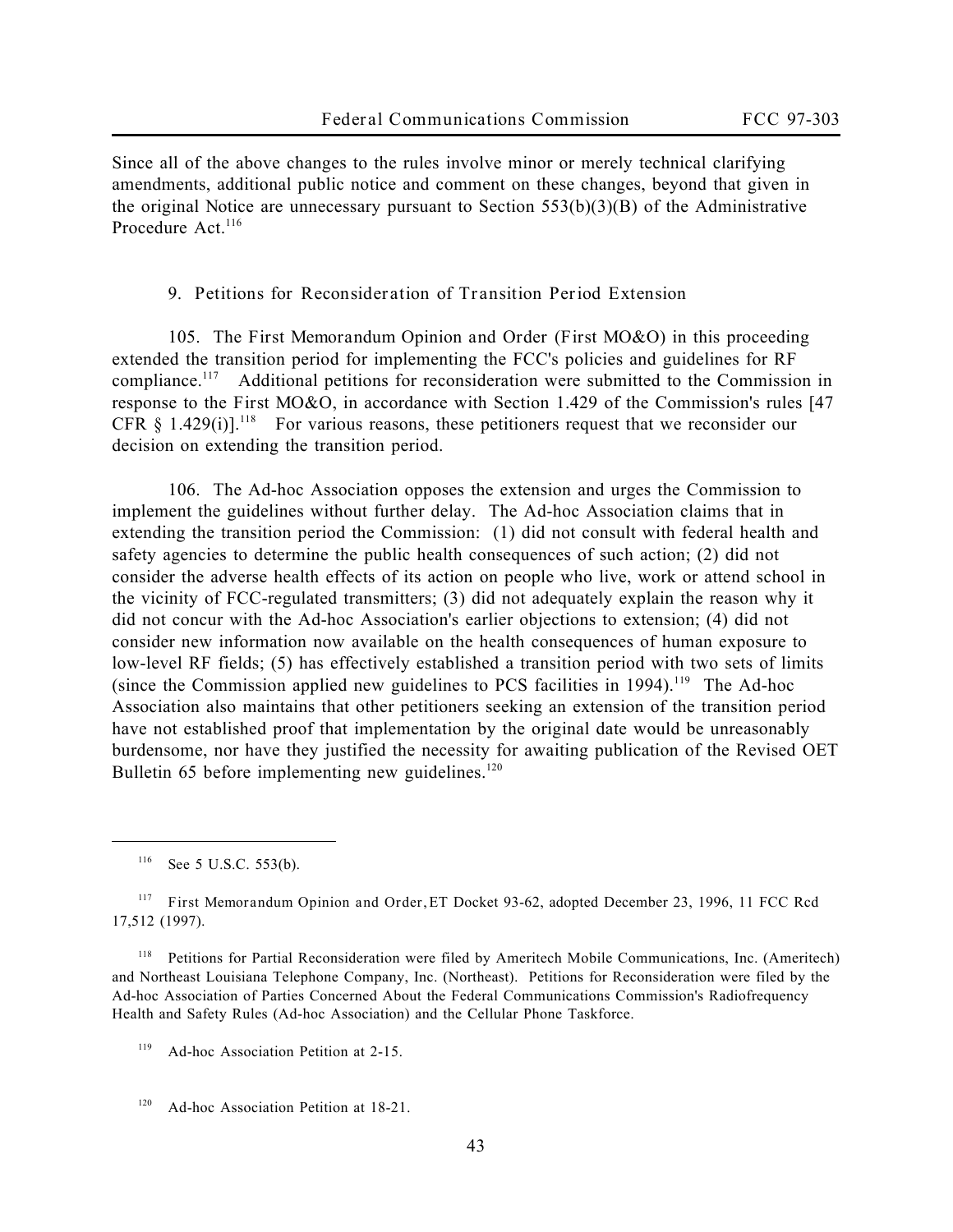Since all of the above changes to the rules involve minor or merely technical clarifying amendments, additional public notice and comment on these changes, beyond that given in the original Notice are unnecessary pursuant to Section 553(b)(3)(B) of the Administrative Procedure Act.[116]

### 9. Petitions for Reconsideration of Transition Period Extension

105. The First Memorandum Opinion and Order (First MO&O) in this proceeding extended the transition period for implementing the FCC's policies and guidelines for RF compliance.[117] Additional petitions for reconsideration were submitted to the Commission in response to the First MO&O, in accordance with Section 1.429 of the Commission's rules [47 CFR § 1.429(i)].[118] For various reasons, these petitioners request that we reconsider our decision on extending the transition period.

106. The Ad-hoc Association opposes the extension and urges the Commission to implement the guidelines without further delay. The Ad-hoc Association claims that in extending the transition period the Commission: (1) did not consult with federal health and safety agencies to determine the public health consequences of such action; (2) did not consider the adverse health effects of its action on people who live, work or attend school in the vicinity of FCC-regulated transmitters; (3) did not adequately explain the reason why it did not concur with the Ad-hoc Association's earlier objections to extension; (4) did not consider new information now available on the health consequences of human exposure to low-level RF fields; (5) has effectively established a transition period with two sets of limits (since the Commission applied new guidelines to PCS facilities in 1994).[119] The Ad-hoc Association also maintains that other petitioners seeking an extension of the transition period have not established proof that implementation by the original date would be unreasonably burdensome, nor have they justified the necessity for awaiting publication of the Revised OET Bulletin 65 before implementing new guidelines.[120]

---

[116] See 5 U.S.C. 553(b).

[117] First Memorandum Opinion and Order, ET Docket 93-62, adopted December 23, 1996, 11 FCC Rcd 17,512 (1997).

[118] Petitions for Partial Reconsideration were filed by Ameritech Mobile Communications, Inc. (Ameritech) and Northeast Louisiana Telephone Company, Inc. (Northeast). Petitions for Reconsideration were filed by the Ad-hoc Association of Parties Concerned About the Federal Communications Commission's Radiofrequency Health and Safety Rules (Ad-hoc Association) and the Cellular Phone Taskforce.

[119] Ad-hoc Association Petition at 2-15.

[120] Ad-hoc Association Petition at 18-21.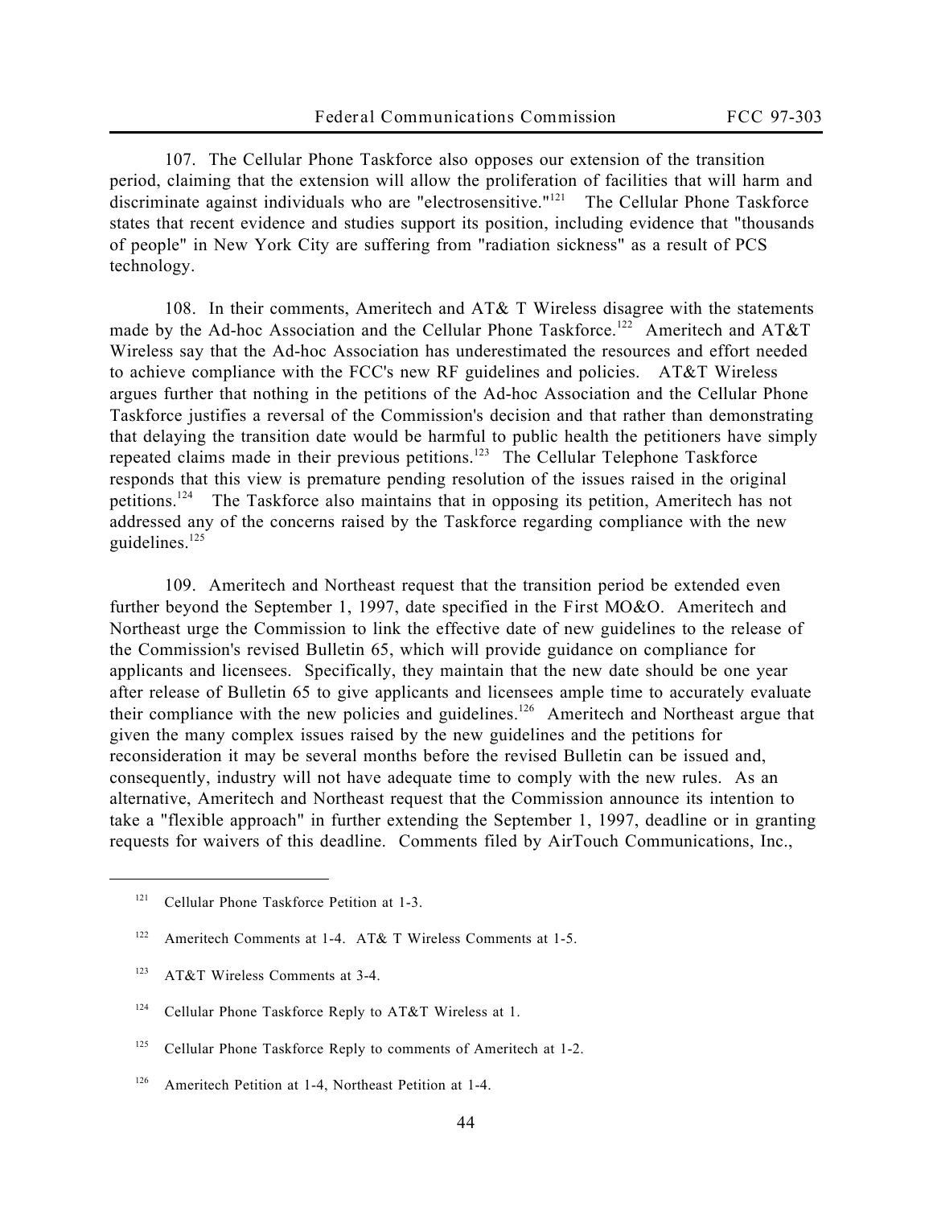107. The Cellular Phone Taskforce also opposes our extension of the transition period, claiming that the extension will allow the proliferation of facilities that will harm and discriminate against individuals who are "electrosensitive."[121] The Cellular Phone Taskforce states that recent evidence and studies support its position, including evidence that "thousands of people" in New York City are suffering from "radiation sickness" as a result of PCS technology.

108. In their comments, Ameritech and AT& T Wireless disagree with the statements made by the Ad-hoc Association and the Cellular Phone Taskforce.[122] Ameritech and AT&T Wireless say that the Ad-hoc Association has underestimated the resources and effort needed to achieve compliance with the FCC's new RF guidelines and policies. AT&T Wireless argues further that nothing in the petitions of the Ad-hoc Association and the Cellular Phone Taskforce justifies a reversal of the Commission's decision and that rather than demonstrating that delaying the transition date would be harmful to public health the petitioners have simply repeated claims made in their previous petitions.[123] The Cellular Telephone Taskforce responds that this view is premature pending resolution of the issues raised in the original petitions.[124] The Taskforce also maintains that in opposing its petition, Ameritech has not addressed any of the concerns raised by the Taskforce regarding compliance with the new guidelines.[125]

109. Ameritech and Northeast request that the transition period be extended even further beyond the September 1, 1997, date specified in the First MO&O. Ameritech and Northeast urge the Commission to link the effective date of new guidelines to the release of the Commission's revised Bulletin 65, which will provide guidance on compliance for applicants and licensees. Specifically, they maintain that the new date should be one year after release of Bulletin 65 to give applicants and licensees ample time to accurately evaluate their compliance with the new policies and guidelines.[126] Ameritech and Northeast argue that given the many complex issues raised by the new guidelines and the petitions for reconsideration it may be several months before the revised Bulletin can be issued and, consequently, industry will not have adequate time to comply with the new rules. As an alternative, Ameritech and Northeast request that the Commission announce its intention to take a "flexible approach" in further extending the September 1, 1997, deadline or in granting requests for waivers of this deadline. Comments filed by AirTouch Communications, Inc.,

---

[121] Cellular Phone Taskforce Petition at 1-3.

[122] Ameritech Comments at 1-4. AT& T Wireless Comments at 1-5.

[123] AT&T Wireless Comments at 3-4.

[124] Cellular Phone Taskforce Reply to AT&T Wireless at 1.

[125] Cellular Phone Taskforce Reply to comments of Ameritech at 1-2.

[126] Ameritech Petition at 1-4, Northeast Petition at 1-4.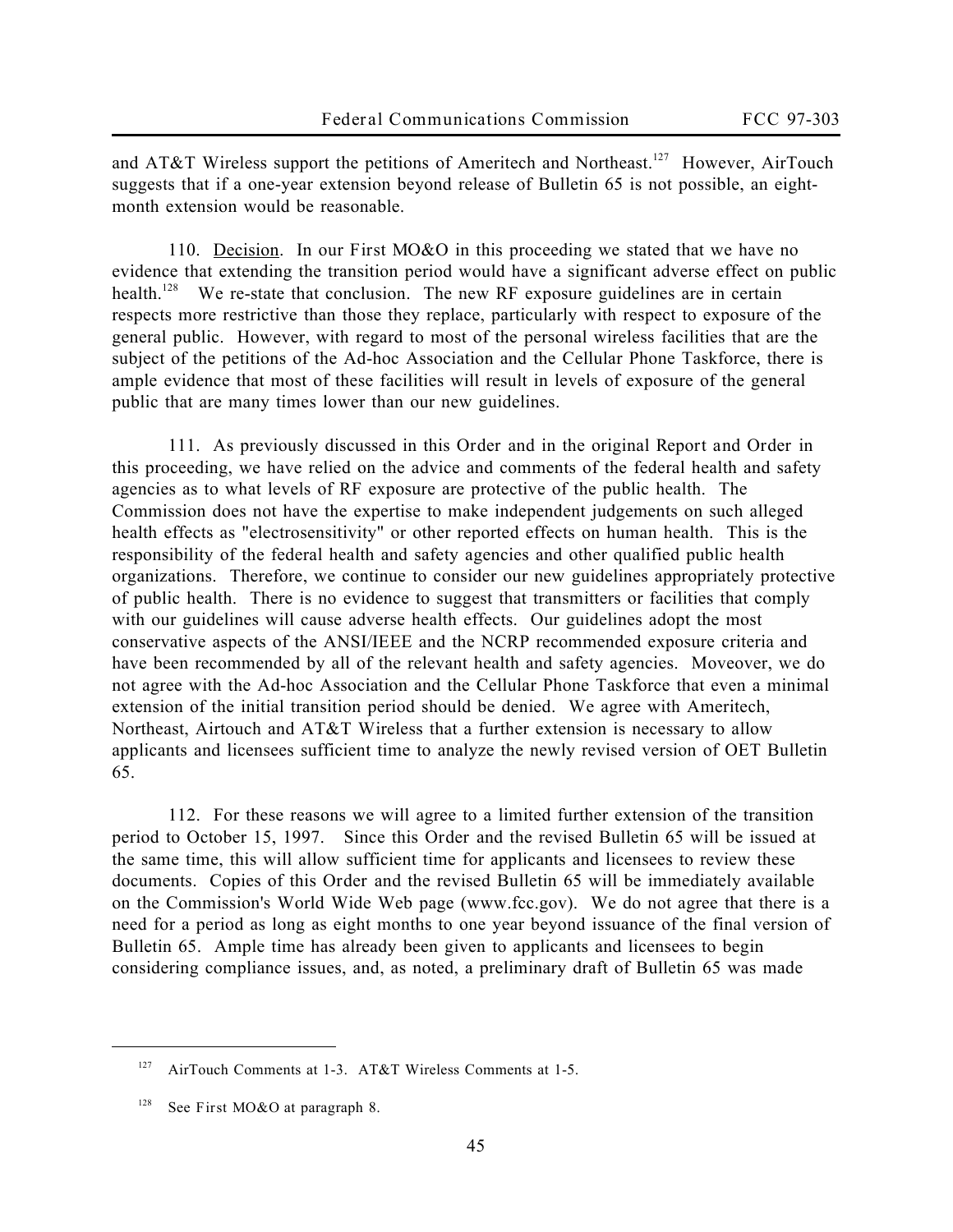and AT&T Wireless support the petitions of Ameritech and Northeast.[127] However, AirTouch suggests that if a one-year extension beyond release of Bulletin 65 is not possible, an eight-month extension would be reasonable.

110. Decision. In our First MO&O in this proceeding we stated that we have no evidence that extending the transition period would have a significant adverse effect on public health.[128] We re-state that conclusion. The new RF exposure guidelines are in certain respects more restrictive than those they replace, particularly with respect to exposure of the general public. However, with regard to most of the personal wireless facilities that are the subject of the petitions of the Ad-hoc Association and the Cellular Phone Taskforce, there is ample evidence that most of these facilities will result in levels of exposure of the general public that are many times lower than our new guidelines.

111. As previously discussed in this Order and in the original Report and Order in this proceeding, we have relied on the advice and comments of the federal health and safety agencies as to what levels of RF exposure are protective of the public health. The Commission does not have the expertise to make independent judgements on such alleged health effects as "electrosensitivity" or other reported effects on human health. This is the responsibility of the federal health and safety agencies and other qualified public health organizations. Therefore, we continue to consider our new guidelines appropriately protective of public health. There is no evidence to suggest that transmitters or facilities that comply with our guidelines will cause adverse health effects. Our guidelines adopt the most conservative aspects of the ANSI/IEEE and the NCRP recommended exposure criteria and have been recommended by all of the relevant health and safety agencies. Moveover, we do not agree with the Ad-hoc Association and the Cellular Phone Taskforce that even a minimal extension of the initial transition period should be denied. We agree with Ameritech, Northeast, Airtouch and AT&T Wireless that a further extension is necessary to allow applicants and licensees sufficient time to analyze the newly revised version of OET Bulletin 65.

112. For these reasons we will agree to a limited further extension of the transition period to October 15, 1997. Since this Order and the revised Bulletin 65 will be issued at the same time, this will allow sufficient time for applicants and licensees to review these documents. Copies of this Order and the revised Bulletin 65 will be immediately available on the Commission's World Wide Web page (www.fcc.gov). We do not agree that there is a need for a period as long as eight months to one year beyond issuance of the final version of Bulletin 65. Ample time has already been given to applicants and licensees to begin considering compliance issues, and, as noted, a preliminary draft of Bulletin 65 was made

---

[127] AirTouch Comments at 1-3. AT&T Wireless Comments at 1-5.

[128] See First MO&O at paragraph 8.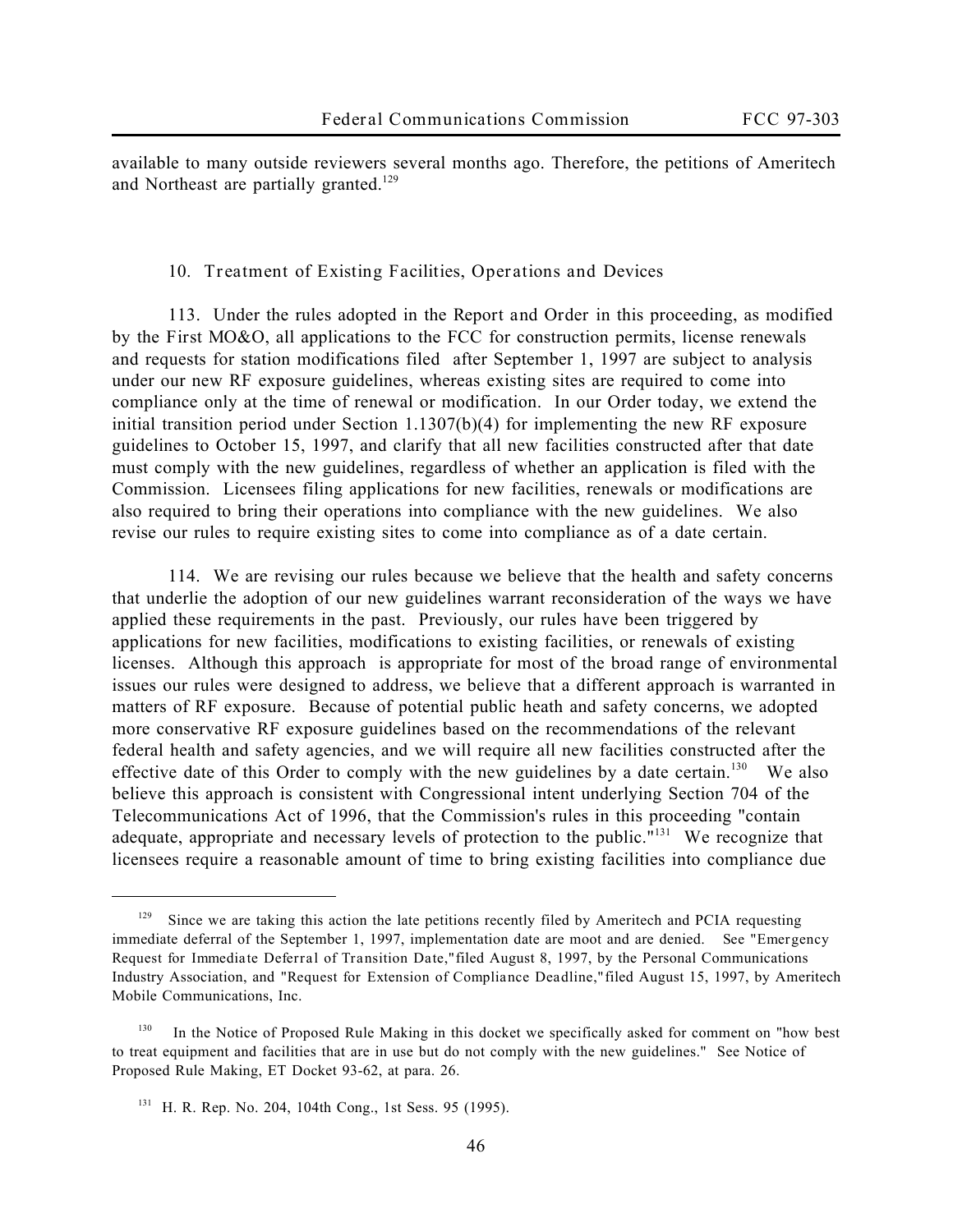available to many outside reviewers several months ago. Therefore, the petitions of Ameritech and Northeast are partially granted.[129]

### 10. Treatment of Existing Facilities, Operations and Devices

113. Under the rules adopted in the Report and Order in this proceeding, as modified by the First MO&O, all applications to the FCC for construction permits, license renewals and requests for station modifications filed after September 1, 1997 are subject to analysis under our new RF exposure guidelines, whereas existing sites are required to come into compliance only at the time of renewal or modification. In our Order today, we extend the initial transition period under Section 1.1307(b)(4) for implementing the new RF exposure guidelines to October 15, 1997, and clarify that all new facilities constructed after that date must comply with the new guidelines, regardless of whether an application is filed with the Commission. Licensees filing applications for new facilities, renewals or modifications are also required to bring their operations into compliance with the new guidelines. We also revise our rules to require existing sites to come into compliance as of a date certain.

114. We are revising our rules because we believe that the health and safety concerns that underlie the adoption of our new guidelines warrant reconsideration of the ways we have applied these requirements in the past. Previously, our rules have been triggered by applications for new facilities, modifications to existing facilities, or renewals of existing licenses. Although this approach is appropriate for most of the broad range of environmental issues our rules were designed to address, we believe that a different approach is warranted in matters of RF exposure. Because of potential public heath and safety concerns, we adopted more conservative RF exposure guidelines based on the recommendations of the relevant federal health and safety agencies, and we will require all new facilities constructed after the effective date of this Order to comply with the new guidelines by a date certain.[130] We also believe this approach is consistent with Congressional intent underlying Section 704 of the Telecommunications Act of 1996, that the Commission's rules in this proceeding "contain adequate, appropriate and necessary levels of protection to the public."[131] We recognize that licensees require a reasonable amount of time to bring existing facilities into compliance due

---

[129] Since we are taking this action the late petitions recently filed by Ameritech and PCIA requesting immediate deferral of the September 1, 1997, implementation date are moot and are denied. See "Emergency Request for Immediate Deferral of Transition Date," filed August 8, 1997, by the Personal Communications Industry Association, and "Request for Extension of Compliance Deadline," filed August 15, 1997, by Ameritech Mobile Communications, Inc.

[130] In the Notice of Proposed Rule Making in this docket we specifically asked for comment on "how best to treat equipment and facilities that are in use but do not comply with the new guidelines." See Notice of Proposed Rule Making, ET Docket 93-62, at para. 26.

[131] H. R. Rep. No. 204, 104th Cong., 1st Sess. 95 (1995).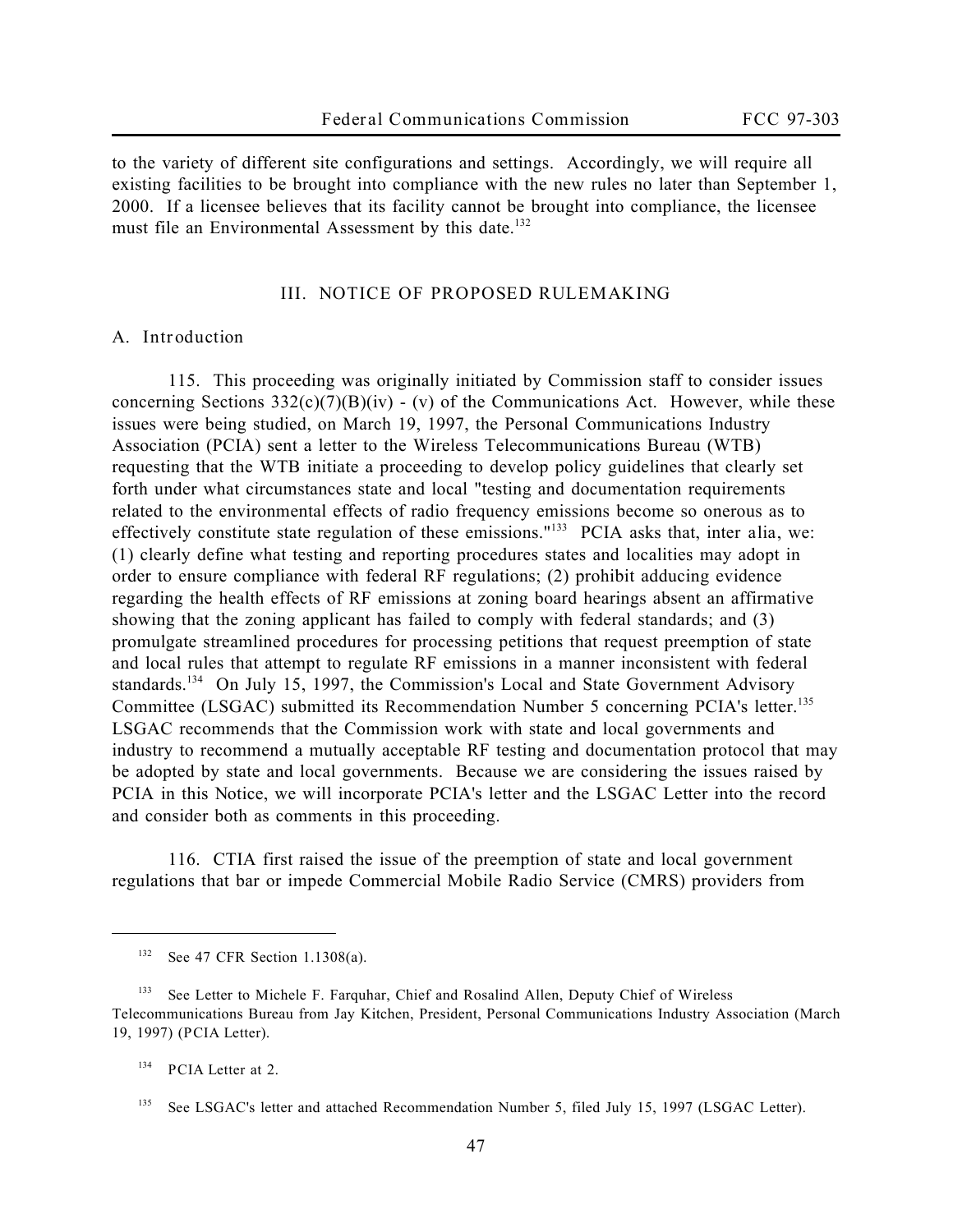to the variety of different site configurations and settings. Accordingly, we will require all existing facilities to be brought into compliance with the new rules no later than September 1, 2000. If a licensee believes that its facility cannot be brought into compliance, the licensee must file an Environmental Assessment by this date.[132]

## III. NOTICE OF PROPOSED RULEMAKING

### A. Introduction

115. This proceeding was originally initiated by Commission staff to consider issues concerning Sections 332(c)(7)(B)(iv) - (v) of the Communications Act. However, while these issues were being studied, on March 19, 1997, the Personal Communications Industry Association (PCIA) sent a letter to the Wireless Telecommunications Bureau (WTB) requesting that the WTB initiate a proceeding to develop policy guidelines that clearly set forth under what circumstances state and local "testing and documentation requirements related to the environmental effects of radio frequency emissions become so onerous as to effectively constitute state regulation of these emissions."[133] PCIA asks that, inter alia, we: (1) clearly define what testing and reporting procedures states and localities may adopt in order to ensure compliance with federal RF regulations; (2) prohibit adducing evidence regarding the health effects of RF emissions at zoning board hearings absent an affirmative showing that the zoning applicant has failed to comply with federal standards; and (3) promulgate streamlined procedures for processing petitions that request preemption of state and local rules that attempt to regulate RF emissions in a manner inconsistent with federal standards.[134] On July 15, 1997, the Commission's Local and State Government Advisory Committee (LSGAC) submitted its Recommendation Number 5 concerning PCIA's letter.[135] LSGAC recommends that the Commission work with state and local governments and industry to recommend a mutually acceptable RF testing and documentation protocol that may be adopted by state and local governments. Because we are considering the issues raised by PCIA in this Notice, we will incorporate PCIA's letter and the LSGAC Letter into the record and consider both as comments in this proceeding.

116. CTIA first raised the issue of the preemption of state and local government regulations that bar or impede Commercial Mobile Radio Service (CMRS) providers from

---

[132] See 47 CFR Section 1.1308(a).

[133] See Letter to Michele F. Farquhar, Chief and Rosalind Allen, Deputy Chief of Wireless Telecommunications Bureau from Jay Kitchen, President, Personal Communications Industry Association (March 19, 1997) (PCIA Letter).

[134] PCIA Letter at 2.

[135] See LSGAC's letter and attached Recommendation Number 5, filed July 15, 1997 (LSGAC Letter).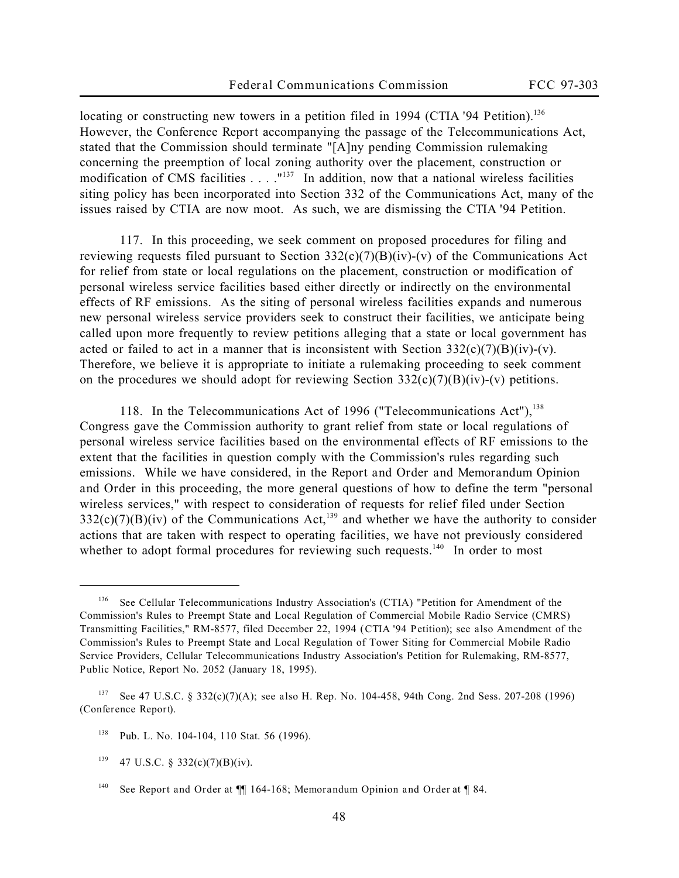locating or constructing new towers in a petition filed in 1994 (CTIA '94 Petition).[136] However, the Conference Report accompanying the passage of the Telecommunications Act, stated that the Commission should terminate "[A]ny pending Commission rulemaking concerning the preemption of local zoning authority over the placement, construction or modification of CMS facilities . . . ."[137] In addition, now that a national wireless facilities siting policy has been incorporated into Section 332 of the Communications Act, many of the issues raised by CTIA are now moot. As such, we are dismissing the CTIA '94 Petition.

117. In this proceeding, we seek comment on proposed procedures for filing and reviewing requests filed pursuant to Section 332(c)(7)(B)(iv)-(v) of the Communications Act for relief from state or local regulations on the placement, construction or modification of personal wireless service facilities based either directly or indirectly on the environmental effects of RF emissions. As the siting of personal wireless facilities expands and numerous new personal wireless service providers seek to construct their facilities, we anticipate being called upon more frequently to review petitions alleging that a state or local government has acted or failed to act in a manner that is inconsistent with Section 332(c)(7)(B)(iv)-(v). Therefore, we believe it is appropriate to initiate a rulemaking proceeding to seek comment on the procedures we should adopt for reviewing Section 332(c)(7)(B)(iv)-(v) petitions.

118. In the Telecommunications Act of 1996 ("Telecommunications Act"),[138] Congress gave the Commission authority to grant relief from state or local regulations of personal wireless service facilities based on the environmental effects of RF emissions to the extent that the facilities in question comply with the Commission's rules regarding such emissions. While we have considered, in the Report and Order and Memorandum Opinion and Order in this proceeding, the more general questions of how to define the term "personal wireless services," with respect to consideration of requests for relief filed under Section 332(c)(7)(B)(iv) of the Communications Act,[139] and whether we have the authority to consider actions that are taken with respect to operating facilities, we have not previously considered whether to adopt formal procedures for reviewing such requests.[140] In order to most

---

[136] See Cellular Telecommunications Industry Association's (CTIA) "Petition for Amendment of the Commission's Rules to Preempt State and Local Regulation of Commercial Mobile Radio Service (CMRS) Transmitting Facilities," RM-8577, filed December 22, 1994 (CTIA '94 Petition); see also Amendment of the Commission's Rules to Preempt State and Local Regulation of Tower Siting for Commercial Mobile Radio Service Providers, Cellular Telecommunications Industry Association's Petition for Rulemaking, RM-8577, Public Notice, Report No. 2052 (January 18, 1995).

[137] See 47 U.S.C. § 332(c)(7)(A); see also H. Rep. No. 104-458, 94th Cong. 2nd Sess. 207-208 (1996) (Conference Report).

[138] Pub. L. No. 104-104, 110 Stat. 56 (1996).

[139] 47 U.S.C. § 332(c)(7)(B)(iv).

[140] See Report and Order at ¶¶ 164-168; Memorandum Opinion and Order at ¶ 84.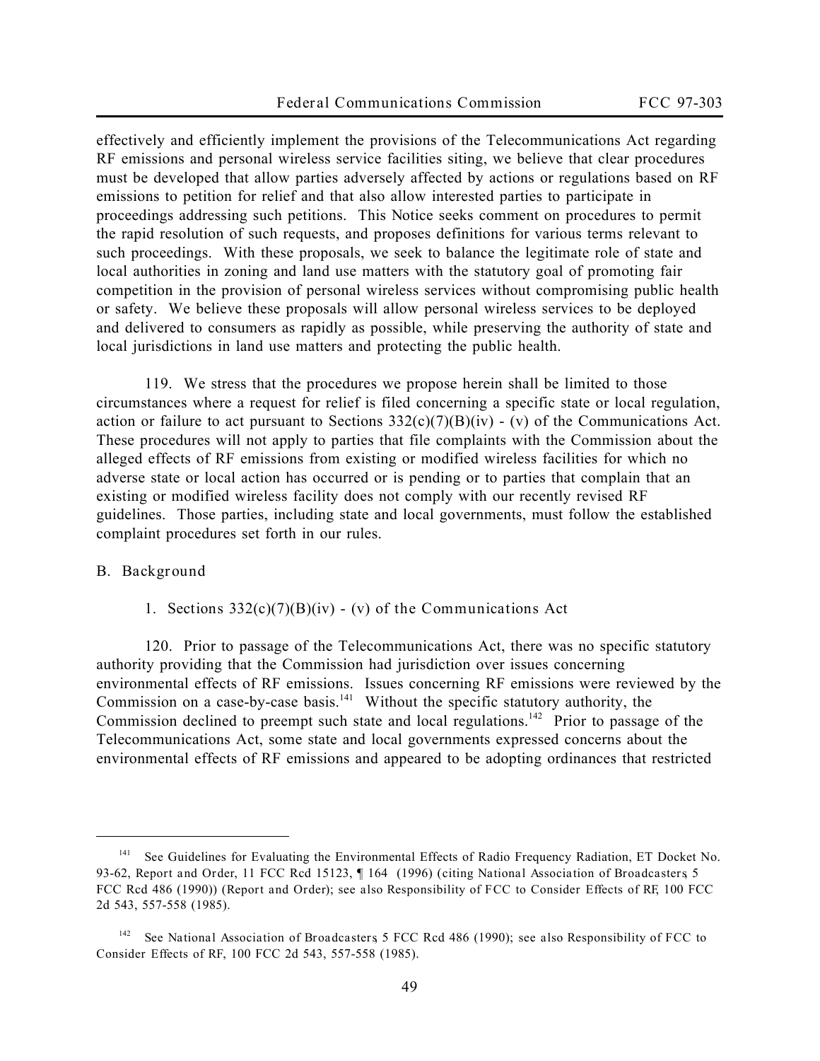effectively and efficiently implement the provisions of the Telecommunications Act regarding RF emissions and personal wireless service facilities siting, we believe that clear procedures must be developed that allow parties adversely affected by actions or regulations based on RF emissions to petition for relief and that also allow interested parties to participate in proceedings addressing such petitions. This Notice seeks comment on procedures to permit the rapid resolution of such requests, and proposes definitions for various terms relevant to such proceedings. With these proposals, we seek to balance the legitimate role of state and local authorities in zoning and land use matters with the statutory goal of promoting fair competition in the provision of personal wireless services without compromising public health or safety. We believe these proposals will allow personal wireless services to be deployed and delivered to consumers as rapidly as possible, while preserving the authority of state and local jurisdictions in land use matters and protecting the public health.

119. We stress that the procedures we propose herein shall be limited to those circumstances where a request for relief is filed concerning a specific state or local regulation, action or failure to act pursuant to Sections 332(c)(7)(B)(iv) - (v) of the Communications Act. These procedures will not apply to parties that file complaints with the Commission about the alleged effects of RF emissions from existing or modified wireless facilities for which no adverse state or local action has occurred or is pending or to parties that complain that an existing or modified wireless facility does not comply with our recently revised RF guidelines. Those parties, including state and local governments, must follow the established complaint procedures set forth in our rules.

## B. Background

### 1. Sections 332(c)(7)(B)(iv) - (v) of the Communications Act

120. Prior to passage of the Telecommunications Act, there was no specific statutory authority providing that the Commission had jurisdiction over issues concerning environmental effects of RF emissions. Issues concerning RF emissions were reviewed by the Commission on a case-by-case basis.[141] Without the specific statutory authority, the Commission declined to preempt such state and local regulations.[142] Prior to passage of the Telecommunications Act, some state and local governments expressed concerns about the environmental effects of RF emissions and appeared to be adopting ordinances that restricted

---

[141] See Guidelines for Evaluating the Environmental Effects of Radio Frequency Radiation, ET Docket No. 93-62, Report and Order, 11 FCC Rcd 15123, ¶ 164 (1996) (citing National Association of Broadcasters, 5 FCC Rcd 486 (1990)) (Report and Order); see also Responsibility of FCC to Consider Effects of RF, 100 FCC 2d 543, 557-558 (1985).

[142] See National Association of Broadcasters, 5 FCC Rcd 486 (1990); see also Responsibility of FCC to Consider Effects of RF, 100 FCC 2d 543, 557-558 (1985).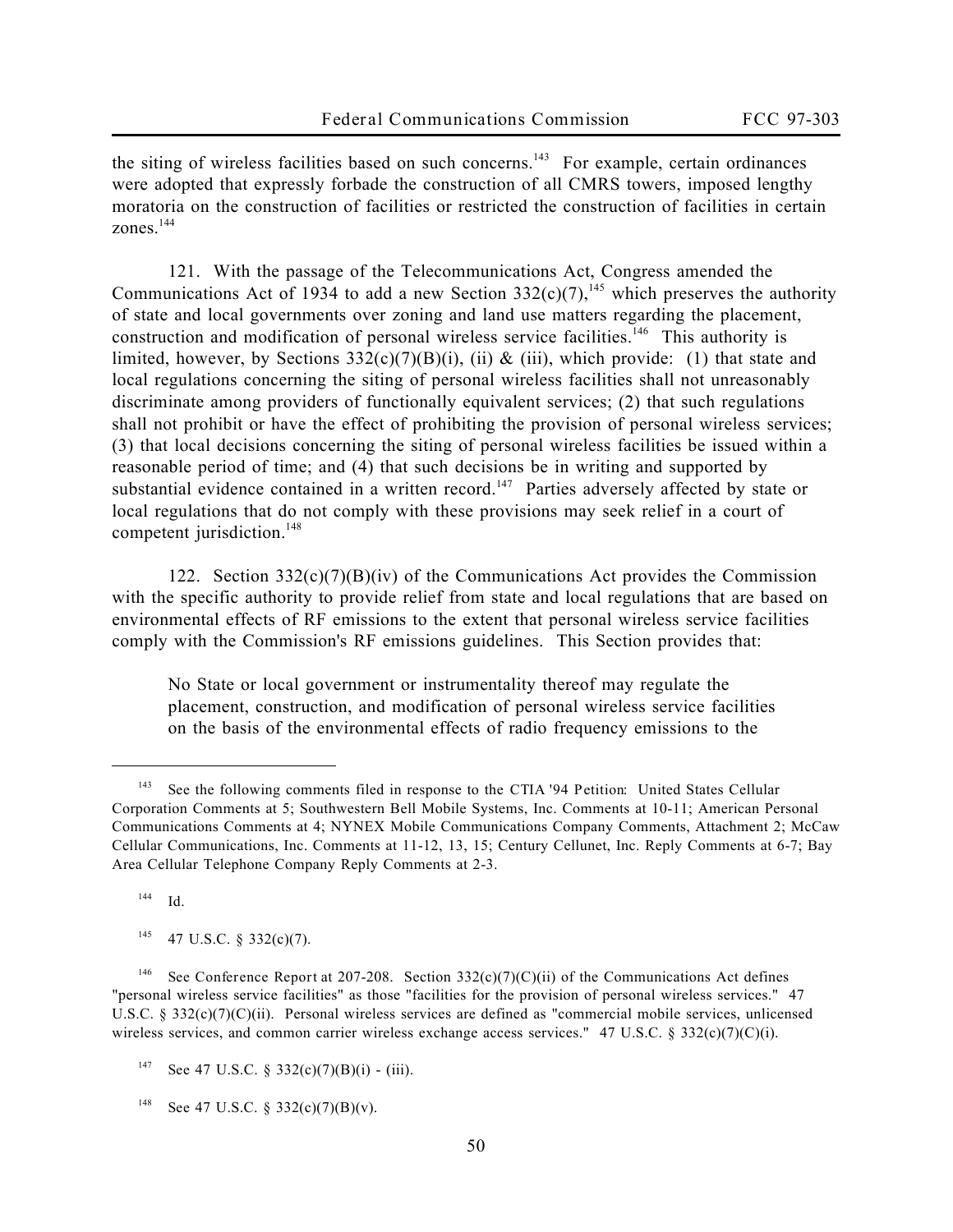the siting of wireless facilities based on such concerns.[143] For example, certain ordinances were adopted that expressly forbade the construction of all CMRS towers, imposed lengthy moratoria on the construction of facilities or restricted the construction of facilities in certain zones.[144]

121. With the passage of the Telecommunications Act, Congress amended the Communications Act of 1934 to add a new Section 332(c)(7),[145] which preserves the authority of state and local governments over zoning and land use matters regarding the placement, construction and modification of personal wireless service facilities.[146] This authority is limited, however, by Sections 332(c)(7)(B)(i), (ii) & (iii), which provide: (1) that state and local regulations concerning the siting of personal wireless facilities shall not unreasonably discriminate among providers of functionally equivalent services; (2) that such regulations shall not prohibit or have the effect of prohibiting the provision of personal wireless services; (3) that local decisions concerning the siting of personal wireless facilities be issued within a reasonable period of time; and (4) that such decisions be in writing and supported by substantial evidence contained in a written record.[147] Parties adversely affected by state or local regulations that do not comply with these provisions may seek relief in a court of competent jurisdiction.[148]

122. Section 332(c)(7)(B)(iv) of the Communications Act provides the Commission with the specific authority to provide relief from state and local regulations that are based on environmental effects of RF emissions to the extent that personal wireless service facilities comply with the Commission's RF emissions guidelines. This Section provides that:

> No State or local government or instrumentality thereof may regulate the placement, construction, and modification of personal wireless service facilities on the basis of the environmental effects of radio frequency emissions to the

---

[143] See the following comments filed in response to the CTIA '94 Petition: United States Cellular Corporation Comments at 5; Southwestern Bell Mobile Systems, Inc. Comments at 10-11; American Personal Communications Comments at 4; NYNEX Mobile Communications Company Comments, Attachment 2; McCaw Cellular Communications, Inc. Comments at 11-12, 13, 15; Century Cellunet, Inc. Reply Comments at 6-7; Bay Area Cellular Telephone Company Reply Comments at 2-3.

[144] Id.

[145] 47 U.S.C. § 332(c)(7).

[146] See Conference Report at 207-208. Section 332(c)(7)(C)(ii) of the Communications Act defines "personal wireless service facilities" as those "facilities for the provision of personal wireless services." 47 U.S.C. § 332(c)(7)(C)(ii). Personal wireless services are defined as "commercial mobile services, unlicensed wireless services, and common carrier wireless exchange access services." 47 U.S.C. § 332(c)(7)(C)(i).

[147] See 47 U.S.C. § 332(c)(7)(B)(i) - (iii).

[148] See 47 U.S.C. § 332(c)(7)(B)(v).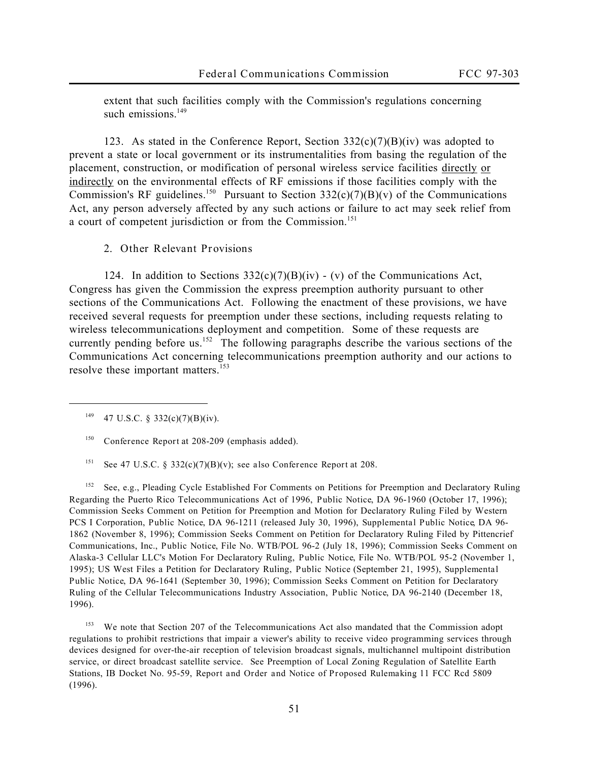extent that such facilities comply with the Commission's regulations concerning such emissions.[149]

123. As stated in the Conference Report, Section 332(c)(7)(B)(iv) was adopted to prevent a state or local government or its instrumentalities from basing the regulation of the placement, construction, or modification of personal wireless service facilities directly or indirectly on the environmental effects of RF emissions if those facilities comply with the Commission's RF guidelines.[150] Pursuant to Section 332(c)(7)(B)(v) of the Communications Act, any person adversely affected by any such actions or failure to act may seek relief from a court of competent jurisdiction or from the Commission.[151]

2. Other Relevant Provisions

124. In addition to Sections 332(c)(7)(B)(iv) - (v) of the Communications Act, Congress has given the Commission the express preemption authority pursuant to other sections of the Communications Act. Following the enactment of these provisions, we have received several requests for preemption under these sections, including requests relating to wireless telecommunications deployment and competition. Some of these requests are currently pending before us.[152] The following paragraphs describe the various sections of the Communications Act concerning telecommunications preemption authority and our actions to resolve these important matters.[153]

---

[149] 47 U.S.C. § 332(c)(7)(B)(iv).

[150] Conference Report at 208-209 (emphasis added).

[151] See 47 U.S.C. § 332(c)(7)(B)(v); see also Conference Report at 208.

[152] See, e.g., Pleading Cycle Established For Comments on Petitions for Preemption and Declaratory Ruling Regarding the Puerto Rico Telecommunications Act of 1996, Public Notice, DA 96-1960 (October 17, 1996); Commission Seeks Comment on Petition for Preemption and Motion for Declaratory Ruling Filed by Western PCS I Corporation, Public Notice, DA 96-1211 (released July 30, 1996), Supplemental Public Notice, DA 96-1862 (November 8, 1996); Commission Seeks Comment on Petition for Declaratory Ruling Filed by Pittencrief Communications, Inc., Public Notice, File No. WTB/POL 96-2 (July 18, 1996); Commission Seeks Comment on Alaska-3 Cellular LLC's Motion For Declaratory Ruling, Public Notice, File No. WTB/POL 95-2 (November 1, 1995); US West Files a Petition for Declaratory Ruling, Public Notice (September 21, 1995), Supplemental Public Notice, DA 96-1641 (September 30, 1996); Commission Seeks Comment on Petition for Declaratory Ruling of the Cellular Telecommunications Industry Association, Public Notice, DA 96-2140 (December 18, 1996).

[153] We note that Section 207 of the Telecommunications Act also mandated that the Commission adopt regulations to prohibit restrictions that impair a viewer's ability to receive video programming services through devices designed for over-the-air reception of television broadcast signals, multichannel multipoint distribution service, or direct broadcast satellite service. See Preemption of Local Zoning Regulation of Satellite Earth Stations, IB Docket No. 95-59, Report and Order and Notice of Proposed Rulemaking 11 FCC Rcd 5809 (1996).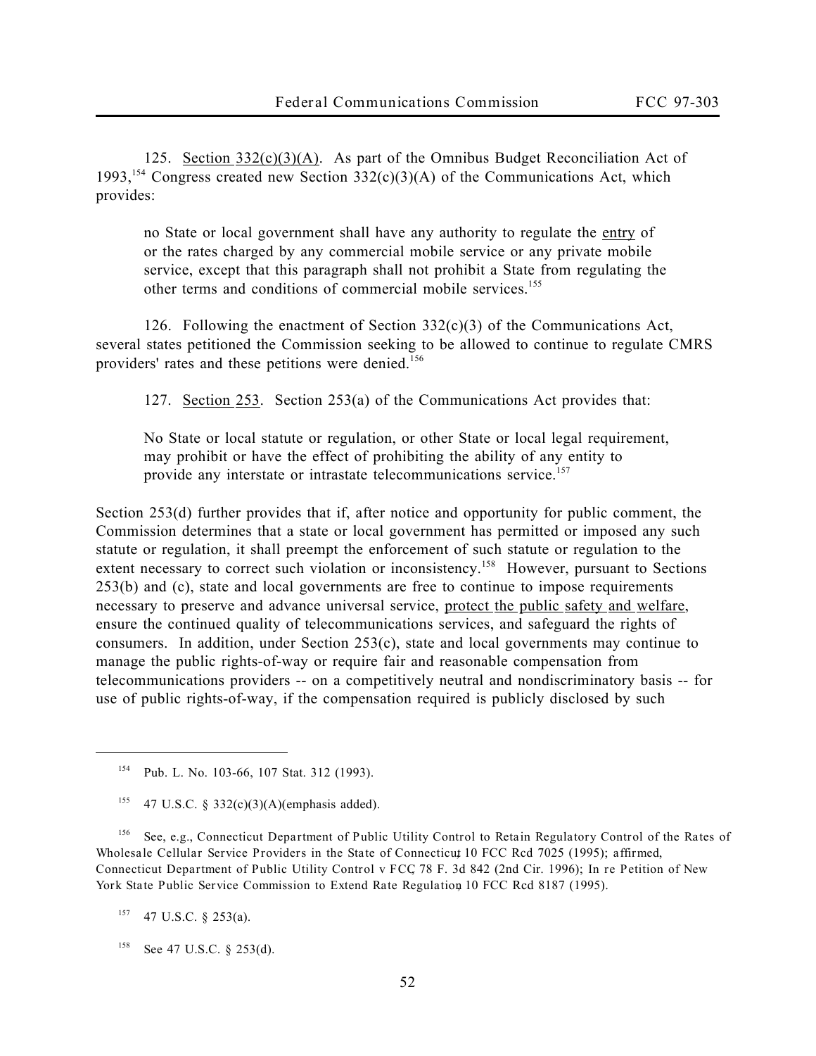125. Section 332(c)(3)(A). As part of the Omnibus Budget Reconciliation Act of 1993,[154] Congress created new Section 332(c)(3)(A) of the Communications Act, which provides:

> no State or local government shall have any authority to regulate the entry of or the rates charged by any commercial mobile service or any private mobile service, except that this paragraph shall not prohibit a State from regulating the other terms and conditions of commercial mobile services.[155]

126. Following the enactment of Section 332(c)(3) of the Communications Act, several states petitioned the Commission seeking to be allowed to continue to regulate CMRS providers' rates and these petitions were denied.[156]

127. Section 253. Section 253(a) of the Communications Act provides that:

> No State or local statute or regulation, or other State or local legal requirement, may prohibit or have the effect of prohibiting the ability of any entity to provide any interstate or intrastate telecommunications service.[157]

Section 253(d) further provides that if, after notice and opportunity for public comment, the Commission determines that a state or local government has permitted or imposed any such statute or regulation, it shall preempt the enforcement of such statute or regulation to the extent necessary to correct such violation or inconsistency.[158] However, pursuant to Sections 253(b) and (c), state and local governments are free to continue to impose requirements necessary to preserve and advance universal service, protect the public safety and welfare, ensure the continued quality of telecommunications services, and safeguard the rights of consumers. In addition, under Section 253(c), state and local governments may continue to manage the public rights-of-way or require fair and reasonable compensation from telecommunications providers -- on a competitively neutral and nondiscriminatory basis -- for use of public rights-of-way, if the compensation required is publicly disclosed by such

---

[154] Pub. L. No. 103-66, 107 Stat. 312 (1993).

[155] 47 U.S.C. § 332(c)(3)(A)(emphasis added).

[156] See, e.g., Connecticut Department of Public Utility Control to Retain Regulatory Control of the Rates of Wholesale Cellular Service Providers in the State of Connecticut, 10 FCC Rcd 7025 (1995); affirmed, Connecticut Department of Public Utility Control v FCC, 78 F. 3d 842 (2nd Cir. 1996); In re Petition of New York State Public Service Commission to Extend Rate Regulation, 10 FCC Rcd 8187 (1995).

[157] 47 U.S.C. § 253(a).

[158] See 47 U.S.C. § 253(d).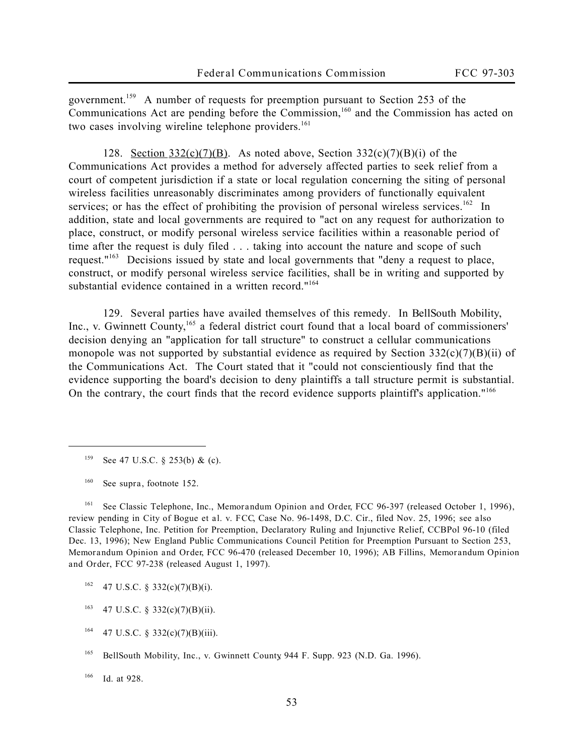government.[159] A number of requests for preemption pursuant to Section 253 of the Communications Act are pending before the Commission,[160] and the Commission has acted on two cases involving wireline telephone providers.[161]

128. Section 332(c)(7)(B). As noted above, Section 332(c)(7)(B)(i) of the Communications Act provides a method for adversely affected parties to seek relief from a court of competent jurisdiction if a state or local regulation concerning the siting of personal wireless facilities unreasonably discriminates among providers of functionally equivalent services; or has the effect of prohibiting the provision of personal wireless services.[162] In addition, state and local governments are required to "act on any request for authorization to place, construct, or modify personal wireless service facilities within a reasonable period of time after the request is duly filed . . . taking into account the nature and scope of such request."[163] Decisions issued by state and local governments that "deny a request to place, construct, or modify personal wireless service facilities, shall be in writing and supported by substantial evidence contained in a written record."[164]

129. Several parties have availed themselves of this remedy. In BellSouth Mobility, Inc., v. Gwinnett County,[165] a federal district court found that a local board of commissioners' decision denying an "application for tall structure" to construct a cellular communications monopole was not supported by substantial evidence as required by Section 332(c)(7)(B)(ii) of the Communications Act. The Court stated that it "could not conscientiously find that the evidence supporting the board's decision to deny plaintiffs a tall structure permit is substantial. On the contrary, the court finds that the record evidence supports plaintiff's application."[166]

---

[159] See 47 U.S.C. § 253(b) & (c).

[160] See supra, footnote 152.

[161] See Classic Telephone, Inc., Memorandum Opinion and Order, FCC 96-397 (released October 1, 1996), review pending in City of Bogue et al. v. FCC, Case No. 96-1498, D.C. Cir., filed Nov. 25, 1996; see also Classic Telephone, Inc. Petition for Preemption, Declaratory Ruling and Injunctive Relief, CCBPol 96-10 (filed Dec. 13, 1996); New England Public Communications Council Petition for Preemption Pursuant to Section 253, Memorandum Opinion and Order, FCC 96-470 (released December 10, 1996); AB Fillins, Memorandum Opinion and Order, FCC 97-238 (released August 1, 1997).

[162] 47 U.S.C. § 332(c)(7)(B)(i).

[163] 47 U.S.C. § 332(c)(7)(B)(ii).

[164] 47 U.S.C. § 332(c)(7)(B)(iii).

[165] BellSouth Mobility, Inc., v. Gwinnett County, 944 F. Supp. 923 (N.D. Ga. 1996).

[166] Id. at 928.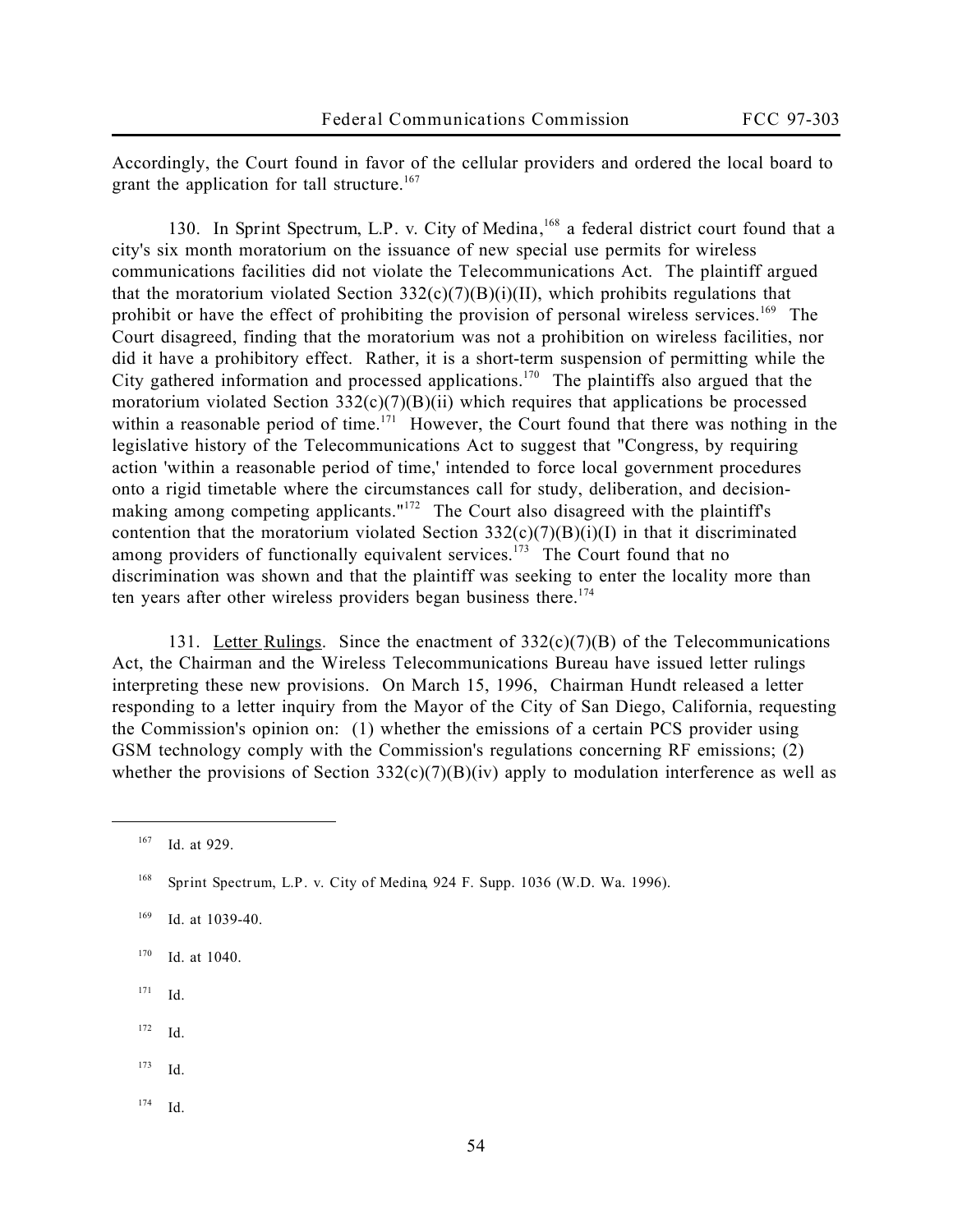Accordingly, the Court found in favor of the cellular providers and ordered the local board to grant the application for tall structure.[167]

130. In Sprint Spectrum, L.P. v. City of Medina,[168] a federal district court found that a city's six month moratorium on the issuance of new special use permits for wireless communications facilities did not violate the Telecommunications Act. The plaintiff argued that the moratorium violated Section 332(c)(7)(B)(i)(II), which prohibits regulations that prohibit or have the effect of prohibiting the provision of personal wireless services.[169] The Court disagreed, finding that the moratorium was not a prohibition on wireless facilities, nor did it have a prohibitory effect. Rather, it is a short-term suspension of permitting while the City gathered information and processed applications.[170] The plaintiffs also argued that the moratorium violated Section 332(c)(7)(B)(ii) which requires that applications be processed within a reasonable period of time.[171] However, the Court found that there was nothing in the legislative history of the Telecommunications Act to suggest that "Congress, by requiring action 'within a reasonable period of time,' intended to force local government procedures onto a rigid timetable where the circumstances call for study, deliberation, and decision-making among competing applicants."[172] The Court also disagreed with the plaintiff's contention that the moratorium violated Section 332(c)(7)(B)(i)(I) in that it discriminated among providers of functionally equivalent services.[173] The Court found that no discrimination was shown and that the plaintiff was seeking to enter the locality more than ten years after other wireless providers began business there.[174]

131. Letter Rulings. Since the enactment of 332(c)(7)(B) of the Telecommunications Act, the Chairman and the Wireless Telecommunications Bureau have issued letter rulings interpreting these new provisions. On March 15, 1996, Chairman Hundt released a letter responding to a letter inquiry from the Mayor of the City of San Diego, California, requesting the Commission's opinion on: (1) whether the emissions of a certain PCS provider using GSM technology comply with the Commission's regulations concerning RF emissions; (2) whether the provisions of Section 332(c)(7)(B)(iv) apply to modulation interference as well as

---

[167] Id. at 929.

[168] Sprint Spectrum, L.P. v. City of Medina, 924 F. Supp. 1036 (W.D. Wa. 1996).

[169] Id. at 1039-40.

[170] Id. at 1040.

[171] Id.

[172] Id.

[173] Id.

[174] Id.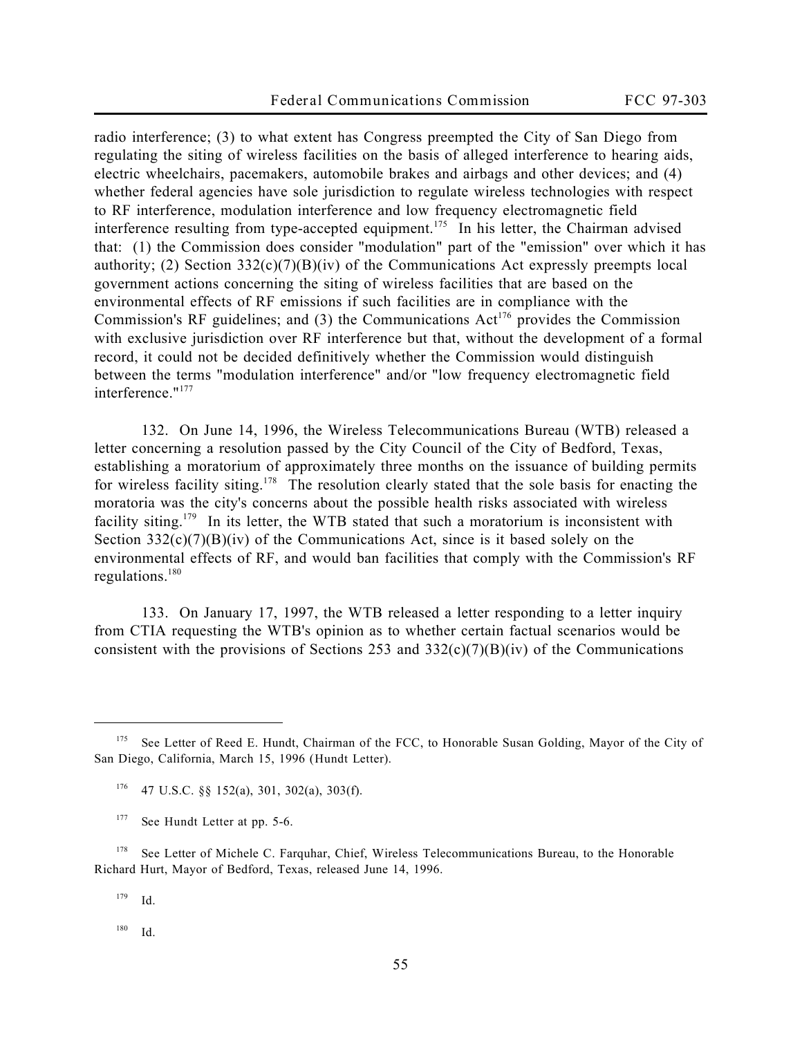radio interference; (3) to what extent has Congress preempted the City of San Diego from regulating the siting of wireless facilities on the basis of alleged interference to hearing aids, electric wheelchairs, pacemakers, automobile brakes and airbags and other devices; and (4) whether federal agencies have sole jurisdiction to regulate wireless technologies with respect to RF interference, modulation interference and low frequency electromagnetic field interference resulting from type-accepted equipment.[175] In his letter, the Chairman advised that: (1) the Commission does consider "modulation" part of the "emission" over which it has authority; (2) Section 332(c)(7)(B)(iv) of the Communications Act expressly preempts local government actions concerning the siting of wireless facilities that are based on the environmental effects of RF emissions if such facilities are in compliance with the Commission's RF guidelines; and (3) the Communications Act[176] provides the Commission with exclusive jurisdiction over RF interference but that, without the development of a formal record, it could not be decided definitively whether the Commission would distinguish between the terms "modulation interference" and/or "low frequency electromagnetic field interference."[177]

132. On June 14, 1996, the Wireless Telecommunications Bureau (WTB) released a letter concerning a resolution passed by the City Council of the City of Bedford, Texas, establishing a moratorium of approximately three months on the issuance of building permits for wireless facility siting.[178] The resolution clearly stated that the sole basis for enacting the moratoria was the city's concerns about the possible health risks associated with wireless facility siting.[179] In its letter, the WTB stated that such a moratorium is inconsistent with Section 332(c)(7)(B)(iv) of the Communications Act, since is it based solely on the environmental effects of RF, and would ban facilities that comply with the Commission's RF regulations.[180]

133. On January 17, 1997, the WTB released a letter responding to a letter inquiry from CTIA requesting the WTB's opinion as to whether certain factual scenarios would be consistent with the provisions of Sections 253 and 332(c)(7)(B)(iv) of the Communications

---

[175] See Letter of Reed E. Hundt, Chairman of the FCC, to Honorable Susan Golding, Mayor of the City of San Diego, California, March 15, 1996 (Hundt Letter).

[176] 47 U.S.C. §§ 152(a), 301, 302(a), 303(f).

[177] See Hundt Letter at pp. 5-6.

[178] See Letter of Michele C. Farquhar, Chief, Wireless Telecommunications Bureau, to the Honorable Richard Hurt, Mayor of Bedford, Texas, released June 14, 1996.

[179] Id.

[180] Id.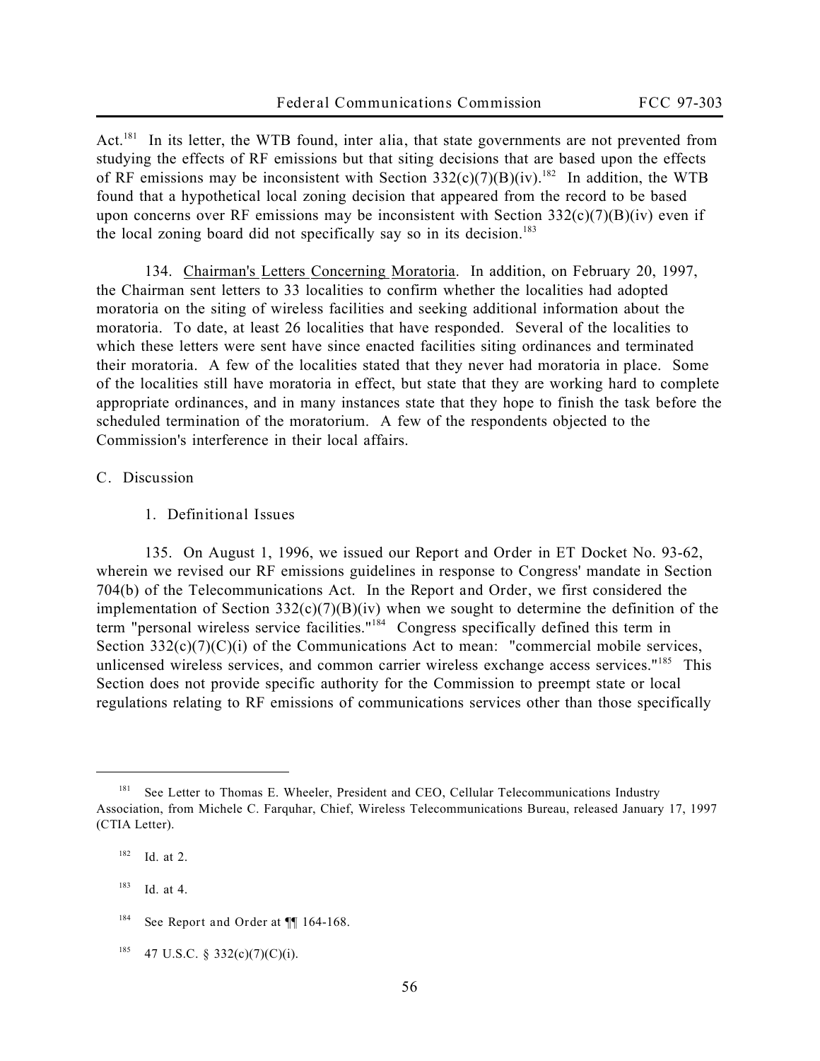Act.[181] In its letter, the WTB found, inter alia, that state governments are not prevented from studying the effects of RF emissions but that siting decisions that are based upon the effects of RF emissions may be inconsistent with Section 332(c)(7)(B)(iv).[182] In addition, the WTB found that a hypothetical local zoning decision that appeared from the record to be based upon concerns over RF emissions may be inconsistent with Section 332(c)(7)(B)(iv) even if the local zoning board did not specifically say so in its decision.[183]

134. Chairman's Letters Concerning Moratoria. In addition, on February 20, 1997, the Chairman sent letters to 33 localities to confirm whether the localities had adopted moratoria on the siting of wireless facilities and seeking additional information about the moratoria. To date, at least 26 localities that have responded. Several of the localities to which these letters were sent have since enacted facilities siting ordinances and terminated their moratoria. A few of the localities stated that they never had moratoria in place. Some of the localities still have moratoria in effect, but state that they are working hard to complete appropriate ordinances, and in many instances state that they hope to finish the task before the scheduled termination of the moratorium. A few of the respondents objected to the Commission's interference in their local affairs.

## C. Discussion

### 1. Definitional Issues

135. On August 1, 1996, we issued our Report and Order in ET Docket No. 93-62, wherein we revised our RF emissions guidelines in response to Congress' mandate in Section 704(b) of the Telecommunications Act. In the Report and Order, we first considered the implementation of Section 332(c)(7)(B)(iv) when we sought to determine the definition of the term "personal wireless service facilities."[184] Congress specifically defined this term in Section 332(c)(7)(C)(i) of the Communications Act to mean: "commercial mobile services, unlicensed wireless services, and common carrier wireless exchange access services."[185] This Section does not provide specific authority for the Commission to preempt state or local regulations relating to RF emissions of communications services other than those specifically

---

[181] See Letter to Thomas E. Wheeler, President and CEO, Cellular Telecommunications Industry Association, from Michele C. Farquhar, Chief, Wireless Telecommunications Bureau, released January 17, 1997 (CTIA Letter).

[182] Id. at 2.

[183] Id. at 4.

[184] See Report and Order at ¶¶ 164-168.

[185] 47 U.S.C. § 332(c)(7)(C)(i).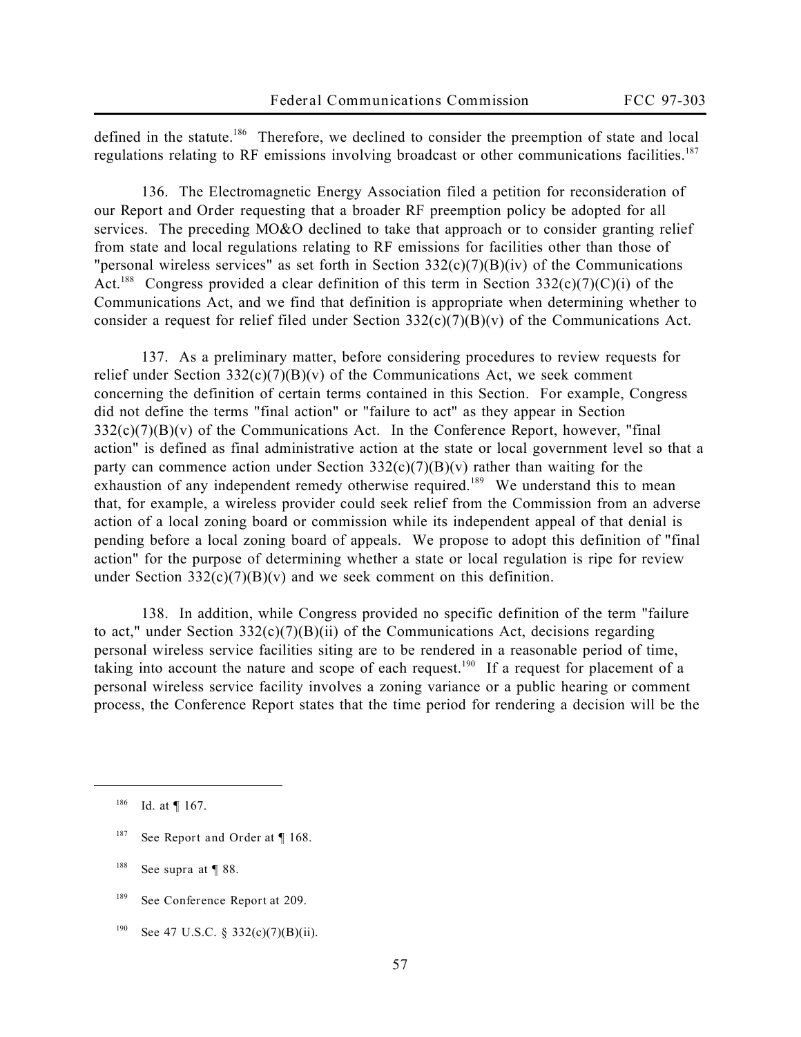defined in the statute.[186] Therefore, we declined to consider the preemption of state and local regulations relating to RF emissions involving broadcast or other communications facilities.[187]

136. The Electromagnetic Energy Association filed a petition for reconsideration of our Report and Order requesting that a broader RF preemption policy be adopted for all services. The preceding MO&O declined to take that approach or to consider granting relief from state and local regulations relating to RF emissions for facilities other than those of "personal wireless services" as set forth in Section 332(c)(7)(B)(iv) of the Communications Act.[188] Congress provided a clear definition of this term in Section 332(c)(7)(C)(i) of the Communications Act, and we find that definition is appropriate when determining whether to consider a request for relief filed under Section 332(c)(7)(B)(v) of the Communications Act.

137. As a preliminary matter, before considering procedures to review requests for relief under Section 332(c)(7)(B)(v) of the Communications Act, we seek comment concerning the definition of certain terms contained in this Section. For example, Congress did not define the terms "final action" or "failure to act" as they appear in Section 332(c)(7)(B)(v) of the Communications Act. In the Conference Report, however, "final action" is defined as final administrative action at the state or local government level so that a party can commence action under Section 332(c)(7)(B)(v) rather than waiting for the exhaustion of any independent remedy otherwise required.[189] We understand this to mean that, for example, a wireless provider could seek relief from the Commission from an adverse action of a local zoning board or commission while its independent appeal of that denial is pending before a local zoning board of appeals. We propose to adopt this definition of "final action" for the purpose of determining whether a state or local regulation is ripe for review under Section 332(c)(7)(B)(v) and we seek comment on this definition.

138. In addition, while Congress provided no specific definition of the term "failure to act," under Section 332(c)(7)(B)(ii) of the Communications Act, decisions regarding personal wireless service facilities siting are to be rendered in a reasonable period of time, taking into account the nature and scope of each request.[190] If a request for placement of a personal wireless service facility involves a zoning variance or a public hearing or comment process, the Conference Report states that the time period for rendering a decision will be the

---

[186] Id. at ¶ 167.

[187] See Report and Order at ¶ 168.

[188] See supra at ¶ 88.

[189] See Conference Report at 209.

[190] See 47 U.S.C. § 332(c)(7)(B)(ii).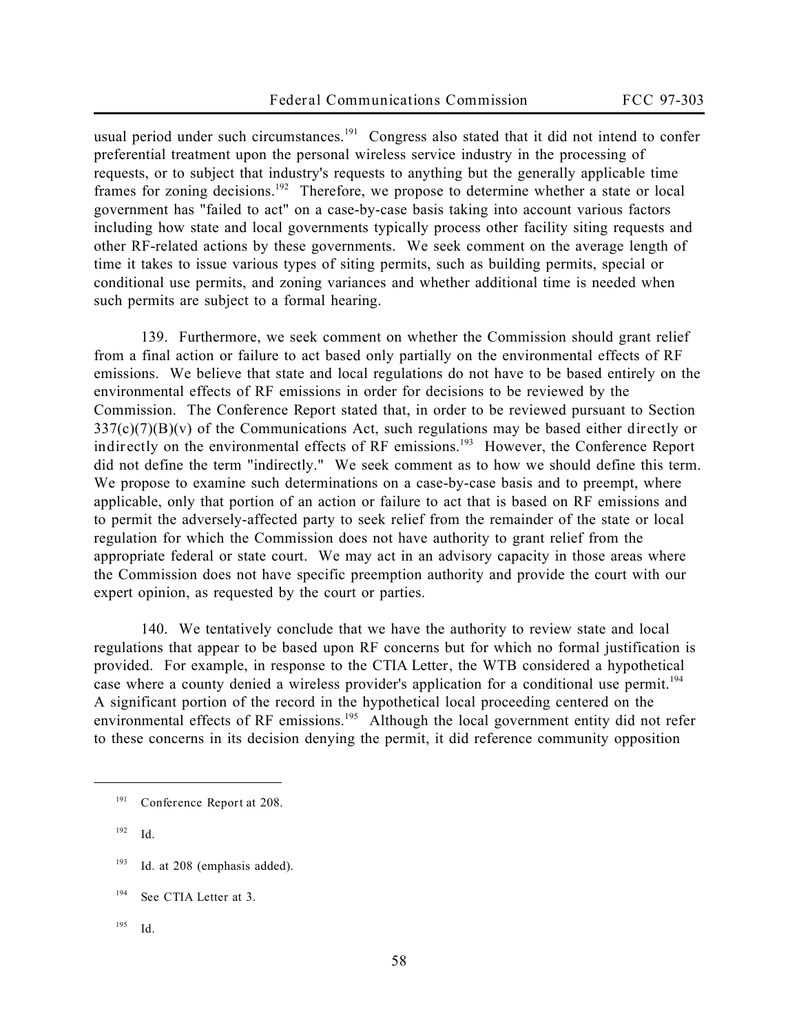usual period under such circumstances.[191] Congress also stated that it did not intend to confer preferential treatment upon the personal wireless service industry in the processing of requests, or to subject that industry's requests to anything but the generally applicable time frames for zoning decisions.[192] Therefore, we propose to determine whether a state or local government has "failed to act" on a case-by-case basis taking into account various factors including how state and local governments typically process other facility siting requests and other RF-related actions by these governments. We seek comment on the average length of time it takes to issue various types of siting permits, such as building permits, special or conditional use permits, and zoning variances and whether additional time is needed when such permits are subject to a formal hearing.

139. Furthermore, we seek comment on whether the Commission should grant relief from a final action or failure to act based only partially on the environmental effects of RF emissions. We believe that state and local regulations do not have to be based entirely on the environmental effects of RF emissions in order for decisions to be reviewed by the Commission. The Conference Report stated that, in order to be reviewed pursuant to Section 337(c)(7)(B)(v) of the Communications Act, such regulations may be based either *directly* or *indirectly* on the environmental effects of RF emissions.[193] However, the Conference Report did not define the term "indirectly." We seek comment as to how we should define this term. We propose to examine such determinations on a case-by-case basis and to preempt, where applicable, only that portion of an action or failure to act that is based on RF emissions and to permit the adversely-affected party to seek relief from the remainder of the state or local regulation for which the Commission does not have authority to grant relief from the appropriate federal or state court. We may act in an advisory capacity in those areas where the Commission does not have specific preemption authority and provide the court with our expert opinion, as requested by the court or parties.

140. We tentatively conclude that we have the authority to review state and local regulations that appear to be based upon RF concerns but for which no formal justification is provided. For example, in response to the CTIA Letter, the WTB considered a hypothetical case where a county denied a wireless provider's application for a conditional use permit.[194] A significant portion of the record in the hypothetical local proceeding centered on the environmental effects of RF emissions.[195] Although the local government entity did not refer to these concerns in its decision denying the permit, it did reference community opposition

---

[191] Conference Report at 208.

[192] Id.

[193] Id. at 208 (emphasis added).

[194] See CTIA Letter at 3.

[195] Id.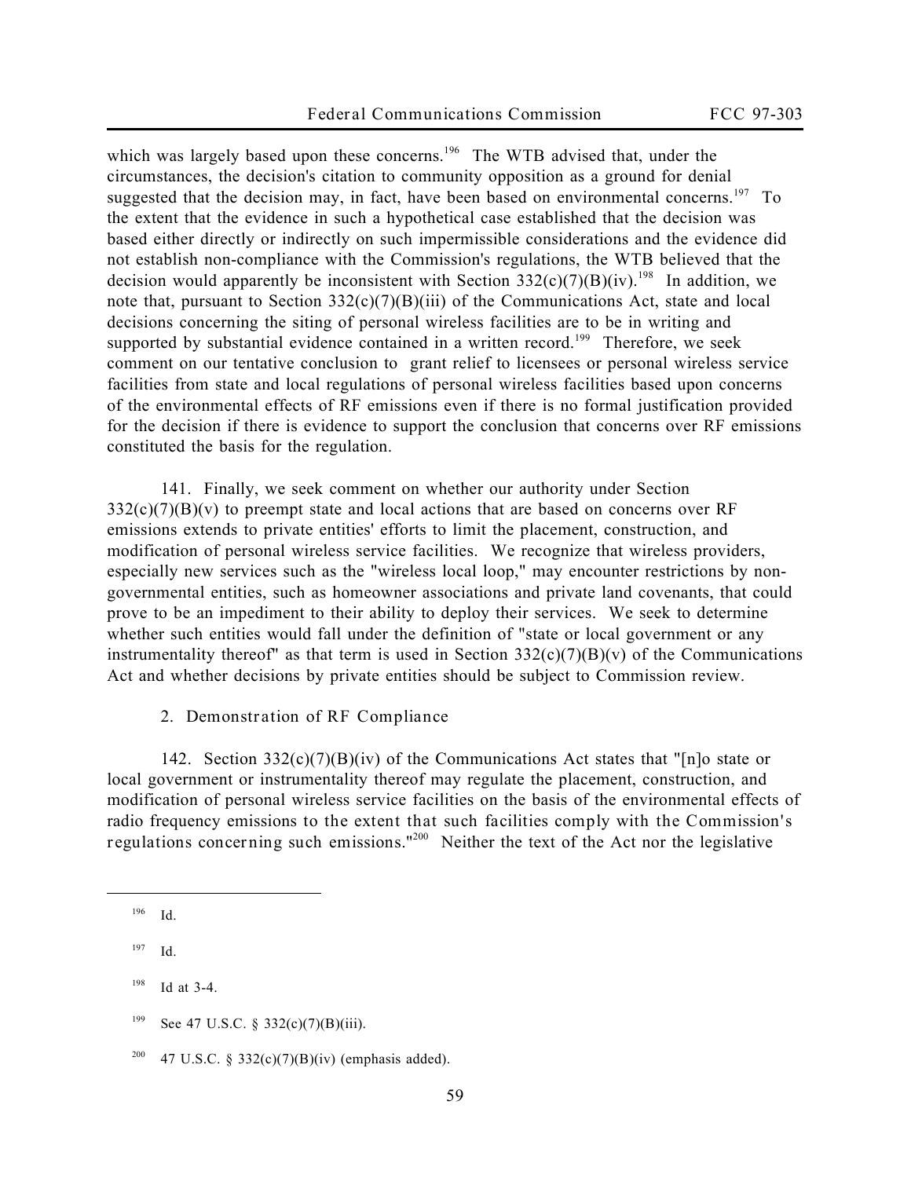which was largely based upon these concerns.[196] The WTB advised that, under the circumstances, the decision's citation to community opposition as a ground for denial suggested that the decision may, in fact, have been based on environmental concerns.[197] To the extent that the evidence in such a hypothetical case established that the decision was based either directly or indirectly on such impermissible considerations and the evidence did not establish non-compliance with the Commission's regulations, the WTB believed that the decision would apparently be inconsistent with Section 332(c)(7)(B)(iv).[198] In addition, we note that, pursuant to Section 332(c)(7)(B)(iii) of the Communications Act, state and local decisions concerning the siting of personal wireless facilities are to be in writing and supported by substantial evidence contained in a written record.[199] Therefore, we seek comment on our tentative conclusion to grant relief to licensees or personal wireless service facilities from state and local regulations of personal wireless facilities based upon concerns of the environmental effects of RF emissions even if there is no formal justification provided for the decision if there is evidence to support the conclusion that concerns over RF emissions constituted the basis for the regulation.

141. Finally, we seek comment on whether our authority under Section 332(c)(7)(B)(v) to preempt state and local actions that are based on concerns over RF emissions extends to private entities' efforts to limit the placement, construction, and modification of personal wireless service facilities. We recognize that wireless providers, especially new services such as the "wireless local loop," may encounter restrictions by non-governmental entities, such as homeowner associations and private land covenants, that could prove to be an impediment to their ability to deploy their services. We seek to determine whether such entities would fall under the definition of "state or local government or any instrumentality thereof" as that term is used in Section 332(c)(7)(B)(v) of the Communications Act and whether decisions by private entities should be subject to Commission review.

2. Demonstration of RF Compliance

142. Section 332(c)(7)(B)(iv) of the Communications Act states that "[n]o state or local government or instrumentality thereof may regulate the placement, construction, and modification of personal wireless service facilities on the basis of the environmental effects of radio frequency emissions **to the extent that such facilities comply with the Commission's regulations concerning such emissions**."[200] Neither the text of the Act nor the legislative

[196] Id.

[197] Id.

[198] Id at 3-4.

[199] See 47 U.S.C. § 332(c)(7)(B)(iii).

[200] 47 U.S.C. § 332(c)(7)(B)(iv) (emphasis added).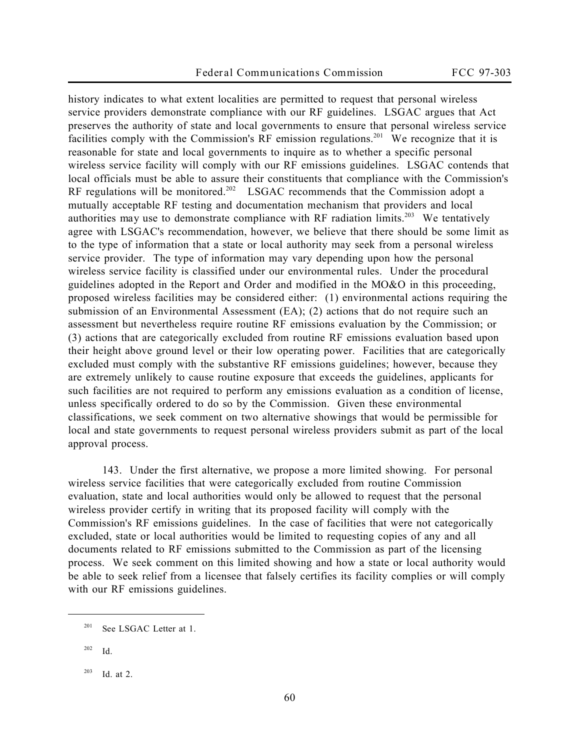history indicates to what extent localities are permitted to request that personal wireless service providers demonstrate compliance with our RF guidelines. LSGAC argues that Act preserves the authority of state and local governments to ensure that personal wireless service facilities comply with the Commission's RF emission regulations.[201] We recognize that it is reasonable for state and local governments to inquire as to whether a specific personal wireless service facility will comply with our RF emissions guidelines. LSGAC contends that local officials must be able to assure their constituents that compliance with the Commission's RF regulations will be monitored.[202] LSGAC recommends that the Commission adopt a mutually acceptable RF testing and documentation mechanism that providers and local authorities may use to demonstrate compliance with RF radiation limits.[203] We tentatively agree with LSGAC's recommendation, however, we believe that there should be some limit as to the type of information that a state or local authority may seek from a personal wireless service provider. The type of information may vary depending upon how the personal wireless service facility is classified under our environmental rules. Under the procedural guidelines adopted in the Report and Order and modified in the MO&O in this proceeding, proposed wireless facilities may be considered either: (1) environmental actions requiring the submission of an Environmental Assessment (EA); (2) actions that do not require such an assessment but nevertheless require routine RF emissions evaluation by the Commission; or (3) actions that are categorically excluded from routine RF emissions evaluation based upon their height above ground level or their low operating power. Facilities that are categorically excluded must comply with the substantive RF emissions guidelines; however, because they are extremely unlikely to cause routine exposure that exceeds the guidelines, applicants for such facilities are not required to perform any emissions evaluation as a condition of license, unless specifically ordered to do so by the Commission. Given these environmental classifications, we seek comment on two alternative showings that would be permissible for local and state governments to request personal wireless providers submit as part of the local approval process.

143. Under the first alternative, we propose a more limited showing. For personal wireless service facilities that were categorically excluded from routine Commission evaluation, state and local authorities would only be allowed to request that the personal wireless provider certify in writing that its proposed facility will comply with the Commission's RF emissions guidelines. In the case of facilities that were not categorically excluded, state or local authorities would be limited to requesting copies of any and all documents related to RF emissions submitted to the Commission as part of the licensing process. We seek comment on this limited showing and how a state or local authority would be able to seek relief from a licensee that falsely certifies its facility complies or will comply with our RF emissions guidelines.

---

[201] See LSGAC Letter at 1.

[202] Id.

[203] Id. at 2.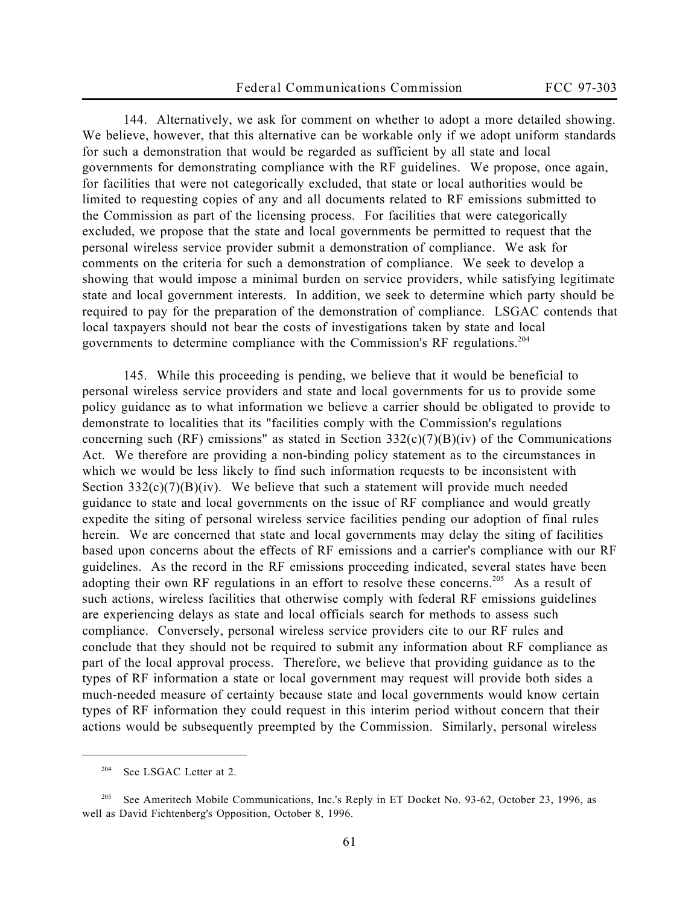144. Alternatively, we ask for comment on whether to adopt a more detailed showing. We believe, however, that this alternative can be workable only if we adopt uniform standards for such a demonstration that would be regarded as sufficient by all state and local governments for demonstrating compliance with the RF guidelines. We propose, once again, for facilities that were not categorically excluded, that state or local authorities would be limited to requesting copies of any and all documents related to RF emissions submitted to the Commission as part of the licensing process. For facilities that were categorically excluded, we propose that the state and local governments be permitted to request that the personal wireless service provider submit a demonstration of compliance. We ask for comments on the criteria for such a demonstration of compliance. We seek to develop a showing that would impose a minimal burden on service providers, while satisfying legitimate state and local government interests. In addition, we seek to determine which party should be required to pay for the preparation of the demonstration of compliance. LSGAC contends that local taxpayers should not bear the costs of investigations taken by state and local governments to determine compliance with the Commission's RF regulations.[204]

145. While this proceeding is pending, we believe that it would be beneficial to personal wireless service providers and state and local governments for us to provide some policy guidance as to what information we believe a carrier should be obligated to provide to demonstrate to localities that its "facilities comply with the Commission's regulations concerning such (RF) emissions" as stated in Section 332(c)(7)(B)(iv) of the Communications Act. We therefore are providing a non-binding policy statement as to the circumstances in which we would be less likely to find such information requests to be inconsistent with Section 332(c)(7)(B)(iv). We believe that such a statement will provide much needed guidance to state and local governments on the issue of RF compliance and would greatly expedite the siting of personal wireless service facilities pending our adoption of final rules herein. We are concerned that state and local governments may delay the siting of facilities based upon concerns about the effects of RF emissions and a carrier's compliance with our RF guidelines. As the record in the RF emissions proceeding indicated, several states have been adopting their own RF regulations in an effort to resolve these concerns.[205] As a result of such actions, wireless facilities that otherwise comply with federal RF emissions guidelines are experiencing delays as state and local officials search for methods to assess such compliance. Conversely, personal wireless service providers cite to our RF rules and conclude that they should not be required to submit any information about RF compliance as part of the local approval process. Therefore, we believe that providing guidance as to the types of RF information a state or local government may request will provide both sides a much-needed measure of certainty because state and local governments would know certain types of RF information they could request in this interim period without concern that their actions would be subsequently preempted by the Commission. Similarly, personal wireless

---

[204] See LSGAC Letter at 2.

[205] See Ameritech Mobile Communications, Inc.'s Reply in ET Docket No. 93-62, October 23, 1996, as well as David Fichtenberg's Opposition, October 8, 1996.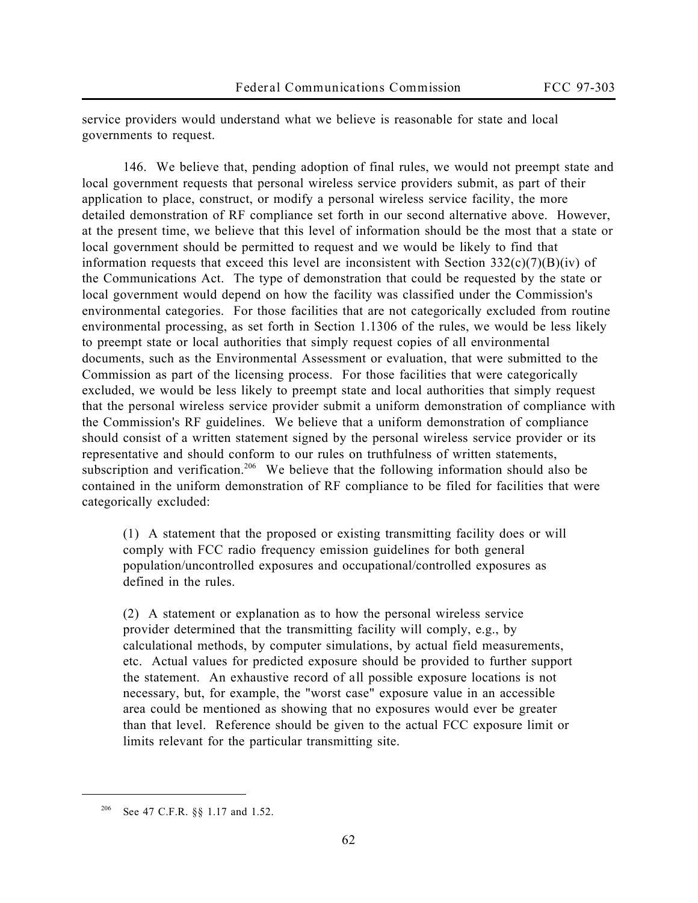service providers would understand what we believe is reasonable for state and local governments to request.

146. We believe that, pending adoption of final rules, we would not preempt state and local government requests that personal wireless service providers submit, as part of their application to place, construct, or modify a personal wireless service facility, the more detailed demonstration of RF compliance set forth in our second alternative above. However, at the present time, we believe that this level of information should be the most that a state or local government should be permitted to request and we would be likely to find that information requests that exceed this level are inconsistent with Section 332(c)(7)(B)(iv) of the Communications Act. The type of demonstration that could be requested by the state or local government would depend on how the facility was classified under the Commission's environmental categories. For those facilities that are not categorically excluded from routine environmental processing, as set forth in Section 1.1306 of the rules, we would be less likely to preempt state or local authorities that simply request copies of all environmental documents, such as the Environmental Assessment or evaluation, that were submitted to the Commission as part of the licensing process. For those facilities that were categorically excluded, we would be less likely to preempt state and local authorities that simply request that the personal wireless service provider submit a uniform demonstration of compliance with the Commission's RF guidelines. We believe that a uniform demonstration of compliance should consist of a written statement signed by the personal wireless service provider or its representative and should conform to our rules on truthfulness of written statements, subscription and verification.[206] We believe that the following information should also be contained in the uniform demonstration of RF compliance to be filed for facilities that were categorically excluded:

> (1) A statement that the proposed or existing transmitting facility does or will comply with FCC radio frequency emission guidelines for both general population/uncontrolled exposures and occupational/controlled exposures as defined in the rules.
>
> (2) A statement or explanation as to how the personal wireless service provider determined that the transmitting facility will comply, e.g., by calculational methods, by computer simulations, by actual field measurements, etc. Actual values for predicted exposure should be provided to further support the statement. An exhaustive record of all possible exposure locations is not necessary, but, for example, the "worst case" exposure value in an accessible area could be mentioned as showing that no exposures would ever be greater than that level. Reference should be given to the actual FCC exposure limit or limits relevant for the particular transmitting site.

---

[206] See 47 C.F.R. §§ 1.17 and 1.52.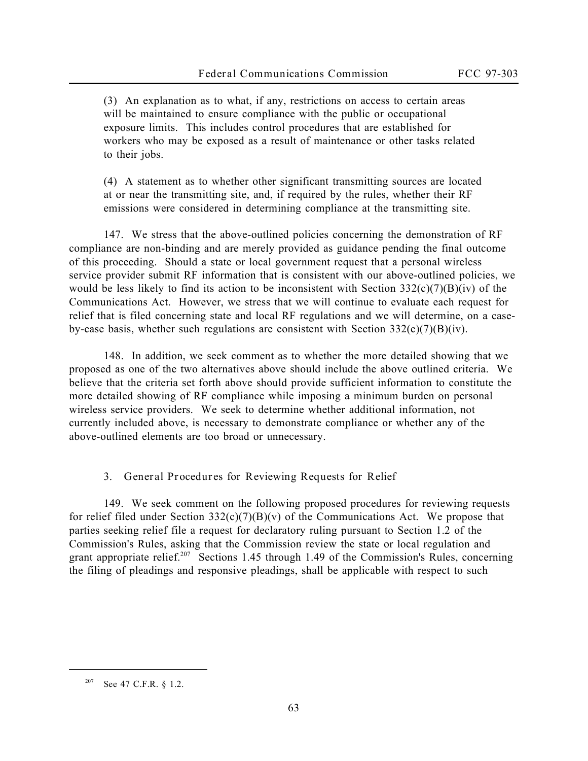(3) An explanation as to what, if any, restrictions on access to certain areas will be maintained to ensure compliance with the public or occupational exposure limits. This includes control procedures that are established for workers who may be exposed as a result of maintenance or other tasks related to their jobs.

(4) A statement as to whether other significant transmitting sources are located at or near the transmitting site, and, if required by the rules, whether their RF emissions were considered in determining compliance at the transmitting site.

147. We stress that the above-outlined policies concerning the demonstration of RF compliance are non-binding and are merely provided as guidance pending the final outcome of this proceeding. Should a state or local government request that a personal wireless service provider submit RF information that is consistent with our above-outlined policies, we would be less likely to find its action to be inconsistent with Section 332(c)(7)(B)(iv) of the Communications Act. However, we stress that we will continue to evaluate each request for relief that is filed concerning state and local RF regulations and we will determine, on a case-by-case basis, whether such regulations are consistent with Section 332(c)(7)(B)(iv).

148. In addition, we seek comment as to whether the more detailed showing that we proposed as one of the two alternatives above should include the above outlined criteria. We believe that the criteria set forth above should provide sufficient information to constitute the more detailed showing of RF compliance while imposing a minimum burden on personal wireless service providers. We seek to determine whether additional information, not currently included above, is necessary to demonstrate compliance or whether any of the above-outlined elements are too broad or unnecessary.

### 3. General Procedures for Reviewing Requests for Relief

149. We seek comment on the following proposed procedures for reviewing requests for relief filed under Section 332(c)(7)(B)(v) of the Communications Act. We propose that parties seeking relief file a request for declaratory ruling pursuant to Section 1.2 of the Commission's Rules, asking that the Commission review the state or local regulation and grant appropriate relief.[207] Sections 1.45 through 1.49 of the Commission's Rules, concerning the filing of pleadings and responsive pleadings, shall be applicable with respect to such

[207] See 47 C.F.R. § 1.2.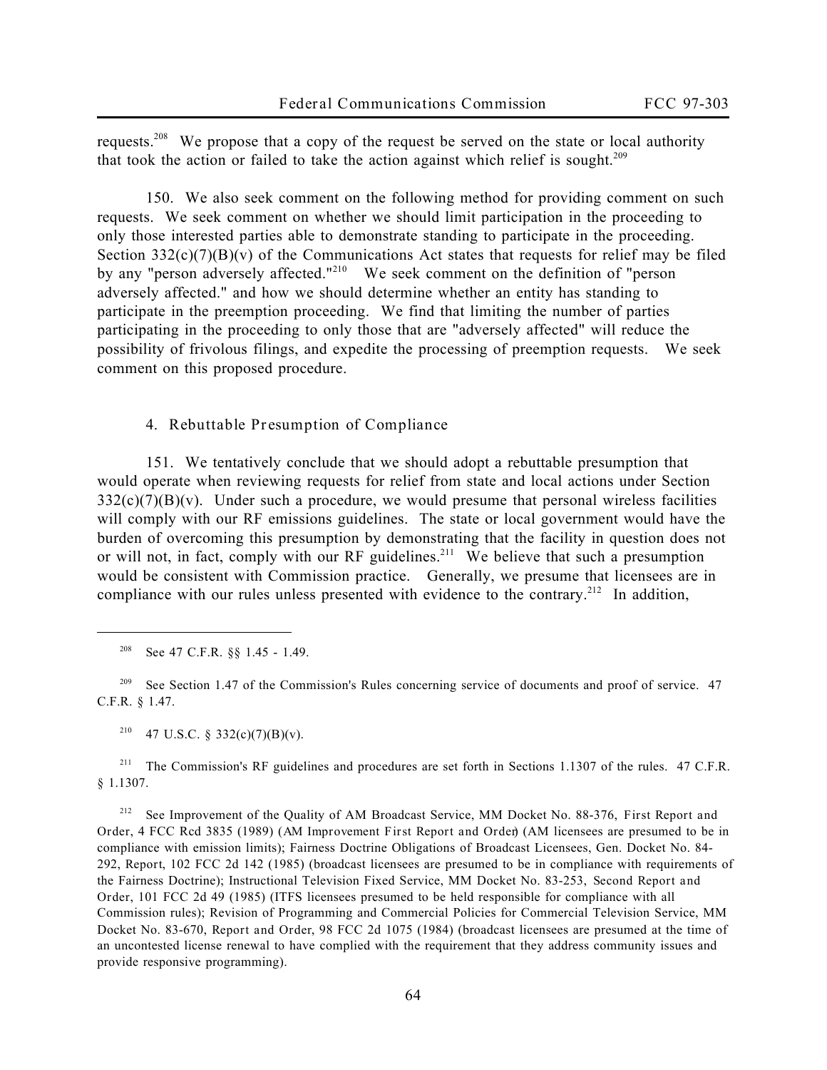requests.[208] We propose that a copy of the request be served on the state or local authority that took the action or failed to take the action against which relief is sought.[209]

150. We also seek comment on the following method for providing comment on such requests. We seek comment on whether we should limit participation in the proceeding to only those interested parties able to demonstrate standing to participate in the proceeding. Section 332(c)(7)(B)(v) of the Communications Act states that requests for relief may be filed by any "person adversely affected."[210] We seek comment on the definition of "person adversely affected." and how we should determine whether an entity has standing to participate in the preemption proceeding. We find that limiting the number of parties participating in the proceeding to only those that are "adversely affected" will reduce the possibility of frivolous filings, and expedite the processing of preemption requests. We seek comment on this proposed procedure.

### 4. Rebuttable Presumption of Compliance

151. We tentatively conclude that we should adopt a rebuttable presumption that would operate when reviewing requests for relief from state and local actions under Section 332(c)(7)(B)(v). Under such a procedure, we would presume that personal wireless facilities will comply with our RF emissions guidelines. The state or local government would have the burden of overcoming this presumption by demonstrating that the facility in question does not or will not, in fact, comply with our RF guidelines.[211] We believe that such a presumption would be consistent with Commission practice. Generally, we presume that licensees are in compliance with our rules unless presented with evidence to the contrary.[212] In addition,

---

[208] See 47 C.F.R. §§ 1.45 - 1.49.

[209] See Section 1.47 of the Commission's Rules concerning service of documents and proof of service. 47 C.F.R. § 1.47.

[210] 47 U.S.C. § 332(c)(7)(B)(v).

[211] The Commission's RF guidelines and procedures are set forth in Sections 1.1307 of the rules. 47 C.F.R. § 1.1307.

[212] See Improvement of the Quality of AM Broadcast Service, MM Docket No. 88-376, *First Report and Order*, 4 FCC Rcd 3835 (1989) (*AM Improvement First Report and Order*) (AM licensees are presumed to be in compliance with emission limits); Fairness Doctrine Obligations of Broadcast Licensees, Gen. Docket No. 84-292, *Report*, 102 FCC 2d 142 (1985) (broadcast licensees are presumed to be in compliance with requirements of the Fairness Doctrine); Instructional Television Fixed Service, MM Docket No. 83-253, *Second Report and Order*, 101 FCC 2d 49 (1985) (ITFS licensees presumed to be held responsible for compliance with all Commission rules); Revision of Programming and Commercial Policies for Commercial Television Service, MM Docket No. 83-670, *Report and Order*, 98 FCC 2d 1075 (1984) (broadcast licensees are presumed at the time of an uncontested license renewal to have complied with the requirement that they address community issues and provide responsive programming).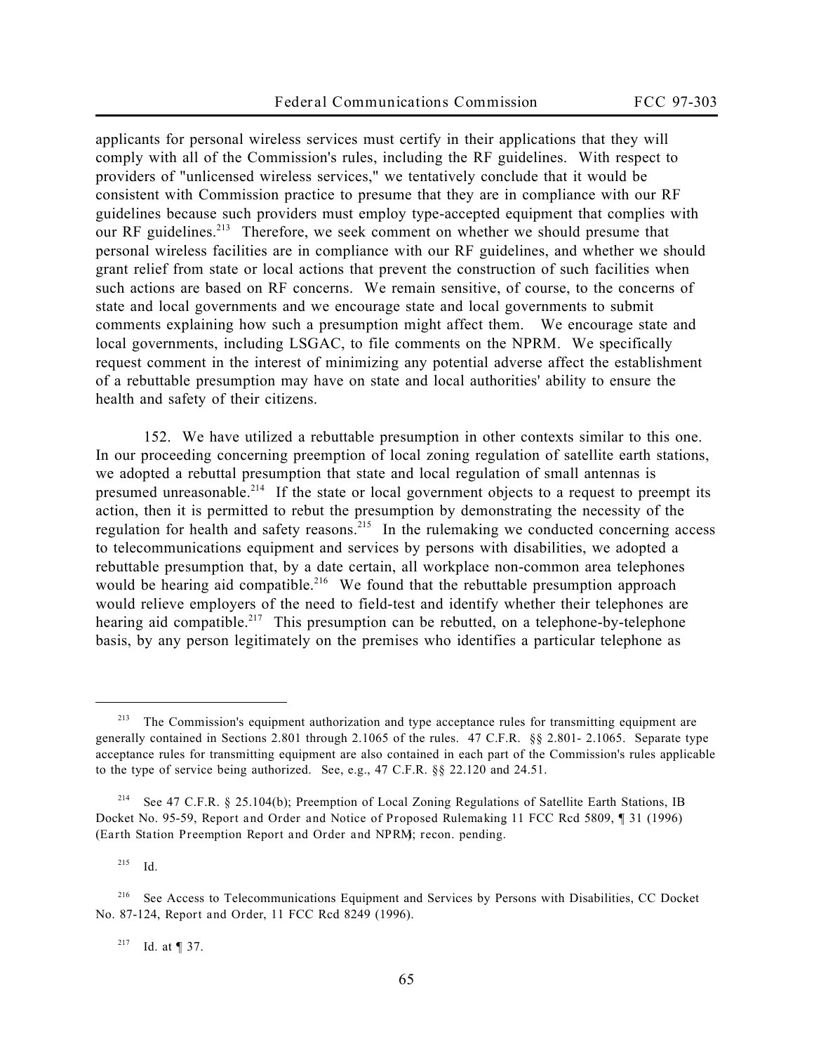applicants for personal wireless services must certify in their applications that they will comply with all of the Commission's rules, including the RF guidelines. With respect to providers of "unlicensed wireless services," we tentatively conclude that it would be consistent with Commission practice to presume that they are in compliance with our RF guidelines because such providers must employ type-accepted equipment that complies with our RF guidelines.[213] Therefore, we seek comment on whether we should presume that personal wireless facilities are in compliance with our RF guidelines, and whether we should grant relief from state or local actions that prevent the construction of such facilities when such actions are based on RF concerns. We remain sensitive, of course, to the concerns of state and local governments and we encourage state and local governments to submit comments explaining how such a presumption might affect them. We encourage state and local governments, including LSGAC, to file comments on the NPRM. We specifically request comment in the interest of minimizing any potential adverse affect the establishment of a rebuttable presumption may have on state and local authorities' ability to ensure the health and safety of their citizens.

152. We have utilized a rebuttable presumption in other contexts similar to this one. In our proceeding concerning preemption of local zoning regulation of satellite earth stations, we adopted a rebuttal presumption that state and local regulation of small antennas is presumed unreasonable.[214] If the state or local government objects to a request to preempt its action, then it is permitted to rebut the presumption by demonstrating the necessity of the regulation for health and safety reasons.[215] In the rulemaking we conducted concerning access to telecommunications equipment and services by persons with disabilities, we adopted a rebuttable presumption that, by a date certain, all workplace non-common area telephones would be hearing aid compatible.[216] We found that the rebuttable presumption approach would relieve employers of the need to field-test and identify whether their telephones are hearing aid compatible.[217] This presumption can be rebutted, on a telephone-by-telephone basis, by any person legitimately on the premises who identifies a particular telephone as

---

[213] The Commission's equipment authorization and type acceptance rules for transmitting equipment are generally contained in Sections 2.801 through 2.1065 of the rules. 47 C.F.R. §§ 2.801- 2.1065. Separate type acceptance rules for transmitting equipment are also contained in each part of the Commission's rules applicable to the type of service being authorized. See, e.g., 47 C.F.R. §§ 22.120 and 24.51.

[214] See 47 C.F.R. § 25.104(b); Preemption of Local Zoning Regulations of Satellite Earth Stations, IB Docket No. 95-59, Report and Order and Notice of Proposed Rulemaking 11 FCC Rcd 5809, ¶ 31 (1996) (Earth Station Preemption Report and Order and NPRM); recon. pending.

[215] Id.

[216] See Access to Telecommunications Equipment and Services by Persons with Disabilities, CC Docket No. 87-124, Report and Order, 11 FCC Rcd 8249 (1996).

[217] Id. at ¶ 37.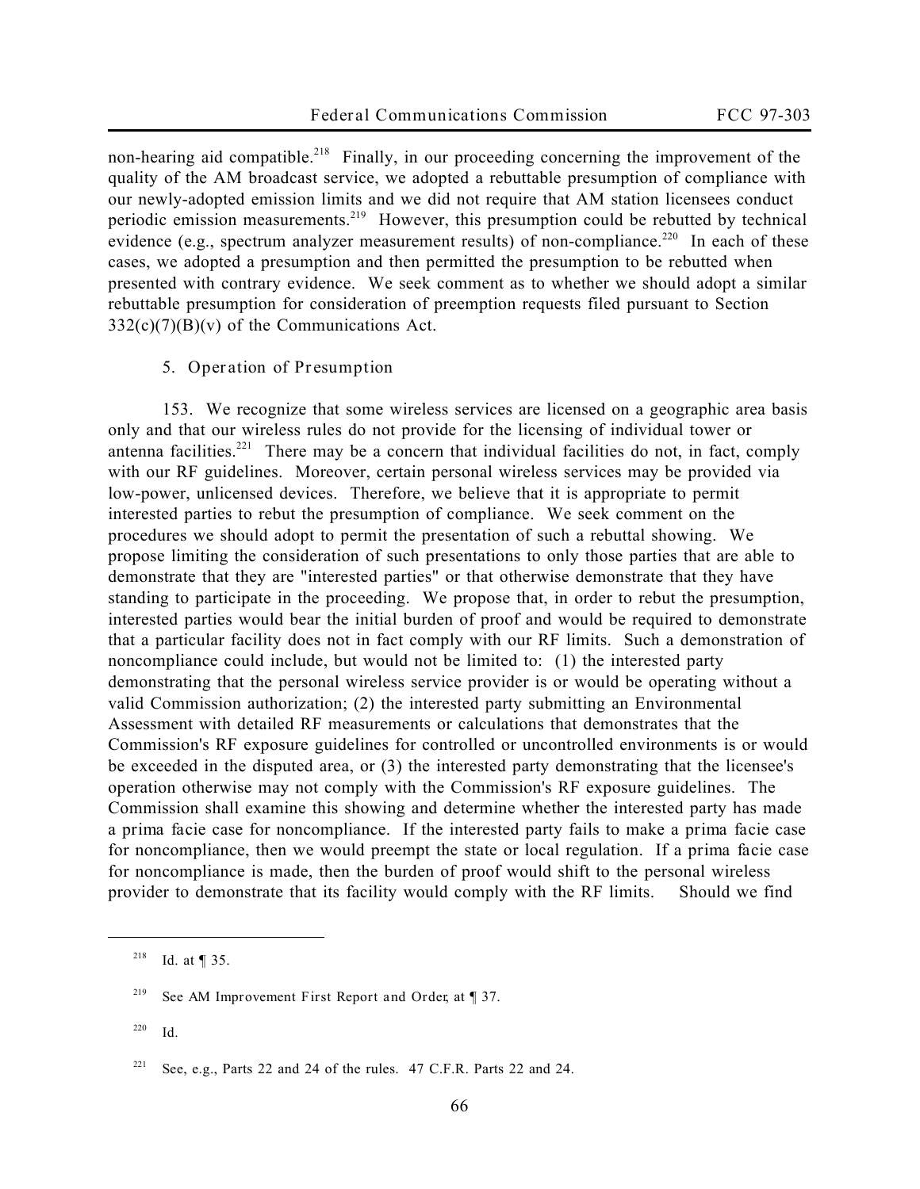non-hearing aid compatible.[218] Finally, in our proceeding concerning the improvement of the quality of the AM broadcast service, we adopted a rebuttable presumption of compliance with our newly-adopted emission limits and we did not require that AM station licensees conduct periodic emission measurements.[219] However, this presumption could be rebutted by technical evidence (e.g., spectrum analyzer measurement results) of non-compliance.[220] In each of these cases, we adopted a presumption and then permitted the presumption to be rebutted when presented with contrary evidence. We seek comment as to whether we should adopt a similar rebuttable presumption for consideration of preemption requests filed pursuant to Section 332(c)(7)(B)(v) of the Communications Act.

5. Operation of Presumption

153. We recognize that some wireless services are licensed on a geographic area basis only and that our wireless rules do not provide for the licensing of individual tower or antenna facilities.[221] There may be a concern that individual facilities do not, in fact, comply with our RF guidelines. Moreover, certain personal wireless services may be provided via low-power, unlicensed devices. Therefore, we believe that it is appropriate to permit interested parties to rebut the presumption of compliance. We seek comment on the procedures we should adopt to permit the presentation of such a rebuttal showing. We propose limiting the consideration of such presentations to only those parties that are able to demonstrate that they are "interested parties" or that otherwise demonstrate that they have standing to participate in the proceeding. We propose that, in order to rebut the presumption, interested parties would bear the initial burden of proof and would be required to demonstrate that a particular facility does not in fact comply with our RF limits. Such a demonstration of noncompliance could include, but would not be limited to: (1) the interested party demonstrating that the personal wireless service provider is or would be operating without a valid Commission authorization; (2) the interested party submitting an Environmental Assessment with detailed RF measurements or calculations that demonstrates that the Commission's RF exposure guidelines for controlled or uncontrolled environments is or would be exceeded in the disputed area, or (3) the interested party demonstrating that the licensee's operation otherwise may not comply with the Commission's RF exposure guidelines. The Commission shall examine this showing and determine whether the interested party has made a *prima facie* case for noncompliance. If the interested party fails to make a *prima facie* case for noncompliance, then we would preempt the state or local regulation. If a *prima facie* case for noncompliance is made, then the burden of proof would shift to the personal wireless provider to demonstrate that its facility would comply with the RF limits. Should we find

---

[218] *Id.* at ¶ 35.

[219] See *AM Improvement First Report and Order*, at ¶ 37.

[220] *Id.*

[221] See, e.g., Parts 22 and 24 of the rules. 47 C.F.R. Parts 22 and 24.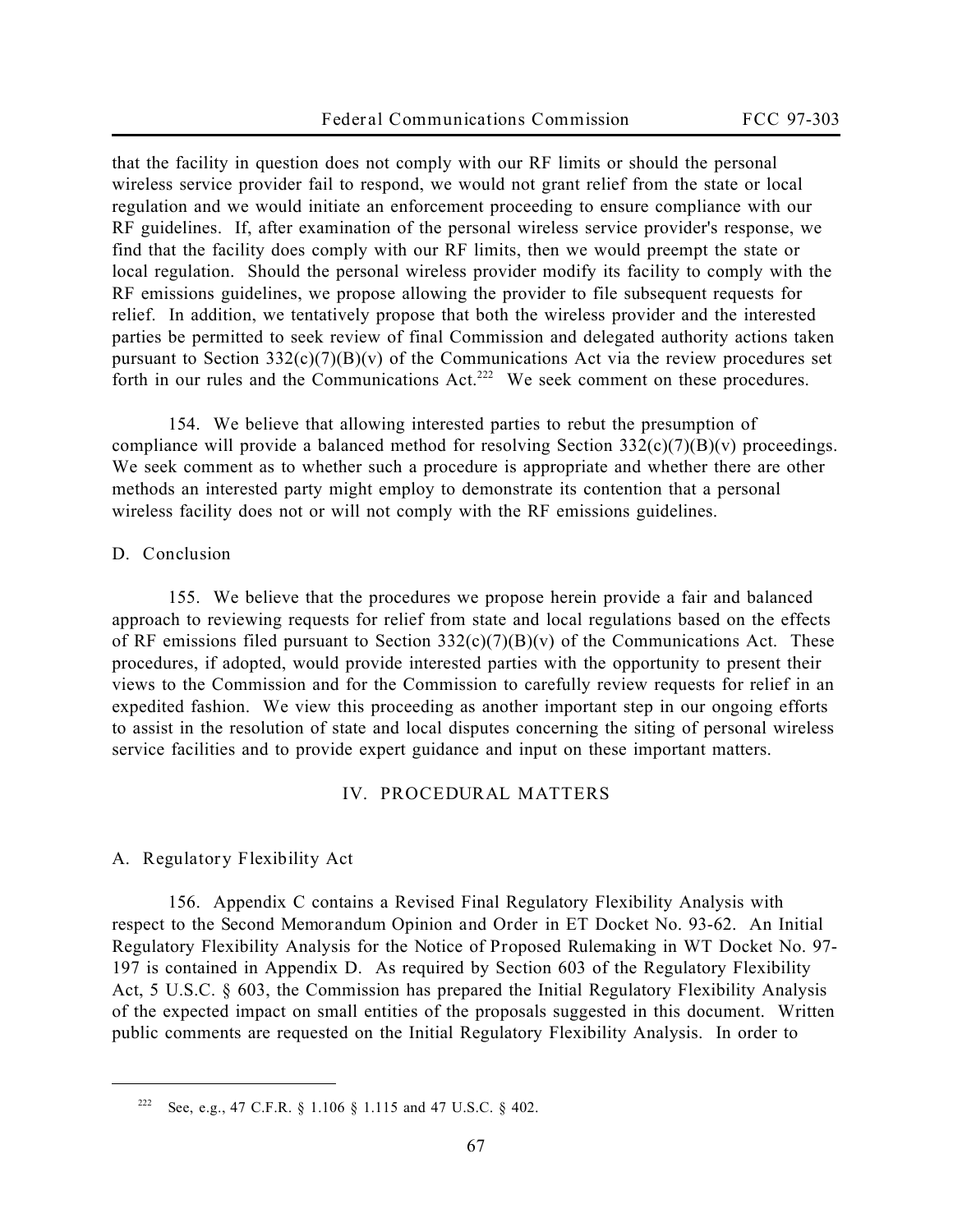that the facility in question does not comply with our RF limits or should the personal wireless service provider fail to respond, we would not grant relief from the state or local regulation and we would initiate an enforcement proceeding to ensure compliance with our RF guidelines. If, after examination of the personal wireless service provider's response, we find that the facility does comply with our RF limits, then we would preempt the state or local regulation. Should the personal wireless provider modify its facility to comply with the RF emissions guidelines, we propose allowing the provider to file subsequent requests for relief. In addition, we tentatively propose that both the wireless provider and the interested parties be permitted to seek review of final Commission and delegated authority actions taken pursuant to Section 332(c)(7)(B)(v) of the Communications Act via the review procedures set forth in our rules and the Communications Act.[222] We seek comment on these procedures.

154. We believe that allowing interested parties to rebut the presumption of compliance will provide a balanced method for resolving Section 332(c)(7)(B)(v) proceedings. We seek comment as to whether such a procedure is appropriate and whether there are other methods an interested party might employ to demonstrate its contention that a personal wireless facility does not or will not comply with the RF emissions guidelines.

### D. Conclusion

155. We believe that the procedures we propose herein provide a fair and balanced approach to reviewing requests for relief from state and local regulations based on the effects of RF emissions filed pursuant to Section 332(c)(7)(B)(v) of the Communications Act. These procedures, if adopted, would provide interested parties with the opportunity to present their views to the Commission and for the Commission to carefully review requests for relief in an expedited fashion. We view this proceeding as another important step in our ongoing efforts to assist in the resolution of state and local disputes concerning the siting of personal wireless service facilities and to provide expert guidance and input on these important matters.

## IV. PROCEDURAL MATTERS

### A. Regulatory Flexibility Act

156. Appendix C contains a Revised Final Regulatory Flexibility Analysis with respect to the Second Memorandum Opinion and Order in ET Docket No. 93-62. An Initial Regulatory Flexibility Analysis for the Notice of Proposed Rulemaking in WT Docket No. 97-197 is contained in Appendix D. As required by Section 603 of the Regulatory Flexibility Act, 5 U.S.C. § 603, the Commission has prepared the Initial Regulatory Flexibility Analysis of the expected impact on small entities of the proposals suggested in this document. Written public comments are requested on the Initial Regulatory Flexibility Analysis. In order to

---

[222] See, e.g., 47 C.F.R. § 1.106 § 1.115 and 47 U.S.C. § 402.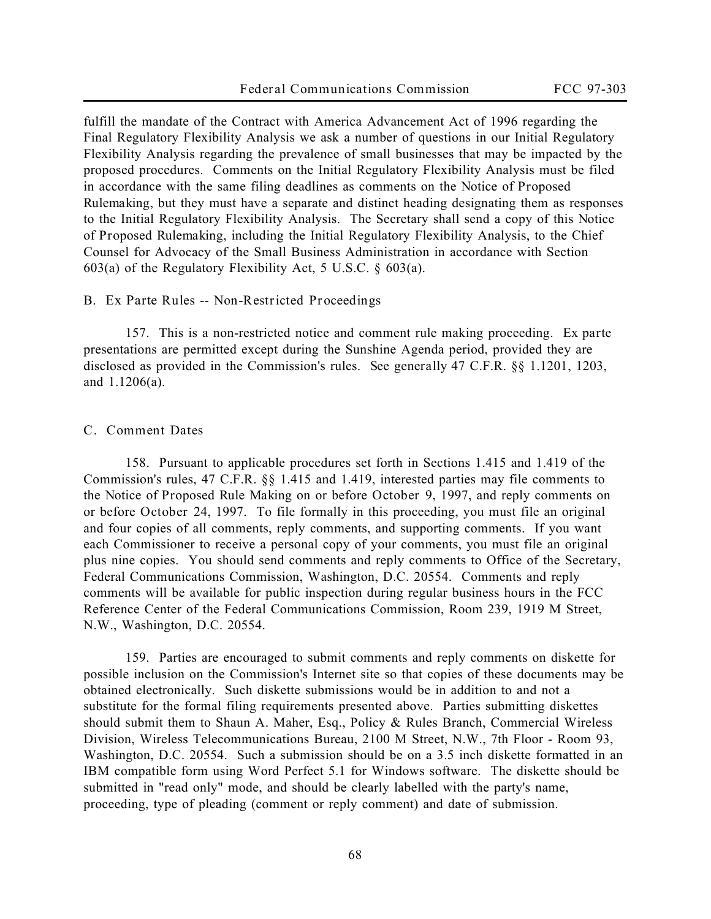fulfill the mandate of the Contract with America Advancement Act of 1996 regarding the Final Regulatory Flexibility Analysis we ask a number of questions in our Initial Regulatory Flexibility Analysis regarding the prevalence of small businesses that may be impacted by the proposed procedures. Comments on the Initial Regulatory Flexibility Analysis must be filed in accordance with the same filing deadlines as comments on the Notice of Proposed Rulemaking, but they must have a separate and distinct heading designating them as responses to the Initial Regulatory Flexibility Analysis. The Secretary shall send a copy of this Notice of Proposed Rulemaking, including the Initial Regulatory Flexibility Analysis, to the Chief Counsel for Advocacy of the Small Business Administration in accordance with Section 603(a) of the Regulatory Flexibility Act, 5 U.S.C. § 603(a).

### B. Ex Parte Rules -- Non-Restricted Proceedings

157. This is a non-restricted notice and comment rule making proceeding. Ex parte presentations are permitted except during the Sunshine Agenda period, provided they are disclosed as provided in the Commission's rules. See generally 47 C.F.R. §§ 1.1201, 1203, and 1.1206(a).

### C. Comment Dates

158. Pursuant to applicable procedures set forth in Sections 1.415 and 1.419 of the Commission's rules, 47 C.F.R. §§ 1.415 and 1.419, interested parties may file comments to the Notice of Proposed Rule Making on or before October 9, 1997, and reply comments on or before October 24, 1997. To file formally in this proceeding, you must file an original and four copies of all comments, reply comments, and supporting comments. If you want each Commissioner to receive a personal copy of your comments, you must file an original plus nine copies. You should send comments and reply comments to Office of the Secretary, Federal Communications Commission, Washington, D.C. 20554. Comments and reply comments will be available for public inspection during regular business hours in the FCC Reference Center of the Federal Communications Commission, Room 239, 1919 M Street, N.W., Washington, D.C. 20554.

159. Parties are encouraged to submit comments and reply comments on diskette for possible inclusion on the Commission's Internet site so that copies of these documents may be obtained electronically. Such diskette submissions would be in addition to and not a substitute for the formal filing requirements presented above. Parties submitting diskettes should submit them to Shaun A. Maher, Esq., Policy & Rules Branch, Commercial Wireless Division, Wireless Telecommunications Bureau, 2100 M Street, N.W., 7th Floor - Room 93, Washington, D.C. 20554. Such a submission should be on a 3.5 inch diskette formatted in an IBM compatible form using Word Perfect 5.1 for Windows software. The diskette should be submitted in "read only" mode, and should be clearly labelled with the party's name, proceeding, type of pleading (comment or reply comment) and date of submission.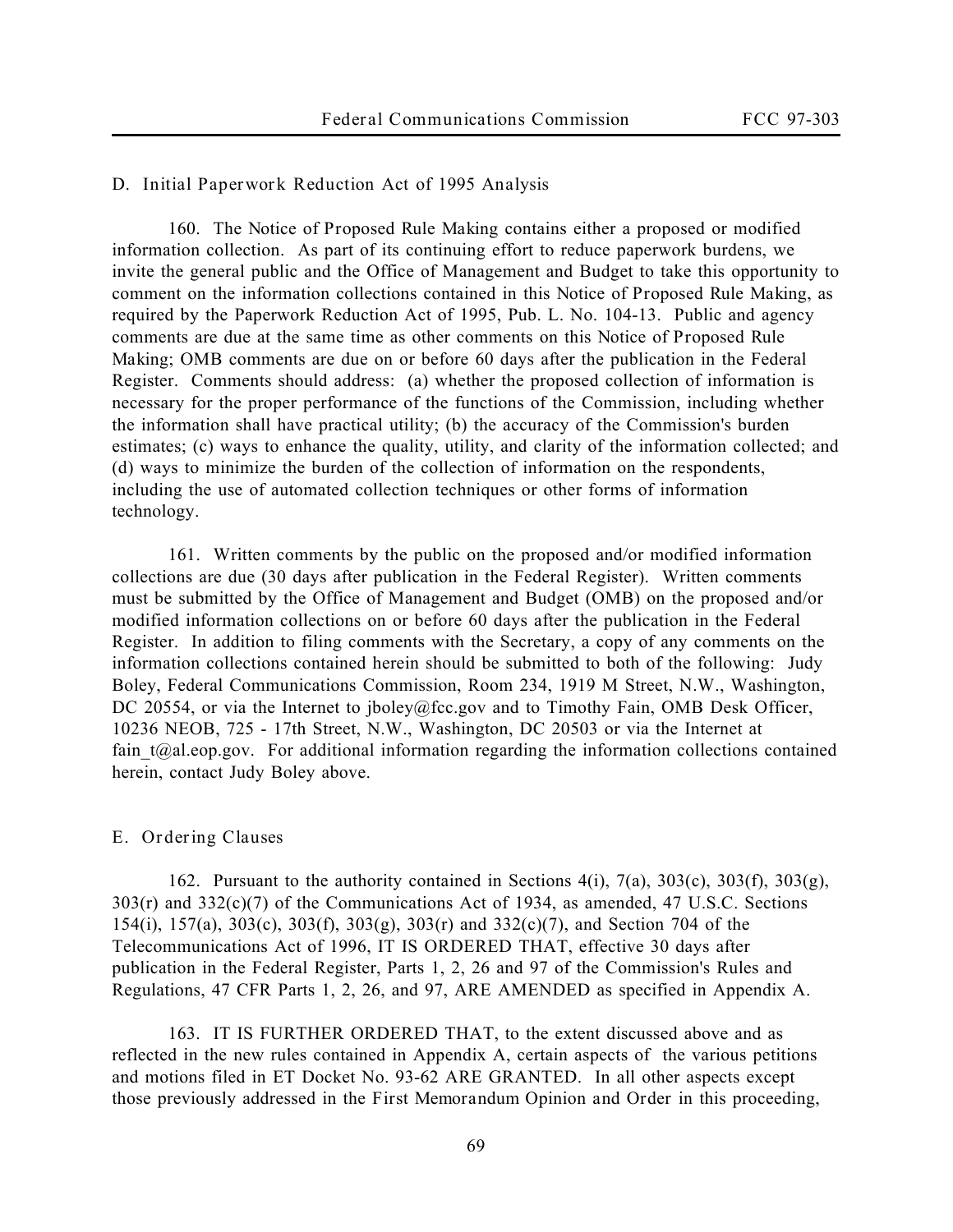### D. Initial Paperwork Reduction Act of 1995 Analysis

160. The Notice of Proposed Rule Making contains either a proposed or modified information collection. As part of its continuing effort to reduce paperwork burdens, we invite the general public and the Office of Management and Budget to take this opportunity to comment on the information collections contained in this Notice of Proposed Rule Making, as required by the Paperwork Reduction Act of 1995, Pub. L. No. 104-13. Public and agency comments are due at the same time as other comments on this Notice of Proposed Rule Making; OMB comments are due on or before 60 days after the publication in the Federal Register. Comments should address: (a) whether the proposed collection of information is necessary for the proper performance of the functions of the Commission, including whether the information shall have practical utility; (b) the accuracy of the Commission's burden estimates; (c) ways to enhance the quality, utility, and clarity of the information collected; and (d) ways to minimize the burden of the collection of information on the respondents, including the use of automated collection techniques or other forms of information technology.

161. Written comments by the public on the proposed and/or modified information collections are due (30 days after publication in the Federal Register). Written comments must be submitted by the Office of Management and Budget (OMB) on the proposed and/or modified information collections on or before 60 days after the publication in the Federal Register. In addition to filing comments with the Secretary, a copy of any comments on the information collections contained herein should be submitted to both of the following: Judy Boley, Federal Communications Commission, Room 234, 1919 M Street, N.W., Washington, DC 20554, or via the Internet to jboley@fcc.gov and to Timothy Fain, OMB Desk Officer, 10236 NEOB, 725 - 17th Street, N.W., Washington, DC 20503 or via the Internet at fain_t@al.eop.gov. For additional information regarding the information collections contained herein, contact Judy Boley above.

### E. Ordering Clauses

162. Pursuant to the authority contained in Sections 4(i), 7(a), 303(c), 303(f), 303(g), 303(r) and 332(c)(7) of the Communications Act of 1934, as amended, 47 U.S.C. Sections 154(i), 157(a), 303(c), 303(f), 303(g), 303(r) and 332(c)(7), and Section 704 of the Telecommunications Act of 1996, IT IS ORDERED THAT, effective 30 days after publication in the Federal Register, Parts 1, 2, 26 and 97 of the Commission's Rules and Regulations, 47 CFR Parts 1, 2, 26, and 97, ARE AMENDED as specified in Appendix A.

163. IT IS FURTHER ORDERED THAT, to the extent discussed above and as reflected in the new rules contained in Appendix A, certain aspects of the various petitions and motions filed in ET Docket No. 93-62 ARE GRANTED. In all other aspects except those previously addressed in the First Memorandum Opinion and Order in this proceeding,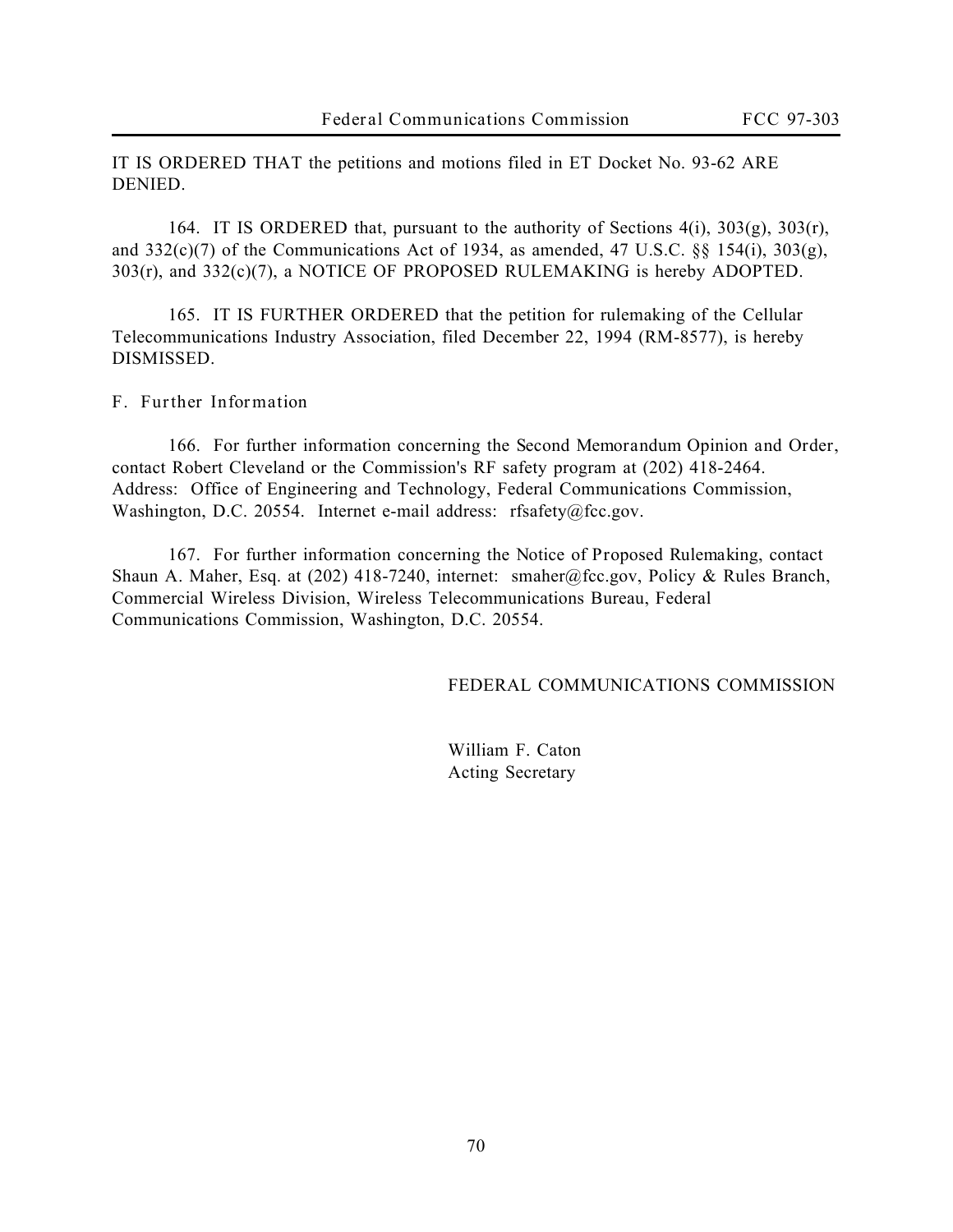IT IS ORDERED THAT the petitions and motions filed in ET Docket No. 93-62 ARE DENIED.

164. IT IS ORDERED that, pursuant to the authority of Sections 4(i), 303(g), 303(r), and 332(c)(7) of the Communications Act of 1934, as amended, 47 U.S.C. §§ 154(i), 303(g), 303(r), and 332(c)(7), a NOTICE OF PROPOSED RULEMAKING is hereby ADOPTED.

165. IT IS FURTHER ORDERED that the petition for rulemaking of the Cellular Telecommunications Industry Association, filed December 22, 1994 (RM-8577), is hereby DISMISSED.

F. Further Information

166. For further information concerning the Second Memorandum Opinion and Order, contact Robert Cleveland or the Commission's RF safety program at (202) 418-2464. Address: Office of Engineering and Technology, Federal Communications Commission, Washington, D.C. 20554. Internet e-mail address: rfsafety@fcc.gov.

167. For further information concerning the Notice of Proposed Rulemaking, contact Shaun A. Maher, Esq. at (202) 418-7240, internet: smaher@fcc.gov, Policy & Rules Branch, Commercial Wireless Division, Wireless Telecommunications Bureau, Federal Communications Commission, Washington, D.C. 20554.

FEDERAL COMMUNICATIONS COMMISSION

William F. Caton
Acting Secretary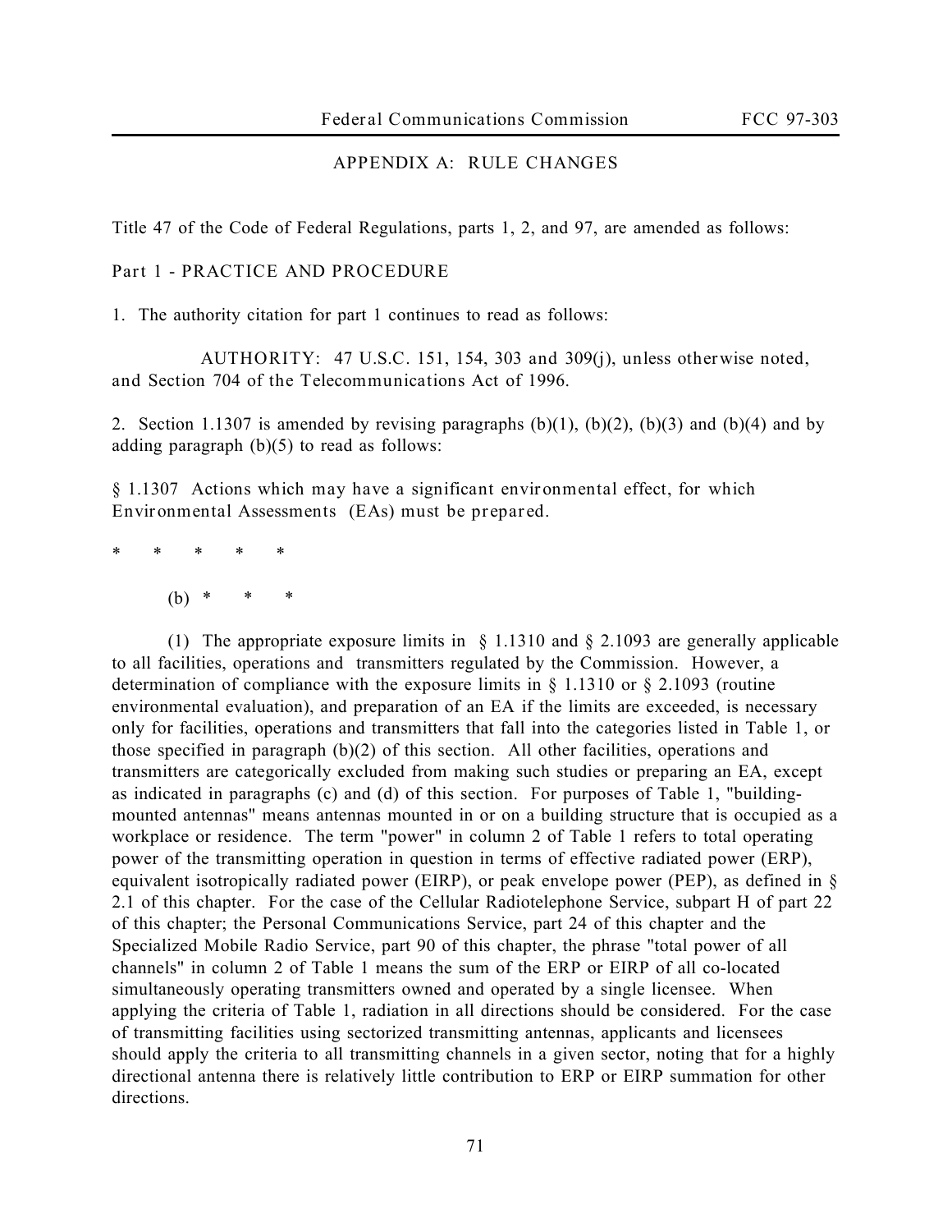## APPENDIX A: RULE CHANGES

Title 47 of the Code of Federal Regulations, parts 1, 2, and 97, are amended as follows:

Part 1 - PRACTICE AND PROCEDURE

1. The authority citation for part 1 continues to read as follows:

> AUTHORITY: 47 U.S.C. 151, 154, 303 and 309(j), unless otherwise noted, and Section 704 of the Telecommunications Act of 1996.

2. Section 1.1307 is amended by revising paragraphs (b)(1), (b)(2), (b)(3) and (b)(4) and by adding paragraph (b)(5) to read as follows:

§ 1.1307 Actions which may have a significant environmental effect, for which Environmental Assessments (EAs) must be prepared.

\* \* \* \* \*

(b) \* \* \*

(1) The appropriate exposure limits in § 1.1310 and § 2.1093 are generally applicable to all facilities, operations and transmitters regulated by the Commission. However, a determination of compliance with the exposure limits in § 1.1310 or § 2.1093 (routine environmental evaluation), and preparation of an EA if the limits are exceeded, is necessary only for facilities, operations and transmitters that fall into the categories listed in Table 1, or those specified in paragraph (b)(2) of this section. All other facilities, operations and transmitters are categorically excluded from making such studies or preparing an EA, except as indicated in paragraphs (c) and (d) of this section. For purposes of Table 1, "building-mounted antennas" means antennas mounted in or on a building structure that is occupied as a workplace or residence. The term "power" in column 2 of Table 1 refers to total operating power of the transmitting operation in question in terms of effective radiated power (ERP), equivalent isotropically radiated power (EIRP), or peak envelope power (PEP), as defined in § 2.1 of this chapter. For the case of the Cellular Radiotelephone Service, subpart H of part 22 of this chapter; the Personal Communications Service, part 24 of this chapter and the Specialized Mobile Radio Service, part 90 of this chapter, the phrase "total power of all channels" in column 2 of Table 1 means the sum of the ERP or EIRP of all co-located simultaneously operating transmitters owned and operated by a single licensee. When applying the criteria of Table 1, radiation in all directions should be considered. For the case of transmitting facilities using sectorized transmitting antennas, applicants and licensees should apply the criteria to all transmitting channels in a given sector, noting that for a highly directional antenna there is relatively little contribution to ERP or EIRP summation for other directions.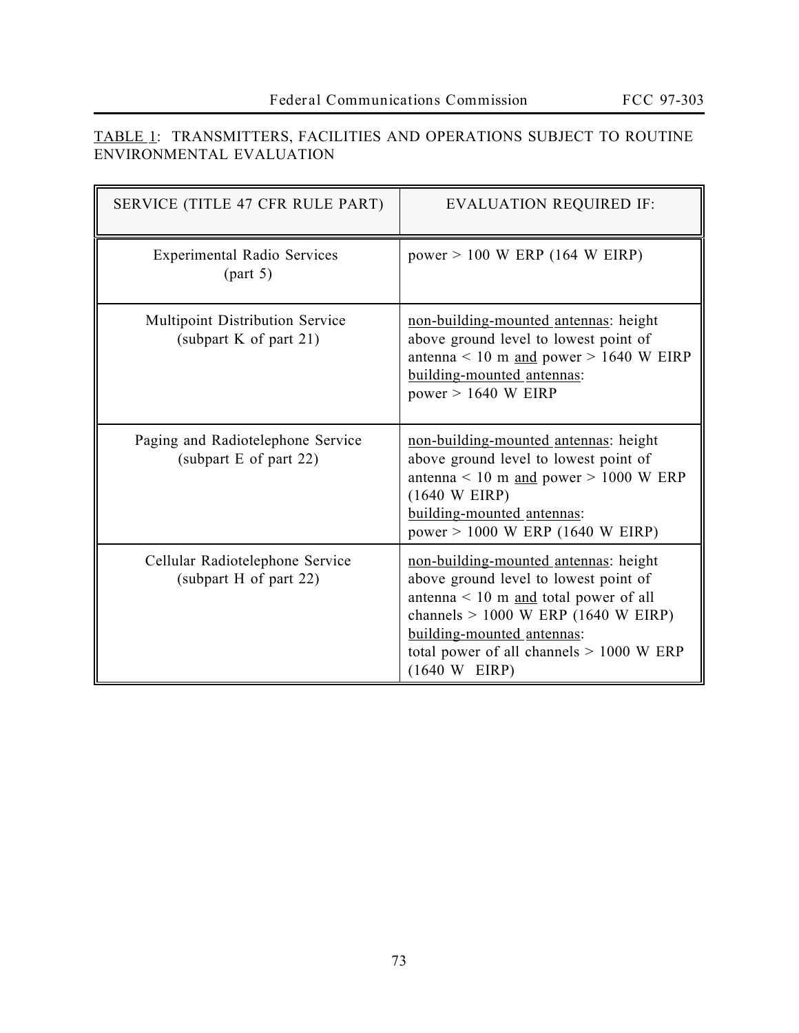<u>TABLE 1</u>: TRANSMITTERS, FACILITIES AND OPERATIONS SUBJECT TO ROUTINE ENVIRONMENTAL EVALUATION

| SERVICE (TITLE 47 CFR RULE PART) | EVALUATION REQUIRED IF: |
|---|---|
| Experimental Radio Services (part 5) | power > 100 W ERP (164 W EIRP) |
| Multipoint Distribution Service (subpart K of part 21) | <u>non-building-mounted antennas</u>: height above ground level to lowest point of antenna < 10 m <u>and</u> power > 1640 W EIRP <u>building-mounted antennas</u>: power > 1640 W EIRP |
| Paging and Radiotelephone Service (subpart E of part 22) | <u>non-building-mounted antennas</u>: height above ground level to lowest point of antenna < 10 m <u>and</u> power > 1000 W ERP (1640 W EIRP) <u>building-mounted antennas</u>: power > 1000 W ERP (1640 W EIRP) |
| Cellular Radiotelephone Service (subpart H of part 22) | <u>non-building-mounted antennas</u>: height above ground level to lowest point of antenna < 10 m <u>and</u> total power of all channels > 1000 W ERP (1640 W EIRP) <u>building-mounted antennas</u>: total power of all channels > 1000 W ERP (1640 W EIRP) |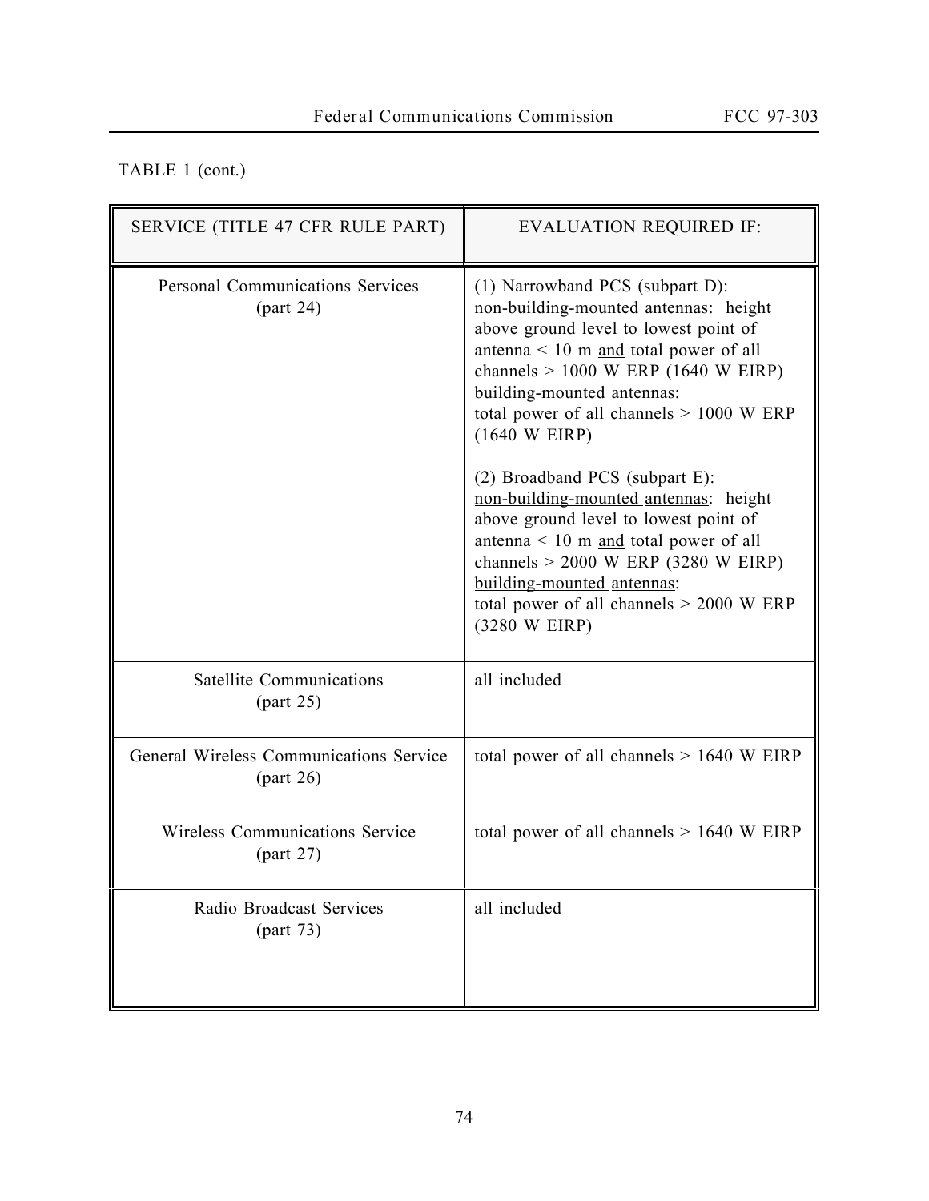TABLE 1 (cont.)

| SERVICE (TITLE 47 CFR RULE PART) | EVALUATION REQUIRED IF: |
|---|---|
| Personal Communications Services (part 24) | (1) Narrowband PCS (subpart D): <u>non-building-mounted antennas</u>: height above ground level to lowest point of antenna < 10 m <u>and</u> total power of all channels > 1000 W ERP (1640 W EIRP) <u>building-mounted antennas</u>: total power of all channels > 1000 W ERP (1640 W EIRP)<br><br>(2) Broadband PCS (subpart E): <u>non-building-mounted antennas</u>: height above ground level to lowest point of antenna < 10 m <u>and</u> total power of all channels > 2000 W ERP (3280 W EIRP) <u>building-mounted antennas</u>: total power of all channels > 2000 W ERP (3280 W EIRP) |
| Satellite Communications (part 25) | all included |
| General Wireless Communications Service (part 26) | total power of all channels > 1640 W EIRP |
| Wireless Communications Service (part 27) | total power of all channels > 1640 W EIRP |
| Radio Broadcast Services (part 73) | all included |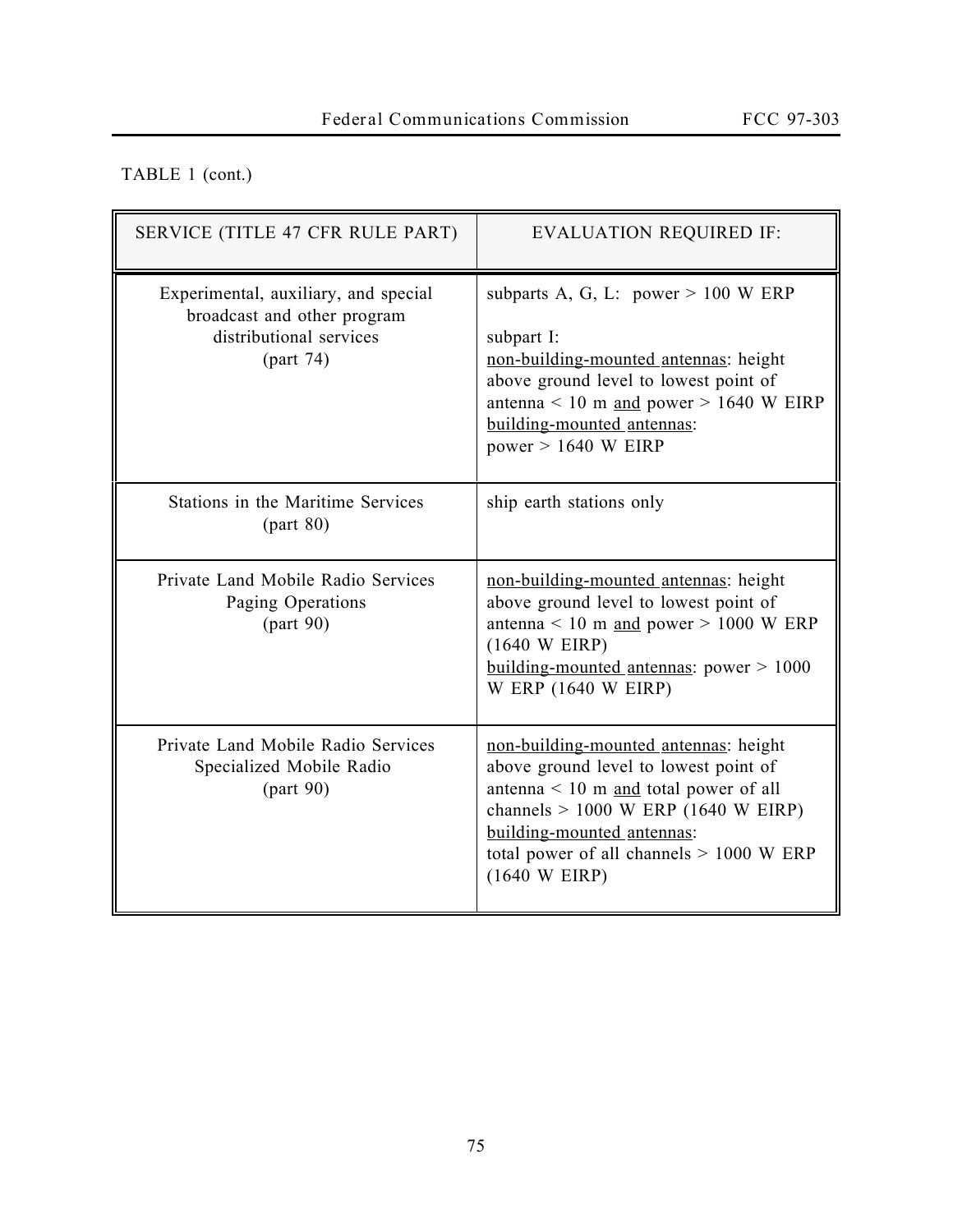TABLE 1 (cont.)

| SERVICE (TITLE 47 CFR RULE PART) | EVALUATION REQUIRED IF: |
|---|---|
| Experimental, auxiliary, and special broadcast and other program distributional services (part 74) | subparts A, G, L: power > 100 W ERP<br><br>subpart I:<br><u>non-building-mounted antennas</u>: height above ground level to lowest point of antenna < 10 m <u>and</u> power > 1640 W EIRP<br><u>building-mounted antennas</u>:<br>power > 1640 W EIRP |
| Stations in the Maritime Services (part 80) | ship earth stations only |
| Private Land Mobile Radio Services Paging Operations (part 90) | <u>non-building-mounted antennas</u>: height above ground level to lowest point of antenna < 10 m <u>and</u> power > 1000 W ERP (1640 W EIRP)<br><u>building-mounted antennas</u>: power > 1000 W ERP (1640 W EIRP) |
| Private Land Mobile Radio Services Specialized Mobile Radio (part 90) | <u>non-building-mounted antennas</u>: height above ground level to lowest point of antenna < 10 m <u>and</u> total power of all channels > 1000 W ERP (1640 W EIRP)<br><u>building-mounted antennas</u>:<br>total power of all channels > 1000 W ERP (1640 W EIRP) |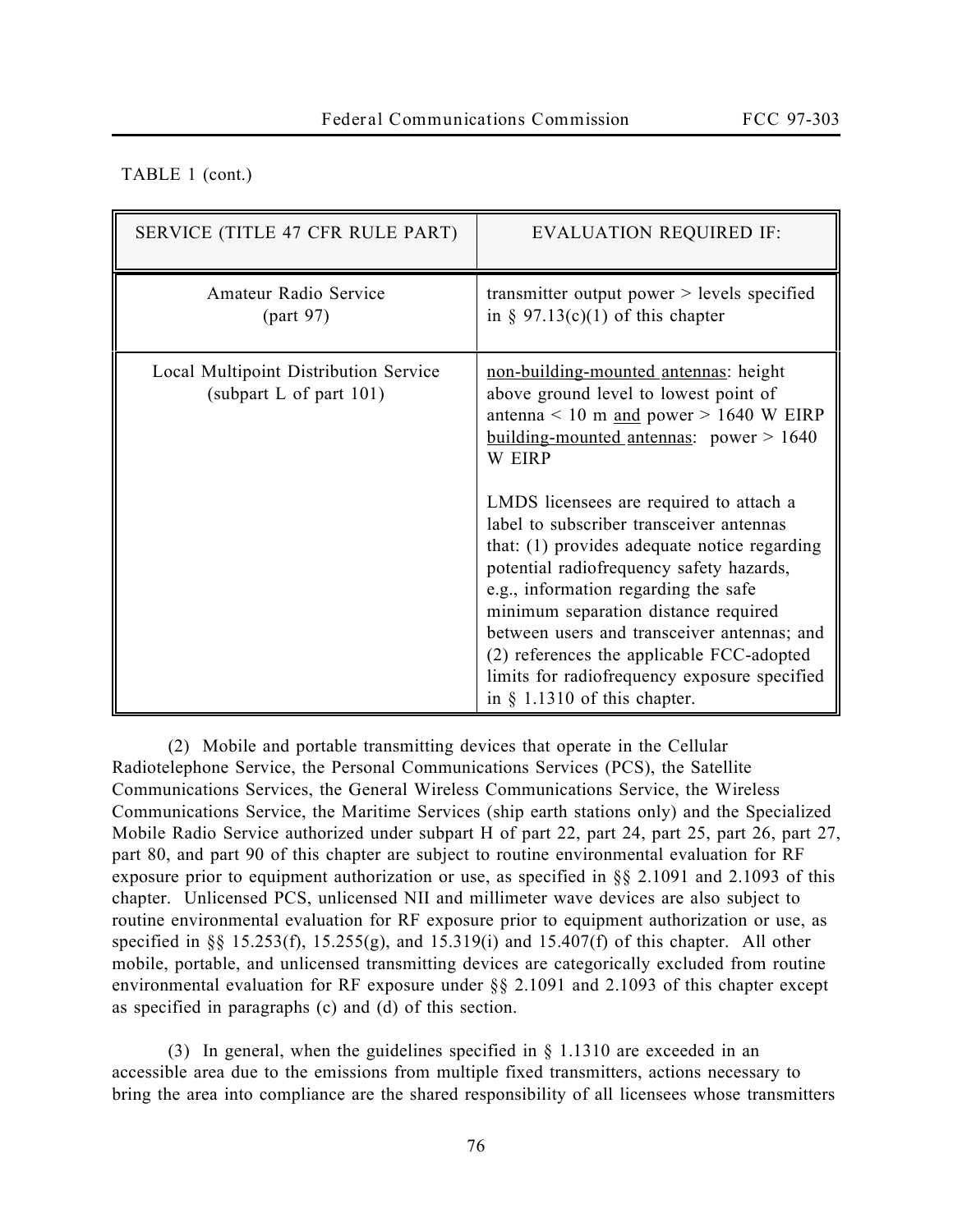TABLE 1 (cont.)

| SERVICE (TITLE 47 CFR RULE PART) | EVALUATION REQUIRED IF: |
| --- | --- |
| Amateur Radio Service (part 97) | transmitter output power > levels specified in § 97.13(c)(1) of this chapter |
| Local Multipoint Distribution Service (subpart L of part 101) | non-building-mounted antennas: height above ground level to lowest point of antenna < 10 m and power > 1640 W EIRP<br>building-mounted antennas: power > 1640 W EIRP<br><br>LMDS licensees are required to attach a label to subscriber transceiver antennas that: (1) provides adequate notice regarding potential radiofrequency safety hazards, e.g., information regarding the safe minimum separation distance required between users and transceiver antennas; and (2) references the applicable FCC-adopted limits for radiofrequency exposure specified in § 1.1310 of this chapter. |

(2) Mobile and portable transmitting devices that operate in the Cellular Radiotelephone Service, the Personal Communications Services (PCS), the Satellite Communications Services, the General Wireless Communications Service, the Wireless Communications Service, the Maritime Services (ship earth stations only) and the Specialized Mobile Radio Service authorized under subpart H of part 22, part 24, part 25, part 26, part 27, part 80, and part 90 of this chapter are subject to routine environmental evaluation for RF exposure prior to equipment authorization or use, as specified in §§ 2.1091 and 2.1093 of this chapter. Unlicensed PCS, unlicensed NII and millimeter wave devices are also subject to routine environmental evaluation for RF exposure prior to equipment authorization or use, as specified in §§ 15.253(f), 15.255(g), and 15.319(i) and 15.407(f) of this chapter. All other mobile, portable, and unlicensed transmitting devices are categorically excluded from routine environmental evaluation for RF exposure under §§ 2.1091 and 2.1093 of this chapter except as specified in paragraphs (c) and (d) of this section.

(3) In general, when the guidelines specified in § 1.1310 are exceeded in an accessible area due to the emissions from multiple fixed transmitters, actions necessary to bring the area into compliance are the shared responsibility of all licensees whose transmitters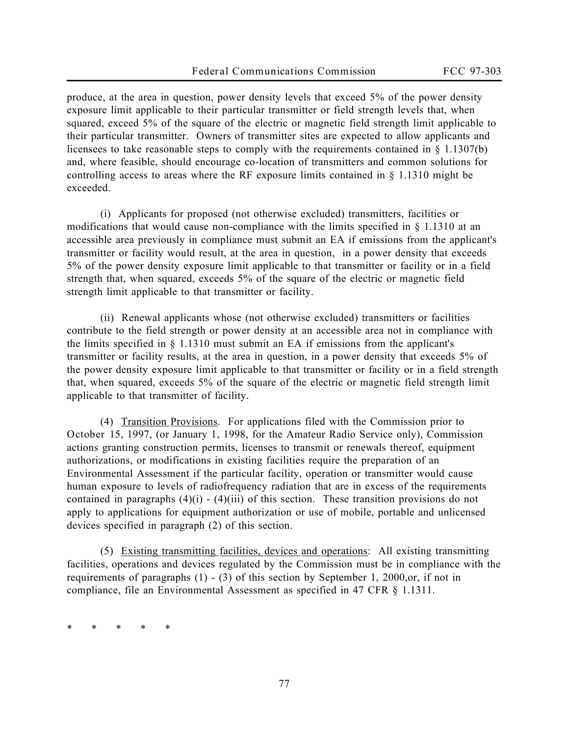produce, at the area in question, power density levels that exceed 5% of the power density exposure limit applicable to their particular transmitter or field strength levels that, when squared, exceed 5% of the square of the electric or magnetic field strength limit applicable to their particular transmitter. Owners of transmitter sites are expected to allow applicants and licensees to take reasonable steps to comply with the requirements contained in § 1.1307(b) and, where feasible, should encourage co-location of transmitters and common solutions for controlling access to areas where the RF exposure limits contained in § 1.1310 might be exceeded.

(i) Applicants for proposed (not otherwise excluded) transmitters, facilities or modifications that would cause non-compliance with the limits specified in § 1.1310 at an accessible area previously in compliance must submit an EA if emissions from the applicant's transmitter or facility would result, at the area in question, in a power density that exceeds 5% of the power density exposure limit applicable to that transmitter or facility or in a field strength that, when squared, exceeds 5% of the square of the electric or magnetic field strength limit applicable to that transmitter or facility.

(ii) Renewal applicants whose (not otherwise excluded) transmitters or facilities contribute to the field strength or power density at an accessible area not in compliance with the limits specified in § 1.1310 must submit an EA if emissions from the applicant's transmitter or facility results, at the area in question, in a power density that exceeds 5% of the power density exposure limit applicable to that transmitter or facility or in a field strength that, when squared, exceeds 5% of the square of the electric or magnetic field strength limit applicable to that transmitter of facility.

(4) Transition Provisions. For applications filed with the Commission prior to October 15, 1997, (or January 1, 1998, for the Amateur Radio Service only), Commission actions granting construction permits, licenses to transmit or renewals thereof, equipment authorizations, or modifications in existing facilities require the preparation of an Environmental Assessment if the particular facility, operation or transmitter would cause human exposure to levels of radiofrequency radiation that are in excess of the requirements contained in paragraphs (4)(i) - (4)(iii) of this section. These transition provisions do not apply to applications for equipment authorization or use of mobile, portable and unlicensed devices specified in paragraph (2) of this section.

(5) Existing transmitting facilities, devices and operations: All existing transmitting facilities, operations and devices regulated by the Commission must be in compliance with the requirements of paragraphs (1) - (3) of this section by September 1, 2000,or, if not in compliance, file an Environmental Assessment as specified in 47 CFR § 1.1311.

\* \* \* \* \*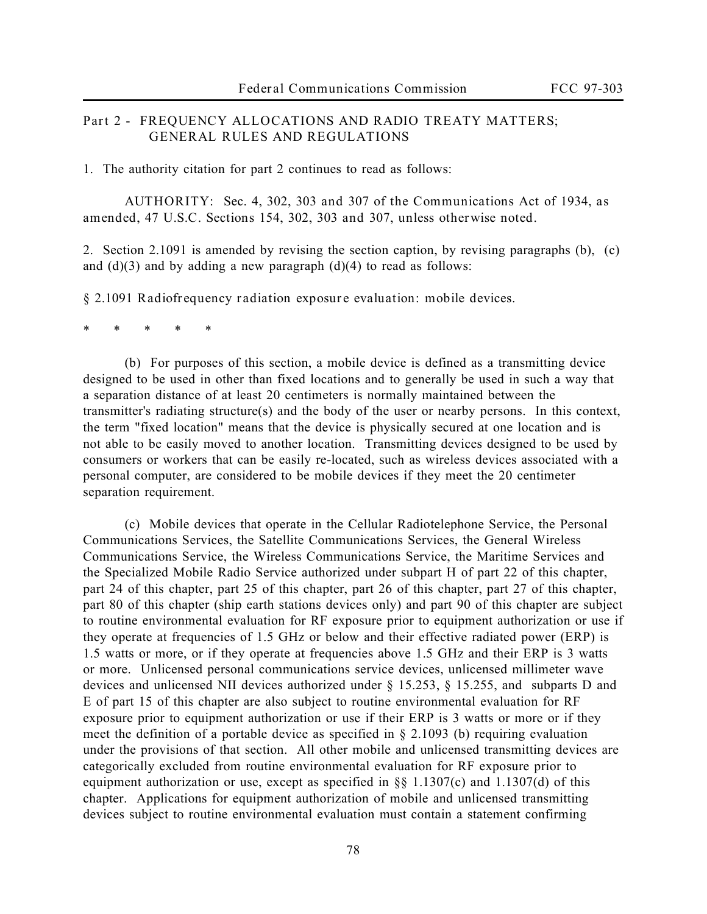Part 2 - FREQUENCY ALLOCATIONS AND RADIO TREATY MATTERS; GENERAL RULES AND REGULATIONS

1. The authority citation for part 2 continues to read as follows:

AUTHORITY: Sec. 4, 302, 303 and 307 of the Communications Act of 1934, as amended, 47 U.S.C. Sections 154, 302, 303 and 307, unless otherwise noted.

2. Section 2.1091 is amended by revising the section caption, by revising paragraphs (b), (c) and (d)(3) and by adding a new paragraph (d)(4) to read as follows:

§ 2.1091 Radiofrequency radiation exposure evaluation: mobile devices.

\*     \*     \*     \*     \*

(b) For purposes of this section, a mobile device is defined as a transmitting device designed to be used in other than fixed locations and to generally be used in such a way that a separation distance of at least 20 centimeters is normally maintained between the transmitter's radiating structure(s) and the body of the user or nearby persons. In this context, the term "fixed location" means that the device is physically secured at one location and is not able to be easily moved to another location. Transmitting devices designed to be used by consumers or workers that can be easily re-located, such as wireless devices associated with a personal computer, are considered to be mobile devices if they meet the 20 centimeter separation requirement.

(c) Mobile devices that operate in the Cellular Radiotelephone Service, the Personal Communications Services, the Satellite Communications Services, the General Wireless Communications Service, the Wireless Communications Service, the Maritime Services and the Specialized Mobile Radio Service authorized under subpart H of part 22 of this chapter, part 24 of this chapter, part 25 of this chapter, part 26 of this chapter, part 27 of this chapter, part 80 of this chapter (ship earth stations devices only) and part 90 of this chapter are subject to routine environmental evaluation for RF exposure prior to equipment authorization or use if they operate at frequencies of 1.5 GHz or below and their effective radiated power (ERP) is 1.5 watts or more, or if they operate at frequencies above 1.5 GHz and their ERP is 3 watts or more. Unlicensed personal communications service devices, unlicensed millimeter wave devices and unlicensed NII devices authorized under § 15.253, § 15.255, and subparts D and E of part 15 of this chapter are also subject to routine environmental evaluation for RF exposure prior to equipment authorization or use if their ERP is 3 watts or more or if they meet the definition of a portable device as specified in § 2.1093 (b) requiring evaluation under the provisions of that section. All other mobile and unlicensed transmitting devices are categorically excluded from routine environmental evaluation for RF exposure prior to equipment authorization or use, except as specified in §§ 1.1307(c) and 1.1307(d) of this chapter. Applications for equipment authorization of mobile and unlicensed transmitting devices subject to routine environmental evaluation must contain a statement confirming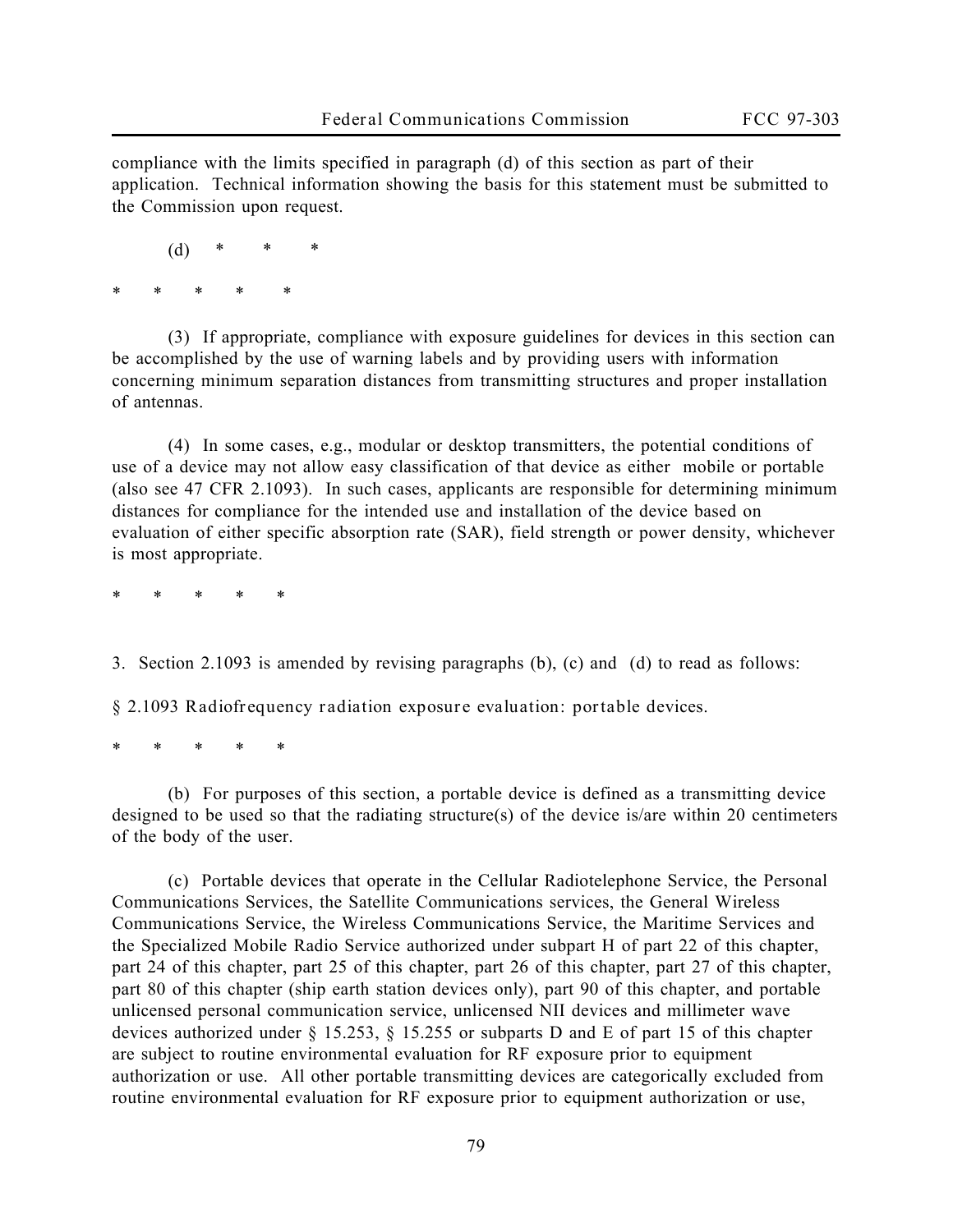compliance with the limits specified in paragraph (d) of this section as part of their application. Technical information showing the basis for this statement must be submitted to the Commission upon request.

(d) * * *

* * * * *

(3) If appropriate, compliance with exposure guidelines for devices in this section can be accomplished by the use of warning labels and by providing users with information concerning minimum separation distances from transmitting structures and proper installation of antennas.

(4) In some cases, e.g., modular or desktop transmitters, the potential conditions of use of a device may not allow easy classification of that device as either mobile or portable (also see 47 CFR 2.1093). In such cases, applicants are responsible for determining minimum distances for compliance for the intended use and installation of the device based on evaluation of either specific absorption rate (SAR), field strength or power density, whichever is most appropriate.

* * * * *

3. Section 2.1093 is amended by revising paragraphs (b), (c) and (d) to read as follows:

§ 2.1093 Radiofrequency radiation exposure evaluation: portable devices.

* * * * *

(b) For purposes of this section, a portable device is defined as a transmitting device designed to be used so that the radiating structure(s) of the device is/are within 20 centimeters of the body of the user.

(c) Portable devices that operate in the Cellular Radiotelephone Service, the Personal Communications Services, the Satellite Communications services, the General Wireless Communications Service, the Wireless Communications Service, the Maritime Services and the Specialized Mobile Radio Service authorized under subpart H of part 22 of this chapter, part 24 of this chapter, part 25 of this chapter, part 26 of this chapter, part 27 of this chapter, part 80 of this chapter (ship earth station devices only), part 90 of this chapter, and portable unlicensed personal communication service, unlicensed NII devices and millimeter wave devices authorized under § 15.253, § 15.255 or subparts D and E of part 15 of this chapter are subject to routine environmental evaluation for RF exposure prior to equipment authorization or use. All other portable transmitting devices are categorically excluded from routine environmental evaluation for RF exposure prior to equipment authorization or use,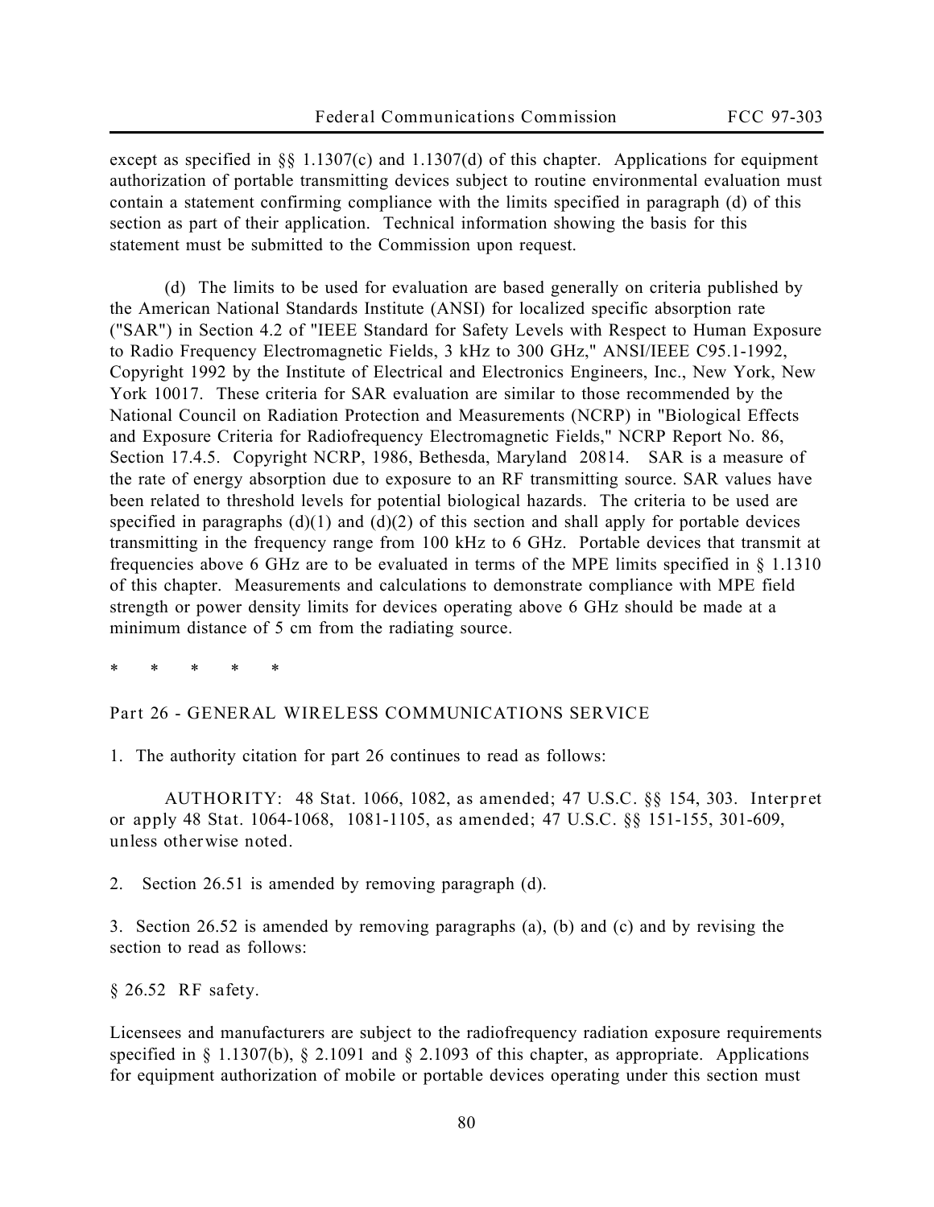except as specified in §§ 1.1307(c) and 1.1307(d) of this chapter. Applications for equipment authorization of portable transmitting devices subject to routine environmental evaluation must contain a statement confirming compliance with the limits specified in paragraph (d) of this section as part of their application. Technical information showing the basis for this statement must be submitted to the Commission upon request.

(d) The limits to be used for evaluation are based generally on criteria published by the American National Standards Institute (ANSI) for localized specific absorption rate ("SAR") in Section 4.2 of "IEEE Standard for Safety Levels with Respect to Human Exposure to Radio Frequency Electromagnetic Fields, 3 kHz to 300 GHz," ANSI/IEEE C95.1-1992, Copyright 1992 by the Institute of Electrical and Electronics Engineers, Inc., New York, New York 10017. These criteria for SAR evaluation are similar to those recommended by the National Council on Radiation Protection and Measurements (NCRP) in "Biological Effects and Exposure Criteria for Radiofrequency Electromagnetic Fields," NCRP Report No. 86, Section 17.4.5. Copyright NCRP, 1986, Bethesda, Maryland 20814. SAR is a measure of the rate of energy absorption due to exposure to an RF transmitting source. SAR values have been related to threshold levels for potential biological hazards. The criteria to be used are specified in paragraphs (d)(1) and (d)(2) of this section and shall apply for portable devices transmitting in the frequency range from 100 kHz to 6 GHz. Portable devices that transmit at frequencies above 6 GHz are to be evaluated in terms of the MPE limits specified in § 1.1310 of this chapter. Measurements and calculations to demonstrate compliance with MPE field strength or power density limits for devices operating above 6 GHz should be made at a minimum distance of 5 cm from the radiating source.

\* \* \* \* \*

Part 26 - GENERAL WIRELESS COMMUNICATIONS SERVICE

1. The authority citation for part 26 continues to read as follows:

AUTHORITY: 48 Stat. 1066, 1082, as amended; 47 U.S.C. §§ 154, 303. Interpret or apply 48 Stat. 1064-1068, 1081-1105, as amended; 47 U.S.C. §§ 151-155, 301-609, unless otherwise noted.

2. Section 26.51 is amended by removing paragraph (d).

3. Section 26.52 is amended by removing paragraphs (a), (b) and (c) and by revising the section to read as follows:

§ 26.52 RF safety.

Licensees and manufacturers are subject to the radiofrequency radiation exposure requirements specified in § 1.1307(b), § 2.1091 and § 2.1093 of this chapter, as appropriate. Applications for equipment authorization of mobile or portable devices operating under this section must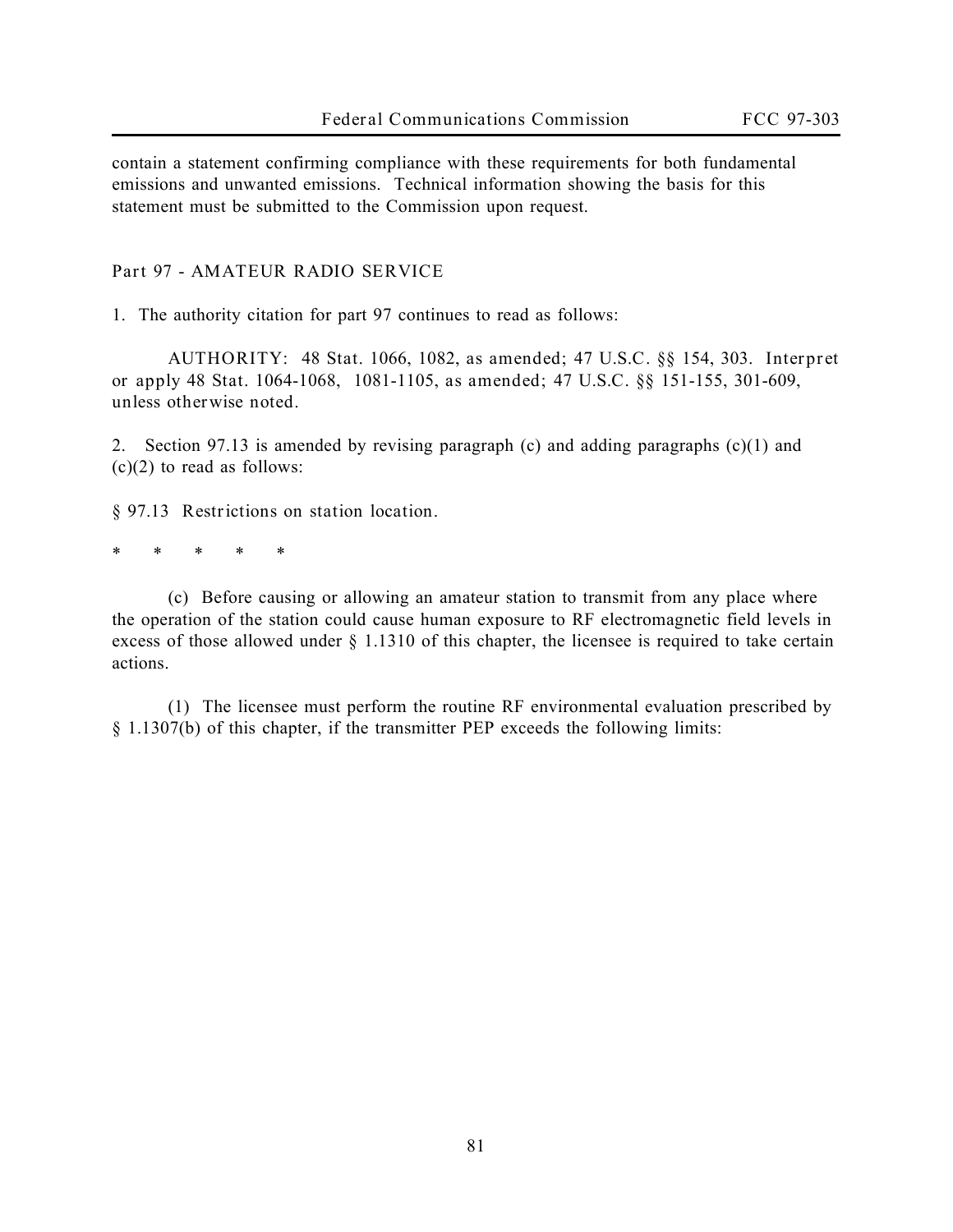contain a statement confirming compliance with these requirements for both fundamental emissions and unwanted emissions. Technical information showing the basis for this statement must be submitted to the Commission upon request.

Part 97 - AMATEUR RADIO SERVICE

1. The authority citation for part 97 continues to read as follows:

AUTHORITY: 48 Stat. 1066, 1082, as amended; 47 U.S.C. §§ 154, 303. Interpret or apply 48 Stat. 1064-1068, 1081-1105, as amended; 47 U.S.C. §§ 151-155, 301-609, unless otherwise noted.

2. Section 97.13 is amended by revising paragraph (c) and adding paragraphs (c)(1) and (c)(2) to read as follows:

§ 97.13 Restrictions on station location.

\* \* \* \* \*

(c) Before causing or allowing an amateur station to transmit from any place where the operation of the station could cause human exposure to RF electromagnetic field levels in excess of those allowed under § 1.1310 of this chapter, the licensee is required to take certain actions.

(1) The licensee must perform the routine RF environmental evaluation prescribed by § 1.1307(b) of this chapter, if the transmitter PEP exceeds the following limits: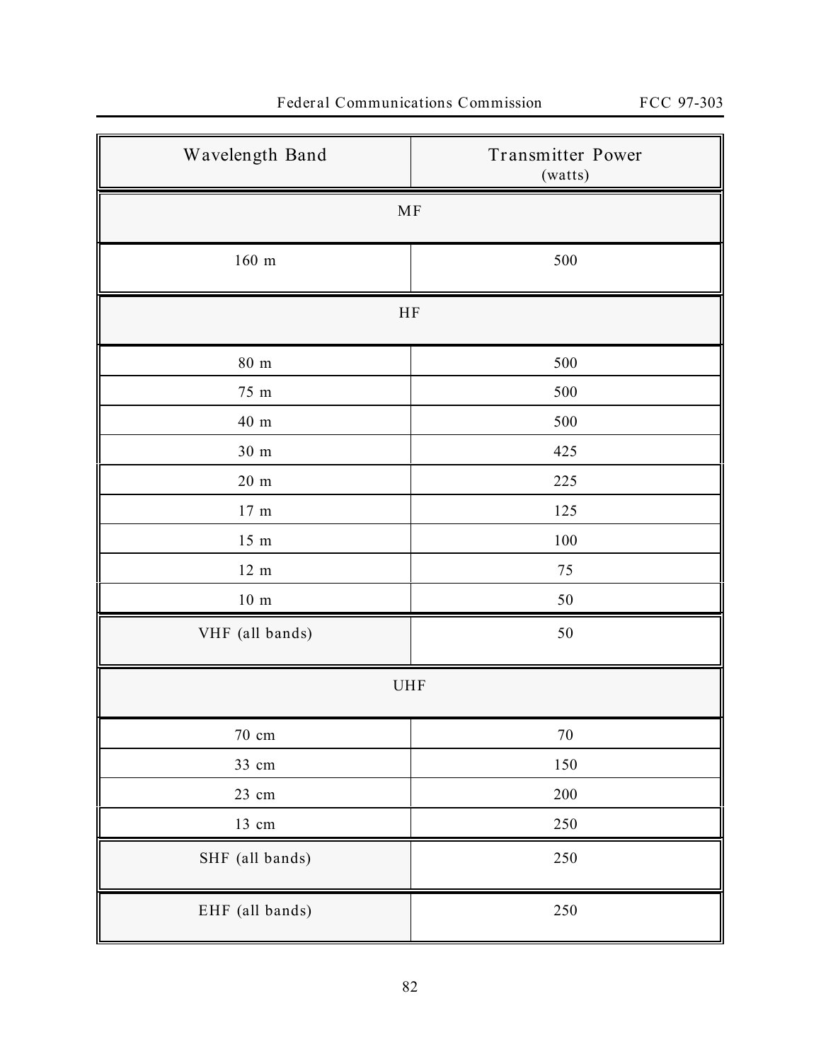| Wavelength Band | Transmitter Power (watts) |
|---|---|
| MF | |
| 160 m | 500 |
| HF | |
| 80 m | 500 |
| 75 m | 500 |
| 40 m | 500 |
| 30 m | 425 |
| 20 m | 225 |
| 17 m | 125 |
| 15 m | 100 |
| 12 m | 75 |
| 10 m | 50 |
| VHF (all bands) | 50 |
| UHF | |
| 70 cm | 70 |
| 33 cm | 150 |
| 23 cm | 200 |
| 13 cm | 250 |
| SHF (all bands) | 250 |
| EHF (all bands) | 250 |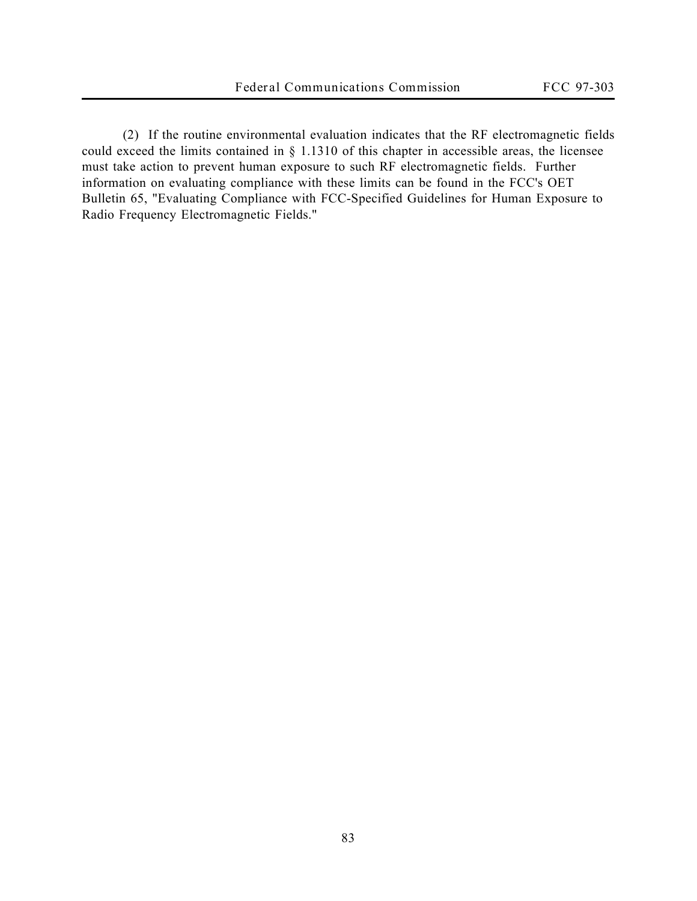(2) If the routine environmental evaluation indicates that the RF electromagnetic fields could exceed the limits contained in § 1.1310 of this chapter in accessible areas, the licensee must take action to prevent human exposure to such RF electromagnetic fields. Further information on evaluating compliance with these limits can be found in the FCC's OET Bulletin 65, "Evaluating Compliance with FCC-Specified Guidelines for Human Exposure to Radio Frequency Electromagnetic Fields."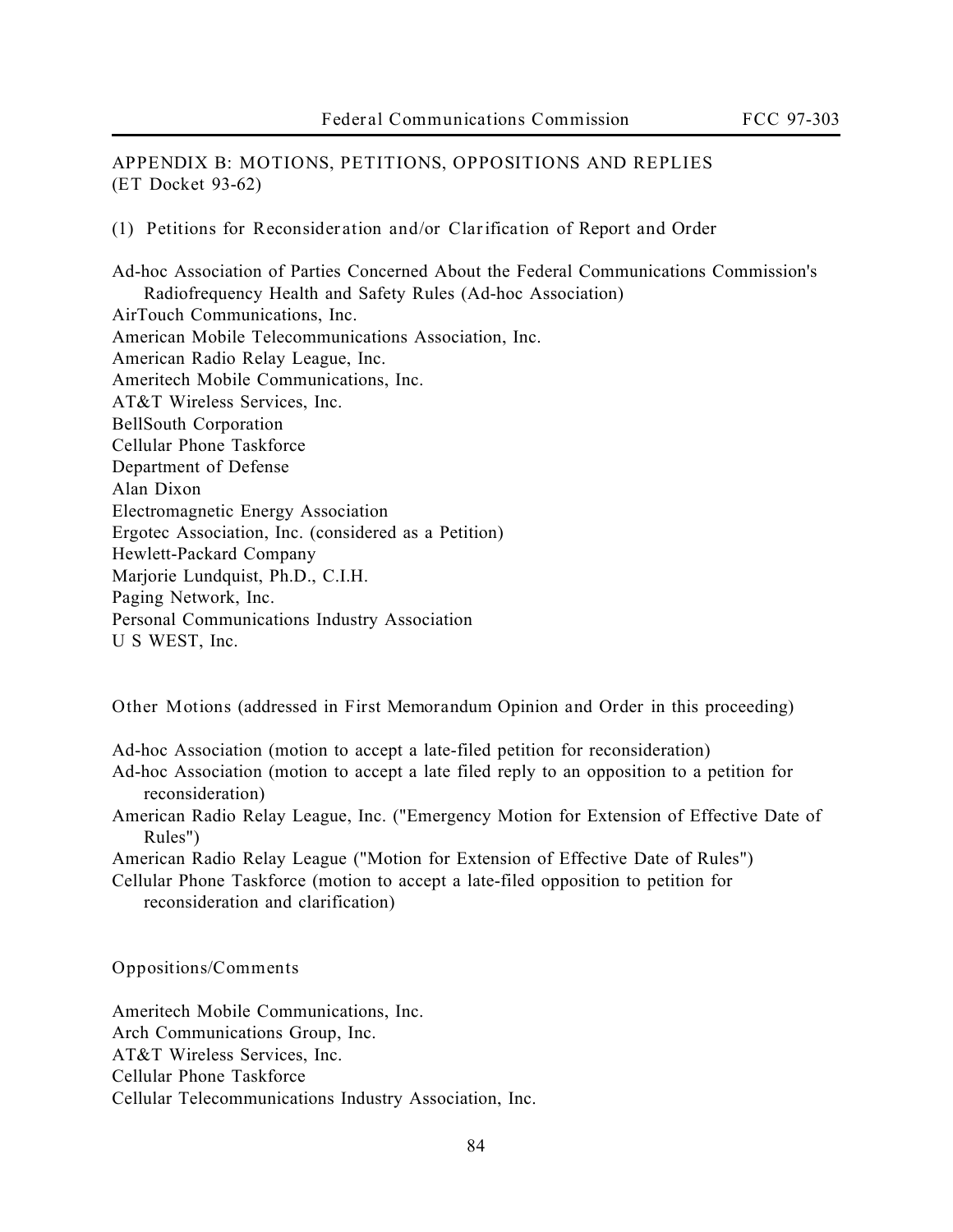APPENDIX B: MOTIONS, PETITIONS, OPPOSITIONS AND REPLIES
(ET Docket 93-62)

(1) Petitions for Reconsideration and/or Clarification of Report and Order

Ad-hoc Association of Parties Concerned About the Federal Communications Commission's Radiofrequency Health and Safety Rules (Ad-hoc Association)
AirTouch Communications, Inc.
American Mobile Telecommunications Association, Inc.
American Radio Relay League, Inc.
Ameritech Mobile Communications, Inc.
AT&T Wireless Services, Inc.
BellSouth Corporation
Cellular Phone Taskforce
Department of Defense
Alan Dixon
Electromagnetic Energy Association
Ergotec Association, Inc. (considered as a Petition)
Hewlett-Packard Company
Marjorie Lundquist, Ph.D., C.I.H.
Paging Network, Inc.
Personal Communications Industry Association
U S WEST, Inc.

Other Motions (addressed in First Memorandum Opinion and Order in this proceeding)

Ad-hoc Association (motion to accept a late-filed petition for reconsideration)
Ad-hoc Association (motion to accept a late filed reply to an opposition to a petition for reconsideration)
American Radio Relay League, Inc. ("Emergency Motion for Extension of Effective Date of Rules")
American Radio Relay League ("Motion for Extension of Effective Date of Rules")
Cellular Phone Taskforce (motion to accept a late-filed opposition to petition for reconsideration and clarification)

Oppositions/Comments

Ameritech Mobile Communications, Inc.
Arch Communications Group, Inc.
AT&T Wireless Services, Inc.
Cellular Phone Taskforce
Cellular Telecommunications Industry Association, Inc.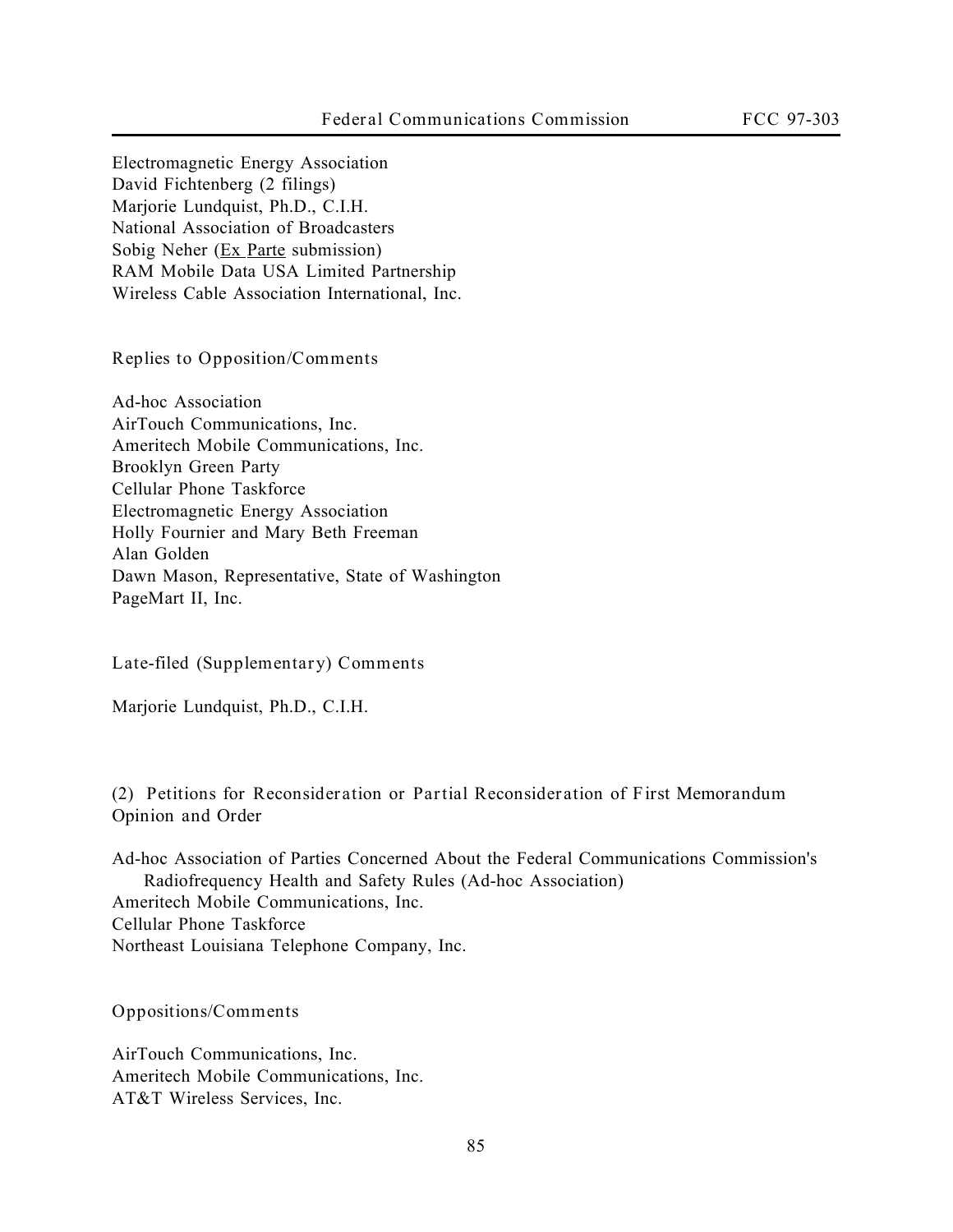Electromagnetic Energy Association
David Fichtenberg (2 filings)
Marjorie Lundquist, Ph.D., C.I.H.
National Association of Broadcasters
Sobig Neher (Ex Parte submission)
RAM Mobile Data USA Limited Partnership
Wireless Cable Association International, Inc.

Replies to Opposition/Comments

Ad-hoc Association
AirTouch Communications, Inc.
Ameritech Mobile Communications, Inc.
Brooklyn Green Party
Cellular Phone Taskforce
Electromagnetic Energy Association
Holly Fournier and Mary Beth Freeman
Alan Golden
Dawn Mason, Representative, State of Washington
PageMart II, Inc.

Late-filed (Supplementary) Comments

Marjorie Lundquist, Ph.D., C.I.H.

(2) Petitions for Reconsideration or Partial Reconsideration of First Memorandum Opinion and Order

Ad-hoc Association of Parties Concerned About the Federal Communications Commission's Radiofrequency Health and Safety Rules (Ad-hoc Association)
Ameritech Mobile Communications, Inc.
Cellular Phone Taskforce
Northeast Louisiana Telephone Company, Inc.

Oppositions/Comments

AirTouch Communications, Inc.
Ameritech Mobile Communications, Inc.
AT&T Wireless Services, Inc.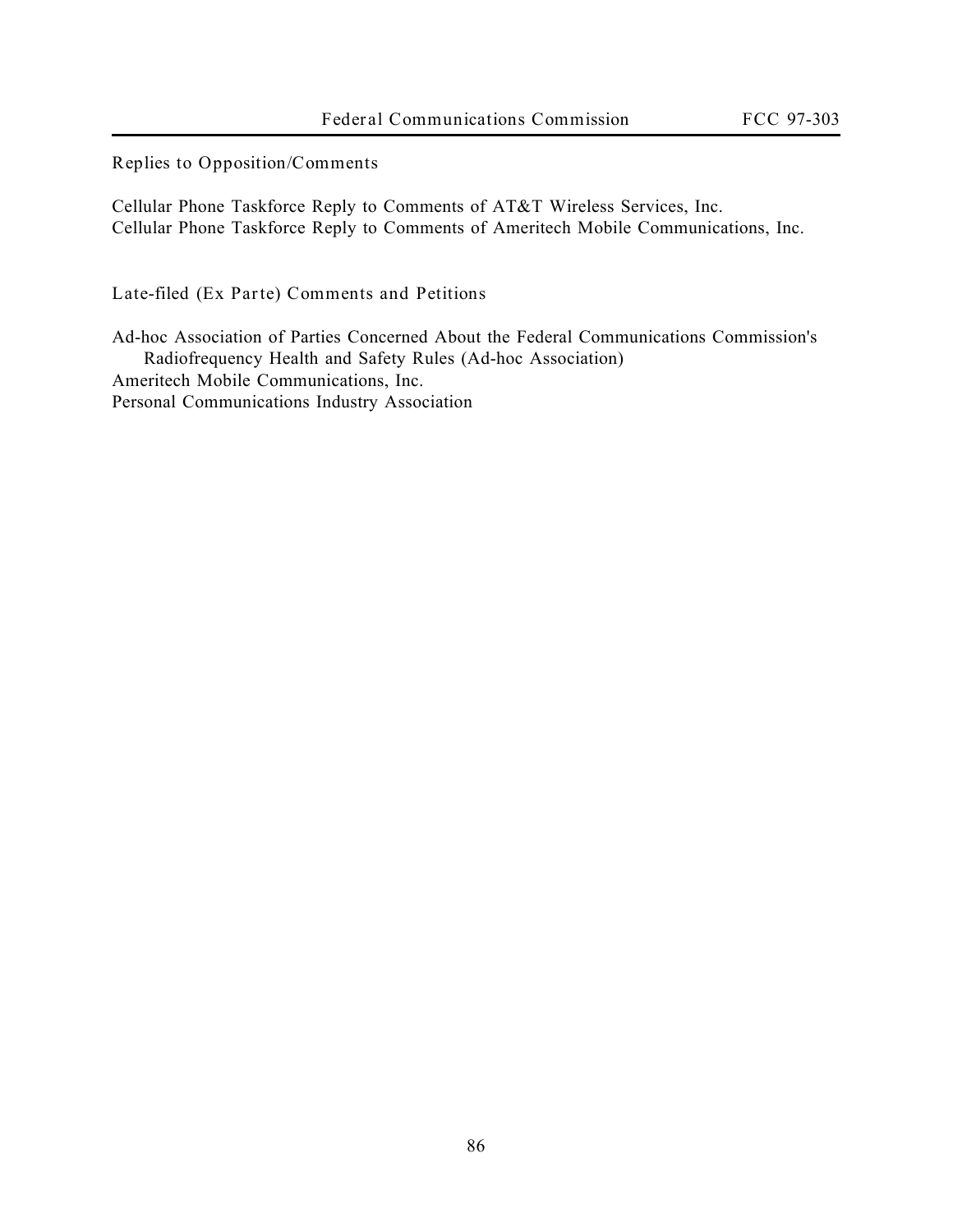Replies to Opposition/Comments

Cellular Phone Taskforce Reply to Comments of AT&T Wireless Services, Inc.
Cellular Phone Taskforce Reply to Comments of Ameritech Mobile Communications, Inc.

Late-filed (Ex Parte) Comments and Petitions

Ad-hoc Association of Parties Concerned About the Federal Communications Commission's Radiofrequency Health and Safety Rules (Ad-hoc Association)
Ameritech Mobile Communications, Inc.
Personal Communications Industry Association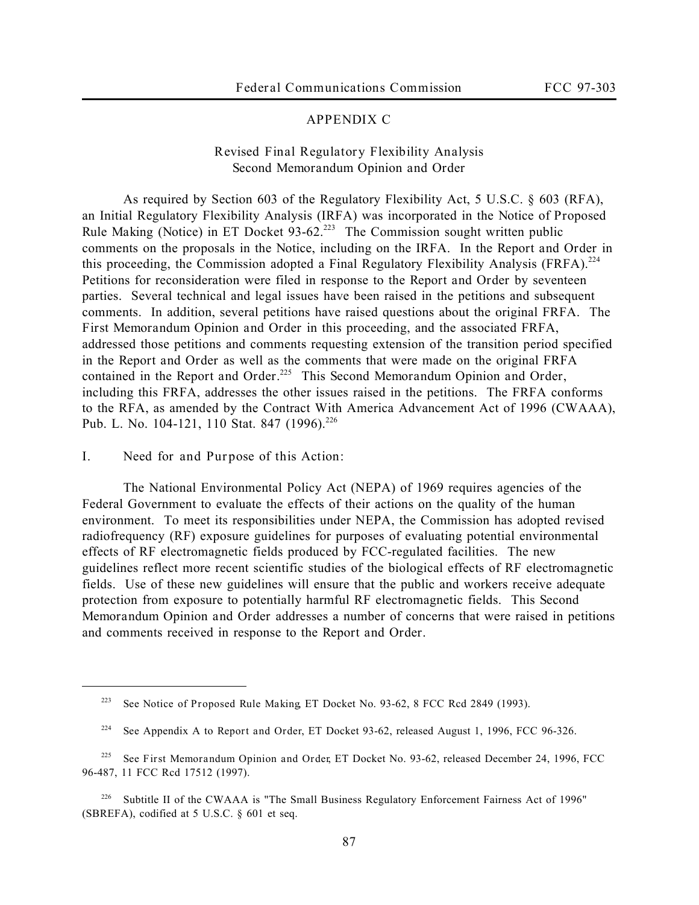## APPENDIX C

### Revised Final Regulatory Flexibility Analysis
### Second Memorandum Opinion and Order

As required by Section 603 of the Regulatory Flexibility Act, 5 U.S.C. § 603 (RFA), an Initial Regulatory Flexibility Analysis (IRFA) was incorporated in the Notice of Proposed Rule Making (Notice) in ET Docket 93-62.[223] The Commission sought written public comments on the proposals in the Notice, including on the IRFA. In the Report and Order in this proceeding, the Commission adopted a Final Regulatory Flexibility Analysis (FRFA).[224] Petitions for reconsideration were filed in response to the Report and Order by seventeen parties. Several technical and legal issues have been raised in the petitions and subsequent comments. In addition, several petitions have raised questions about the original FRFA. The First Memorandum Opinion and Order in this proceeding, and the associated FRFA, addressed those petitions and comments requesting extension of the transition period specified in the Report and Order as well as the comments that were made on the original FRFA contained in the Report and Order.[225] This Second Memorandum Opinion and Order, including this FRFA, addresses the other issues raised in the petitions. The FRFA conforms to the RFA, as amended by the Contract With America Advancement Act of 1996 (CWAAA), Pub. L. No. 104-121, 110 Stat. 847 (1996).[226]

I. Need for and Purpose of this Action:

The National Environmental Policy Act (NEPA) of 1969 requires agencies of the Federal Government to evaluate the effects of their actions on the quality of the human environment. To meet its responsibilities under NEPA, the Commission has adopted revised radiofrequency (RF) exposure guidelines for purposes of evaluating potential environmental effects of RF electromagnetic fields produced by FCC-regulated facilities. The new guidelines reflect more recent scientific studies of the biological effects of RF electromagnetic fields. Use of these new guidelines will ensure that the public and workers receive adequate protection from exposure to potentially harmful RF electromagnetic fields. This Second Memorandum Opinion and Order addresses a number of concerns that were raised in petitions and comments received in response to the Report and Order.

---

[223] See Notice of Proposed Rule Making, ET Docket No. 93-62, 8 FCC Rcd 2849 (1993).

[224] See Appendix A to Report and Order, ET Docket 93-62, released August 1, 1996, FCC 96-326.

[225] See First Memorandum Opinion and Order, ET Docket No. 93-62, released December 24, 1996, FCC 96-487, 11 FCC Rcd 17512 (1997).

[226] Subtitle II of the CWAAA is "The Small Business Regulatory Enforcement Fairness Act of 1996" (SBREFA), codified at 5 U.S.C. § 601 et seq.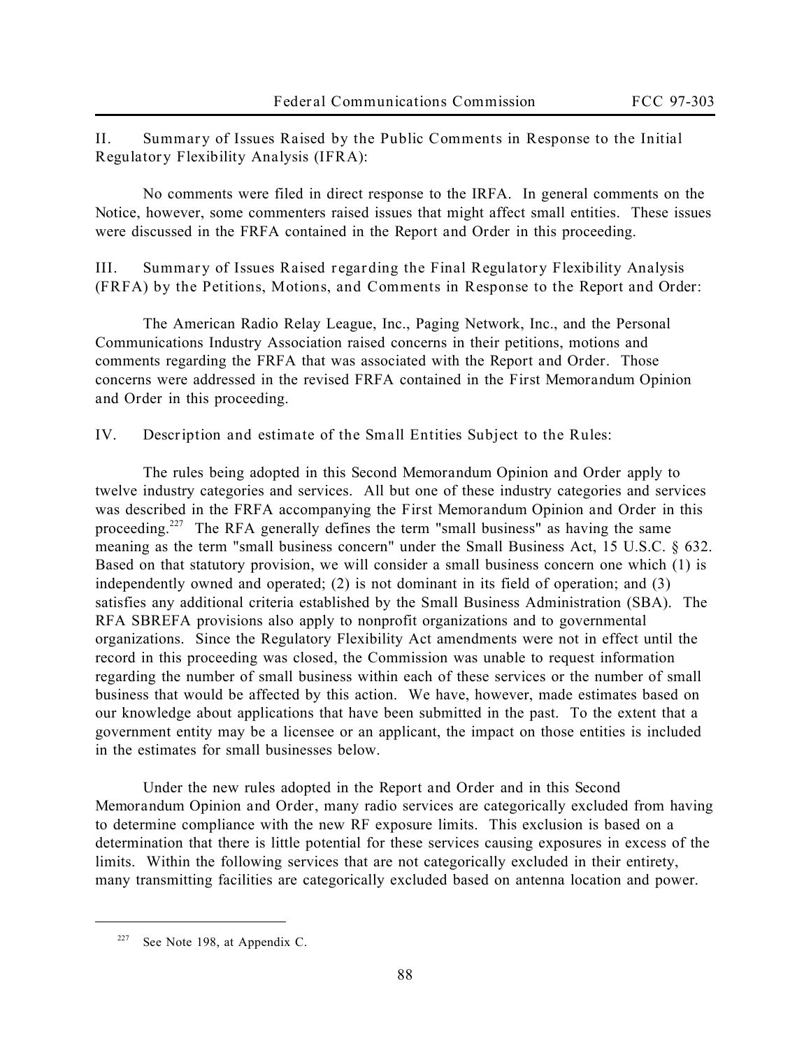II. Summary of Issues Raised by the Public Comments in Response to the Initial Regulatory Flexibility Analysis (IFRA):

No comments were filed in direct response to the IRFA. In general comments on the Notice, however, some commenters raised issues that might affect small entities. These issues were discussed in the FRFA contained in the Report and Order in this proceeding.

III. Summary of Issues Raised regarding the Final Regulatory Flexibility Analysis (FRFA) by the Petitions, Motions, and Comments in Response to the Report and Order:

The American Radio Relay League, Inc., Paging Network, Inc., and the Personal Communications Industry Association raised concerns in their petitions, motions and comments regarding the FRFA that was associated with the Report and Order. Those concerns were addressed in the revised FRFA contained in the First Memorandum Opinion and Order in this proceeding.

IV. Description and estimate of the Small Entities Subject to the Rules:

The rules being adopted in this Second Memorandum Opinion and Order apply to twelve industry categories and services. All but one of these industry categories and services was described in the FRFA accompanying the First Memorandum Opinion and Order in this proceeding.[227] The RFA generally defines the term "small business" as having the same meaning as the term "small business concern" under the Small Business Act, 15 U.S.C. § 632. Based on that statutory provision, we will consider a small business concern one which (1) is independently owned and operated; (2) is not dominant in its field of operation; and (3) satisfies any additional criteria established by the Small Business Administration (SBA). The RFA SBREFA provisions also apply to nonprofit organizations and to governmental organizations. Since the Regulatory Flexibility Act amendments were not in effect until the record in this proceeding was closed, the Commission was unable to request information regarding the number of small business within each of these services or the number of small business that would be affected by this action. We have, however, made estimates based on our knowledge about applications that have been submitted in the past. To the extent that a government entity may be a licensee or an applicant, the impact on those entities is included in the estimates for small businesses below.

Under the new rules adopted in the Report and Order and in this Second Memorandum Opinion and Order, many radio services are categorically excluded from having to determine compliance with the new RF exposure limits. This exclusion is based on a determination that there is little potential for these services causing exposures in excess of the limits. Within the following services that are not categorically excluded in their entirety, many transmitting facilities are categorically excluded based on antenna location and power.

[227] See Note 198, at Appendix C.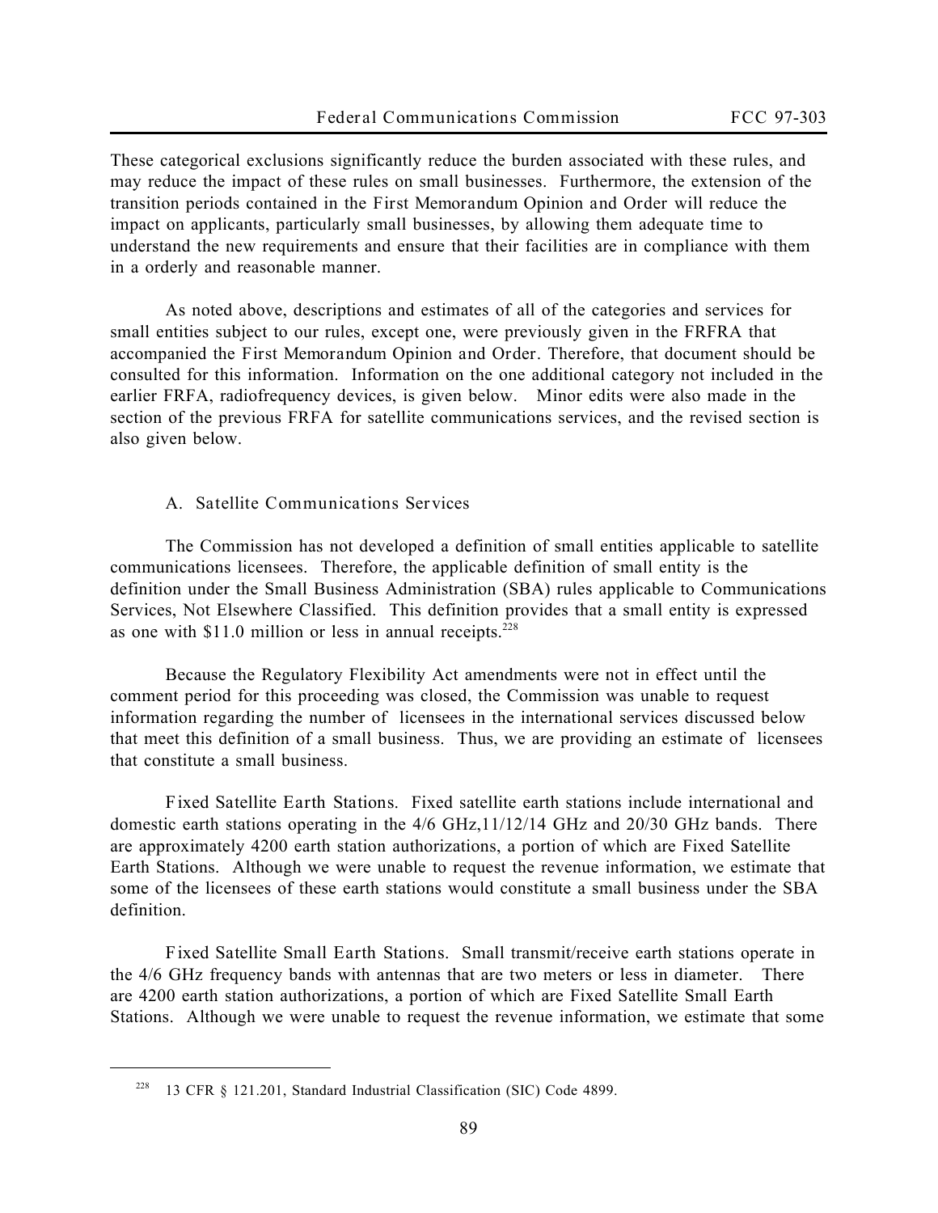These categorical exclusions significantly reduce the burden associated with these rules, and may reduce the impact of these rules on small businesses. Furthermore, the extension of the transition periods contained in the *First Memorandum Opinion and Order* will reduce the impact on applicants, particularly small businesses, by allowing them adequate time to understand the new requirements and ensure that their facilities are in compliance with them in a orderly and reasonable manner.

As noted above, descriptions and estimates of all of the categories and services for small entities subject to our rules, except one, were previously given in the FRFRA that accompanied the *First Memorandum Opinion and Order*. Therefore, that document should be consulted for this information. Information on the one additional category not included in the earlier FRFA, radiofrequency devices, is given below. Minor edits were also made in the section of the previous FRFA for satellite communications services, and the revised section is also given below.

### A. Satellite Communications Services

The Commission has not developed a definition of small entities applicable to satellite communications licensees. Therefore, the applicable definition of small entity is the definition under the Small Business Administration (SBA) rules applicable to Communications Services, Not Elsewhere Classified. This definition provides that a small entity is expressed as one with \$11.0 million or less in annual receipts.[228]

Because the Regulatory Flexibility Act amendments were not in effect until the comment period for this proceeding was closed, the Commission was unable to request information regarding the number of licensees in the international services discussed below that meet this definition of a small business. Thus, we are providing an estimate of licensees that constitute a small business.

*Fixed Satellite Earth Stations.* Fixed satellite earth stations include international and domestic earth stations operating in the 4/6 GHz,11/12/14 GHz and 20/30 GHz bands. There are approximately 4200 earth station authorizations, a portion of which are Fixed Satellite Earth Stations. Although we were unable to request the revenue information, we estimate that some of the licensees of these earth stations would constitute a small business under the SBA definition.

*Fixed Satellite Small Earth Stations.* Small transmit/receive earth stations operate in the 4/6 GHz frequency bands with antennas that are two meters or less in diameter. There are 4200 earth station authorizations, a portion of which are Fixed Satellite Small Earth Stations. Although we were unable to request the revenue information, we estimate that some

---

[228] 13 CFR § 121.201, Standard Industrial Classification (SIC) Code 4899.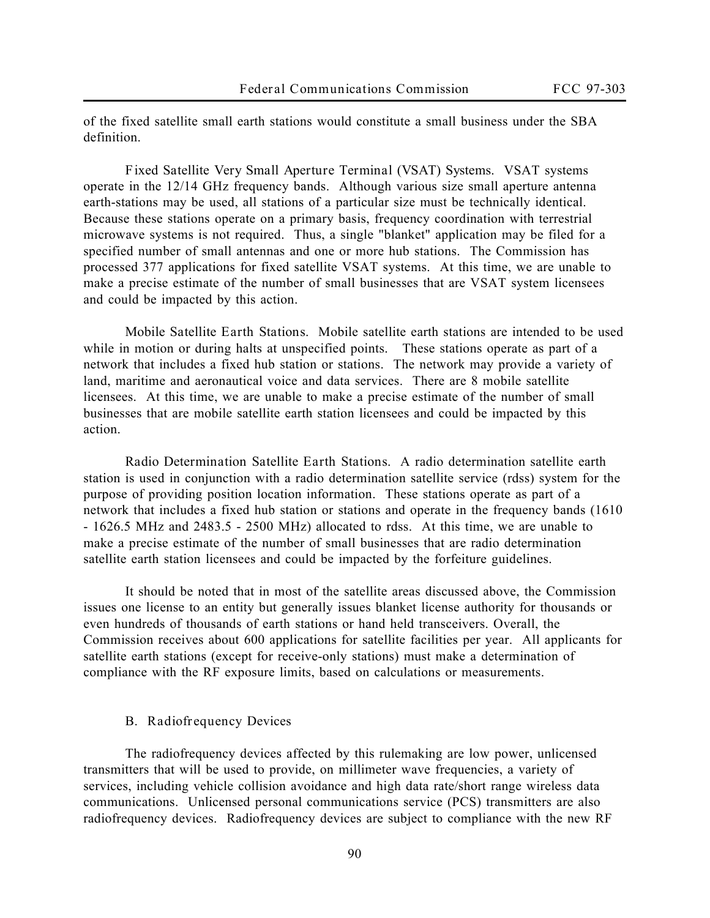of the fixed satellite small earth stations would constitute a small business under the SBA definition.

Fixed Satellite Very Small Aperture Terminal (VSAT) Systems. VSAT systems operate in the 12/14 GHz frequency bands. Although various size small aperture antenna earth-stations may be used, all stations of a particular size must be technically identical. Because these stations operate on a primary basis, frequency coordination with terrestrial microwave systems is not required. Thus, a single "blanket" application may be filed for a specified number of small antennas and one or more hub stations. The Commission has processed 377 applications for fixed satellite VSAT systems. At this time, we are unable to make a precise estimate of the number of small businesses that are VSAT system licensees and could be impacted by this action.

Mobile Satellite Earth Stations. Mobile satellite earth stations are intended to be used while in motion or during halts at unspecified points. These stations operate as part of a network that includes a fixed hub station or stations. The network may provide a variety of land, maritime and aeronautical voice and data services. There are 8 mobile satellite licensees. At this time, we are unable to make a precise estimate of the number of small businesses that are mobile satellite earth station licensees and could be impacted by this action.

Radio Determination Satellite Earth Stations. A radio determination satellite earth station is used in conjunction with a radio determination satellite service (rdss) system for the purpose of providing position location information. These stations operate as part of a network that includes a fixed hub station or stations and operate in the frequency bands (1610 - 1626.5 MHz and 2483.5 - 2500 MHz) allocated to rdss. At this time, we are unable to make a precise estimate of the number of small businesses that are radio determination satellite earth station licensees and could be impacted by the forfeiture guidelines.

It should be noted that in most of the satellite areas discussed above, the Commission issues one license to an entity but generally issues blanket license authority for thousands or even hundreds of thousands of earth stations or hand held transceivers. Overall, the Commission receives about 600 applications for satellite facilities per year. All applicants for satellite earth stations (except for receive-only stations) must make a determination of compliance with the RF exposure limits, based on calculations or measurements.

### B. Radiofrequency Devices

The radiofrequency devices affected by this rulemaking are low power, unlicensed transmitters that will be used to provide, on millimeter wave frequencies, a variety of services, including vehicle collision avoidance and high data rate/short range wireless data communications. Unlicensed personal communications service (PCS) transmitters are also radiofrequency devices. Radiofrequency devices are subject to compliance with the new RF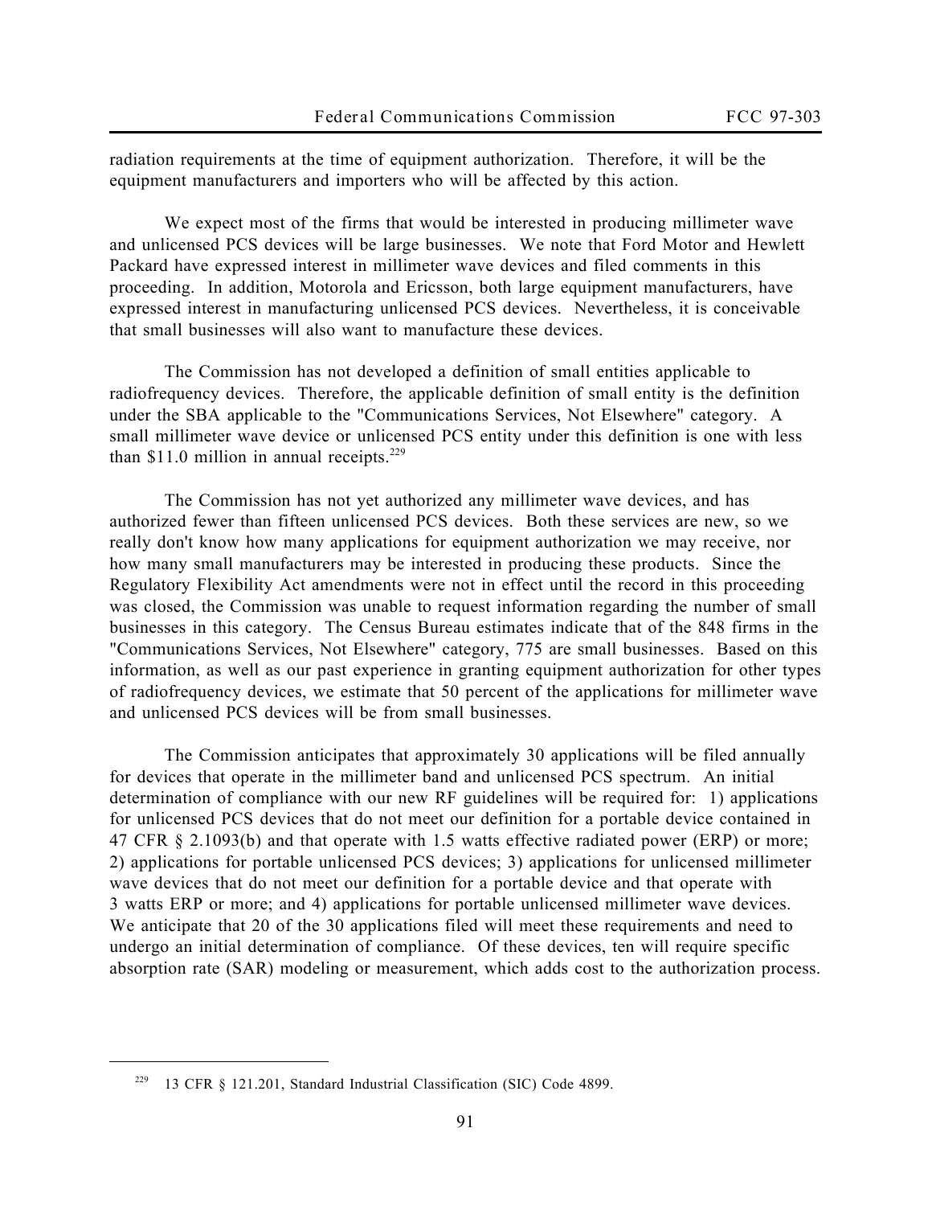radiation requirements at the time of equipment authorization. Therefore, it will be the equipment manufacturers and importers who will be affected by this action.

We expect most of the firms that would be interested in producing millimeter wave and unlicensed PCS devices will be large businesses. We note that Ford Motor and Hewlett Packard have expressed interest in millimeter wave devices and filed comments in this proceeding. In addition, Motorola and Ericsson, both large equipment manufacturers, have expressed interest in manufacturing unlicensed PCS devices. Nevertheless, it is conceivable that small businesses will also want to manufacture these devices.

The Commission has not developed a definition of small entities applicable to radiofrequency devices. Therefore, the applicable definition of small entity is the definition under the SBA applicable to the "Communications Services, Not Elsewhere" category. A small millimeter wave device or unlicensed PCS entity under this definition is one with less than $11.0 million in annual receipts.[229]

The Commission has not yet authorized any millimeter wave devices, and has authorized fewer than fifteen unlicensed PCS devices. Both these services are new, so we really don't know how many applications for equipment authorization we may receive, nor how many small manufacturers may be interested in producing these products. Since the Regulatory Flexibility Act amendments were not in effect until the record in this proceeding was closed, the Commission was unable to request information regarding the number of small businesses in this category. The Census Bureau estimates indicate that of the 848 firms in the "Communications Services, Not Elsewhere" category, 775 are small businesses. Based on this information, as well as our past experience in granting equipment authorization for other types of radiofrequency devices, we estimate that 50 percent of the applications for millimeter wave and unlicensed PCS devices will be from small businesses.

The Commission anticipates that approximately 30 applications will be filed annually for devices that operate in the millimeter band and unlicensed PCS spectrum. An initial determination of compliance with our new RF guidelines will be required for: 1) applications for unlicensed PCS devices that do not meet our definition for a portable device contained in 47 CFR § 2.1093(b) and that operate with 1.5 watts effective radiated power (ERP) or more; 2) applications for portable unlicensed PCS devices; 3) applications for unlicensed millimeter wave devices that do not meet our definition for a portable device and that operate with 3 watts ERP or more; and 4) applications for portable unlicensed millimeter wave devices. We anticipate that 20 of the 30 applications filed will meet these requirements and need to undergo an initial determination of compliance. Of these devices, ten will require specific absorption rate (SAR) modeling or measurement, which adds cost to the authorization process.

---

[229] 13 CFR § 121.201, Standard Industrial Classification (SIC) Code 4899.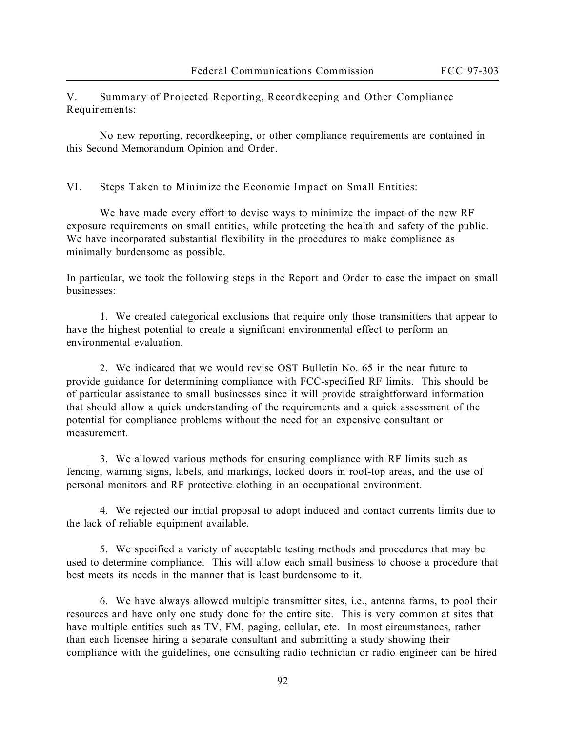V. Summary of Projected Reporting, Recordkeeping and Other Compliance Requirements:

No new reporting, recordkeeping, or other compliance requirements are contained in this Second Memorandum Opinion and Order.

VI. Steps Taken to Minimize the Economic Impact on Small Entities:

We have made every effort to devise ways to minimize the impact of the new RF exposure requirements on small entities, while protecting the health and safety of the public. We have incorporated substantial flexibility in the procedures to make compliance as minimally burdensome as possible.

In particular, we took the following steps in the Report and Order to ease the impact on small businesses:

1. We created categorical exclusions that require only those transmitters that appear to have the highest potential to create a significant environmental effect to perform an environmental evaluation.

2. We indicated that we would revise OST Bulletin No. 65 in the near future to provide guidance for determining compliance with FCC-specified RF limits. This should be of particular assistance to small businesses since it will provide straightforward information that should allow a quick understanding of the requirements and a quick assessment of the potential for compliance problems without the need for an expensive consultant or measurement.

3. We allowed various methods for ensuring compliance with RF limits such as fencing, warning signs, labels, and markings, locked doors in roof-top areas, and the use of personal monitors and RF protective clothing in an occupational environment.

4. We rejected our initial proposal to adopt induced and contact currents limits due to the lack of reliable equipment available.

5. We specified a variety of acceptable testing methods and procedures that may be used to determine compliance. This will allow each small business to choose a procedure that best meets its needs in the manner that is least burdensome to it.

6. We have always allowed multiple transmitter sites, i.e., antenna farms, to pool their resources and have only one study done for the entire site. This is very common at sites that have multiple entities such as TV, FM, paging, cellular, etc. In most circumstances, rather than each licensee hiring a separate consultant and submitting a study showing their compliance with the guidelines, one consulting radio technician or radio engineer can be hired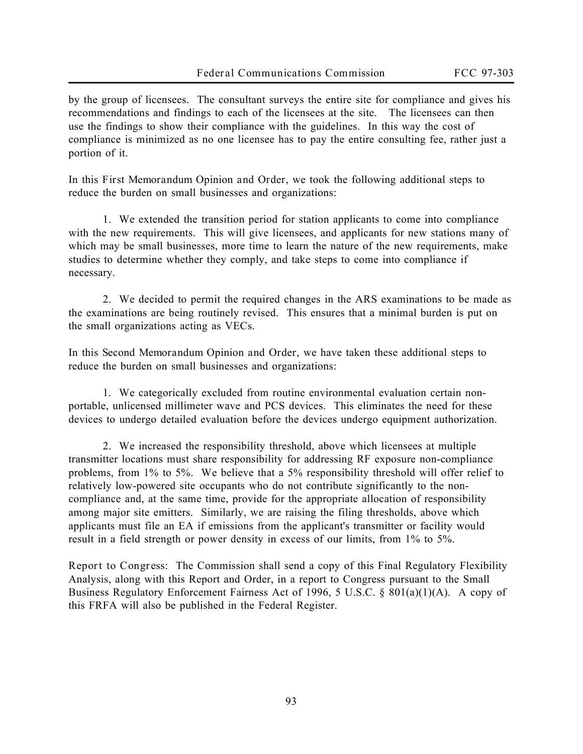by the group of licensees. The consultant surveys the entire site for compliance and gives his recommendations and findings to each of the licensees at the site. The licensees can then use the findings to show their compliance with the guidelines. In this way the cost of compliance is minimized as no one licensee has to pay the entire consulting fee, rather just a portion of it.

In this First Memorandum Opinion and Order, we took the following additional steps to reduce the burden on small businesses and organizations:

1. We extended the transition period for station applicants to come into compliance with the new requirements. This will give licensees, and applicants for new stations many of which may be small businesses, more time to learn the nature of the new requirements, make studies to determine whether they comply, and take steps to come into compliance if necessary.

2. We decided to permit the required changes in the ARS examinations to be made as the examinations are being routinely revised. This ensures that a minimal burden is put on the small organizations acting as VECs.

In this Second Memorandum Opinion and Order, we have taken these additional steps to reduce the burden on small businesses and organizations:

1. We categorically excluded from routine environmental evaluation certain non-portable, unlicensed millimeter wave and PCS devices. This eliminates the need for these devices to undergo detailed evaluation before the devices undergo equipment authorization.

2. We increased the responsibility threshold, above which licensees at multiple transmitter locations must share responsibility for addressing RF exposure non-compliance problems, from 1% to 5%. We believe that a 5% responsibility threshold will offer relief to relatively low-powered site occupants who do not contribute significantly to the non-compliance and, at the same time, provide for the appropriate allocation of responsibility among major site emitters. Similarly, we are raising the filing thresholds, above which applicants must file an EA if emissions from the applicant's transmitter or facility would result in a field strength or power density in excess of our limits, from 1% to 5%.

Report to Congress: The Commission shall send a copy of this Final Regulatory Flexibility Analysis, along with this Report and Order, in a report to Congress pursuant to the Small Business Regulatory Enforcement Fairness Act of 1996, 5 U.S.C. § 801(a)(1)(A). A copy of this FRFA will also be published in the Federal Register.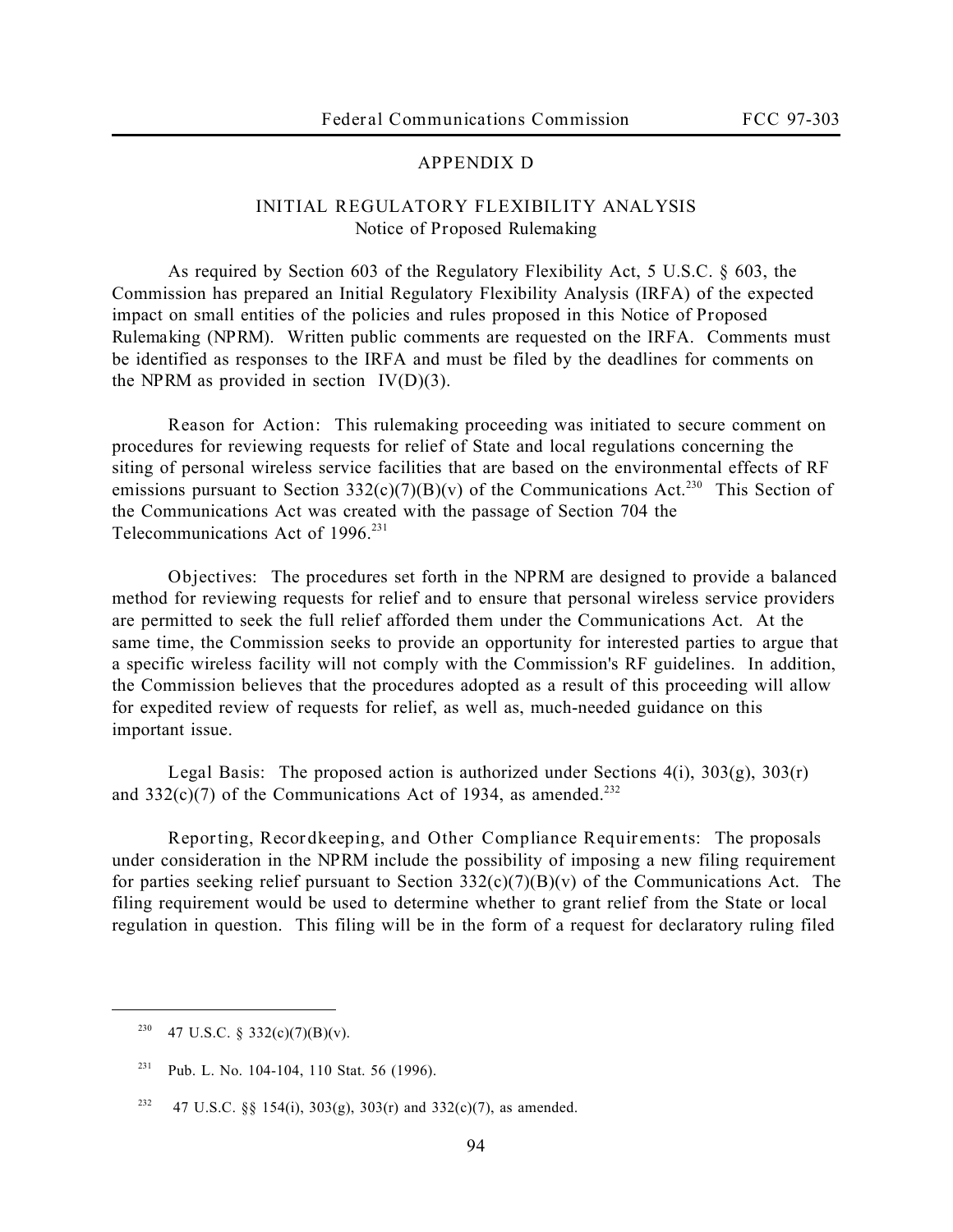## APPENDIX D

### INITIAL REGULATORY FLEXIBILITY ANALYSIS
Notice of Proposed Rulemaking

As required by Section 603 of the Regulatory Flexibility Act, 5 U.S.C. § 603, the Commission has prepared an Initial Regulatory Flexibility Analysis (IRFA) of the expected impact on small entities of the policies and rules proposed in this Notice of Proposed Rulemaking (NPRM). Written public comments are requested on the IRFA. Comments must be identified as responses to the IRFA and must be filed by the deadlines for comments on the NPRM as provided in section IV(D)(3).

Reason for Action: This rulemaking proceeding was initiated to secure comment on procedures for reviewing requests for relief of State and local regulations concerning the siting of personal wireless service facilities that are based on the environmental effects of RF emissions pursuant to Section 332(c)(7)(B)(v) of the Communications Act.[230] This Section of the Communications Act was created with the passage of Section 704 the Telecommunications Act of 1996.[231]

Objectives: The procedures set forth in the NPRM are designed to provide a balanced method for reviewing requests for relief and to ensure that personal wireless service providers are permitted to seek the full relief afforded them under the Communications Act. At the same time, the Commission seeks to provide an opportunity for interested parties to argue that a specific wireless facility will not comply with the Commission's RF guidelines. In addition, the Commission believes that the procedures adopted as a result of this proceeding will allow for expedited review of requests for relief, as well as, much-needed guidance on this important issue.

Legal Basis: The proposed action is authorized under Sections 4(i), 303(g), 303(r) and 332(c)(7) of the Communications Act of 1934, as amended.[232]

Reporting, Recordkeeping, and Other Compliance Requirements: The proposals under consideration in the NPRM include the possibility of imposing a new filing requirement for parties seeking relief pursuant to Section 332(c)(7)(B)(v) of the Communications Act. The filing requirement would be used to determine whether to grant relief from the State or local regulation in question. This filing will be in the form of a request for declaratory ruling filed

---

[230] 47 U.S.C. § 332(c)(7)(B)(v).

[231] Pub. L. No. 104-104, 110 Stat. 56 (1996).

[232] 47 U.S.C. §§ 154(i), 303(g), 303(r) and 332(c)(7), as amended.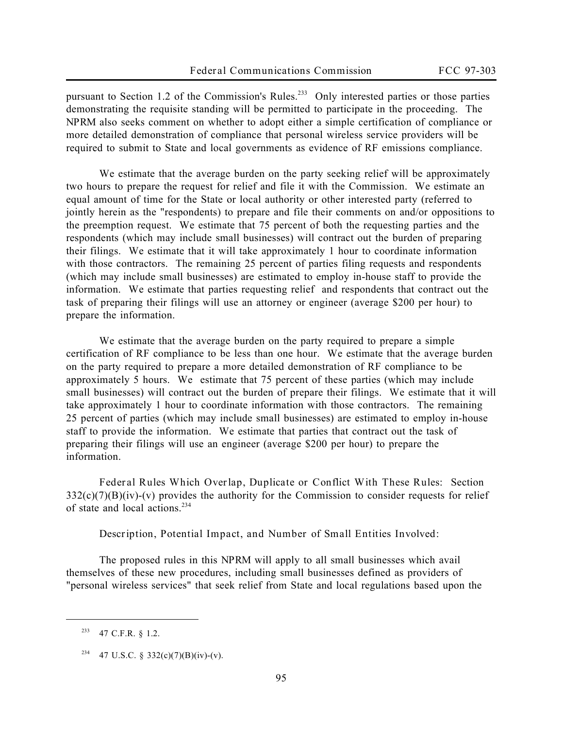pursuant to Section 1.2 of the Commission's Rules.[233] Only interested parties or those parties demonstrating the requisite standing will be permitted to participate in the proceeding. The NPRM also seeks comment on whether to adopt either a simple certification of compliance or more detailed demonstration of compliance that personal wireless service providers will be required to submit to State and local governments as evidence of RF emissions compliance.

We estimate that the average burden on the party seeking relief will be approximately two hours to prepare the request for relief and file it with the Commission. We estimate an equal amount of time for the State or local authority or other interested party (referred to jointly herein as the "respondents) to prepare and file their comments on and/or oppositions to the preemption request. We estimate that 75 percent of both the requesting parties and the respondents (which may include small businesses) will contract out the burden of preparing their filings. We estimate that it will take approximately 1 hour to coordinate information with those contractors. The remaining 25 percent of parties filing requests and respondents (which may include small businesses) are estimated to employ in-house staff to provide the information. We estimate that parties requesting relief and respondents that contract out the task of preparing their filings will use an attorney or engineer (average $200 per hour) to prepare the information.

We estimate that the average burden on the party required to prepare a simple certification of RF compliance to be less than one hour. We estimate that the average burden on the party required to prepare a more detailed demonstration of RF compliance to be approximately 5 hours. We estimate that 75 percent of these parties (which may include small businesses) will contract out the burden of prepare their filings. We estimate that it will take approximately 1 hour to coordinate information with those contractors. The remaining 25 percent of parties (which may include small businesses) are estimated to employ in-house staff to provide the information. We estimate that parties that contract out the task of preparing their filings will use an engineer (average $200 per hour) to prepare the information.

Federal Rules Which Overlap, Duplicate or Conflict With These Rules: Section 332(c)(7)(B)(iv)-(v) provides the authority for the Commission to consider requests for relief of state and local actions.[234]

Description, Potential Impact, and Number of Small Entities Involved:

The proposed rules in this NPRM will apply to all small businesses which avail themselves of these new procedures, including small businesses defined as providers of "personal wireless services" that seek relief from State and local regulations based upon the

---

[233] 47 C.F.R. § 1.2.

[234] 47 U.S.C. § 332(c)(7)(B)(iv)-(v).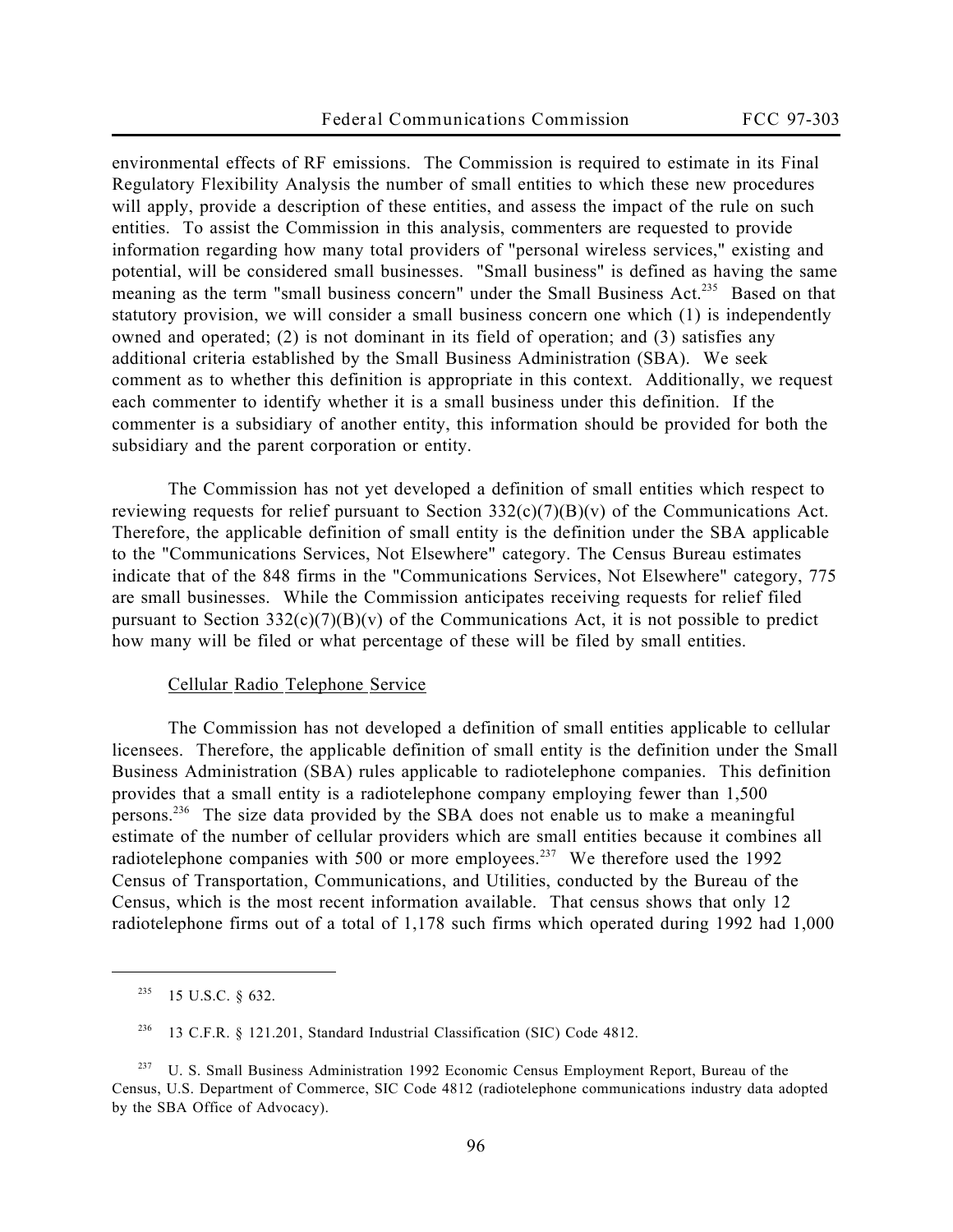environmental effects of RF emissions. The Commission is required to estimate in its Final Regulatory Flexibility Analysis the number of small entities to which these new procedures will apply, provide a description of these entities, and assess the impact of the rule on such entities. To assist the Commission in this analysis, commenters are requested to provide information regarding how many total providers of "personal wireless services," existing and potential, will be considered small businesses. "Small business" is defined as having the same meaning as the term "small business concern" under the Small Business Act.[235] Based on that statutory provision, we will consider a small business concern one which (1) is independently owned and operated; (2) is not dominant in its field of operation; and (3) satisfies any additional criteria established by the Small Business Administration (SBA). We seek comment as to whether this definition is appropriate in this context. Additionally, we request each commenter to identify whether it is a small business under this definition. If the commenter is a subsidiary of another entity, this information should be provided for both the subsidiary and the parent corporation or entity.

The Commission has not yet developed a definition of small entities which respect to reviewing requests for relief pursuant to Section 332(c)(7)(B)(v) of the Communications Act. Therefore, the applicable definition of small entity is the definition under the SBA applicable to the "Communications Services, Not Elsewhere" category. The Census Bureau estimates indicate that of the 848 firms in the "Communications Services, Not Elsewhere" category, 775 are small businesses. While the Commission anticipates receiving requests for relief filed pursuant to Section 332(c)(7)(B)(v) of the Communications Act, it is not possible to predict how many will be filed or what percentage of these will be filed by small entities.

Cellular Radio Telephone Service

The Commission has not developed a definition of small entities applicable to cellular licensees. Therefore, the applicable definition of small entity is the definition under the Small Business Administration (SBA) rules applicable to radiotelephone companies. This definition provides that a small entity is a radiotelephone company employing fewer than 1,500 persons.[236] The size data provided by the SBA does not enable us to make a meaningful estimate of the number of cellular providers which are small entities because it combines all radiotelephone companies with 500 or more employees.[237] We therefore used the 1992 Census of Transportation, Communications, and Utilities, conducted by the Bureau of the Census, which is the most recent information available. That census shows that only 12 radiotelephone firms out of a total of 1,178 such firms which operated during 1992 had 1,000

---

[235] 15 U.S.C. § 632.

[236] 13 C.F.R. § 121.201, Standard Industrial Classification (SIC) Code 4812.

[237] U. S. Small Business Administration 1992 Economic Census Employment Report, Bureau of the Census, U.S. Department of Commerce, SIC Code 4812 (radiotelephone communications industry data adopted by the SBA Office of Advocacy).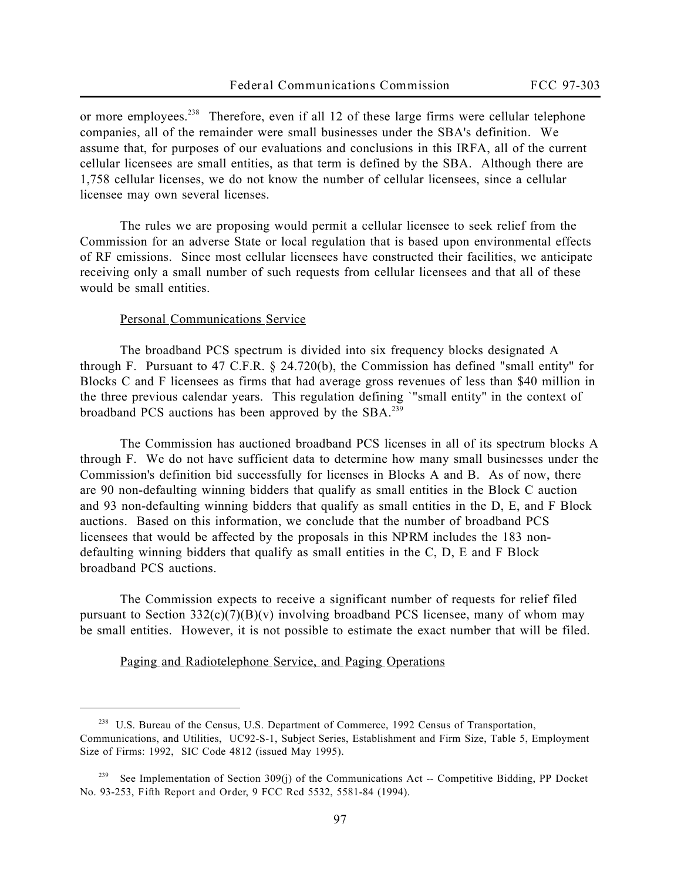or more employees.[238] Therefore, even if all 12 of these large firms were cellular telephone companies, all of the remainder were small businesses under the SBA's definition. We assume that, for purposes of our evaluations and conclusions in this IRFA, all of the current cellular licensees are small entities, as that term is defined by the SBA. Although there are 1,758 cellular licenses, we do not know the number of cellular licensees, since a cellular licensee may own several licenses.

The rules we are proposing would permit a cellular licensee to seek relief from the Commission for an adverse State or local regulation that is based upon environmental effects of RF emissions. Since most cellular licensees have constructed their facilities, we anticipate receiving only a small number of such requests from cellular licensees and that all of these would be small entities.

Personal Communications Service

The broadband PCS spectrum is divided into six frequency blocks designated A through F. Pursuant to 47 C.F.R. § 24.720(b), the Commission has defined "small entity" for Blocks C and F licensees as firms that had average gross revenues of less than $40 million in the three previous calendar years. This regulation defining `"small entity" in the context of broadband PCS auctions has been approved by the SBA.[239]

The Commission has auctioned broadband PCS licenses in all of its spectrum blocks A through F. We do not have sufficient data to determine how many small businesses under the Commission's definition bid successfully for licenses in Blocks A and B. As of now, there are 90 non-defaulting winning bidders that qualify as small entities in the Block C auction and 93 non-defaulting winning bidders that qualify as small entities in the D, E, and F Block auctions. Based on this information, we conclude that the number of broadband PCS licensees that would be affected by the proposals in this NPRM includes the 183 non-defaulting winning bidders that qualify as small entities in the C, D, E and F Block broadband PCS auctions.

The Commission expects to receive a significant number of requests for relief filed pursuant to Section 332(c)(7)(B)(v) involving broadband PCS licensee, many of whom may be small entities. However, it is not possible to estimate the exact number that will be filed.

Paging and Radiotelephone Service, and Paging Operations

---

[238] U.S. Bureau of the Census, U.S. Department of Commerce, 1992 Census of Transportation, Communications, and Utilities, UC92-S-1, Subject Series, Establishment and Firm Size, Table 5, Employment Size of Firms: 1992, SIC Code 4812 (issued May 1995).

[239] See Implementation of Section 309(j) of the Communications Act -- Competitive Bidding, PP Docket No. 93-253, Fifth Report and Order, 9 FCC Rcd 5532, 5581-84 (1994).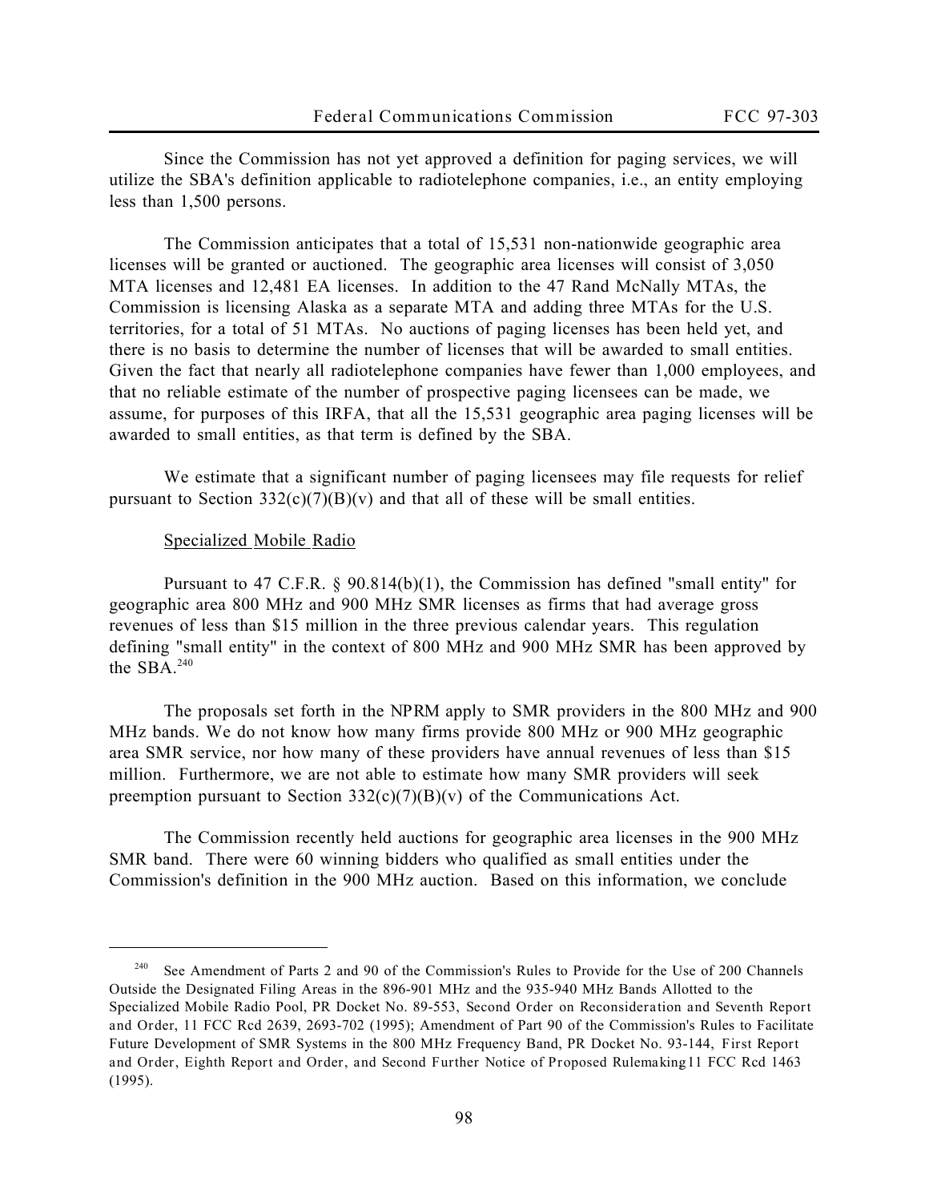Since the Commission has not yet approved a definition for paging services, we will utilize the SBA's definition applicable to radiotelephone companies, i.e., an entity employing less than 1,500 persons.

The Commission anticipates that a total of 15,531 non-nationwide geographic area licenses will be granted or auctioned. The geographic area licenses will consist of 3,050 MTA licenses and 12,481 EA licenses. In addition to the 47 Rand McNally MTAs, the Commission is licensing Alaska as a separate MTA and adding three MTAs for the U.S. territories, for a total of 51 MTAs. No auctions of paging licenses has been held yet, and there is no basis to determine the number of licenses that will be awarded to small entities. Given the fact that nearly all radiotelephone companies have fewer than 1,000 employees, and that no reliable estimate of the number of prospective paging licensees can be made, we assume, for purposes of this IRFA, that all the 15,531 geographic area paging licenses will be awarded to small entities, as that term is defined by the SBA.

We estimate that a significant number of paging licensees may file requests for relief pursuant to Section 332(c)(7)(B)(v) and that all of these will be small entities.

Specialized Mobile Radio

Pursuant to 47 C.F.R. § 90.814(b)(1), the Commission has defined "small entity" for geographic area 800 MHz and 900 MHz SMR licenses as firms that had average gross revenues of less than \$15 million in the three previous calendar years. This regulation defining "small entity" in the context of 800 MHz and 900 MHz SMR has been approved by the SBA.[240]

The proposals set forth in the NPRM apply to SMR providers in the 800 MHz and 900 MHz bands. We do not know how many firms provide 800 MHz or 900 MHz geographic area SMR service, nor how many of these providers have annual revenues of less than \$15 million. Furthermore, we are not able to estimate how many SMR providers will seek preemption pursuant to Section 332(c)(7)(B)(v) of the Communications Act.

The Commission recently held auctions for geographic area licenses in the 900 MHz SMR band. There were 60 winning bidders who qualified as small entities under the Commission's definition in the 900 MHz auction. Based on this information, we conclude

---

[240] See Amendment of Parts 2 and 90 of the Commission's Rules to Provide for the Use of 200 Channels Outside the Designated Filing Areas in the 896-901 MHz and the 935-940 MHz Bands Allotted to the Specialized Mobile Radio Pool, PR Docket No. 89-553, Second Order on Reconsideration and Seventh Report and Order, 11 FCC Rcd 2639, 2693-702 (1995); Amendment of Part 90 of the Commission's Rules to Facilitate Future Development of SMR Systems in the 800 MHz Frequency Band, PR Docket No. 93-144, First Report and Order, Eighth Report and Order, and Second Further Notice of Proposed Rulemaking11 FCC Rcd 1463 (1995).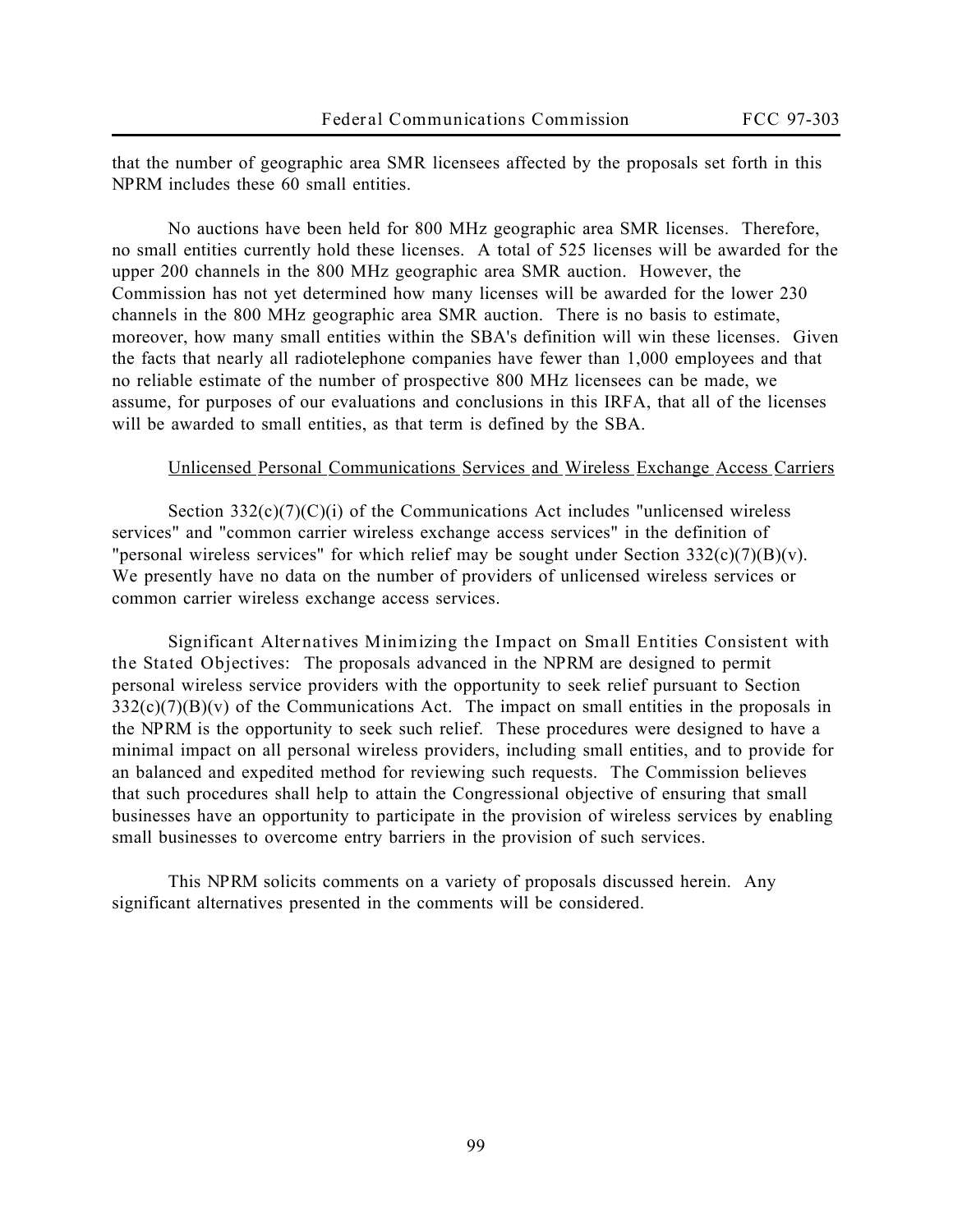that the number of geographic area SMR licensees affected by the proposals set forth in this NPRM includes these 60 small entities.

No auctions have been held for 800 MHz geographic area SMR licenses. Therefore, no small entities currently hold these licenses. A total of 525 licenses will be awarded for the upper 200 channels in the 800 MHz geographic area SMR auction. However, the Commission has not yet determined how many licenses will be awarded for the lower 230 channels in the 800 MHz geographic area SMR auction. There is no basis to estimate, moreover, how many small entities within the SBA's definition will win these licenses. Given the facts that nearly all radiotelephone companies have fewer than 1,000 employees and that no reliable estimate of the number of prospective 800 MHz licensees can be made, we assume, for purposes of our evaluations and conclusions in this IRFA, that all of the licenses will be awarded to small entities, as that term is defined by the SBA.

Unlicensed Personal Communications Services and Wireless Exchange Access Carriers

Section 332(c)(7)(C)(i) of the Communications Act includes "unlicensed wireless services" and "common carrier wireless exchange access services" in the definition of "personal wireless services" for which relief may be sought under Section 332(c)(7)(B)(v). We presently have no data on the number of providers of unlicensed wireless services or common carrier wireless exchange access services.

Significant Alternatives Minimizing the Impact on Small Entities Consistent with the Stated Objectives: The proposals advanced in the NPRM are designed to permit personal wireless service providers with the opportunity to seek relief pursuant to Section 332(c)(7)(B)(v) of the Communications Act. The impact on small entities in the proposals in the NPRM is the opportunity to seek such relief. These procedures were designed to have a minimal impact on all personal wireless providers, including small entities, and to provide for an balanced and expedited method for reviewing such requests. The Commission believes that such procedures shall help to attain the Congressional objective of ensuring that small businesses have an opportunity to participate in the provision of wireless services by enabling small businesses to overcome entry barriers in the provision of such services.

This NPRM solicits comments on a variety of proposals discussed herein. Any significant alternatives presented in the comments will be considered.